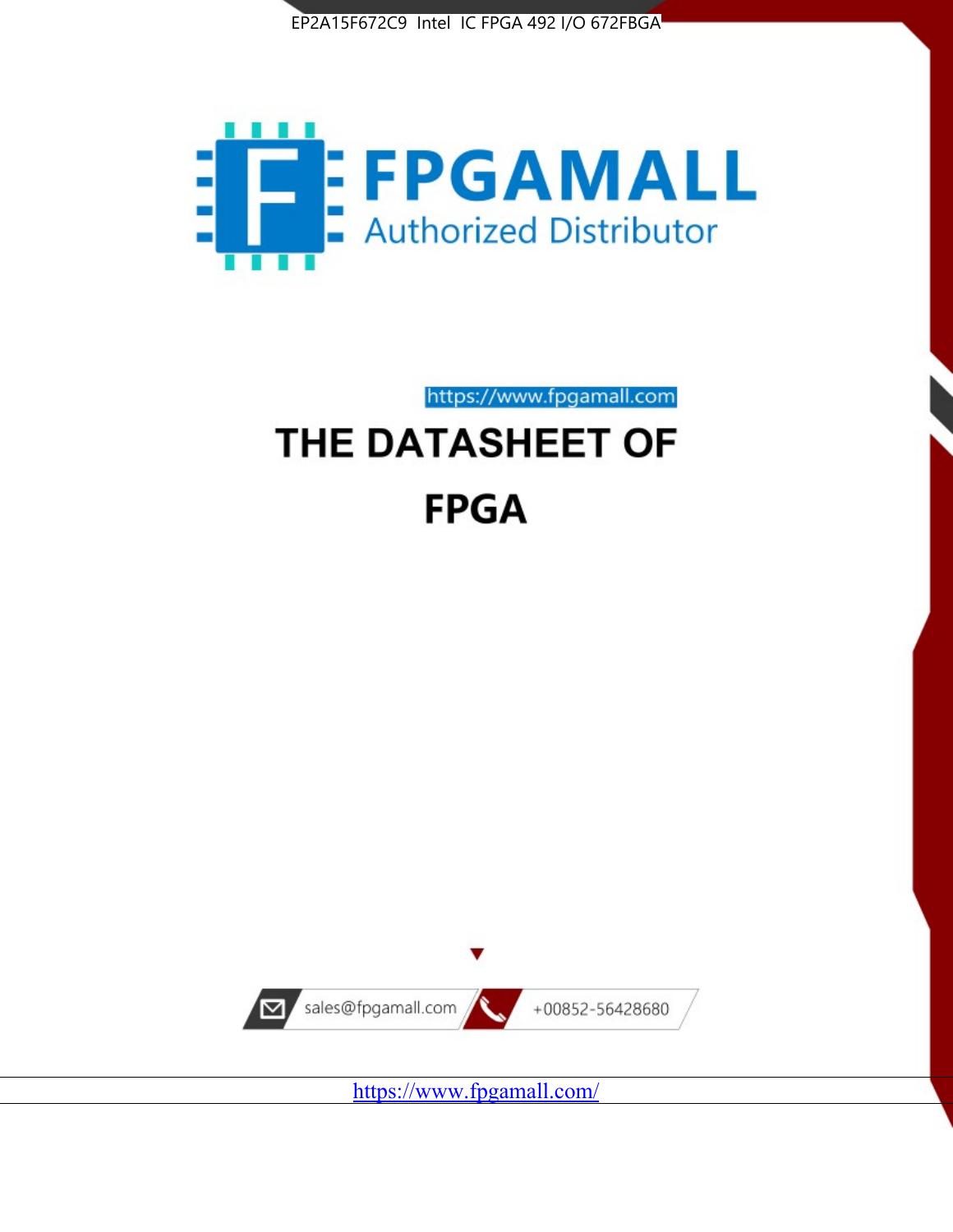EP2A15F672C9 Intel IC FPGA 492 I/O 672FBGA

FPGAMALL
Authorized Distributor

https://www.fpgamall.com

# THE DATASHEET OF

# FPGA

sales@fpgamall.com

+00852-56428680

https://www.fpgamall.com/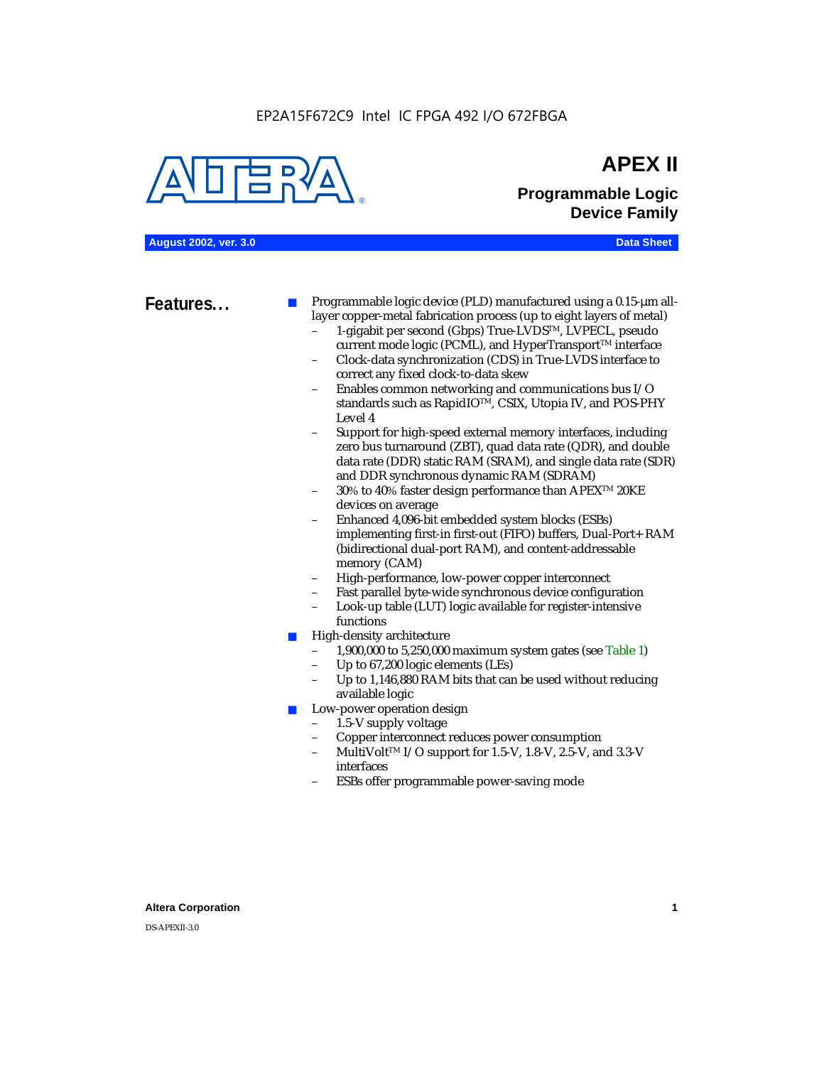EP2A15F672C9 Intel IC FPGA 492 I/O 672FBGA

# APEX II

## Programmable Logic Device Family

**August 2002, ver. 3.0** **Data Sheet**

## Features...

- Programmable logic device (PLD) manufactured using a 0.15-µm all-layer copper-metal fabrication process (up to eight layers of metal)
  - 1-gigabit per second (Gbps) True-LVDS™, LVPECL, pseudo current mode logic (PCML), and HyperTransport™ interface
  - Clock-data synchronization (CDS) in True-LVDS interface to correct any fixed clock-to-data skew
  - Enables common networking and communications bus I/O standards such as RapidIO™, CSIX, Utopia IV, and POS-PHY Level 4
  - Support for high-speed external memory interfaces, including zero bus turnaround (ZBT), quad data rate (QDR), and double data rate (DDR) static RAM (SRAM), and single data rate (SDR) and DDR synchronous dynamic RAM (SDRAM)
  - 30% to 40% faster design performance than APEX™ 20KE devices on average
  - Enhanced 4,096-bit embedded system blocks (ESBs) implementing first-in first-out (FIFO) buffers, Dual-Port+ RAM (bidirectional dual-port RAM), and content-addressable memory (CAM)
  - High-performance, low-power copper interconnect
  - Fast parallel byte-wide synchronous device configuration
  - Look-up table (LUT) logic available for register-intensive functions
- High-density architecture
  - 1,900,000 to 5,250,000 maximum system gates (see Table 1)
  - Up to 67,200 logic elements (LEs)
  - Up to 1,146,880 RAM bits that can be used without reducing available logic
- Low-power operation design
  - 1.5-V supply voltage
  - Copper interconnect reduces power consumption
  - MultiVolt™ I/O support for 1.5-V, 1.8-V, 2.5-V, and 3.3-V interfaces
  - ESBs offer programmable power-saving mode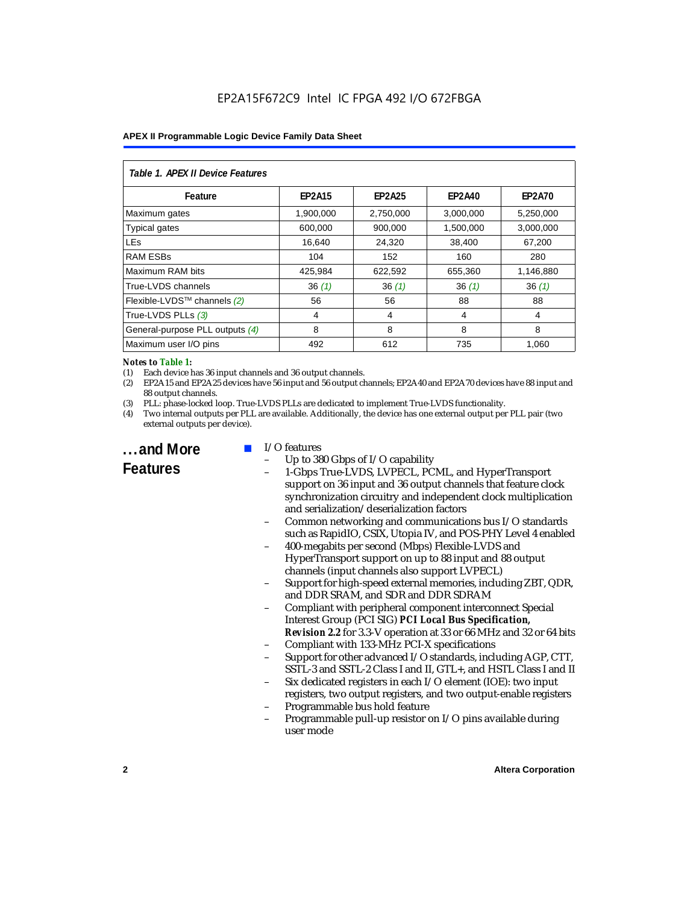*Table 1. APEX II Device Features*

| Feature | EP2A15 | EP2A25 | EP2A40 | EP2A70 |
|---|---|---|---|---|
| Maximum gates | 1,900,000 | 2,750,000 | 3,000,000 | 5,250,000 |
| Typical gates | 600,000 | 900,000 | 1,500,000 | 3,000,000 |
| LEs | 16,640 | 24,320 | 38,400 | 67,200 |
| RAM ESBs | 104 | 152 | 160 | 280 |
| Maximum RAM bits | 425,984 | 622,592 | 655,360 | 1,146,880 |
| True-LVDS channels | 36 *(1)* | 36 *(1)* | 36 *(1)* | 36 *(1)* |
| Flexible-LVDS™ channels *(2)* | 56 | 56 | 88 | 88 |
| True-LVDS PLLs *(3)* | 4 | 4 | 4 | 4 |
| General-purpose PLL outputs *(4)* | 8 | 8 | 8 | 8 |
| Maximum user I/O pins | 492 | 612 | 735 | 1,060 |

***Notes to Table 1:***

(1) Each device has 36 input channels and 36 output channels.

(2) EP2A15 and EP2A25 devices have 56 input and 56 output channels; EP2A40 and EP2A70 devices have 88 input and 88 output channels.

(3) PLL: phase-locked loop. True-LVDS PLLs are dedicated to implement True-LVDS functionality.

(4) Two internal outputs per PLL are available. Additionally, the device has one external output per PLL pair (two external outputs per device).

## ...and More Features

- I/O features
  - Up to 380 Gbps of I/O capability
  - 1-Gbps True-LVDS, LVPECL, PCML, and HyperTransport support on 36 input and 36 output channels that feature clock synchronization circuitry and independent clock multiplication and serialization/deserialization factors
  - Common networking and communications bus I/O standards such as RapidIO, CSIX, Utopia IV, and POS-PHY Level 4 enabled
  - 400-megabits per second (Mbps) Flexible-LVDS and HyperTransport support on up to 88 input and 88 output channels (input channels also support LVPECL)
  - Support for high-speed external memories, including ZBT, QDR, and DDR SRAM, and SDR and DDR SDRAM
  - Compliant with peripheral component interconnect Special Interest Group (PCI SIG) ***PCI Local Bus Specification, Revision 2.2*** for 3.3-V operation at 33 or 66 MHz and 32 or 64 bits
  - Compliant with 133-MHz PCI-X specifications
  - Support for other advanced I/O standards, including AGP, CTT, SSTL-3 and SSTL-2 Class I and II, GTL+, and HSTL Class I and II
  - Six dedicated registers in each I/O element (IOE): two input registers, two output registers, and two output-enable registers
  - Programmable bus hold feature
  - Programmable pull-up resistor on I/O pins available during user mode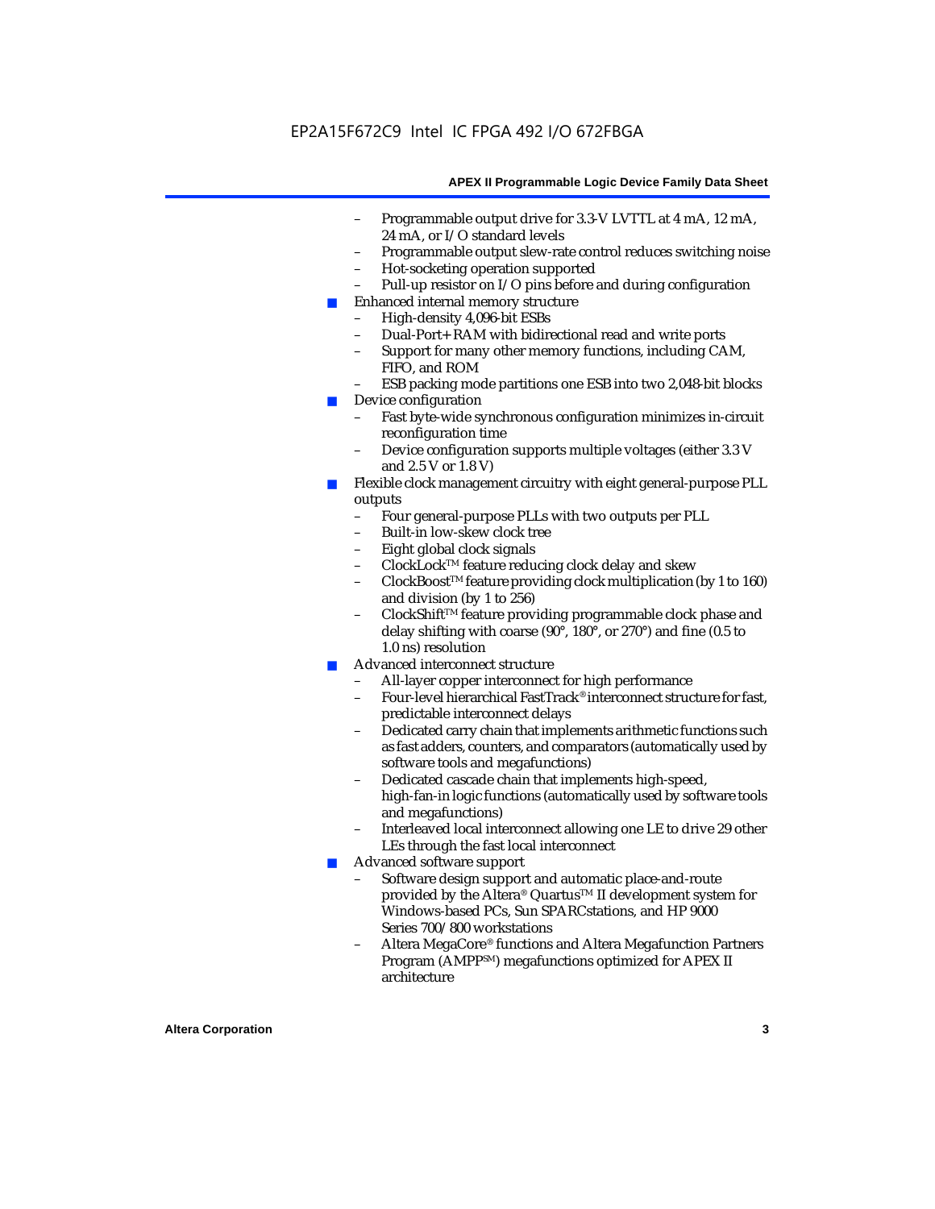- Programmable output drive for 3.3-V LVTTL at 4 mA, 12 mA, 24 mA, or I/O standard levels
  - Programmable output slew-rate control reduces switching noise
  - Hot-socketing operation supported
  - Pull-up resistor on I/O pins before and during configuration
- Enhanced internal memory structure
  - High-density 4,096-bit ESBs
  - Dual-Port+ RAM with bidirectional read and write ports
  - Support for many other memory functions, including CAM, FIFO, and ROM
  - ESB packing mode partitions one ESB into two 2,048-bit blocks
- Device configuration
  - Fast byte-wide synchronous configuration minimizes in-circuit reconfiguration time
  - Device configuration supports multiple voltages (either 3.3 V and 2.5 V or 1.8 V)
- Flexible clock management circuitry with eight general-purpose PLL outputs
  - Four general-purpose PLLs with two outputs per PLL
  - Built-in low-skew clock tree
  - Eight global clock signals
  - ClockLock™ feature reducing clock delay and skew
  - ClockBoost™ feature providing clock multiplication (by 1 to 160) and division (by 1 to 256)
  - ClockShift™ feature providing programmable clock phase and delay shifting with coarse (90°, 180°, or 270°) and fine (0.5 to 1.0 ns) resolution
- Advanced interconnect structure
  - All-layer copper interconnect for high performance
  - Four-level hierarchical FastTrack® interconnect structure for fast, predictable interconnect delays
  - Dedicated carry chain that implements arithmetic functions such as fast adders, counters, and comparators (automatically used by software tools and megafunctions)
  - Dedicated cascade chain that implements high-speed, high-fan-in logic functions (automatically used by software tools and megafunctions)
  - Interleaved local interconnect allowing one LE to drive 29 other LEs through the fast local interconnect
- Advanced software support
  - Software design support and automatic place-and-route provided by the Altera® Quartus™ II development system for Windows-based PCs, Sun SPARCstations, and HP 9000 Series 700/800 workstations
  - Altera MegaCore® functions and Altera Megafunction Partners Program (AMPP℠) megafunctions optimized for APEX II architecture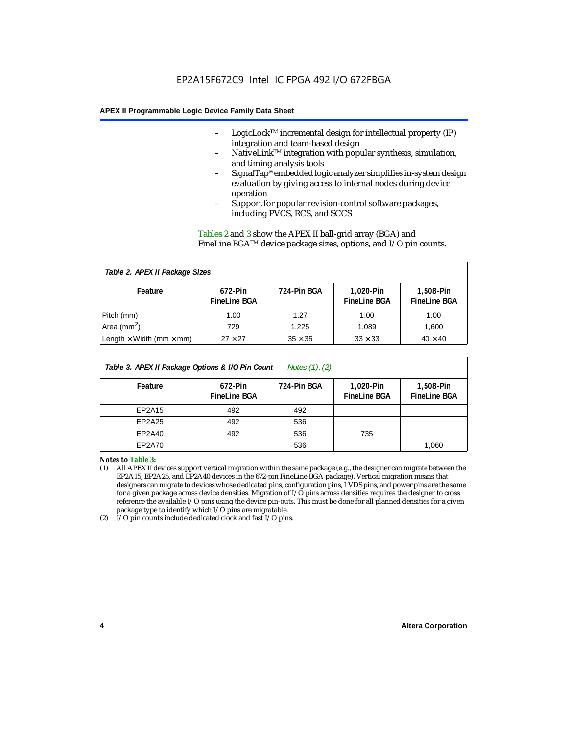- LogicLock™ incremental design for intellectual property (IP) integration and team-based design
- NativeLink™ integration with popular synthesis, simulation, and timing analysis tools
- SignalTap® embedded logic analyzer simplifies in-system design evaluation by giving access to internal nodes during device operation
- Support for popular revision-control software packages, including PVCS, RCS, and SCCS

Tables 2 and 3 show the APEX II ball-grid array (BGA) and FineLine BGA™ device package sizes, options, and I/O pin counts.

*Table 2. APEX II Package Sizes*

| Feature | 672-Pin FineLine BGA | 724-Pin BGA | 1,020-Pin FineLine BGA | 1,508-Pin FineLine BGA |
|---|---|---|---|---|
| Pitch (mm) | 1.00 | 1.27 | 1.00 | 1.00 |
| Area ($mm^2$) | 729 | 1,225 | 1,089 | 1,600 |
| Length × Width (mm × mm) | 27 × 27 | 35 × 35 | 33 × 33 | 40 × 40 |

*Table 3. APEX II Package Options & I/O Pin Count* *Notes (1), (2)*

| Feature | 672-Pin FineLine BGA | 724-Pin BGA | 1,020-Pin FineLine BGA | 1,508-Pin FineLine BGA |
|---|---|---|---|---|
| EP2A15 | 492 | 492 | | |
| EP2A25 | 492 | 536 | | |
| EP2A40 | 492 | 536 | 735 | |
| EP2A70 | | 536 | | 1,060 |

***Notes to Table 3:***

(1) All APEX II devices support vertical migration within the same package (e.g., the designer can migrate between the EP2A15, EP2A25, and EP2A40 devices in the 672-pin FineLine BGA package). Vertical migration means that designers can migrate to devices whose dedicated pins, configuration pins, LVDS pins, and power pins are the same for a given package across device densities. Migration of I/O pins across densities requires the designer to cross reference the available I/O pins using the device pin-outs. This must be done for all planned densities for a given package type to identify which I/O pins are migratable.

(2) I/O pin counts include dedicated clock and fast I/O pins.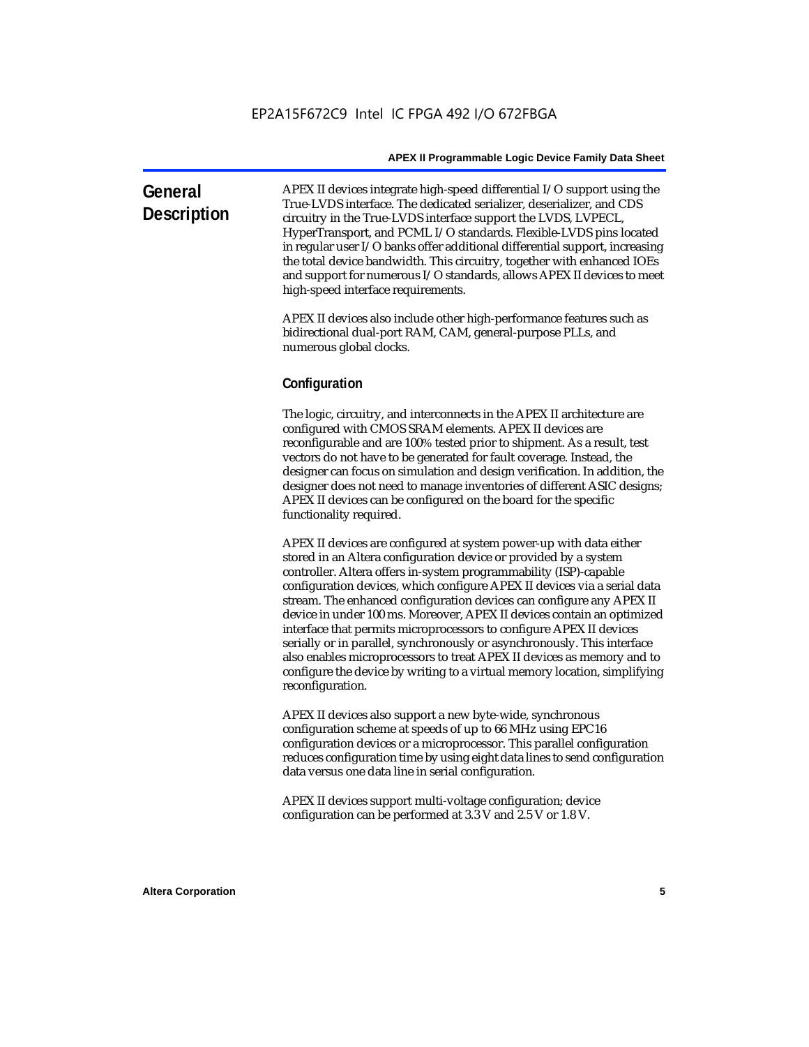## General Description

APEX II devices integrate high-speed differential I/O support using the True-LVDS interface. The dedicated serializer, deserializer, and CDS circuitry in the True-LVDS interface support the LVDS, LVPECL, HyperTransport, and PCML I/O standards. Flexible-LVDS pins located in regular user I/O banks offer additional differential support, increasing the total device bandwidth. This circuitry, together with enhanced IOEs and support for numerous I/O standards, allows APEX II devices to meet high-speed interface requirements.

APEX II devices also include other high-performance features such as bidirectional dual-port RAM, CAM, general-purpose PLLs, and numerous global clocks.

### Configuration

The logic, circuitry, and interconnects in the APEX II architecture are configured with CMOS SRAM elements. APEX II devices are reconfigurable and are 100% tested prior to shipment. As a result, test vectors do not have to be generated for fault coverage. Instead, the designer can focus on simulation and design verification. In addition, the designer does not need to manage inventories of different ASIC designs; APEX II devices can be configured on the board for the specific functionality required.

APEX II devices are configured at system power-up with data either stored in an Altera configuration device or provided by a system controller. Altera offers in-system programmability (ISP)-capable configuration devices, which configure APEX II devices via a serial data stream. The enhanced configuration devices can configure any APEX II device in under 100 ms. Moreover, APEX II devices contain an optimized interface that permits microprocessors to configure APEX II devices serially or in parallel, synchronously or asynchronously. This interface also enables microprocessors to treat APEX II devices as memory and to configure the device by writing to a virtual memory location, simplifying reconfiguration.

APEX II devices also support a new byte-wide, synchronous configuration scheme at speeds of up to 66 MHz using EPC16 configuration devices or a microprocessor. This parallel configuration reduces configuration time by using eight data lines to send configuration data versus one data line in serial configuration.

APEX II devices support multi-voltage configuration; device configuration can be performed at 3.3 V and 2.5 V or 1.8 V.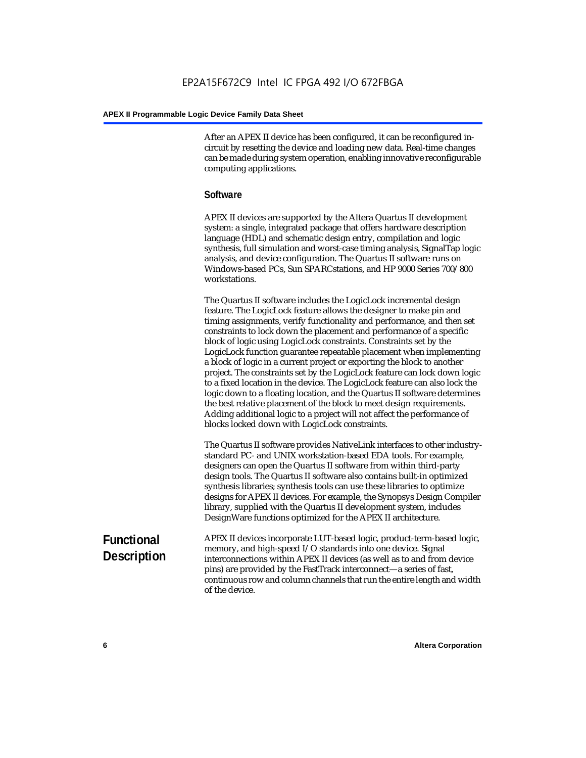After an APEX II device has been configured, it can be reconfigured in-circuit by resetting the device and loading new data. Real-time changes can be made during system operation, enabling innovative reconfigurable computing applications.

### Software

APEX II devices are supported by the Altera Quartus II development system: a single, integrated package that offers hardware description language (HDL) and schematic design entry, compilation and logic synthesis, full simulation and worst-case timing analysis, SignalTap logic analysis, and device configuration. The Quartus II software runs on Windows-based PCs, Sun SPARCstations, and HP 9000 Series 700/800 workstations.

The Quartus II software includes the LogicLock incremental design feature. The LogicLock feature allows the designer to make pin and timing assignments, verify functionality and performance, and then set constraints to lock down the placement and performance of a specific block of logic using LogicLock constraints. Constraints set by the LogicLock function guarantee repeatable placement when implementing a block of logic in a current project or exporting the block to another project. The constraints set by the LogicLock feature can lock down logic to a fixed location in the device. The LogicLock feature can also lock the logic down to a floating location, and the Quartus II software determines the best relative placement of the block to meet design requirements. Adding additional logic to a project will not affect the performance of blocks locked down with LogicLock constraints.

The Quartus II software provides NativeLink interfaces to other industry-standard PC- and UNIX workstation-based EDA tools. For example, designers can open the Quartus II software from within third-party design tools. The Quartus II software also contains built-in optimized synthesis libraries; synthesis tools can use these libraries to optimize designs for APEX II devices. For example, the Synopsys Design Compiler library, supplied with the Quartus II development system, includes DesignWare functions optimized for the APEX II architecture.

## Functional Description

APEX II devices incorporate LUT-based logic, product-term-based logic, memory, and high-speed I/O standards into one device. Signal interconnections within APEX II devices (as well as to and from device pins) are provided by the FastTrack interconnect—a series of fast, continuous row and column channels that run the entire length and width of the device.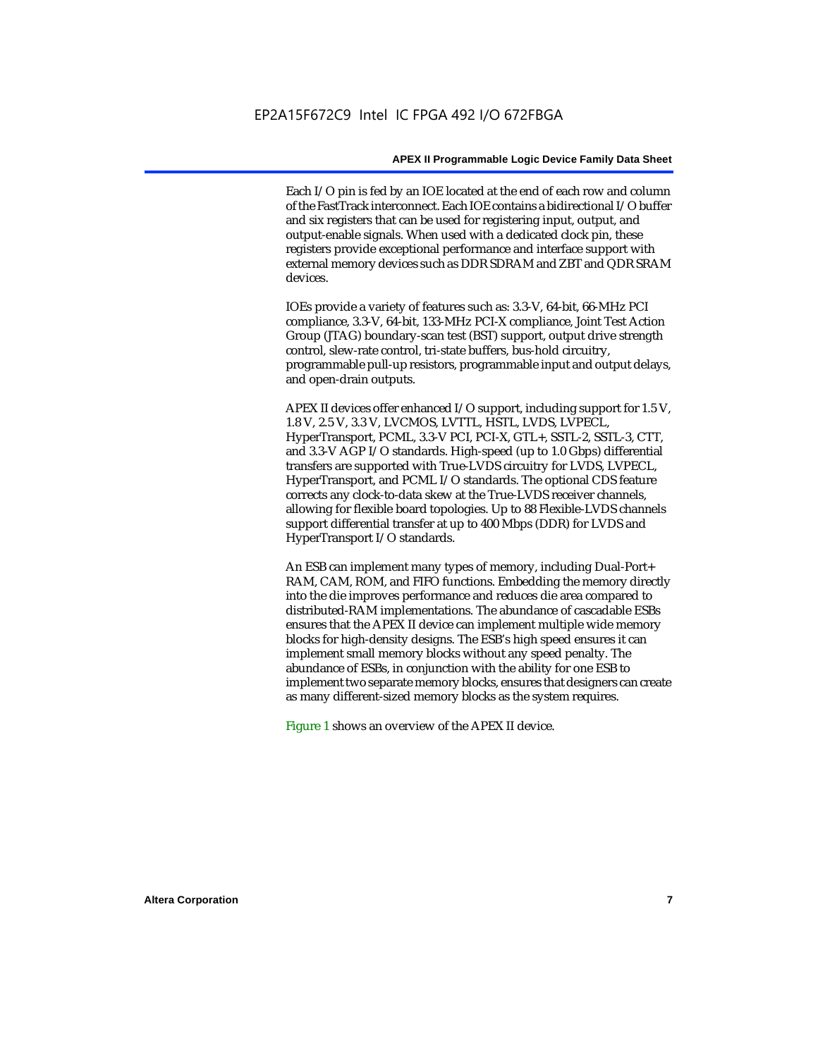Each I/O pin is fed by an IOE located at the end of each row and column of the FastTrack interconnect. Each IOE contains a bidirectional I/O buffer and six registers that can be used for registering input, output, and output-enable signals. When used with a dedicated clock pin, these registers provide exceptional performance and interface support with external memory devices such as DDR SDRAM and ZBT and QDR SRAM devices.

IOEs provide a variety of features such as: 3.3-V, 64-bit, 66-MHz PCI compliance, 3.3-V, 64-bit, 133-MHz PCI-X compliance, Joint Test Action Group (JTAG) boundary-scan test (BST) support, output drive strength control, slew-rate control, tri-state buffers, bus-hold circuitry, programmable pull-up resistors, programmable input and output delays, and open-drain outputs.

APEX II devices offer enhanced I/O support, including support for 1.5 V, 1.8 V, 2.5 V, 3.3 V, LVCMOS, LVTTL, HSTL, LVDS, LVPECL, HyperTransport, PCML, 3.3-V PCI, PCI-X, GTL+, SSTL-2, SSTL-3, CTT, and 3.3-V AGP I/O standards. High-speed (up to 1.0 Gbps) differential transfers are supported with True-LVDS circuitry for LVDS, LVPECL, HyperTransport, and PCML I/O standards. The optional CDS feature corrects any clock-to-data skew at the True-LVDS receiver channels, allowing for flexible board topologies. Up to 88 Flexible-LVDS channels support differential transfer at up to 400 Mbps (DDR) for LVDS and HyperTransport I/O standards.

An ESB can implement many types of memory, including Dual-Port+ RAM, CAM, ROM, and FIFO functions. Embedding the memory directly into the die improves performance and reduces die area compared to distributed-RAM implementations. The abundance of cascadable ESBs ensures that the APEX II device can implement multiple wide memory blocks for high-density designs. The ESB's high speed ensures it can implement small memory blocks without any speed penalty. The abundance of ESBs, in conjunction with the ability for one ESB to implement two separate memory blocks, ensures that designers can create as many different-sized memory blocks as the system requires.

Figure 1 shows an overview of the APEX II device.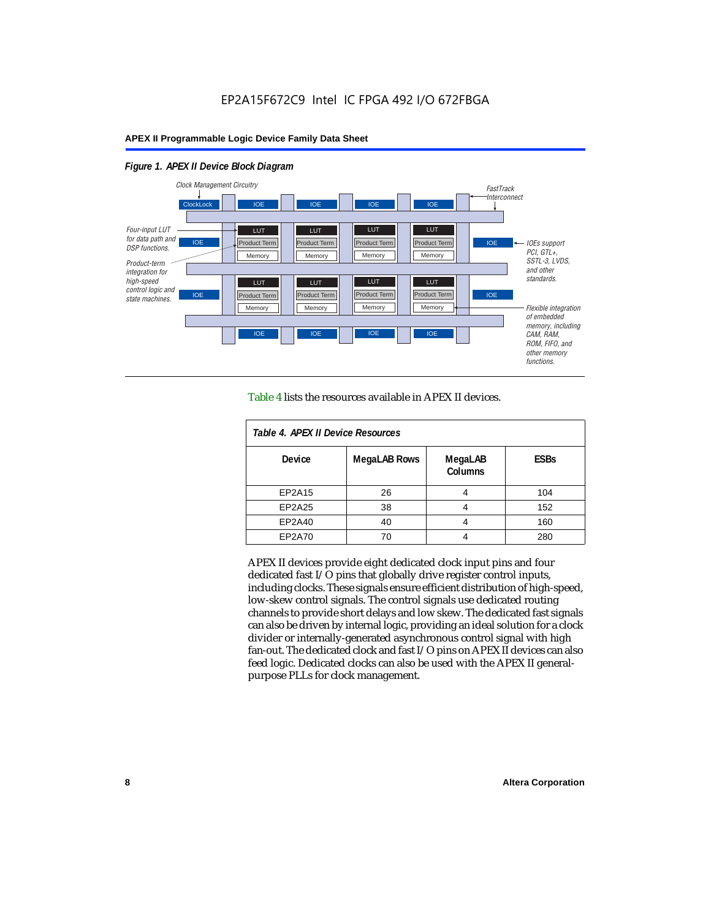**Figure 1. APEX II Device Block Diagram**

Clock Management Circuitry

ClockLock

FastTrack Interconnect

Four-input LUT for data path and DSP functions.

Product-term integration for high-speed control logic and state machines.

IOEs support PCI, GTL+, SSTL-3, LVDS, and other standards.

Flexible integration of embedded memory, including CAM, RAM, ROM, FIFO, and other memory functions.

Table 4 lists the resources available in APEX II devices.

**Table 4. APEX II Device Resources**

| Device | MegaLAB Rows | MegaLAB Columns | ESBs |
|---|---|---|---|
| EP2A15 | 26 | 4 | 104 |
| EP2A25 | 38 | 4 | 152 |
| EP2A40 | 40 | 4 | 160 |
| EP2A70 | 70 | 4 | 280 |

APEX II devices provide eight dedicated clock input pins and four dedicated fast I/O pins that globally drive register control inputs, including clocks. These signals ensure efficient distribution of high-speed, low-skew control signals. The control signals use dedicated routing channels to provide short delays and low skew. The dedicated fast signals can also be driven by internal logic, providing an ideal solution for a clock divider or internally-generated asynchronous control signal with high fan-out. The dedicated clock and fast I/O pins on APEX II devices can also feed logic. Dedicated clocks can also be used with the APEX II general-purpose PLLs for clock management.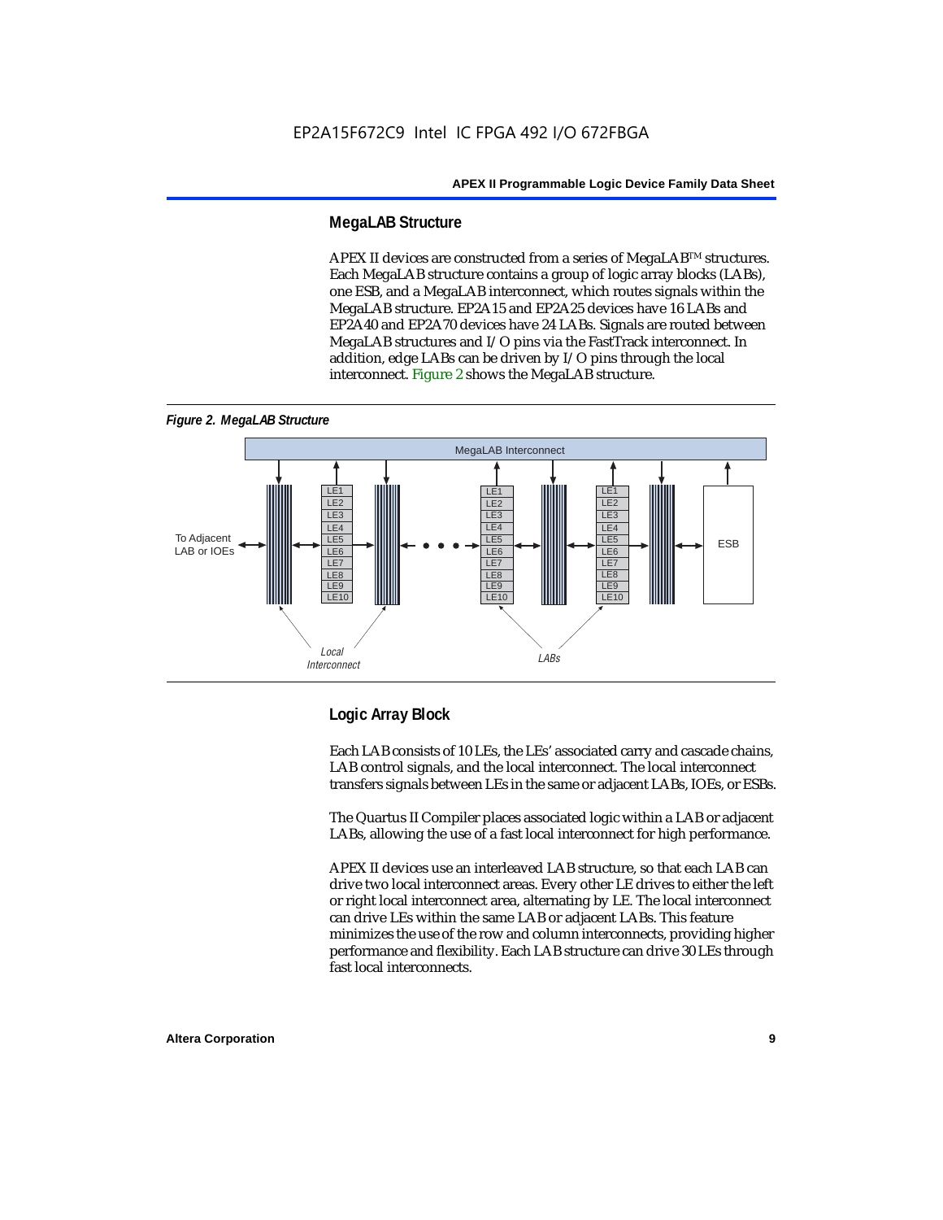## MegaLAB Structure

APEX II devices are constructed from a series of MegaLAB™ structures. Each MegaLAB structure contains a group of logic array blocks (LABs), one ESB, and a MegaLAB interconnect, which routes signals within the MegaLAB structure. EP2A15 and EP2A25 devices have 16 LABs and EP2A40 and EP2A70 devices have 24 LABs. Signals are routed between MegaLAB structures and I/O pins via the FastTrack interconnect. In addition, edge LABs can be driven by I/O pins through the local interconnect. Figure 2 shows the MegaLAB structure.

*Figure 2. MegaLAB Structure*

## Logic Array Block

Each LAB consists of 10 LEs, the LEs' associated carry and cascade chains, LAB control signals, and the local interconnect. The local interconnect transfers signals between LEs in the same or adjacent LABs, IOEs, or ESBs.

The Quartus II Compiler places associated logic within a LAB or adjacent LABs, allowing the use of a fast local interconnect for high performance.

APEX II devices use an interleaved LAB structure, so that each LAB can drive two local interconnect areas. Every other LE drives to either the left or right local interconnect area, alternating by LE. The local interconnect can drive LEs within the same LAB or adjacent LABs. This feature minimizes the use of the row and column interconnects, providing higher performance and flexibility. Each LAB structure can drive 30 LEs through fast local interconnects.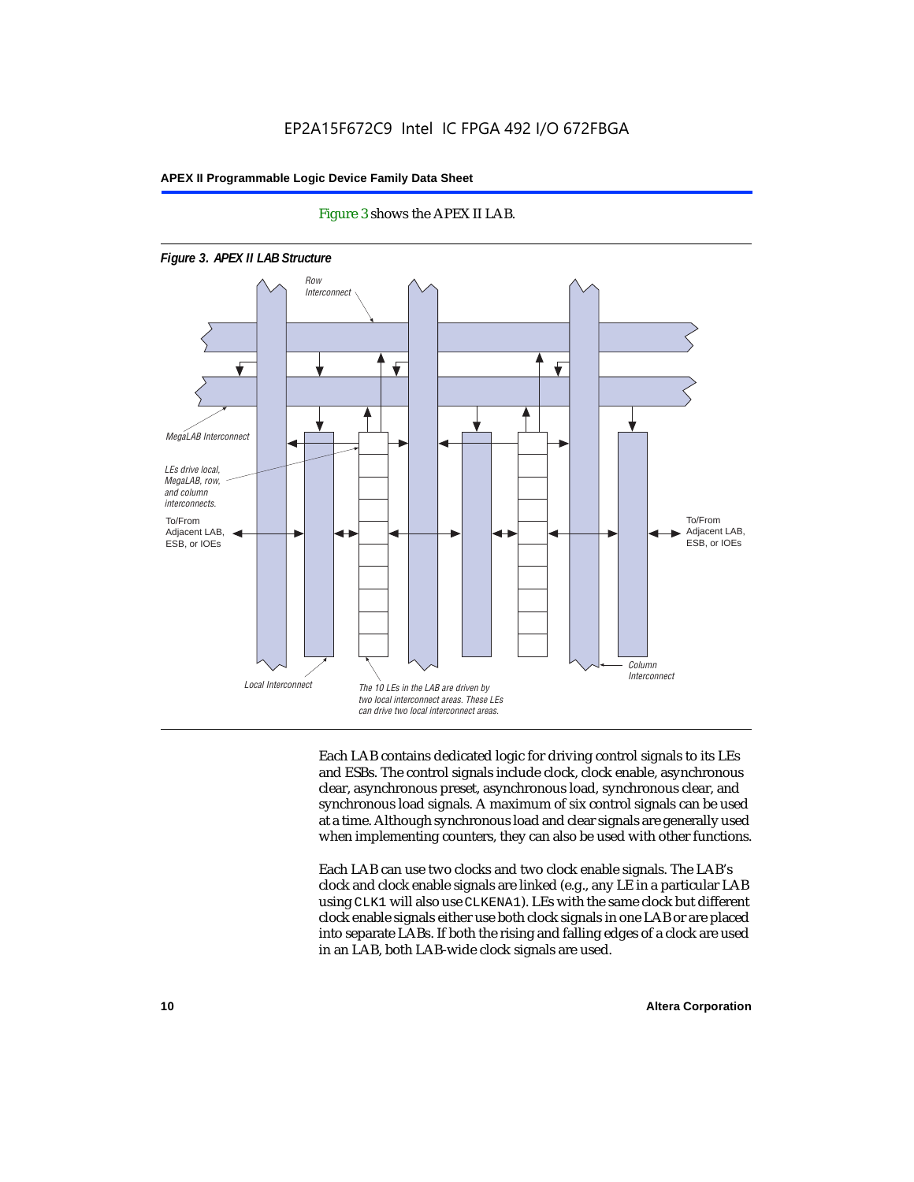Figure 3 shows the APEX II LAB.

**Figure 3. APEX II LAB Structure**

Each LAB contains dedicated logic for driving control signals to its LEs and ESBs. The control signals include clock, clock enable, asynchronous clear, asynchronous preset, asynchronous load, synchronous clear, and synchronous load signals. A maximum of six control signals can be used at a time. Although synchronous load and clear signals are generally used when implementing counters, they can also be used with other functions.

Each LAB can use two clocks and two clock enable signals. The LAB's clock and clock enable signals are linked (e.g., any LE in a particular LAB using `CLK1` will also use `CLKENA1`). LEs with the same clock but different clock enable signals either use both clock signals in one LAB or are placed into separate LABs. If both the rising and falling edges of a clock are used in an LAB, both LAB-wide clock signals are used.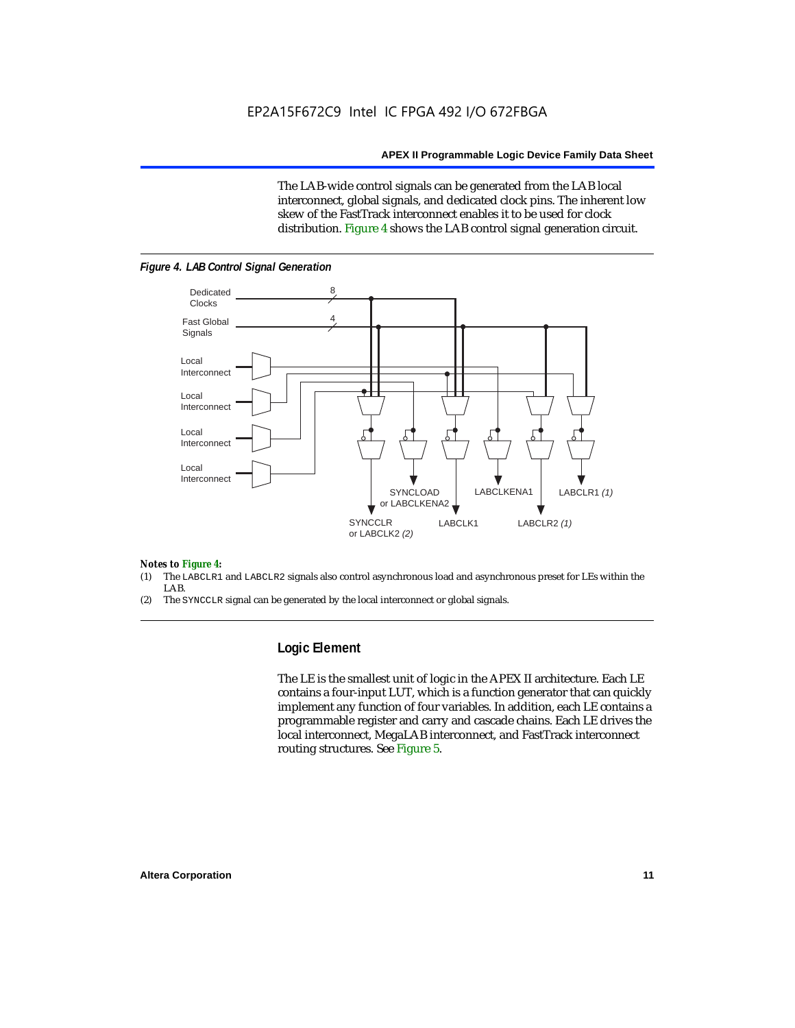The LAB-wide control signals can be generated from the LAB local interconnect, global signals, and dedicated clock pins. The inherent low skew of the FastTrack interconnect enables it to be used for clock distribution. Figure 4 shows the LAB control signal generation circuit.

*Figure 4. LAB Control Signal Generation*

*Notes to Figure 4:*

(1) The LABCLR1 and LABCLR2 signals also control asynchronous load and asynchronous preset for LEs within the LAB.

(2) The SYNCCLR signal can be generated by the local interconnect or global signals.

## Logic Element

The LE is the smallest unit of logic in the APEX II architecture. Each LE contains a four-input LUT, which is a function generator that can quickly implement any function of four variables. In addition, each LE contains a programmable register and carry and cascade chains. Each LE drives the local interconnect, MegaLAB interconnect, and FastTrack interconnect routing structures. See Figure 5.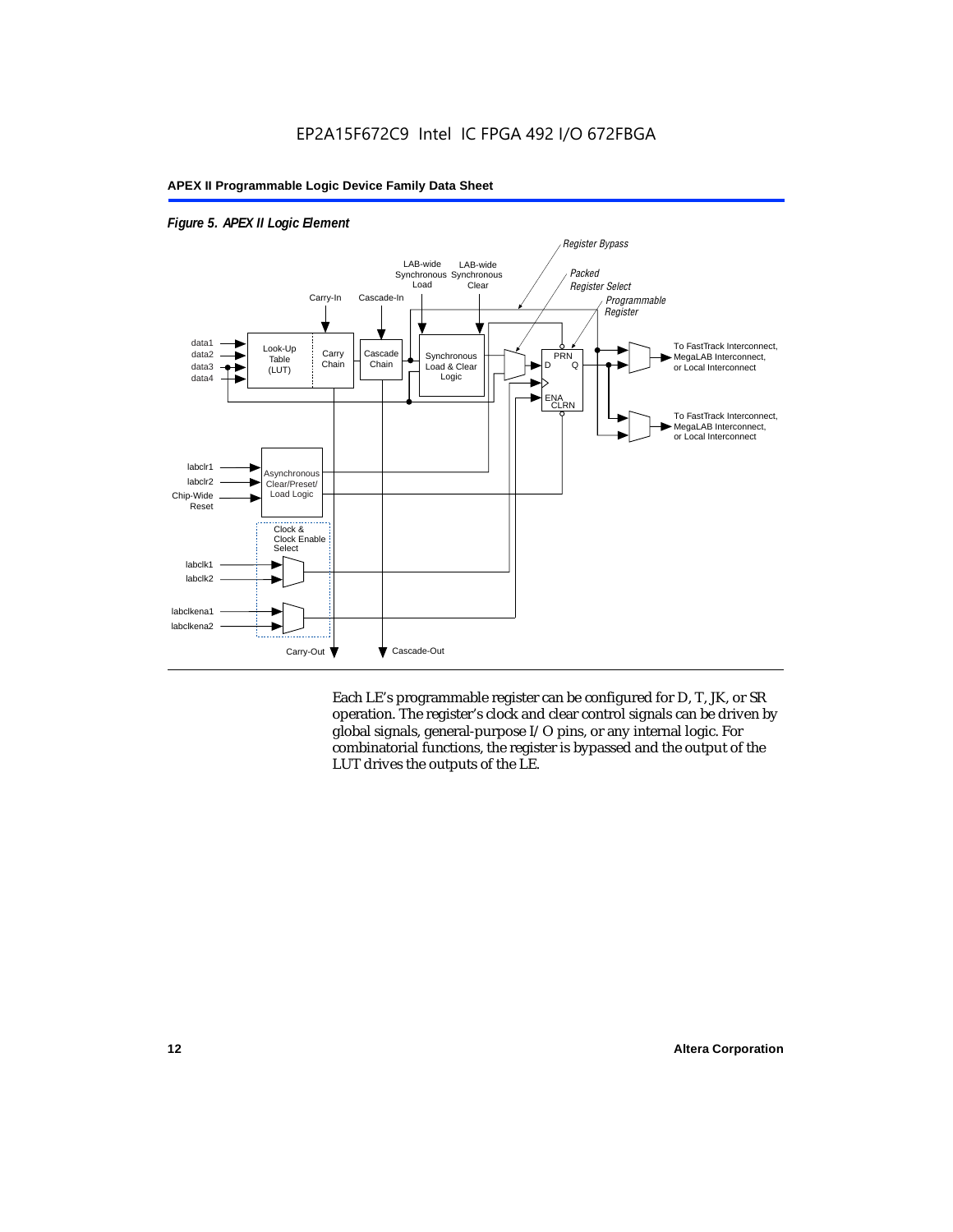*Figure 5. APEX II Logic Element*

Each LE's programmable register can be configured for D, T, JK, or SR operation. The register's clock and clear control signals can be driven by global signals, general-purpose I/O pins, or any internal logic. For combinatorial functions, the register is bypassed and the output of the LUT drives the outputs of the LE.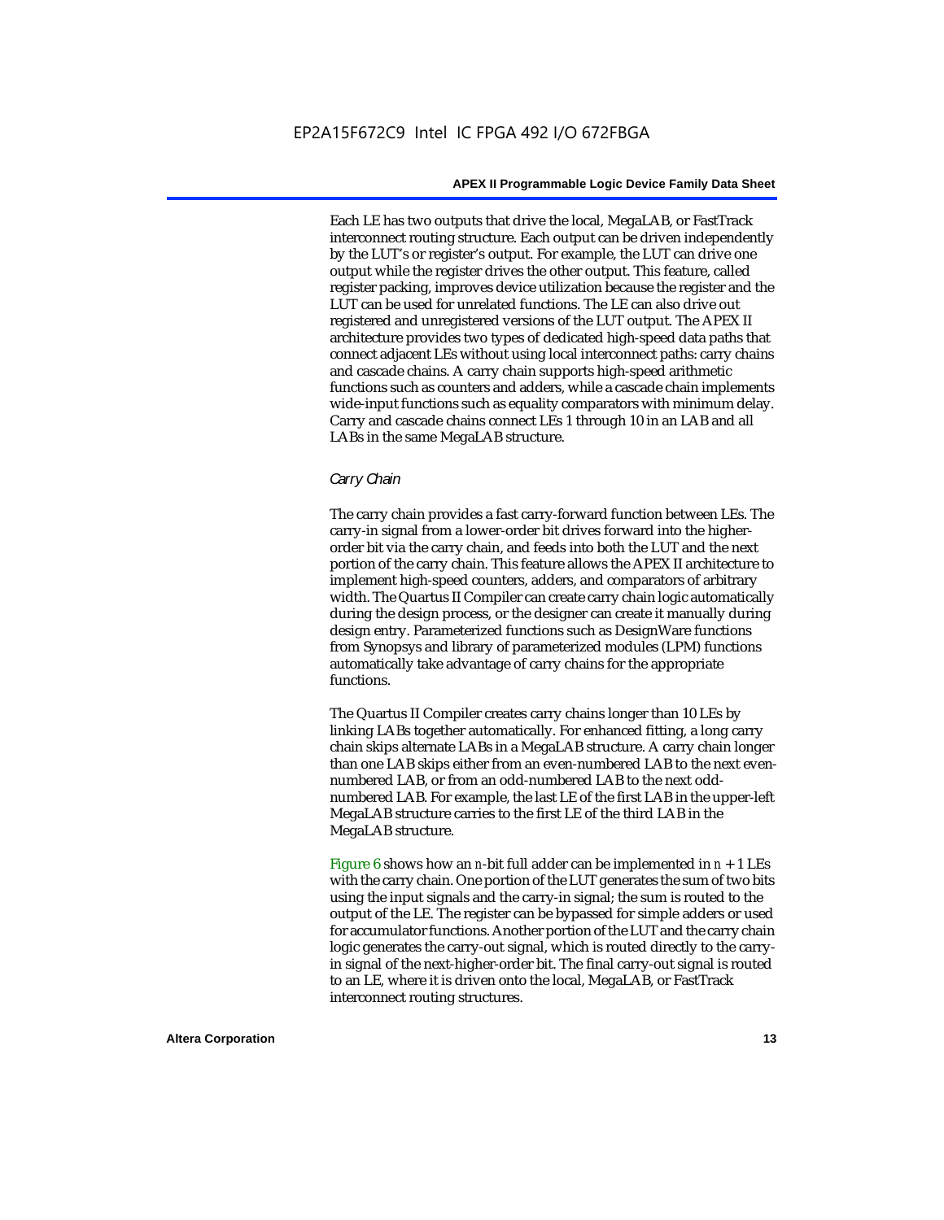Each LE has two outputs that drive the local, MegaLAB, or FastTrack interconnect routing structure. Each output can be driven independently by the LUT's or register's output. For example, the LUT can drive one output while the register drives the other output. This feature, called register packing, improves device utilization because the register and the LUT can be used for unrelated functions. The LE can also drive out registered and unregistered versions of the LUT output. The APEX II architecture provides two types of dedicated high-speed data paths that connect adjacent LEs without using local interconnect paths: carry chains and cascade chains. A carry chain supports high-speed arithmetic functions such as counters and adders, while a cascade chain implements wide-input functions such as equality comparators with minimum delay. Carry and cascade chains connect LEs 1 through 10 in an LAB and all LABs in the same MegaLAB structure.

*Carry Chain*

The carry chain provides a fast carry-forward function between LEs. The carry-in signal from a lower-order bit drives forward into the higher-order bit via the carry chain, and feeds into both the LUT and the next portion of the carry chain. This feature allows the APEX II architecture to implement high-speed counters, adders, and comparators of arbitrary width. The Quartus II Compiler can create carry chain logic automatically during the design process, or the designer can create it manually during design entry. Parameterized functions such as DesignWare functions from Synopsys and library of parameterized modules (LPM) functions automatically take advantage of carry chains for the appropriate functions.

The Quartus II Compiler creates carry chains longer than 10 LEs by linking LABs together automatically. For enhanced fitting, a long carry chain skips alternate LABs in a MegaLAB structure. A carry chain longer than one LAB skips either from an even-numbered LAB to the next even-numbered LAB, or from an odd-numbered LAB to the next odd-numbered LAB. For example, the last LE of the first LAB in the upper-left MegaLAB structure carries to the first LE of the third LAB in the MegaLAB structure.

Figure 6 shows how an $n$-bit full adder can be implemented in $n + 1$ LEs with the carry chain. One portion of the LUT generates the sum of two bits using the input signals and the carry-in signal; the sum is routed to the output of the LE. The register can be bypassed for simple adders or used for accumulator functions. Another portion of the LUT and the carry chain logic generates the carry-out signal, which is routed directly to the carry-in signal of the next-higher-order bit. The final carry-out signal is routed to an LE, where it is driven onto the local, MegaLAB, or FastTrack interconnect routing structures.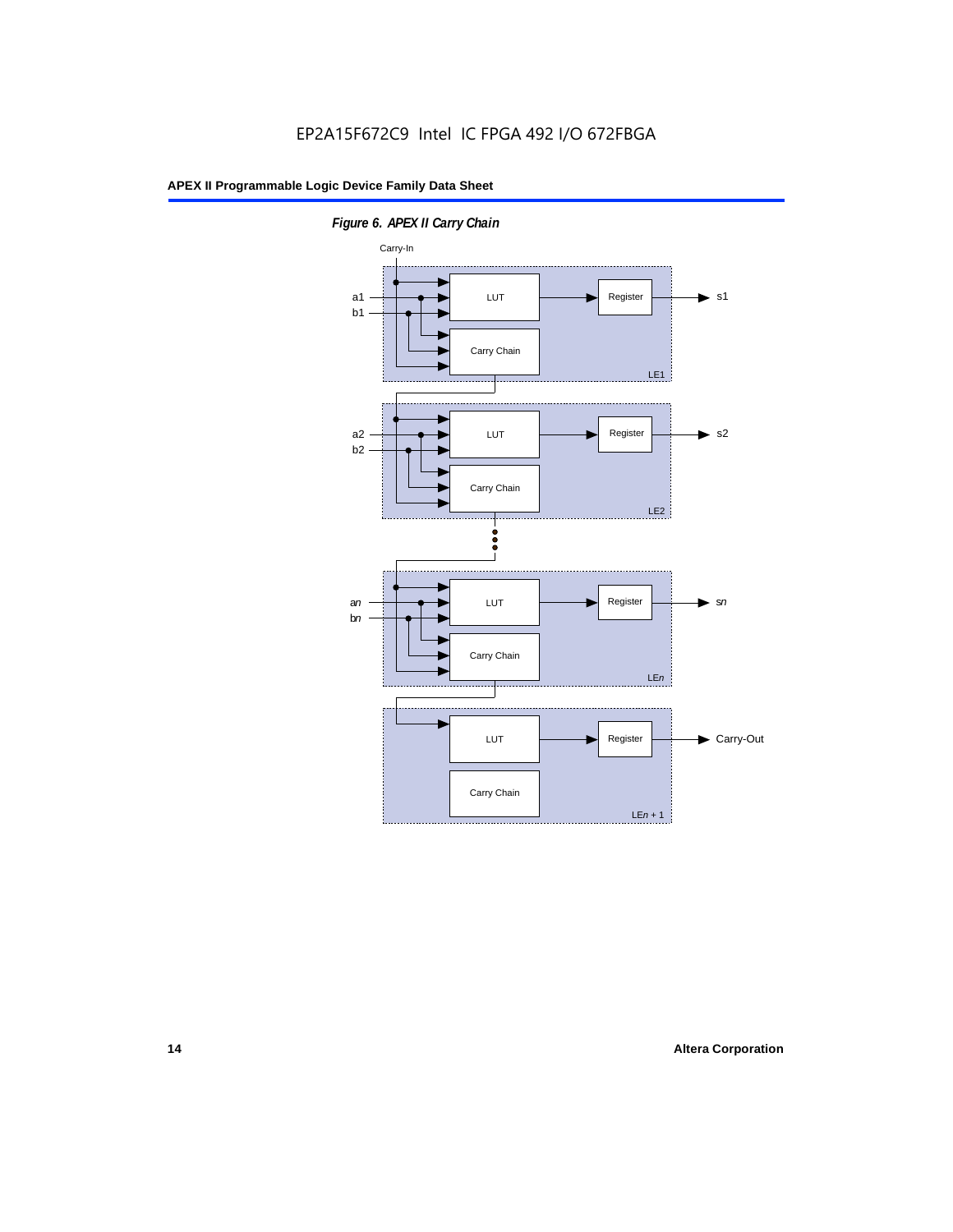*Figure 6. APEX II Carry Chain*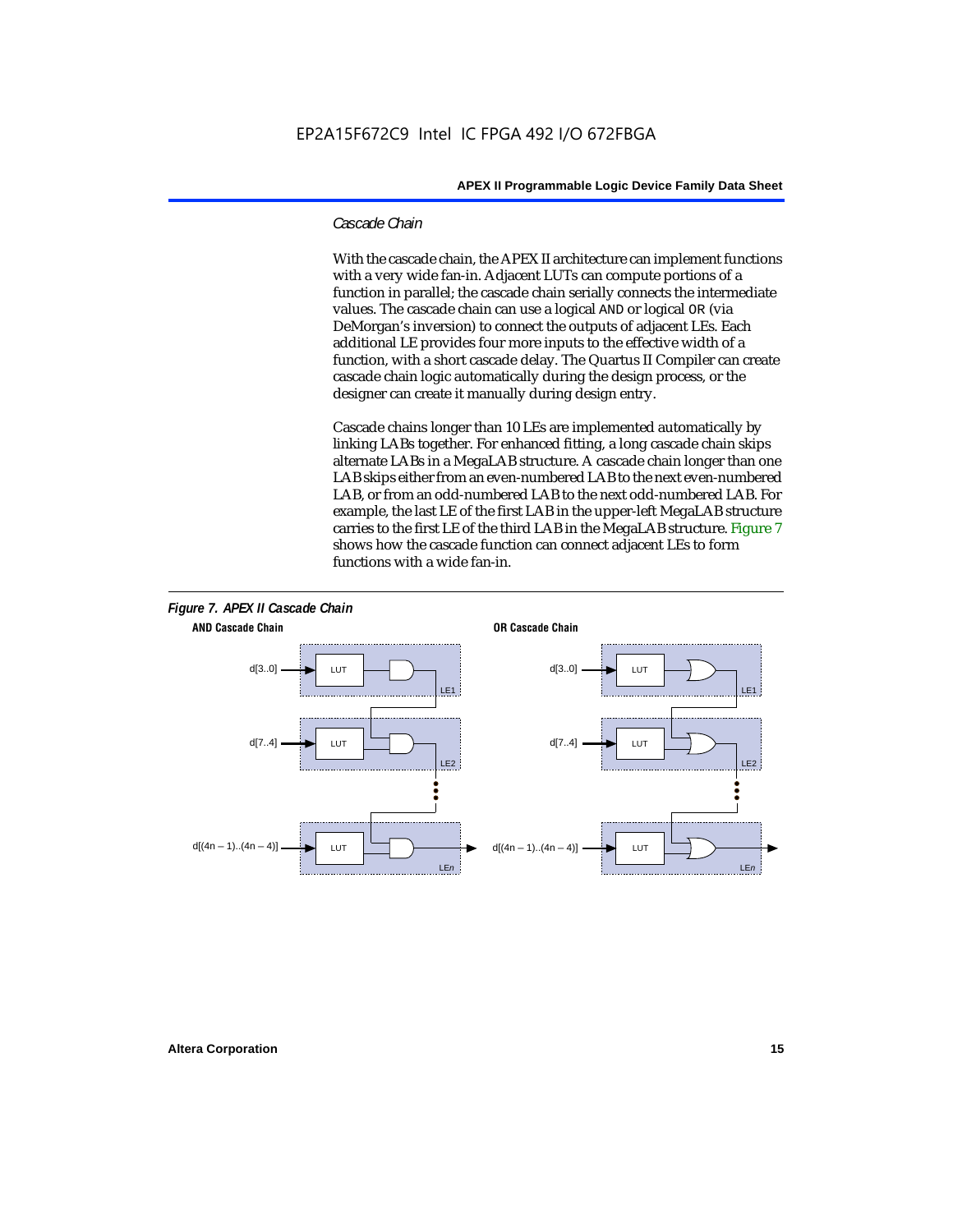### *Cascade Chain*

With the cascade chain, the APEX II architecture can implement functions with a very wide fan-in. Adjacent LUTs can compute portions of a function in parallel; the cascade chain serially connects the intermediate values. The cascade chain can use a logical AND or logical OR (via DeMorgan's inversion) to connect the outputs of adjacent LEs. Each additional LE provides four more inputs to the effective width of a function, with a short cascade delay. The Quartus II Compiler can create cascade chain logic automatically during the design process, or the designer can create it manually during design entry.

Cascade chains longer than 10 LEs are implemented automatically by linking LABs together. For enhanced fitting, a long cascade chain skips alternate LABs in a MegaLAB structure. A cascade chain longer than one LAB skips either from an even-numbered LAB to the next even-numbered LAB, or from an odd-numbered LAB to the next odd-numbered LAB. For example, the last LE of the first LAB in the upper-left MegaLAB structure carries to the first LE of the third LAB in the MegaLAB structure. Figure 7 shows how the cascade function can connect adjacent LEs to form functions with a wide fan-in.

*Figure 7. APEX II Cascade Chain*

**AND Cascade Chain** — d[3..0] → LUT (LE1); d[7..4] → LUT (LE2); ... d[(4n – 1)..(4n – 4)] → LUT (LE*n*)

**OR Cascade Chain** — d[3..0] → LUT (LE1); d[7..4] → LUT (LE2); ... d[(4n – 1)..(4n – 4)] → LUT (LE*n*)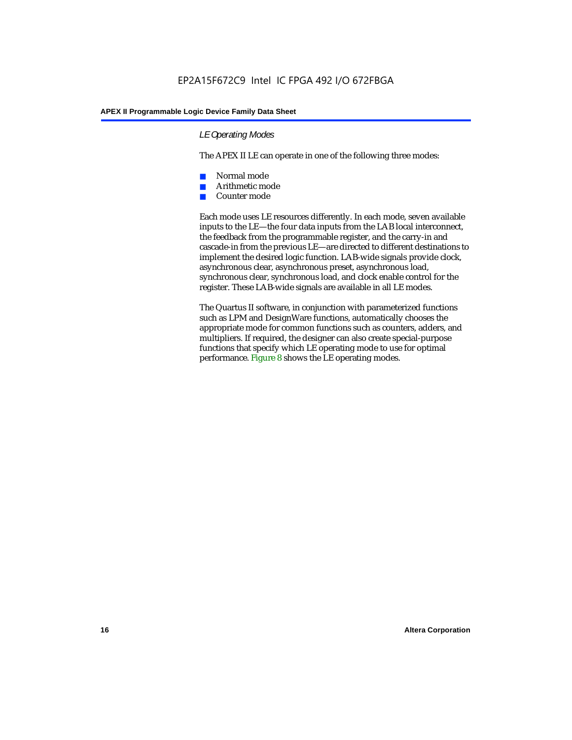### *LE Operating Modes*

The APEX II LE can operate in one of the following three modes:

- Normal mode
- Arithmetic mode
- Counter mode

Each mode uses LE resources differently. In each mode, seven available inputs to the LE—the four data inputs from the LAB local interconnect, the feedback from the programmable register, and the carry-in and cascade-in from the previous LE—are directed to different destinations to implement the desired logic function. LAB-wide signals provide clock, asynchronous clear, asynchronous preset, asynchronous load, synchronous clear, synchronous load, and clock enable control for the register. These LAB-wide signals are available in all LE modes.

The Quartus II software, in conjunction with parameterized functions such as LPM and DesignWare functions, automatically chooses the appropriate mode for common functions such as counters, adders, and multipliers. If required, the designer can also create special-purpose functions that specify which LE operating mode to use for optimal performance. Figure 8 shows the LE operating modes.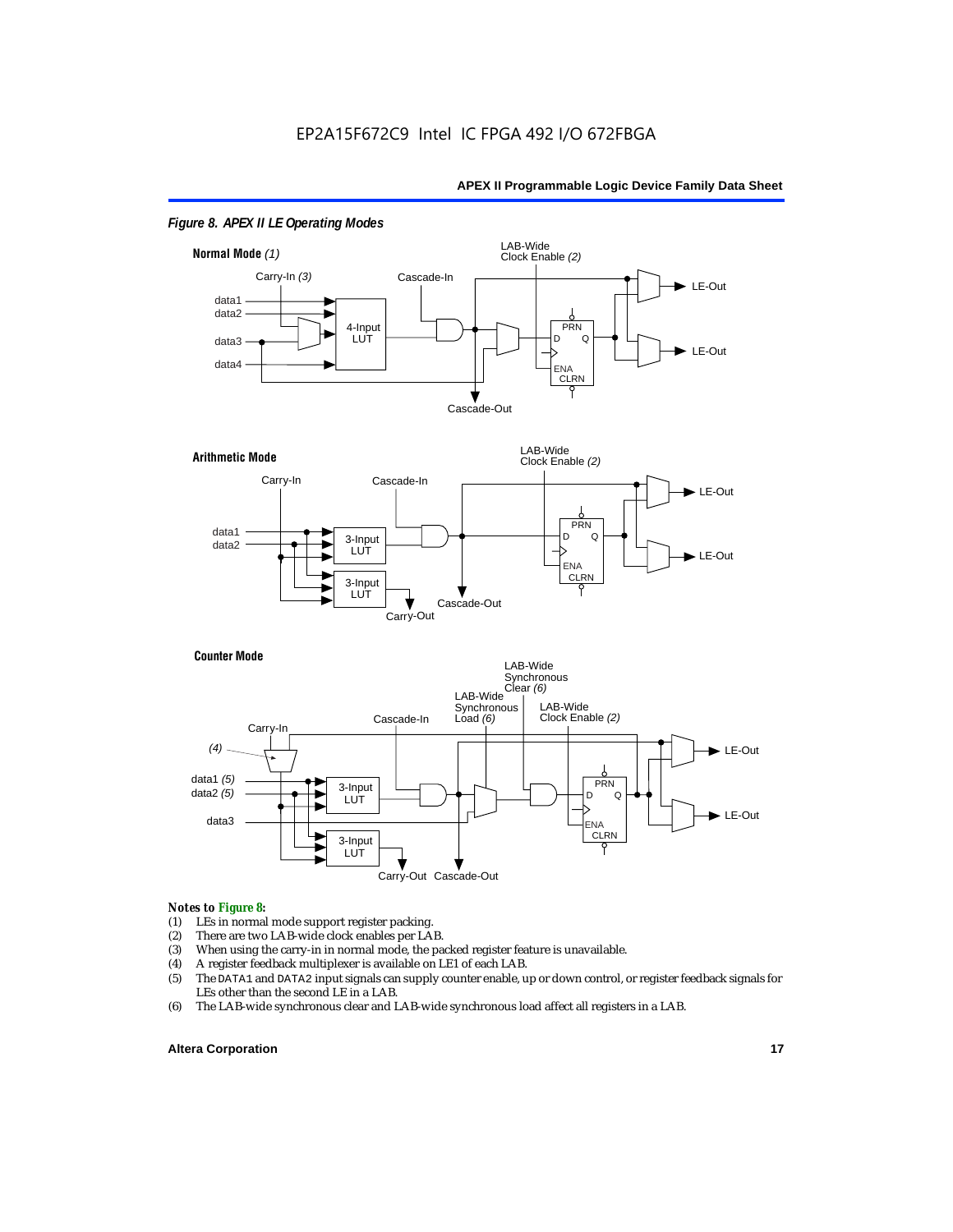*Figure 8. APEX II LE Operating Modes*

**Normal Mode** *(1)*

Carry-In *(3)*, Cascade-In, LAB-Wide Clock Enable *(2)*, data1, data2, data3, data4, 4-Input LUT, PRN, D, Q, ENA, CLRN, LE-Out, LE-Out, Cascade-Out

**Arithmetic Mode**

Carry-In, Cascade-In, LAB-Wide Clock Enable *(2)*, data1, data2, 3-Input LUT, 3-Input LUT, PRN, D, Q, ENA, CLRN, LE-Out, LE-Out, Carry-Out, Cascade-Out

**Counter Mode**

Carry-In, *(4)*, Cascade-In, LAB-Wide Synchronous Load *(6)*, LAB-Wide Synchronous Clear *(6)*, LAB-Wide Clock Enable *(2)*, data1 *(5)*, data2 *(5)*, data3, 3-Input LUT, 3-Input LUT, PRN, D, Q, ENA, CLRN, LE-Out, LE-Out, Carry-Out, Cascade-Out

***Notes to Figure 8:***

(1) LEs in normal mode support register packing.
(2) There are two LAB-wide clock enables per LAB.
(3) When using the carry-in in normal mode, the packed register feature is unavailable.
(4) A register feedback multiplexer is available on LE1 of each LAB.
(5) The DATA1 and DATA2 input signals can supply counter enable, up or down control, or register feedback signals for LEs other than the second LE in a LAB.
(6) The LAB-wide synchronous clear and LAB-wide synchronous load affect all registers in a LAB.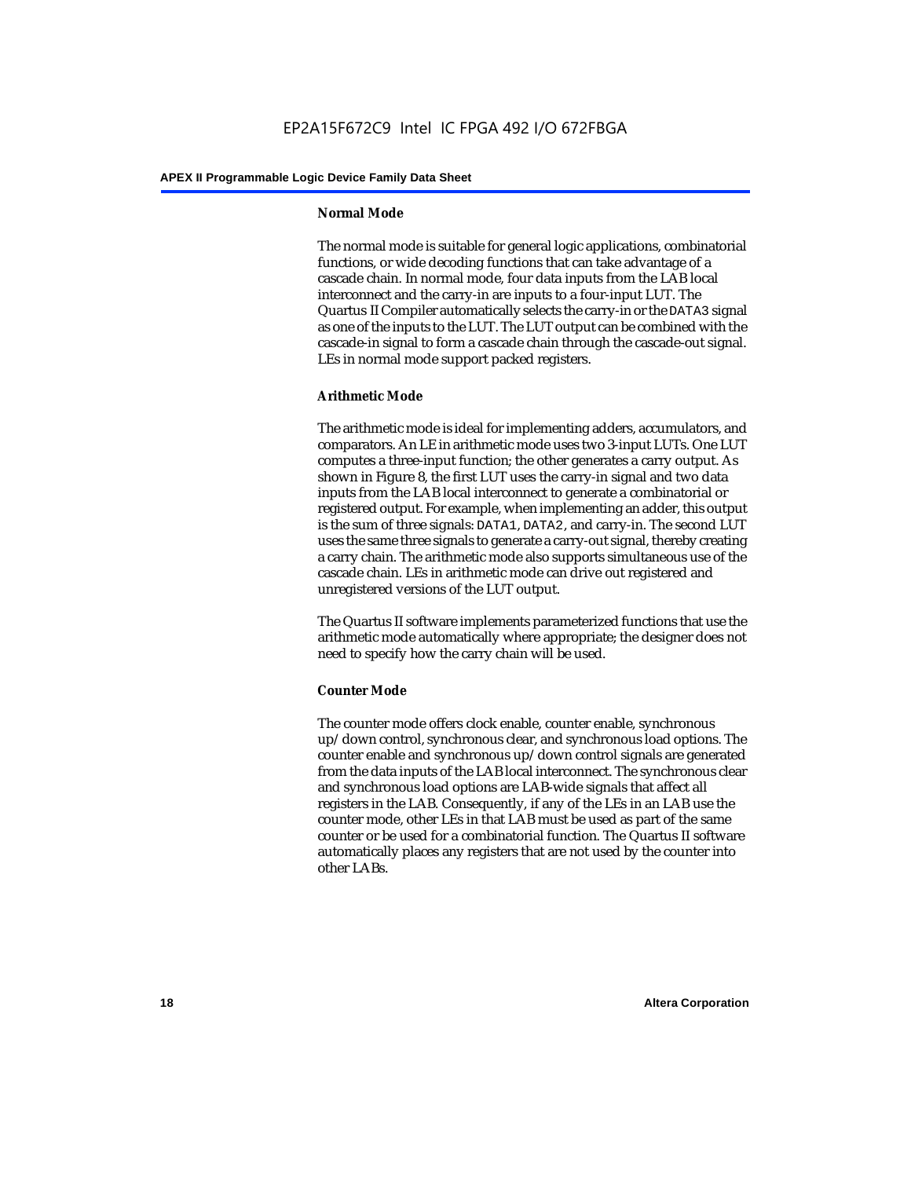#### Normal Mode

The normal mode is suitable for general logic applications, combinatorial functions, or wide decoding functions that can take advantage of a cascade chain. In normal mode, four data inputs from the LAB local interconnect and the carry-in are inputs to a four-input LUT. The Quartus II Compiler automatically selects the carry-in or the DATA3 signal as one of the inputs to the LUT. The LUT output can be combined with the cascade-in signal to form a cascade chain through the cascade-out signal. LEs in normal mode support packed registers.

#### Arithmetic Mode

The arithmetic mode is ideal for implementing adders, accumulators, and comparators. An LE in arithmetic mode uses two 3-input LUTs. One LUT computes a three-input function; the other generates a carry output. As shown in Figure 8, the first LUT uses the carry-in signal and two data inputs from the LAB local interconnect to generate a combinatorial or registered output. For example, when implementing an adder, this output is the sum of three signals: DATA1, DATA2, and carry-in. The second LUT uses the same three signals to generate a carry-out signal, thereby creating a carry chain. The arithmetic mode also supports simultaneous use of the cascade chain. LEs in arithmetic mode can drive out registered and unregistered versions of the LUT output.

The Quartus II software implements parameterized functions that use the arithmetic mode automatically where appropriate; the designer does not need to specify how the carry chain will be used.

#### Counter Mode

The counter mode offers clock enable, counter enable, synchronous up/down control, synchronous clear, and synchronous load options. The counter enable and synchronous up/down control signals are generated from the data inputs of the LAB local interconnect. The synchronous clear and synchronous load options are LAB-wide signals that affect all registers in the LAB. Consequently, if any of the LEs in an LAB use the counter mode, other LEs in that LAB must be used as part of the same counter or be used for a combinatorial function. The Quartus II software automatically places any registers that are not used by the counter into other LABs.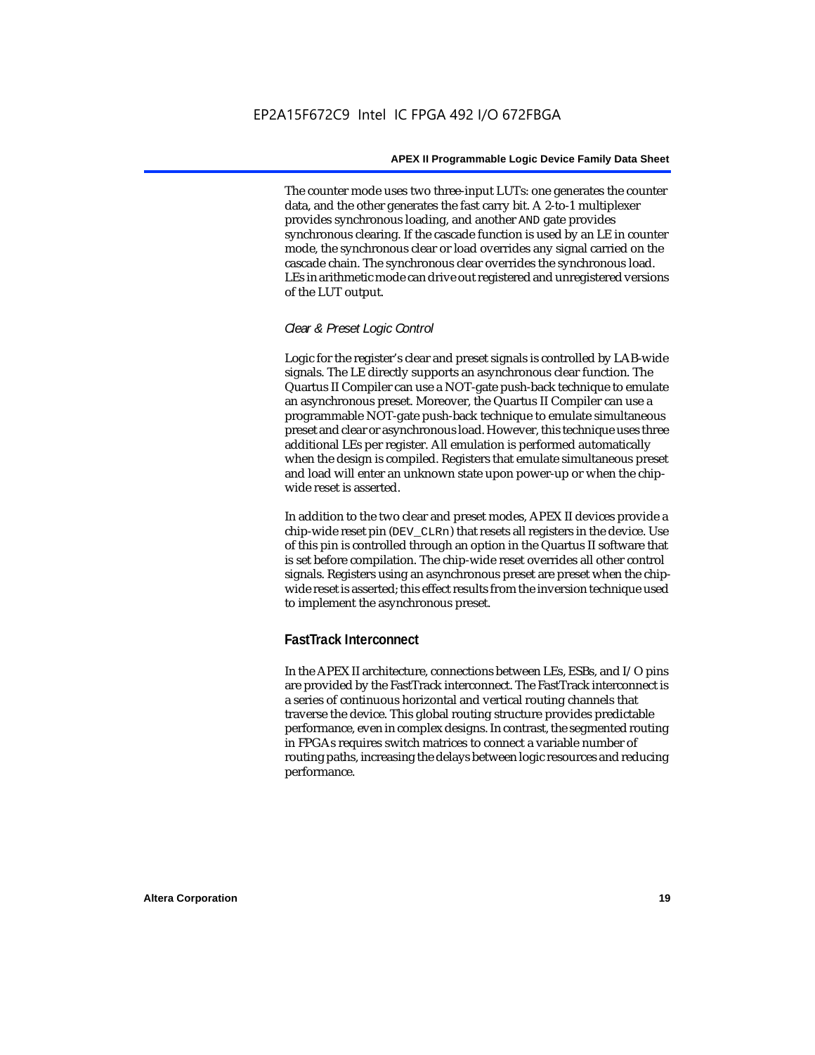The counter mode uses two three-input LUTs: one generates the counter data, and the other generates the fast carry bit. A 2-to-1 multiplexer provides synchronous loading, and another AND gate provides synchronous clearing. If the cascade function is used by an LE in counter mode, the synchronous clear or load overrides any signal carried on the cascade chain. The synchronous clear overrides the synchronous load. LEs in arithmetic mode can drive out registered and unregistered versions of the LUT output.

*Clear & Preset Logic Control*

Logic for the register's clear and preset signals is controlled by LAB-wide signals. The LE directly supports an asynchronous clear function. The Quartus II Compiler can use a NOT-gate push-back technique to emulate an asynchronous preset. Moreover, the Quartus II Compiler can use a programmable NOT-gate push-back technique to emulate simultaneous preset and clear or asynchronous load. However, this technique uses three additional LEs per register. All emulation is performed automatically when the design is compiled. Registers that emulate simultaneous preset and load will enter an unknown state upon power-up or when the chip-wide reset is asserted.

In addition to the two clear and preset modes, APEX II devices provide a chip-wide reset pin (DEV_CLRn) that resets all registers in the device. Use of this pin is controlled through an option in the Quartus II software that is set before compilation. The chip-wide reset overrides all other control signals. Registers using an asynchronous preset are preset when the chip-wide reset is asserted; this effect results from the inversion technique used to implement the asynchronous preset.

### FastTrack Interconnect

In the APEX II architecture, connections between LEs, ESBs, and I/O pins are provided by the FastTrack interconnect. The FastTrack interconnect is a series of continuous horizontal and vertical routing channels that traverse the device. This global routing structure provides predictable performance, even in complex designs. In contrast, the segmented routing in FPGAs requires switch matrices to connect a variable number of routing paths, increasing the delays between logic resources and reducing performance.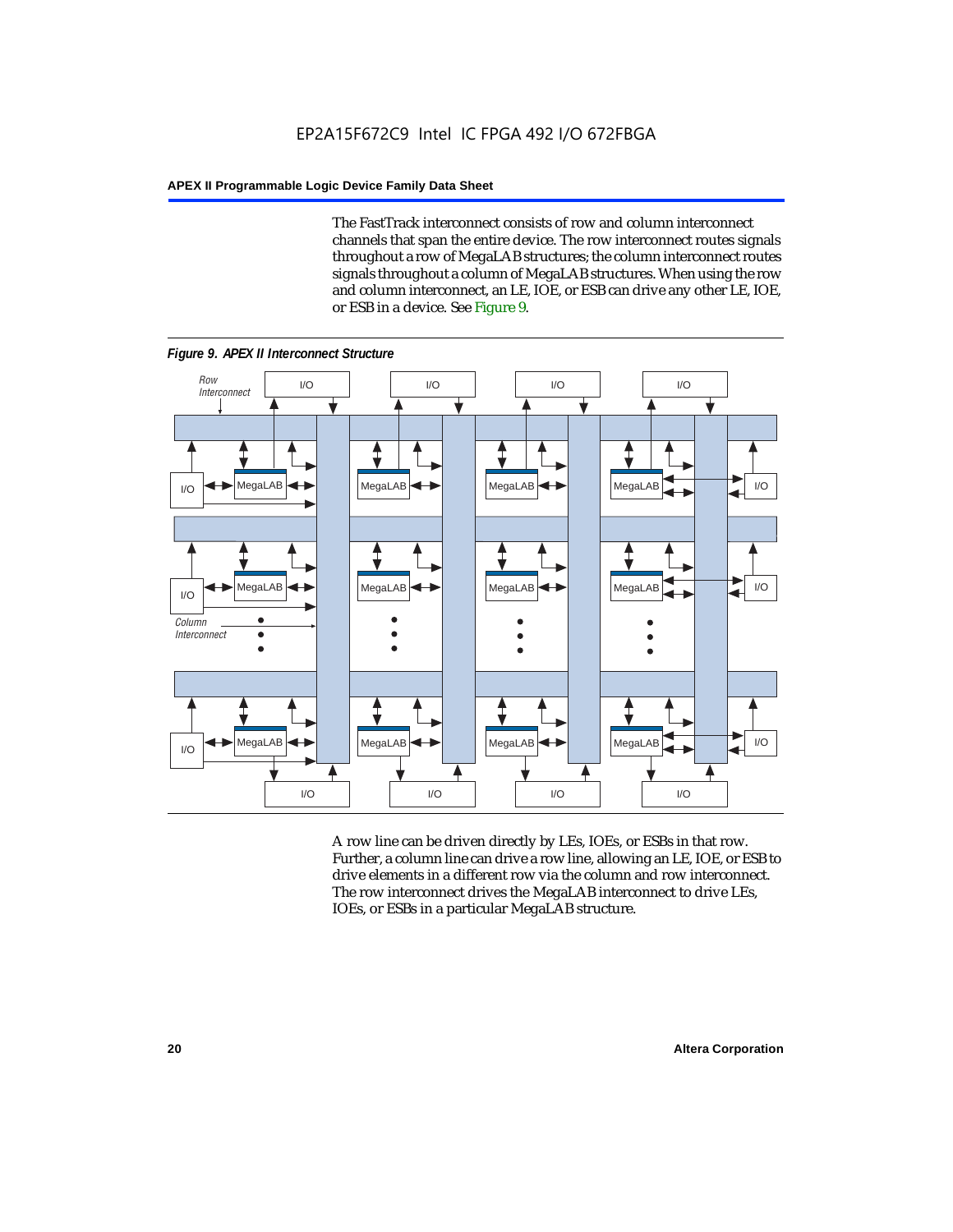The FastTrack interconnect consists of row and column interconnect channels that span the entire device. The row interconnect routes signals throughout a row of MegaLAB structures; the column interconnect routes signals throughout a column of MegaLAB structures. When using the row and column interconnect, an LE, IOE, or ESB can drive any other LE, IOE, or ESB in a device. See Figure 9.

*Figure 9. APEX II Interconnect Structure*

A row line can be driven directly by LEs, IOEs, or ESBs in that row. Further, a column line can drive a row line, allowing an LE, IOE, or ESB to drive elements in a different row via the column and row interconnect. The row interconnect drives the MegaLAB interconnect to drive LEs, IOEs, or ESBs in a particular MegaLAB structure.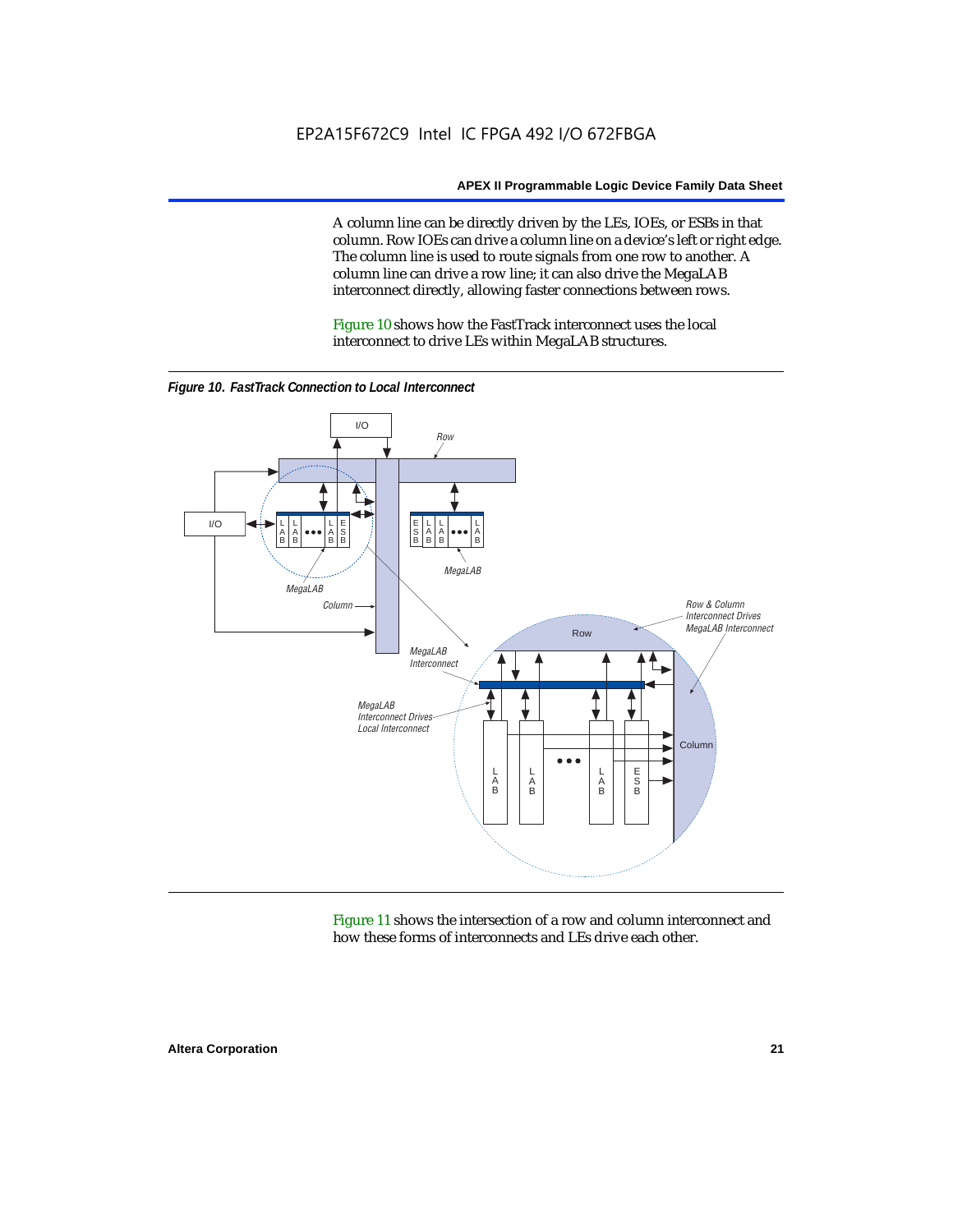A column line can be directly driven by the LEs, IOEs, or ESBs in that column. Row IOEs can drive a column line on a device's left or right edge. The column line is used to route signals from one row to another. A column line can drive a row line; it can also drive the MegaLAB interconnect directly, allowing faster connections between rows.

Figure 10 shows how the FastTrack interconnect uses the local interconnect to drive LEs within MegaLAB structures.

*Figure 10. FastTrack Connection to Local Interconnect*

Figure 11 shows the intersection of a row and column interconnect and how these forms of interconnects and LEs drive each other.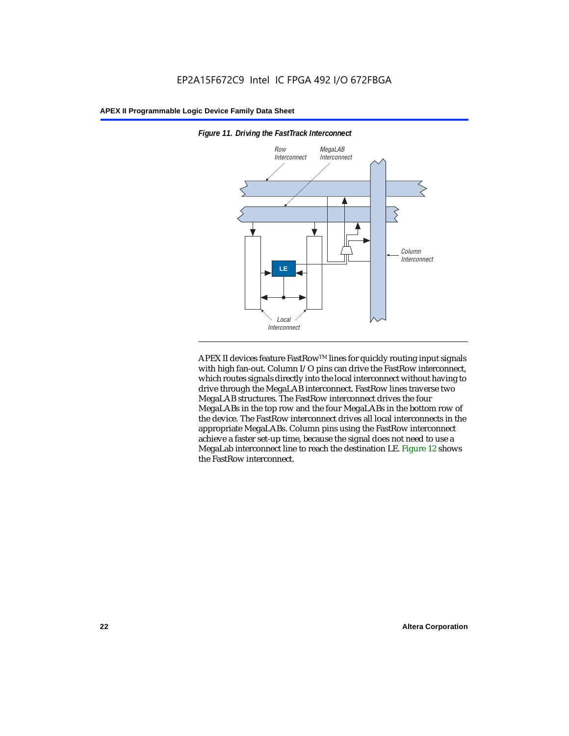*Figure 11. Driving the FastTrack Interconnect*

APEX II devices feature FastRow™ lines for quickly routing input signals with high fan-out. Column I/O pins can drive the FastRow interconnect, which routes signals directly into the local interconnect without having to drive through the MegaLAB interconnect. FastRow lines traverse two MegaLAB structures. The FastRow interconnect drives the four MegaLABs in the top row and the four MegaLABs in the bottom row of the device. The FastRow interconnect drives all local interconnects in the appropriate MegaLABs. Column pins using the FastRow interconnect achieve a faster set-up time, because the signal does not need to use a MegaLab interconnect line to reach the destination LE. Figure 12 shows the FastRow interconnect.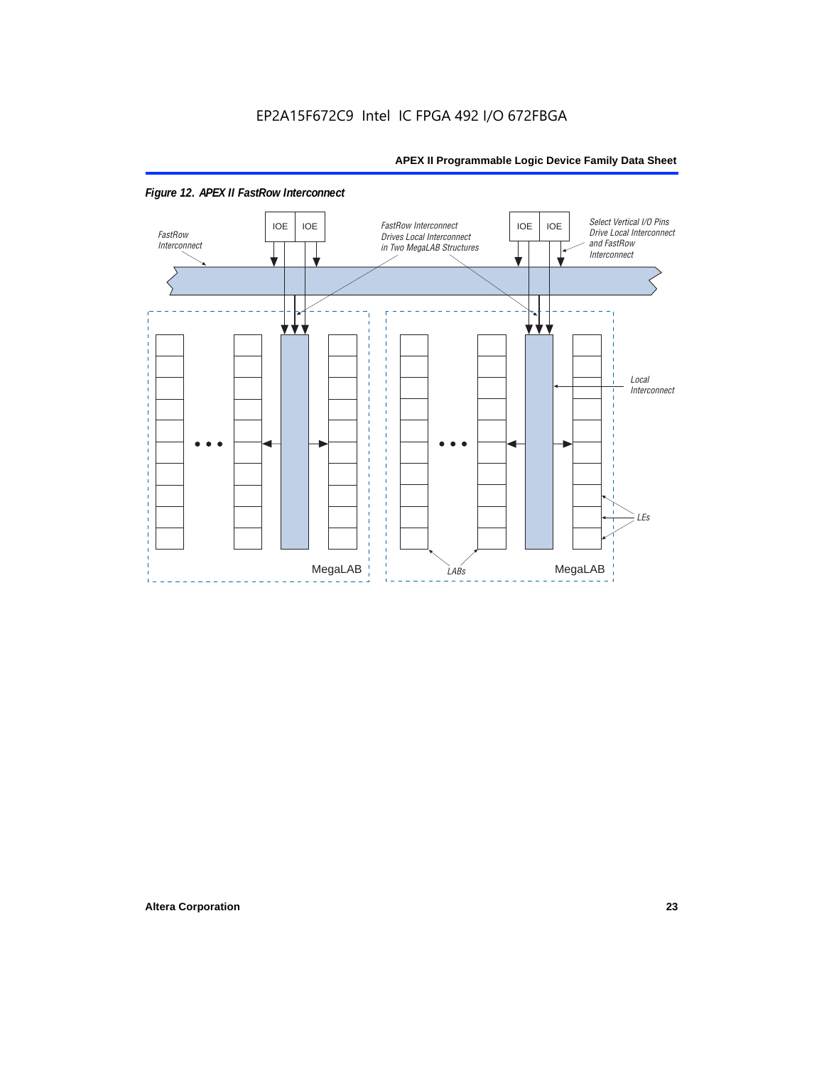*Figure 12. APEX II FastRow Interconnect*

FastRow Interconnect

IOE IOE

FastRow Interconnect Drives Local Interconnect in Two MegaLAB Structures

IOE IOE

Select Vertical I/O Pins Drive Local Interconnect and FastRow Interconnect

Local Interconnect

LEs

LABs

MegaLAB

MegaLAB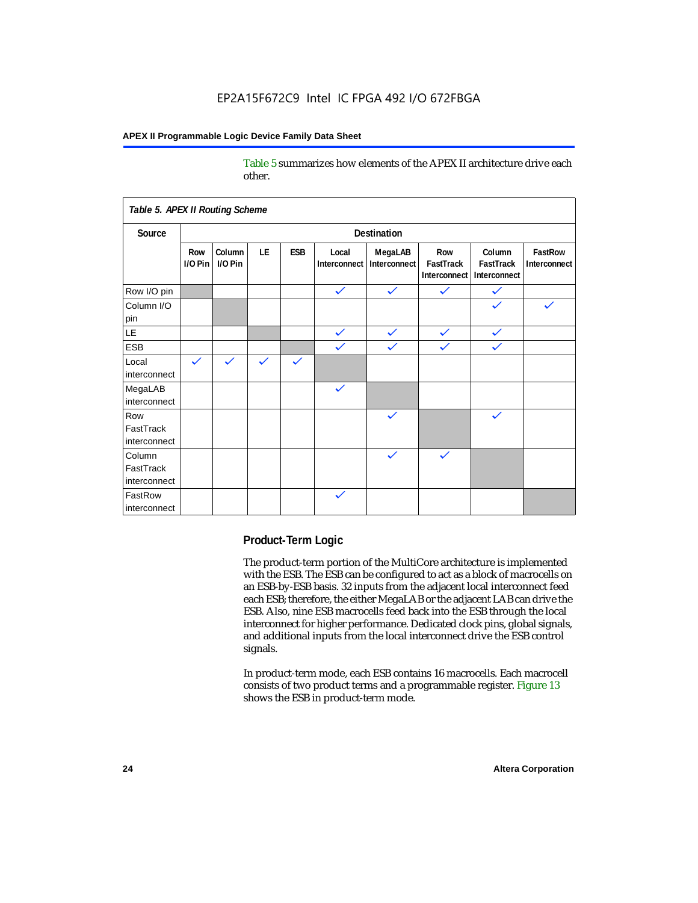Table 5 summarizes how elements of the APEX II architecture drive each other.

**Table 5. APEX II Routing Scheme**

| Source | Destination | | | | | | | | |
|---|---|---|---|---|---|---|---|---|---|
| | Row I/O Pin | Column I/O Pin | LE | ESB | Local Interconnect | MegaLAB Interconnect | Row FastTrack Interconnect | Column FastTrack Interconnect | FastRow Interconnect |
| Row I/O pin | | | | | ✓ | ✓ | ✓ | ✓ | |
| Column I/O pin | | | | | | | | ✓ | ✓ |
| LE | | | | | ✓ | ✓ | ✓ | ✓ | |
| ESB | | | | | ✓ | ✓ | ✓ | ✓ | |
| Local interconnect | ✓ | ✓ | ✓ | ✓ | | | | | |
| MegaLAB interconnect | | | | | ✓ | | | | |
| Row FastTrack interconnect | | | | | | ✓ | | ✓ | |
| Column FastTrack interconnect | | | | | | ✓ | ✓ | | |
| FastRow interconnect | | | | | ✓ | | | | |

## Product-Term Logic

The product-term portion of the MultiCore architecture is implemented with the ESB. The ESB can be configured to act as a block of macrocells on an ESB-by-ESB basis. 32 inputs from the adjacent local interconnect feed each ESB; therefore, the either MegaLAB or the adjacent LAB can drive the ESB. Also, nine ESB macrocells feed back into the ESB through the local interconnect for higher performance. Dedicated clock pins, global signals, and additional inputs from the local interconnect drive the ESB control signals.

In product-term mode, each ESB contains 16 macrocells. Each macrocell consists of two product terms and a programmable register. Figure 13 shows the ESB in product-term mode.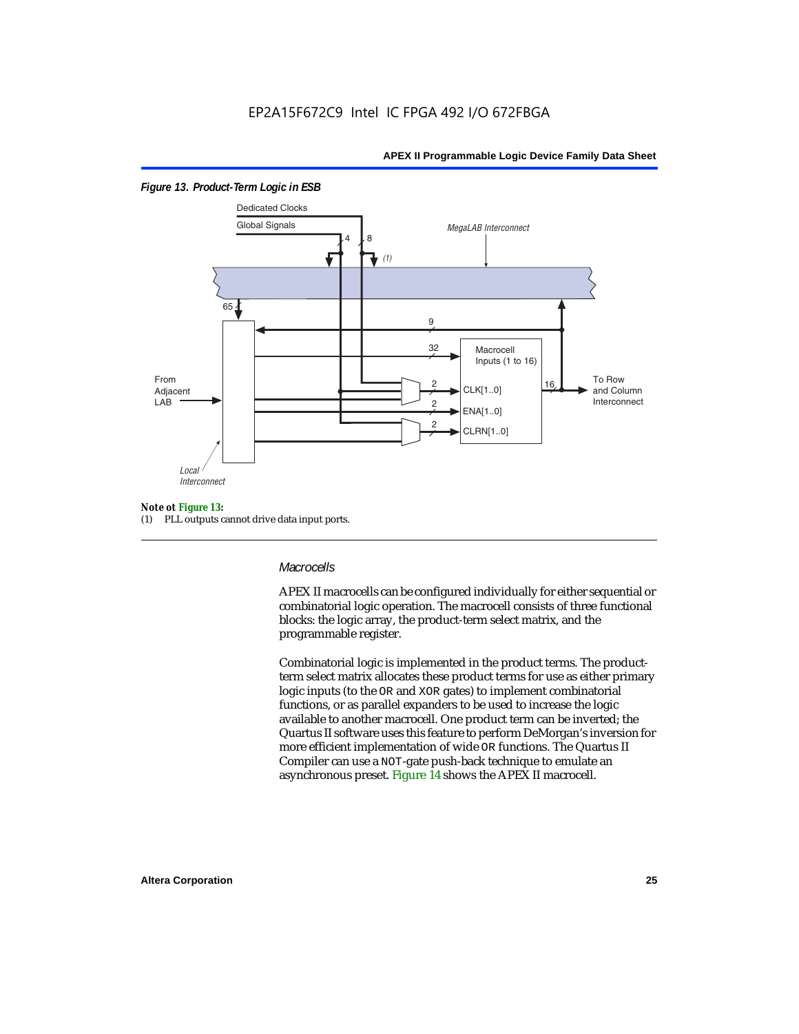*Figure 13. Product-Term Logic in ESB*

Dedicated Clocks

Global Signals

MegaLAB Interconnect

From Adjacent LAB

Local Interconnect

Macrocell Inputs (1 to 16)

CLK[1..0]

ENA[1..0]

CLRN[1..0]

To Row and Column Interconnect

**Note ot Figure 13:**

(1) PLL outputs cannot drive data input ports.

### *Macrocells*

APEX II macrocells can be configured individually for either sequential or combinatorial logic operation. The macrocell consists of three functional blocks: the logic array, the product-term select matrix, and the programmable register.

Combinatorial logic is implemented in the product terms. The product-term select matrix allocates these product terms for use as either primary logic inputs (to the OR and XOR gates) to implement combinatorial functions, or as parallel expanders to be used to increase the logic available to another macrocell. One product term can be inverted; the Quartus II software uses this feature to perform DeMorgan's inversion for more efficient implementation of wide OR functions. The Quartus II Compiler can use a NOT-gate push-back technique to emulate an asynchronous preset. Figure 14 shows the APEX II macrocell.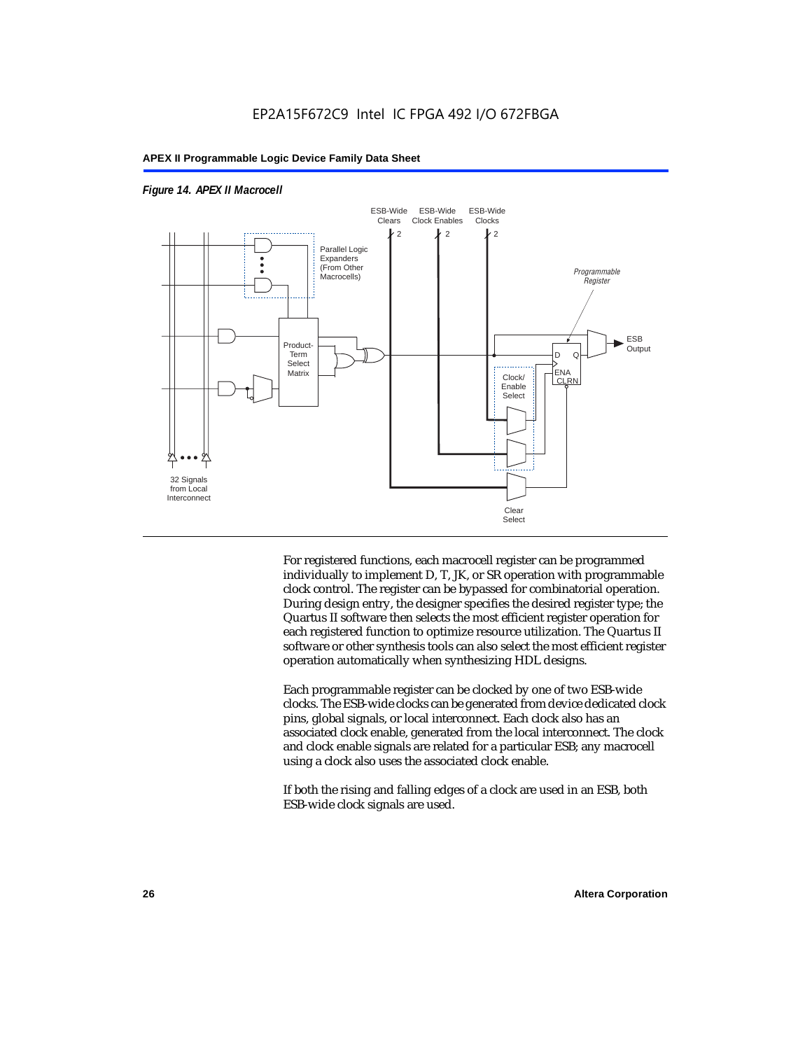*Figure 14. APEX II Macrocell*

For registered functions, each macrocell register can be programmed individually to implement D, T, JK, or SR operation with programmable clock control. The register can be bypassed for combinatorial operation. During design entry, the designer specifies the desired register type; the Quartus II software then selects the most efficient register operation for each registered function to optimize resource utilization. The Quartus II software or other synthesis tools can also select the most efficient register operation automatically when synthesizing HDL designs.

Each programmable register can be clocked by one of two ESB-wide clocks. The ESB-wide clocks can be generated from device dedicated clock pins, global signals, or local interconnect. Each clock also has an associated clock enable, generated from the local interconnect. The clock and clock enable signals are related for a particular ESB; any macrocell using a clock also uses the associated clock enable.

If both the rising and falling edges of a clock are used in an ESB, both ESB-wide clock signals are used.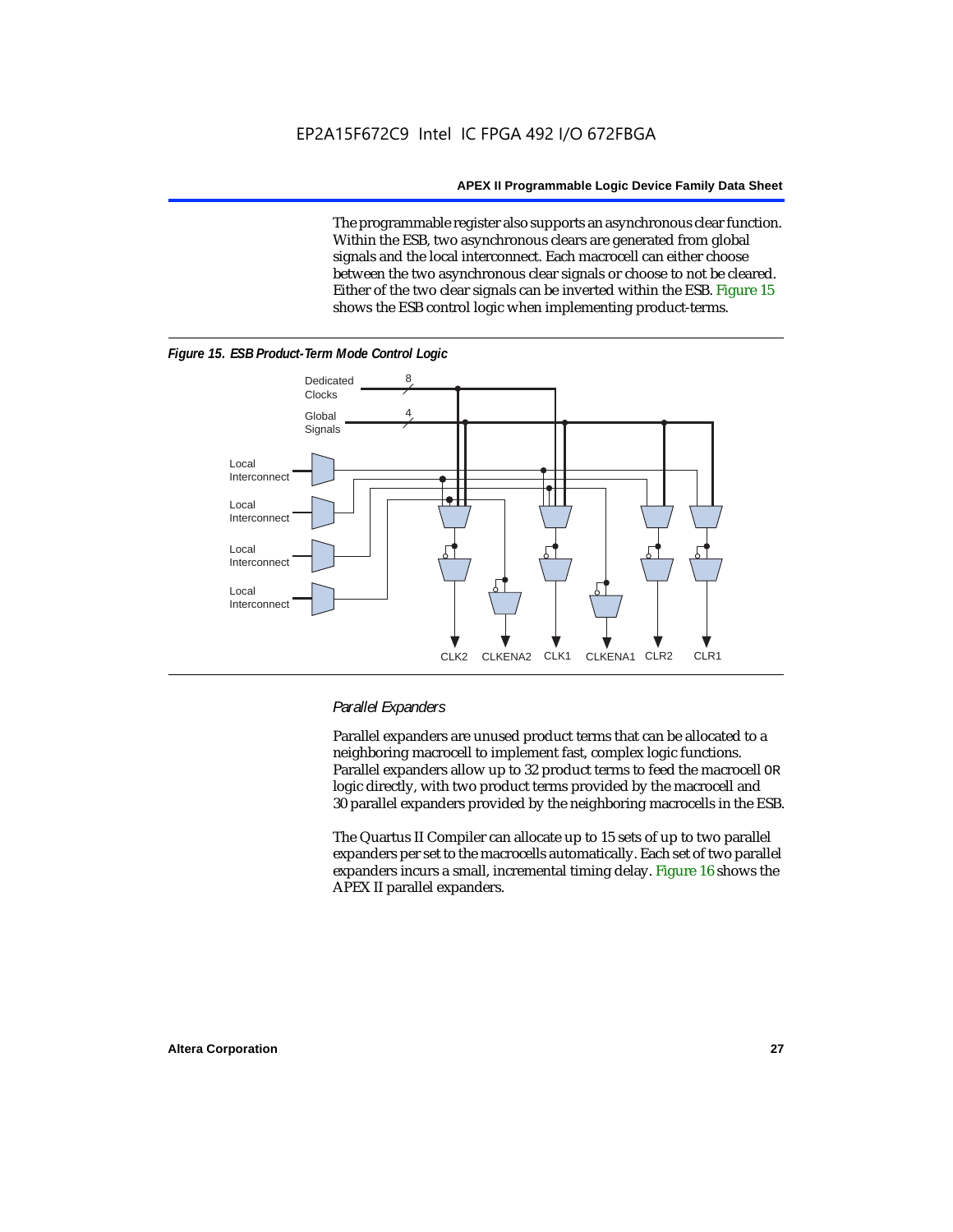The programmable register also supports an asynchronous clear function. Within the ESB, two asynchronous clears are generated from global signals and the local interconnect. Each macrocell can either choose between the two asynchronous clear signals or choose to not be cleared. Either of the two clear signals can be inverted within the ESB. Figure 15 shows the ESB control logic when implementing product-terms.

*Figure 15. ESB Product-Term Mode Control Logic*

#### *Parallel Expanders*

Parallel expanders are unused product terms that can be allocated to a neighboring macrocell to implement fast, complex logic functions. Parallel expanders allow up to 32 product terms to feed the macrocell OR logic directly, with two product terms provided by the macrocell and 30 parallel expanders provided by the neighboring macrocells in the ESB.

The Quartus II Compiler can allocate up to 15 sets of up to two parallel expanders per set to the macrocells automatically. Each set of two parallel expanders incurs a small, incremental timing delay. Figure 16 shows the APEX II parallel expanders.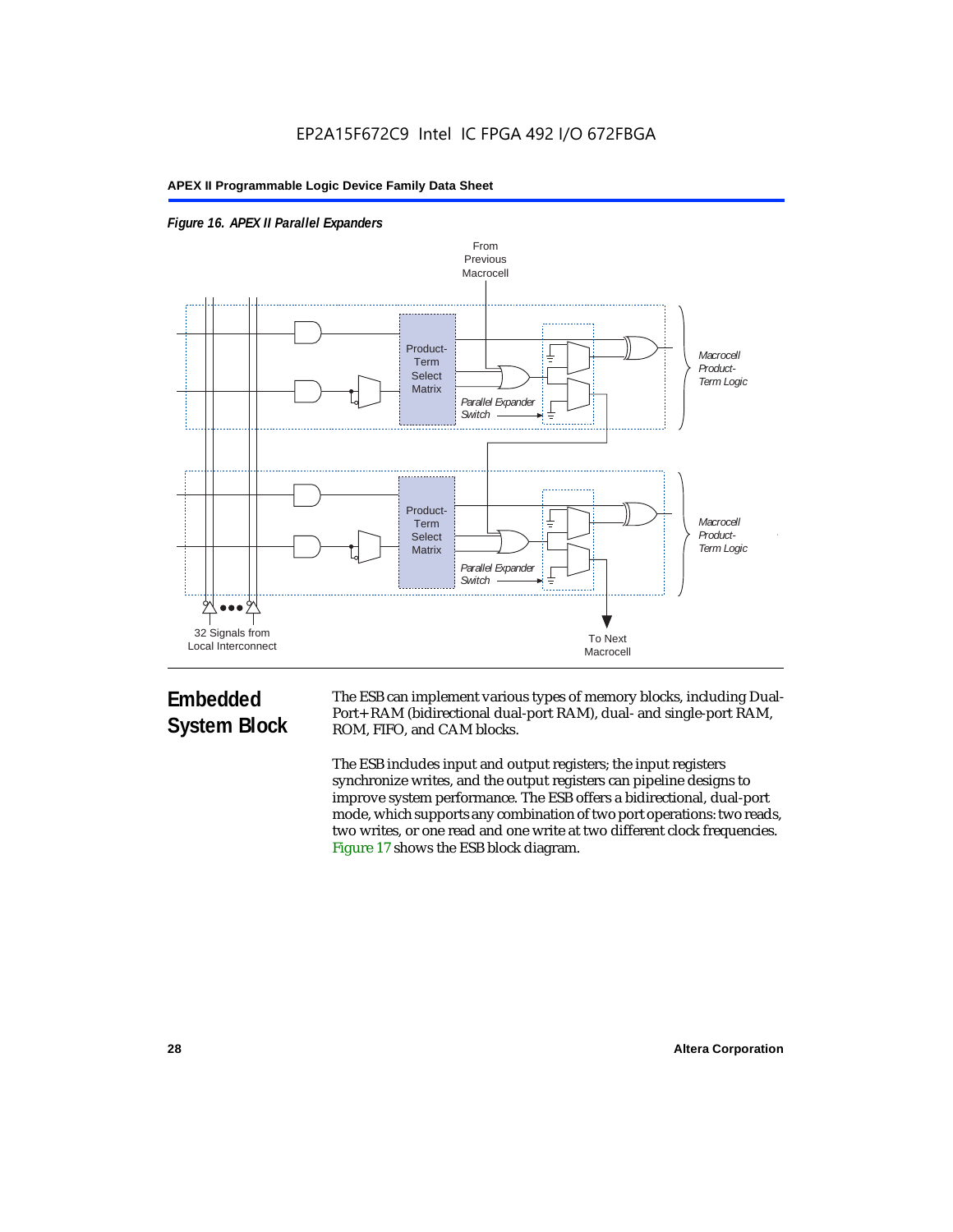*Figure 16. APEX II Parallel Expanders*

## Embedded System Block

The ESB can implement various types of memory blocks, including Dual-Port+ RAM (bidirectional dual-port RAM), dual- and single-port RAM, ROM, FIFO, and CAM blocks.

The ESB includes input and output registers; the input registers synchronize writes, and the output registers can pipeline designs to improve system performance. The ESB offers a bidirectional, dual-port mode, which supports any combination of two port operations: two reads, two writes, or one read and one write at two different clock frequencies. Figure 17 shows the ESB block diagram.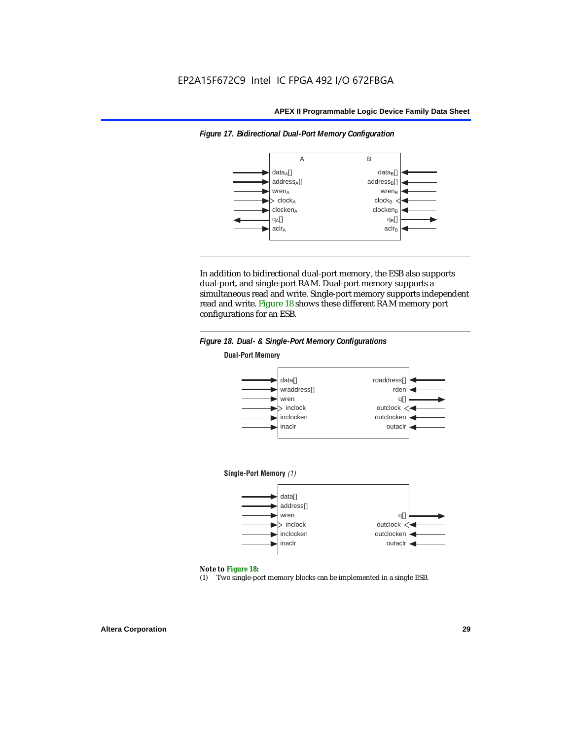*Figure 17. Bidirectional Dual-Port Memory Configuration*

In addition to bidirectional dual-port memory, the ESB also supports dual-port, and single-port RAM. Dual-port memory supports a simultaneous read and write. Single-port memory supports independent read and write. Figure 18 shows these different RAM memory port configurations for an ESB.

*Figure 18. Dual- & Single-Port Memory Configurations*

**Dual-Port Memory**

**Single-Port Memory** *(1)*

***Note to Figure 18:***

(1) Two single-port memory blocks can be implemented in a single ESB.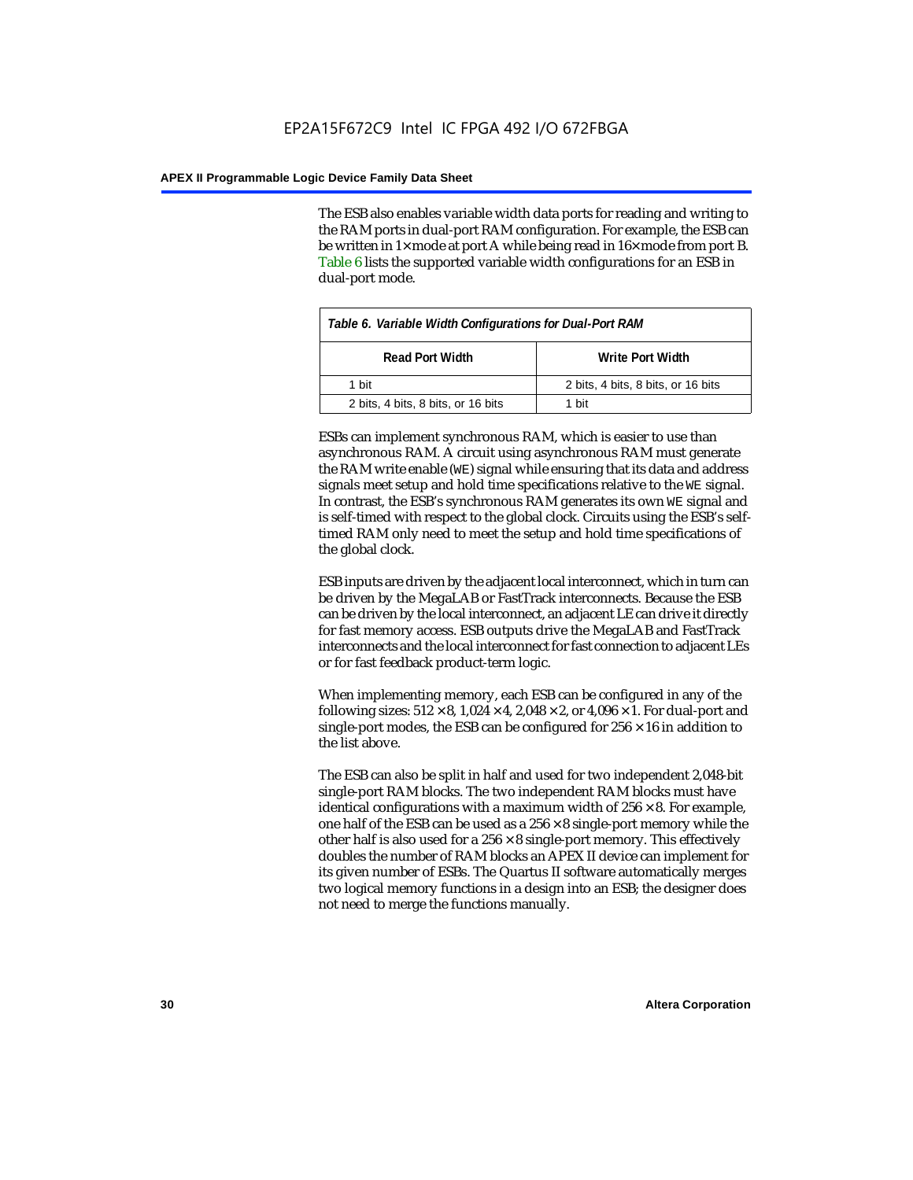The ESB also enables variable width data ports for reading and writing to the RAM ports in dual-port RAM configuration. For example, the ESB can be written in 1× mode at port A while being read in 16× mode from port B. Table 6 lists the supported variable width configurations for an ESB in dual-port mode.

*Table 6. Variable Width Configurations for Dual-Port RAM*

| Read Port Width | Write Port Width |
|---|---|
| 1 bit | 2 bits, 4 bits, 8 bits, or 16 bits |
| 2 bits, 4 bits, 8 bits, or 16 bits | 1 bit |

ESBs can implement synchronous RAM, which is easier to use than asynchronous RAM. A circuit using asynchronous RAM must generate the RAM write enable (`WE`) signal while ensuring that its data and address signals meet setup and hold time specifications relative to the `WE` signal. In contrast, the ESB's synchronous RAM generates its own `WE` signal and is self-timed with respect to the global clock. Circuits using the ESB's self-timed RAM only need to meet the setup and hold time specifications of the global clock.

ESB inputs are driven by the adjacent local interconnect, which in turn can be driven by the MegaLAB or FastTrack interconnects. Because the ESB can be driven by the local interconnect, an adjacent LE can drive it directly for fast memory access. ESB outputs drive the MegaLAB and FastTrack interconnects and the local interconnect for fast connection to adjacent LEs or for fast feedback product-term logic.

When implementing memory, each ESB can be configured in any of the following sizes: 512 × 8, 1,024 × 4, 2,048 × 2, or 4,096 × 1. For dual-port and single-port modes, the ESB can be configured for 256 × 16 in addition to the list above.

The ESB can also be split in half and used for two independent 2,048-bit single-port RAM blocks. The two independent RAM blocks must have identical configurations with a maximum width of 256 × 8. For example, one half of the ESB can be used as a 256 × 8 single-port memory while the other half is also used for a 256 × 8 single-port memory. This effectively doubles the number of RAM blocks an APEX II device can implement for its given number of ESBs. The Quartus II software automatically merges two logical memory functions in a design into an ESB; the designer does not need to merge the functions manually.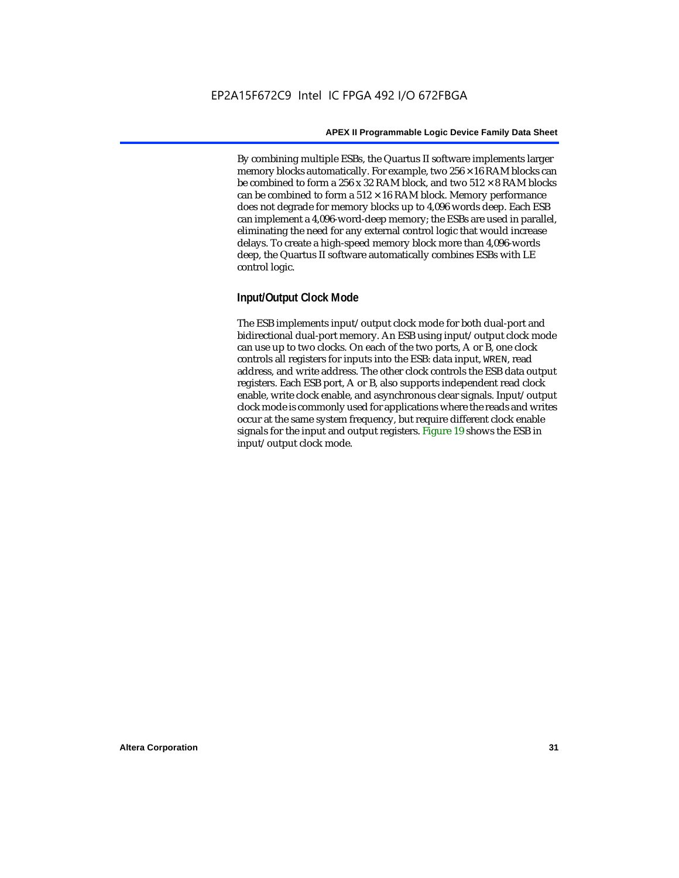By combining multiple ESBs, the Quartus II software implements larger memory blocks automatically. For example, two 256 × 16 RAM blocks can be combined to form a 256 x 32 RAM block, and two 512 × 8 RAM blocks can be combined to form a 512 × 16 RAM block. Memory performance does not degrade for memory blocks up to 4,096 words deep. Each ESB can implement a 4,096-word-deep memory; the ESBs are used in parallel, eliminating the need for any external control logic that would increase delays. To create a high-speed memory block more than 4,096-words deep, the Quartus II software automatically combines ESBs with LE control logic.

### Input/Output Clock Mode

The ESB implements input/output clock mode for both dual-port and bidirectional dual-port memory. An ESB using input/output clock mode can use up to two clocks. On each of the two ports, A or B, one clock controls all registers for inputs into the ESB: data input, WREN, read address, and write address. The other clock controls the ESB data output registers. Each ESB port, A or B, also supports independent read clock enable, write clock enable, and asynchronous clear signals. Input/output clock mode is commonly used for applications where the reads and writes occur at the same system frequency, but require different clock enable signals for the input and output registers. Figure 19 shows the ESB in input/output clock mode.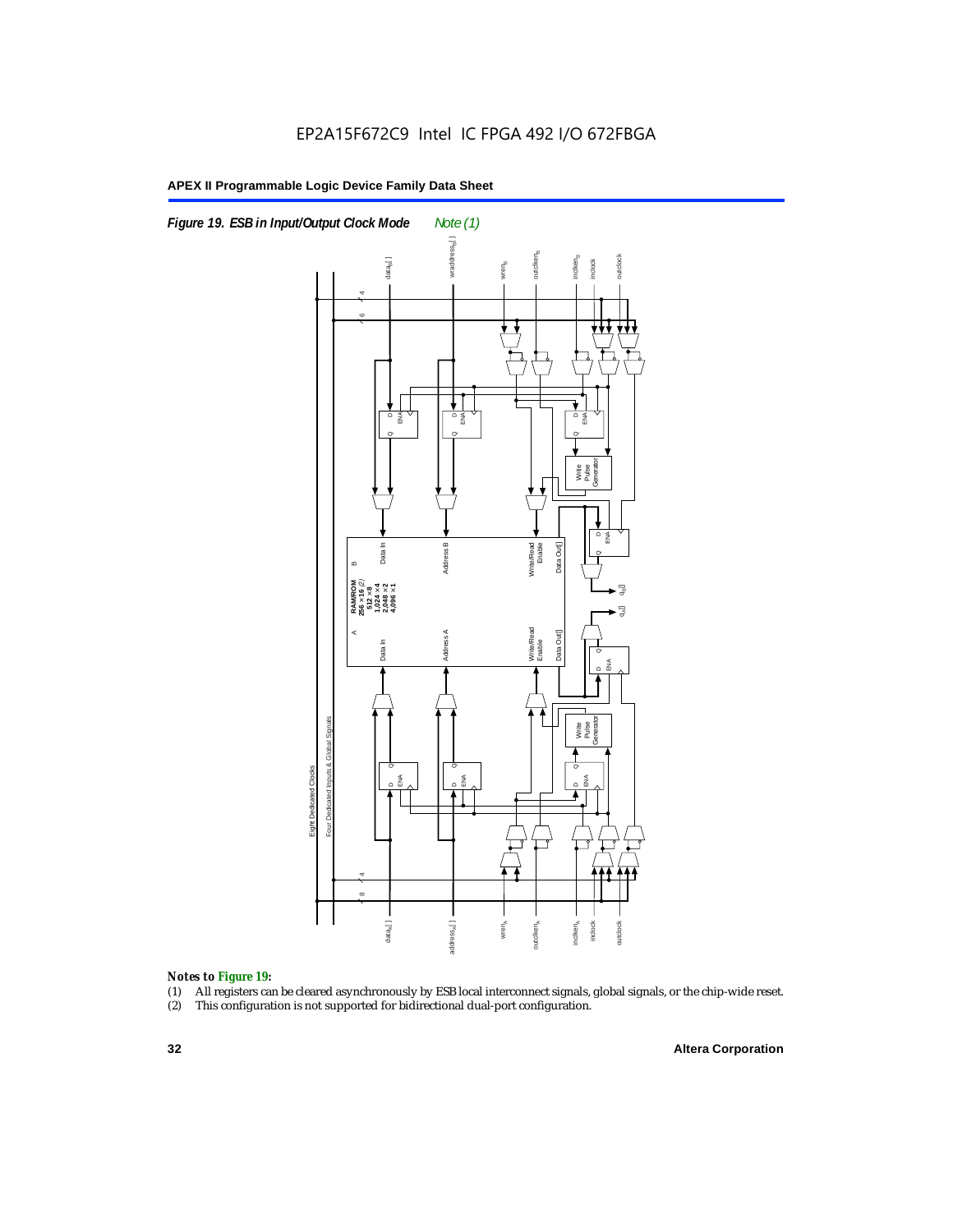*Figure 19. ESB in Input/Output Clock Mode* *Note (1)*

*Notes to Figure 19:*

(1) All registers can be cleared asynchronously by ESB local interconnect signals, global signals, or the chip-wide reset.
(2) This configuration is not supported for bidirectional dual-port configuration.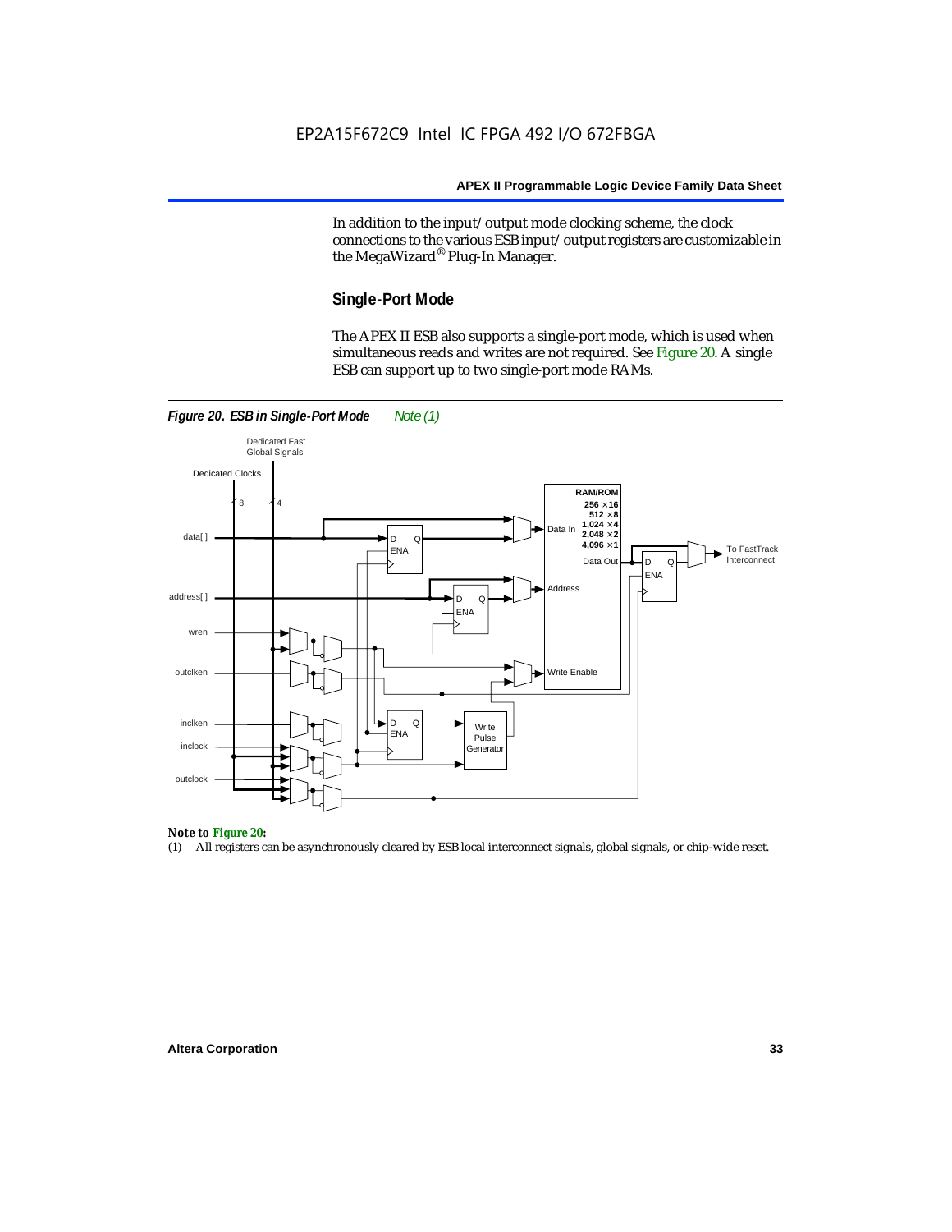In addition to the input/output mode clocking scheme, the clock connections to the various ESB input/output registers are customizable in the MegaWizard® Plug-In Manager.

### Single-Port Mode

The APEX II ESB also supports a single-port mode, which is used when simultaneous reads and writes are not required. See Figure 20. A single ESB can support up to two single-port mode RAMs.

*Figure 20. ESB in Single-Port Mode* *Note (1)*

**Note to Figure 20:**

(1) All registers can be asynchronously cleared by ESB local interconnect signals, global signals, or chip-wide reset.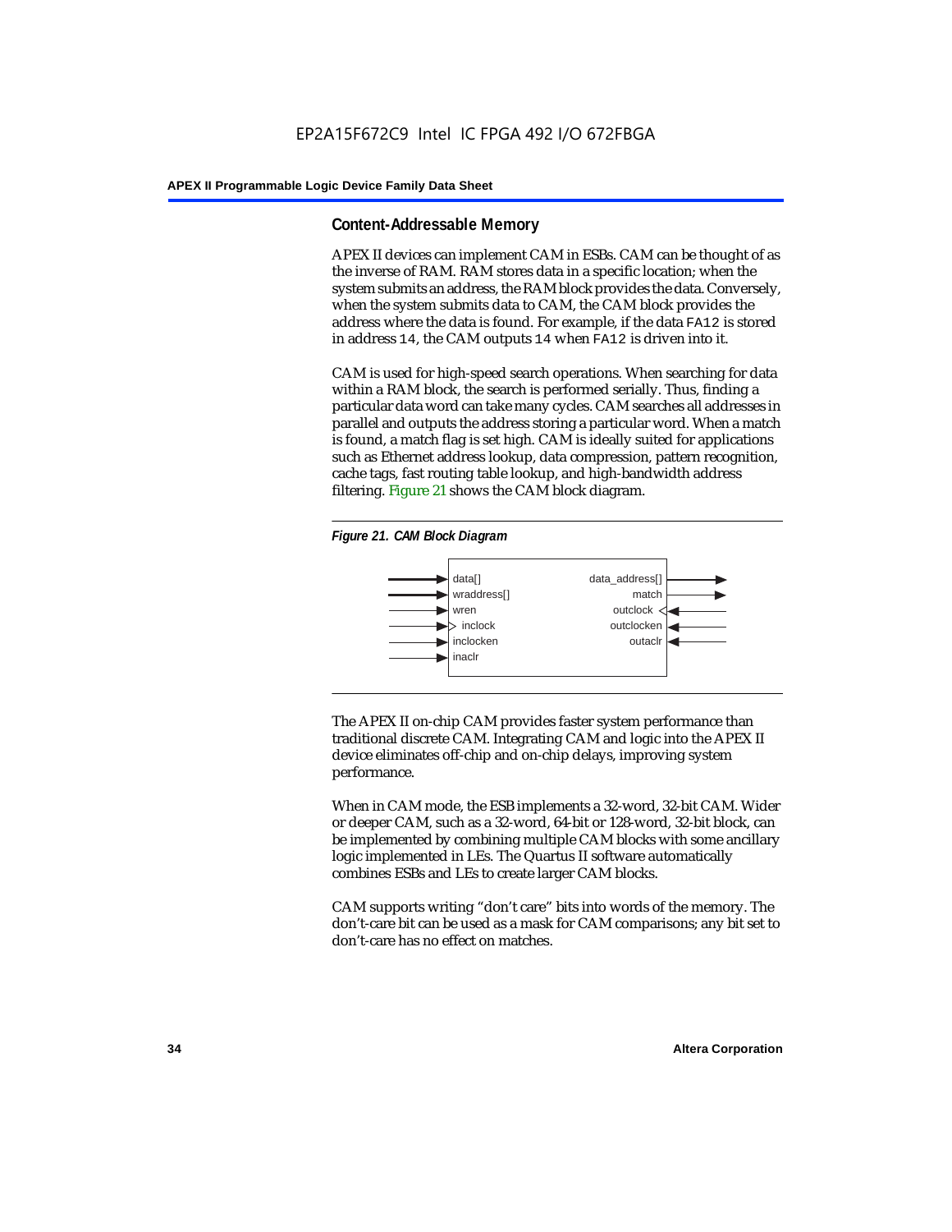## Content-Addressable Memory

APEX II devices can implement CAM in ESBs. CAM can be thought of as the inverse of RAM. RAM stores data in a specific location; when the system submits an address, the RAM block provides the data. Conversely, when the system submits data to CAM, the CAM block provides the address where the data is found. For example, if the data `FA12` is stored in address `14`, the CAM outputs `14` when `FA12` is driven into it.

CAM is used for high-speed search operations. When searching for data within a RAM block, the search is performed serially. Thus, finding a particular data word can take many cycles. CAM searches all addresses in parallel and outputs the address storing a particular word. When a match is found, a match flag is set high. CAM is ideally suited for applications such as Ethernet address lookup, data compression, pattern recognition, cache tags, fast routing table lookup, and high-bandwidth address filtering. Figure 21 shows the CAM block diagram.

*Figure 21. CAM Block Diagram*

Inputs: data[], wraddress[], wren, inclock, inclocken, inaclr
Outputs: data_address[], match
Output controls: outclock, outclocken, outaclr

The APEX II on-chip CAM provides faster system performance than traditional discrete CAM. Integrating CAM and logic into the APEX II device eliminates off-chip and on-chip delays, improving system performance.

When in CAM mode, the ESB implements a 32-word, 32-bit CAM. Wider or deeper CAM, such as a 32-word, 64-bit or 128-word, 32-bit block, can be implemented by combining multiple CAM blocks with some ancillary logic implemented in LEs. The Quartus II software automatically combines ESBs and LEs to create larger CAM blocks.

CAM supports writing "don't care" bits into words of the memory. The don't-care bit can be used as a mask for CAM comparisons; any bit set to don't-care has no effect on matches.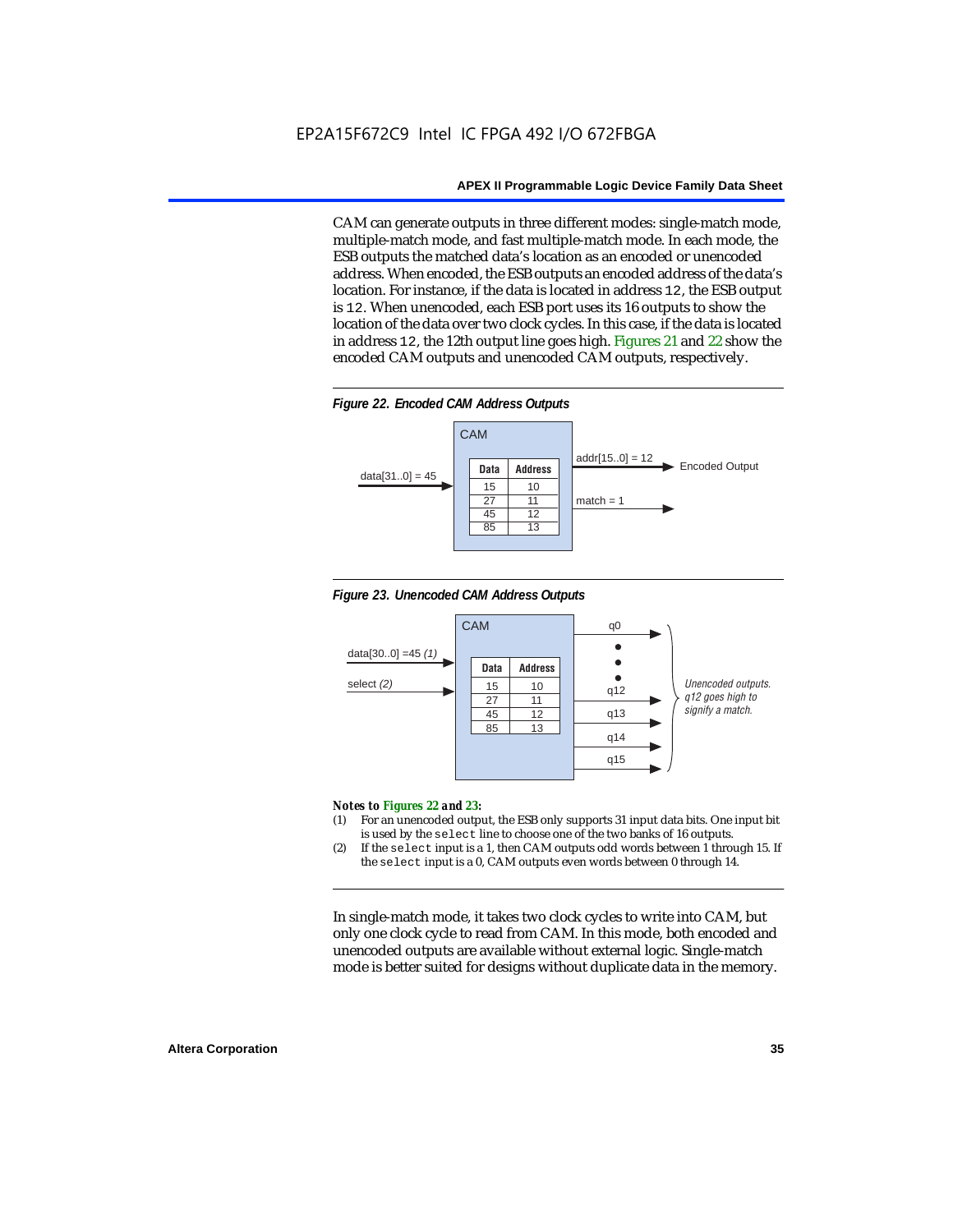CAM can generate outputs in three different modes: single-match mode, multiple-match mode, and fast multiple-match mode. In each mode, the ESB outputs the matched data's location as an encoded or unencoded address. When encoded, the ESB outputs an encoded address of the data's location. For instance, if the data is located in address 12, the ESB output is 12. When unencoded, each ESB port uses its 16 outputs to show the location of the data over two clock cycles. In this case, if the data is located in address 12, the 12th output line goes high. Figures 21 and 22 show the encoded CAM outputs and unencoded CAM outputs, respectively.

*Figure 22. Encoded CAM Address Outputs*

CAM

data[31..0] = 45

| Data | Address |
|---|---|
| 15 | 10 |
| 27 | 11 |
| 45 | 12 |
| 85 | 13 |

addr[15..0] = 12 → Encoded Output

match = 1

*Figure 23. Unencoded CAM Address Outputs*

CAM

data[30..0] =45 *(1)*

select *(2)*

| Data | Address |
|---|---|
| 15 | 10 |
| 27 | 11 |
| 45 | 12 |
| 85 | 13 |

q0, q12, q13, q14, q15

*Unencoded outputs. q12 goes high to signify a match.*

***Notes to Figures 22 and 23:***

(1) For an unencoded output, the ESB only supports 31 input data bits. One input bit is used by the select line to choose one of the two banks of 16 outputs.

(2) If the select input is a 1, then CAM outputs odd words between 1 through 15. If the select input is a 0, CAM outputs even words between 0 through 14.

In single-match mode, it takes two clock cycles to write into CAM, but only one clock cycle to read from CAM. In this mode, both encoded and unencoded outputs are available without external logic. Single-match mode is better suited for designs without duplicate data in the memory.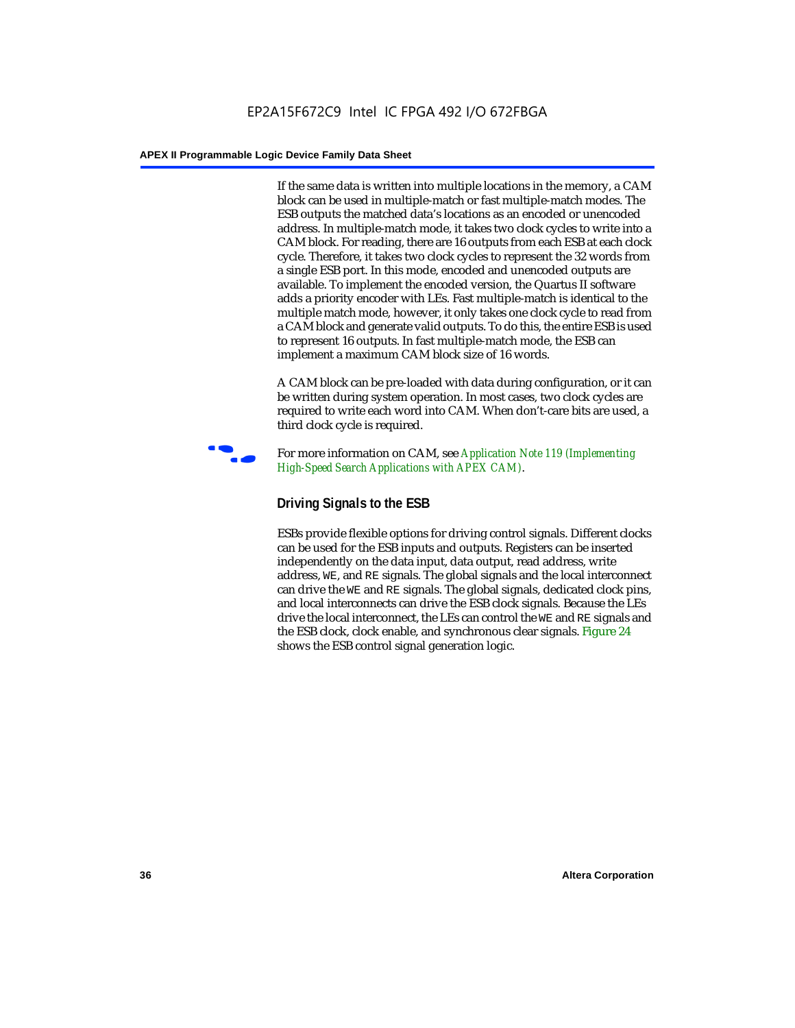If the same data is written into multiple locations in the memory, a CAM block can be used in multiple-match or fast multiple-match modes. The ESB outputs the matched data's locations as an encoded or unencoded address. In multiple-match mode, it takes two clock cycles to write into a CAM block. For reading, there are 16 outputs from each ESB at each clock cycle. Therefore, it takes two clock cycles to represent the 32 words from a single ESB port. In this mode, encoded and unencoded outputs are available. To implement the encoded version, the Quartus II software adds a priority encoder with LEs. Fast multiple-match is identical to the multiple match mode, however, it only takes one clock cycle to read from a CAM block and generate valid outputs. To do this, the entire ESB is used to represent 16 outputs. In fast multiple-match mode, the ESB can implement a maximum CAM block size of 16 words.

A CAM block can be pre-loaded with data during configuration, or it can be written during system operation. In most cases, two clock cycles are required to write each word into CAM. When don't-care bits are used, a third clock cycle is required.

For more information on CAM, see *Application Note 119 (Implementing High-Speed Search Applications with APEX CAM)*.

### Driving Signals to the ESB

ESBs provide flexible options for driving control signals. Different clocks can be used for the ESB inputs and outputs. Registers can be inserted independently on the data input, data output, read address, write address, `WE`, and `RE` signals. The global signals and the local interconnect can drive the `WE` and `RE` signals. The global signals, dedicated clock pins, and local interconnects can drive the ESB clock signals. Because the LEs drive the local interconnect, the LEs can control the `WE` and `RE` signals and the ESB clock, clock enable, and synchronous clear signals. Figure 24 shows the ESB control signal generation logic.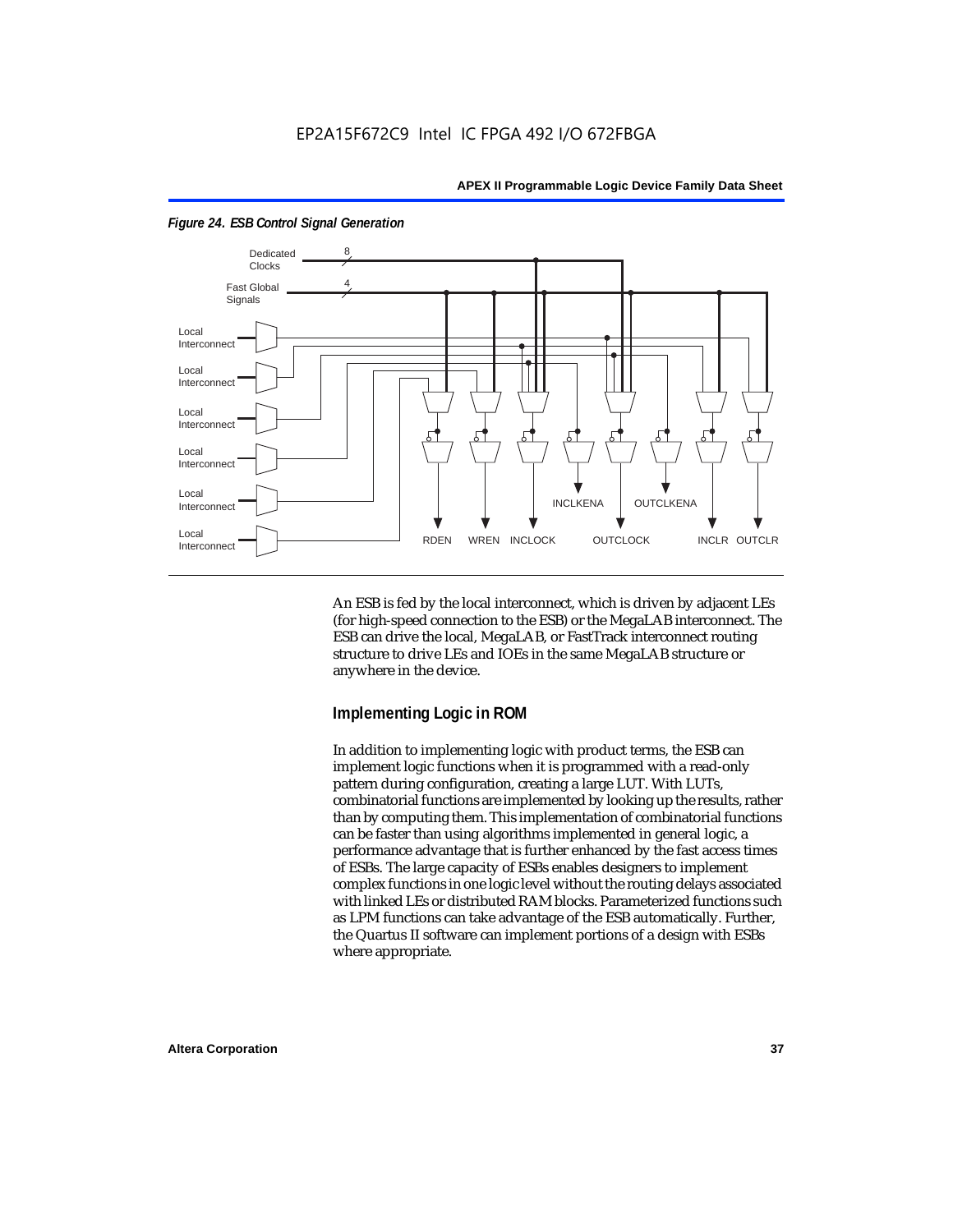*Figure 24. ESB Control Signal Generation*

An ESB is fed by the local interconnect, which is driven by adjacent LEs (for high-speed connection to the ESB) or the MegaLAB interconnect. The ESB can drive the local, MegaLAB, or FastTrack interconnect routing structure to drive LEs and IOEs in the same MegaLAB structure or anywhere in the device.

### Implementing Logic in ROM

In addition to implementing logic with product terms, the ESB can implement logic functions when it is programmed with a read-only pattern during configuration, creating a large LUT. With LUTs, combinatorial functions are implemented by looking up the results, rather than by computing them. This implementation of combinatorial functions can be faster than using algorithms implemented in general logic, a performance advantage that is further enhanced by the fast access times of ESBs. The large capacity of ESBs enables designers to implement complex functions in one logic level without the routing delays associated with linked LEs or distributed RAM blocks. Parameterized functions such as LPM functions can take advantage of the ESB automatically. Further, the Quartus II software can implement portions of a design with ESBs where appropriate.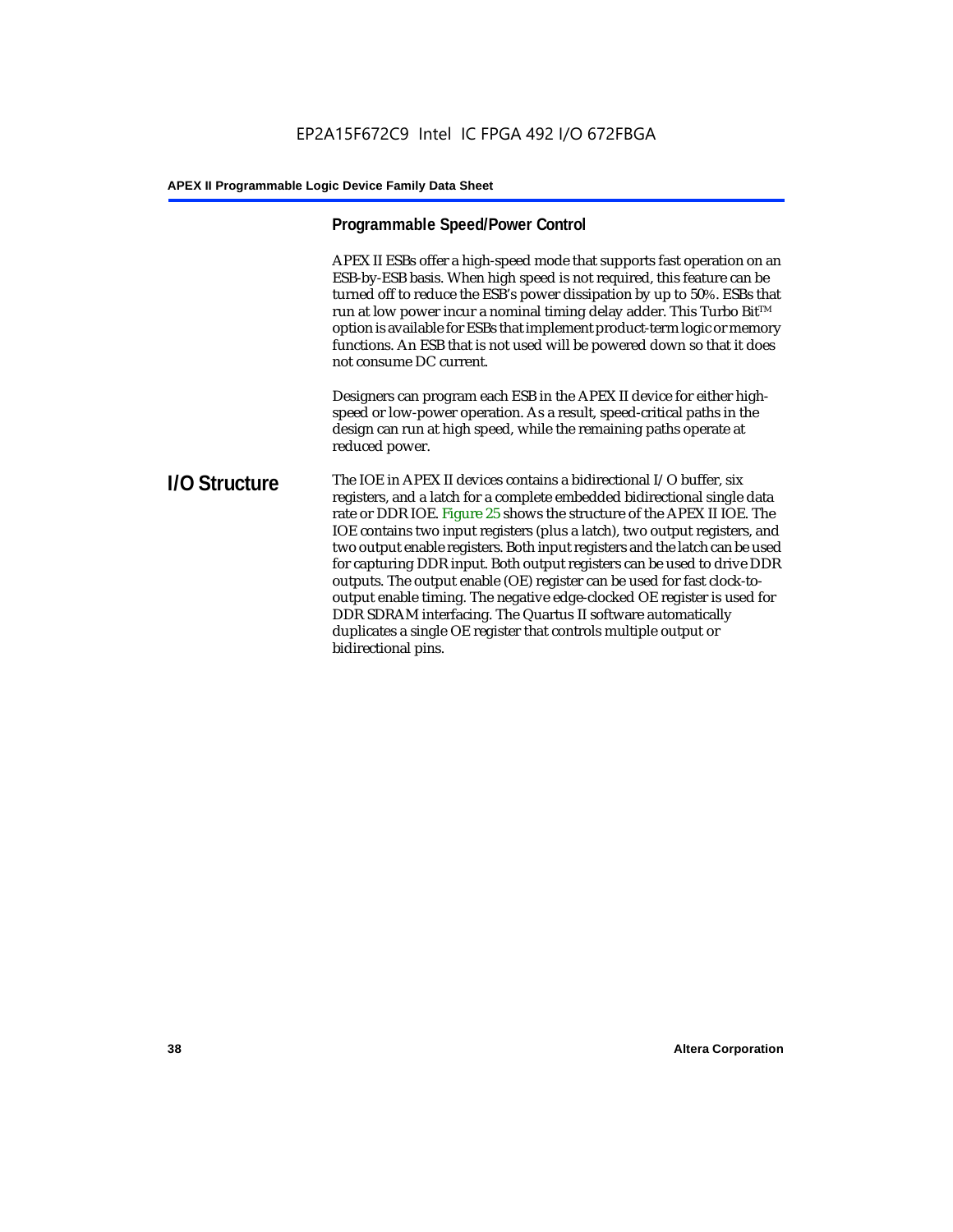### Programmable Speed/Power Control

APEX II ESBs offer a high-speed mode that supports fast operation on an ESB-by-ESB basis. When high speed is not required, this feature can be turned off to reduce the ESB's power dissipation by up to 50%. ESBs that run at low power incur a nominal timing delay adder. This Turbo Bit™ option is available for ESBs that implement product-term logic or memory functions. An ESB that is not used will be powered down so that it does not consume DC current.

Designers can program each ESB in the APEX II device for either high-speed or low-power operation. As a result, speed-critical paths in the design can run at high speed, while the remaining paths operate at reduced power.

## I/O Structure

The IOE in APEX II devices contains a bidirectional I/O buffer, six registers, and a latch for a complete embedded bidirectional single data rate or DDR IOE. Figure 25 shows the structure of the APEX II IOE. The IOE contains two input registers (plus a latch), two output registers, and two output enable registers. Both input registers and the latch can be used for capturing DDR input. Both output registers can be used to drive DDR outputs. The output enable (OE) register can be used for fast clock-to-output enable timing. The negative edge-clocked OE register is used for DDR SDRAM interfacing. The Quartus II software automatically duplicates a single OE register that controls multiple output or bidirectional pins.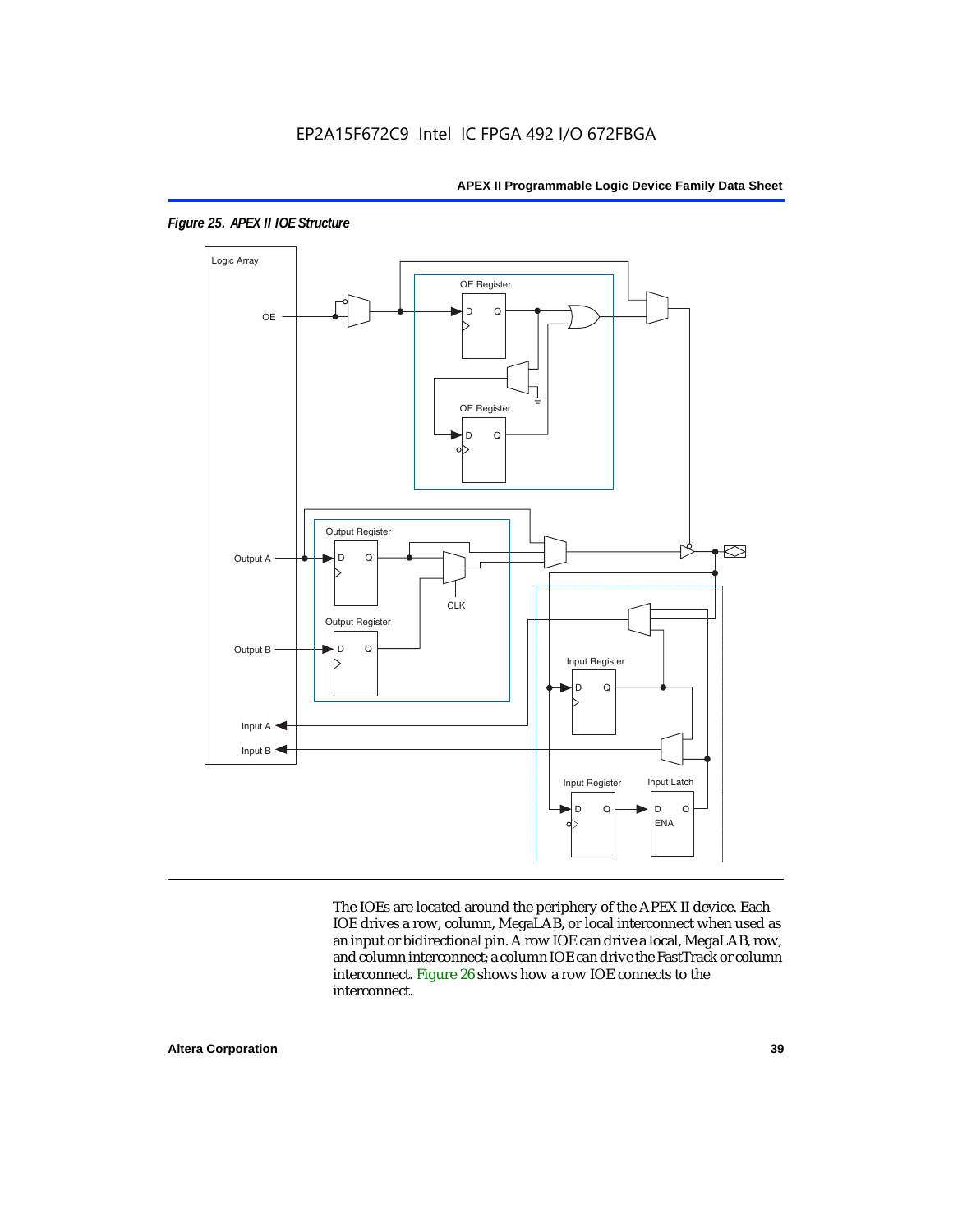*Figure 25. APEX II IOE Structure*

The IOEs are located around the periphery of the APEX II device. Each IOE drives a row, column, MegaLAB, or local interconnect when used as an input or bidirectional pin. A row IOE can drive a local, MegaLAB, row, and column interconnect; a column IOE can drive the FastTrack or column interconnect. Figure 26 shows how a row IOE connects to the interconnect.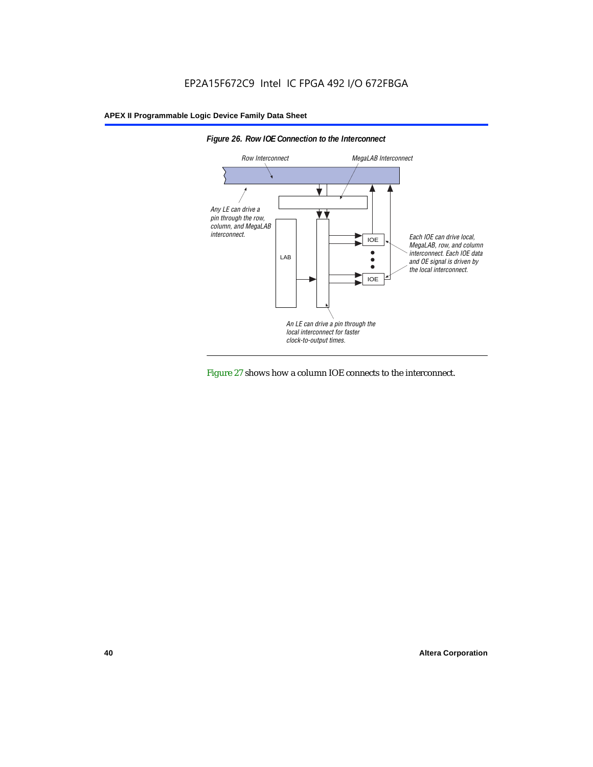*Figure 26. Row IOE Connection to the Interconnect*

Row Interconnect

MegaLAB Interconnect

Any LE can drive a pin through the row, column, and MegaLAB interconnect.

LAB

IOE

IOE

Each IOE can drive local, MegaLAB, row, and column interconnect. Each IOE data and OE signal is driven by the local interconnect.

An LE can drive a pin through the local interconnect for faster clock-to-output times.

Figure 27 shows how a column IOE connects to the interconnect.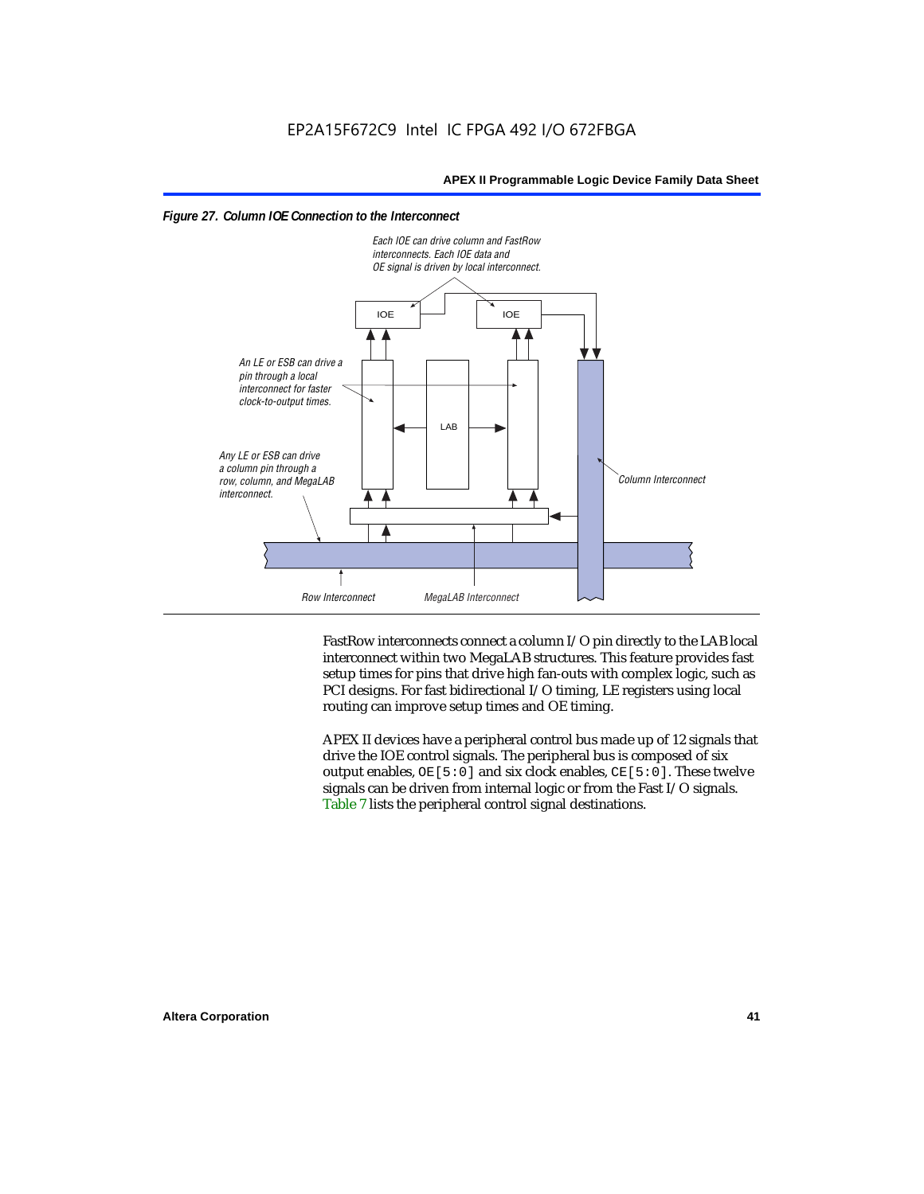*Figure 27. Column IOE Connection to the Interconnect*

Each IOE can drive column and FastRow interconnects. Each IOE data and OE signal is driven by local interconnect.

IOE

IOE

An LE or ESB can drive a pin through a local interconnect for faster clock-to-output times.

LAB

Any LE or ESB can drive a column pin through a row, column, and MegaLAB interconnect.

Column Interconnect

Row Interconnect

MegaLAB Interconnect

FastRow interconnects connect a column I/O pin directly to the LAB local interconnect within two MegaLAB structures. This feature provides fast setup times for pins that drive high fan-outs with complex logic, such as PCI designs. For fast bidirectional I/O timing, LE registers using local routing can improve setup times and OE timing.

APEX II devices have a peripheral control bus made up of 12 signals that drive the IOE control signals. The peripheral bus is composed of six output enables, `OE[5:0]` and six clock enables, `CE[5:0]`. These twelve signals can be driven from internal logic or from the Fast I/O signals. Table 7 lists the peripheral control signal destinations.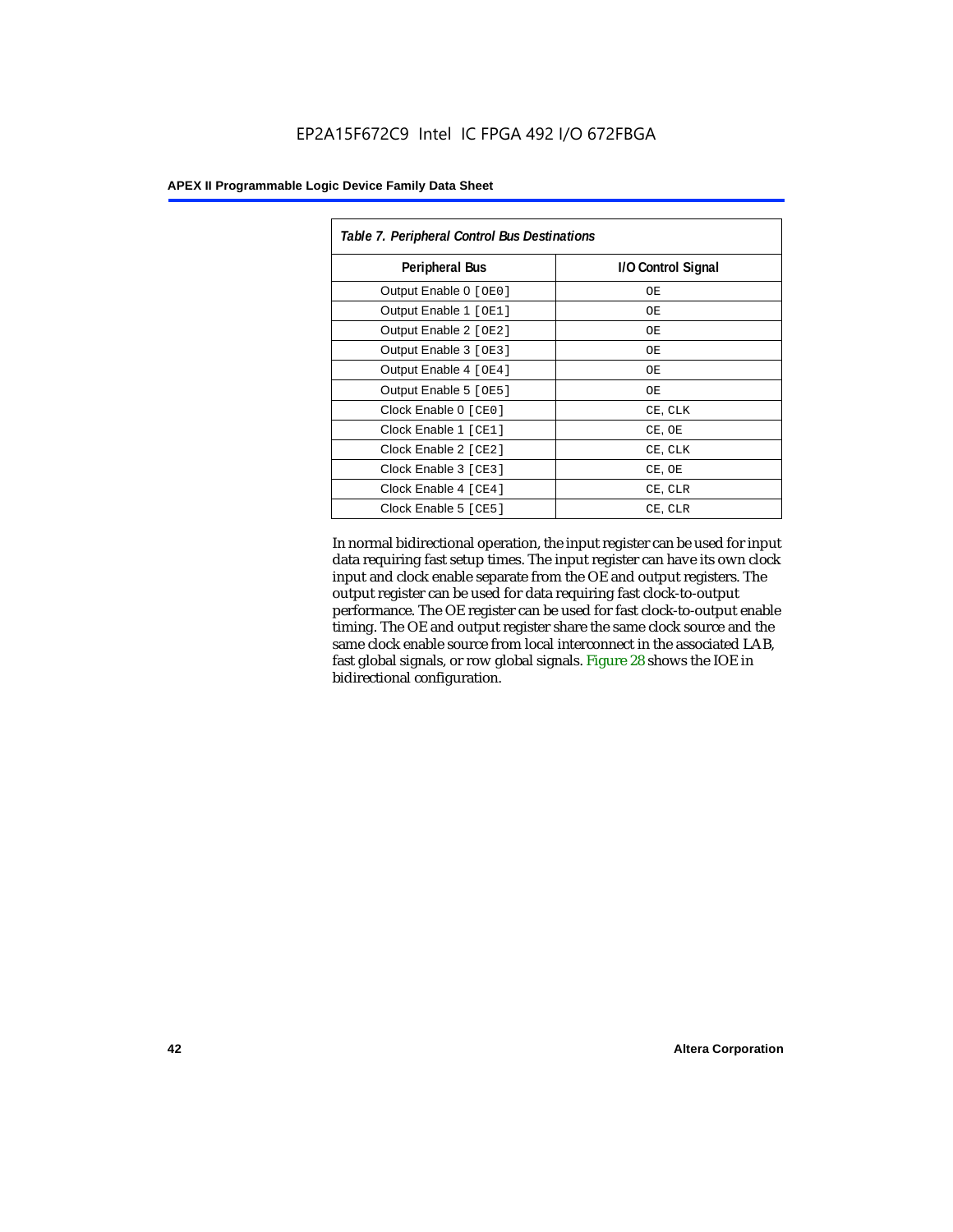*Table 7. Peripheral Control Bus Destinations*

| Peripheral Bus | I/O Control Signal |
|---|---|
| Output Enable 0 [OE0] | OE |
| Output Enable 1 [OE1] | OE |
| Output Enable 2 [OE2] | OE |
| Output Enable 3 [OE3] | OE |
| Output Enable 4 [OE4] | OE |
| Output Enable 5 [OE5] | OE |
| Clock Enable 0 [CE0] | CE, CLK |
| Clock Enable 1 [CE1] | CE, OE |
| Clock Enable 2 [CE2] | CE, CLK |
| Clock Enable 3 [CE3] | CE, OE |
| Clock Enable 4 [CE4] | CE, CLR |
| Clock Enable 5 [CE5] | CE, CLR |

In normal bidirectional operation, the input register can be used for input data requiring fast setup times. The input register can have its own clock input and clock enable separate from the OE and output registers. The output register can be used for data requiring fast clock-to-output performance. The OE register can be used for fast clock-to-output enable timing. The OE and output register share the same clock source and the same clock enable source from local interconnect in the associated LAB, fast global signals, or row global signals. Figure 28 shows the IOE in bidirectional configuration.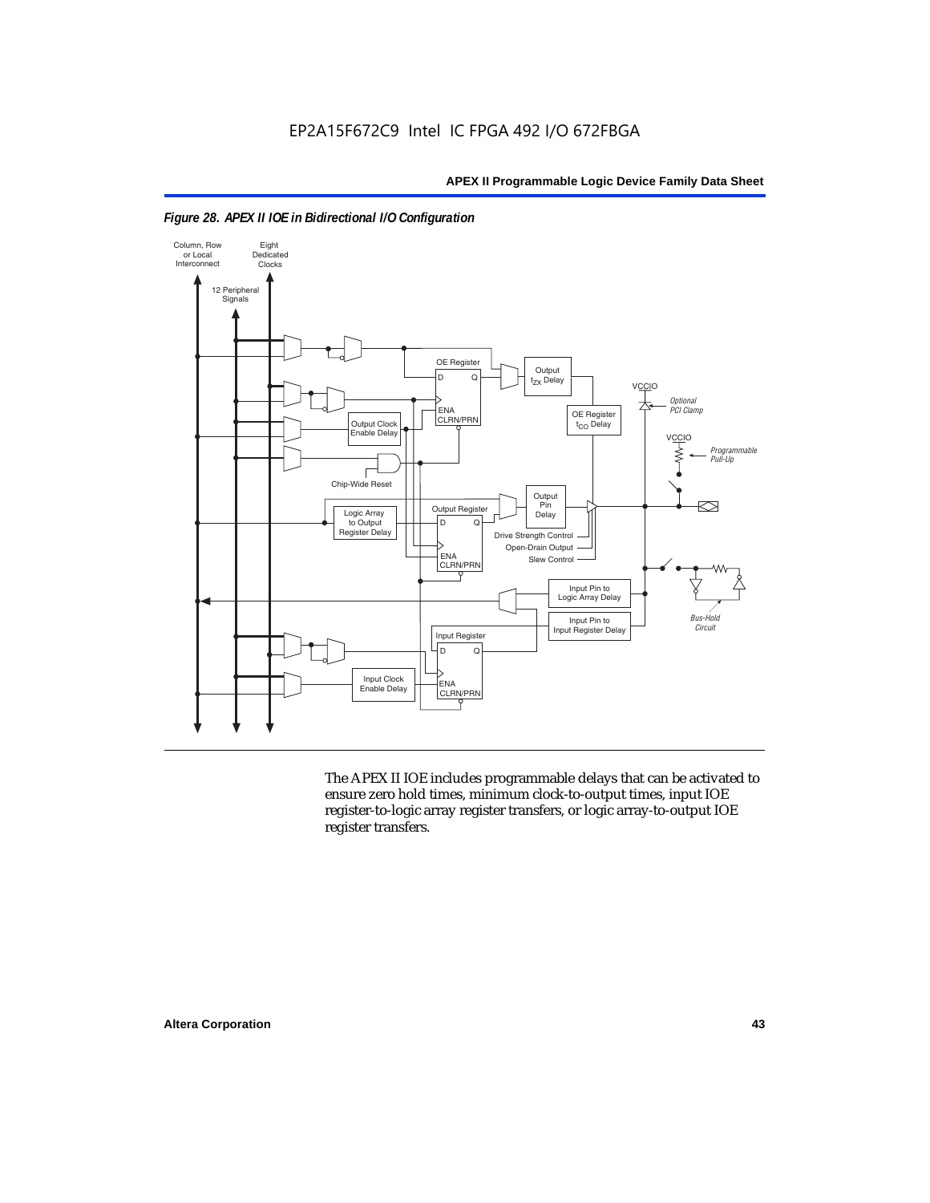*Figure 28. APEX II IOE in Bidirectional I/O Configuration*

The APEX II IOE includes programmable delays that can be activated to ensure zero hold times, minimum clock-to-output times, input IOE register-to-logic array register transfers, or logic array-to-output IOE register transfers.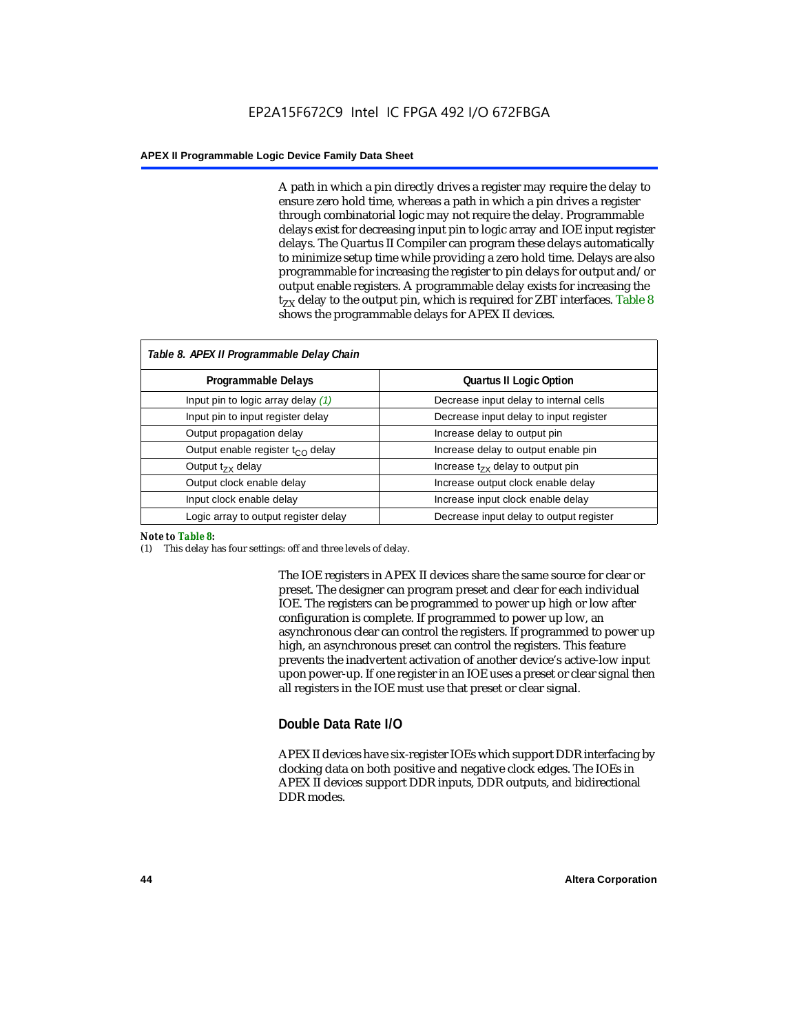A path in which a pin directly drives a register may require the delay to ensure zero hold time, whereas a path in which a pin drives a register through combinatorial logic may not require the delay. Programmable delays exist for decreasing input pin to logic array and IOE input register delays. The Quartus II Compiler can program these delays automatically to minimize setup time while providing a zero hold time. Delays are also programmable for increasing the register to pin delays for output and/or output enable registers. A programmable delay exists for increasing the $t_{ZX}$ delay to the output pin, which is required for ZBT interfaces. Table 8 shows the programmable delays for APEX II devices.

*Table 8. APEX II Programmable Delay Chain*

| Programmable Delays | Quartus II Logic Option |
|---|---|
| Input pin to logic array delay *(1)* | Decrease input delay to internal cells |
| Input pin to input register delay | Decrease input delay to input register |
| Output propagation delay | Increase delay to output pin |
| Output enable register $t_{CO}$ delay | Increase delay to output enable pin |
| Output $t_{ZX}$ delay | Increase $t_{ZX}$ delay to output pin |
| Output clock enable delay | Increase output clock enable delay |
| Input clock enable delay | Increase input clock enable delay |
| Logic array to output register delay | Decrease input delay to output register |

***Note to Table 8:***

(1) This delay has four settings: off and three levels of delay.

The IOE registers in APEX II devices share the same source for clear or preset. The designer can program preset and clear for each individual IOE. The registers can be programmed to power up high or low after configuration is complete. If programmed to power up low, an asynchronous clear can control the registers. If programmed to power up high, an asynchronous preset can control the registers. This feature prevents the inadvertent activation of another device's active-low input upon power-up. If one register in an IOE uses a preset or clear signal then all registers in the IOE must use that preset or clear signal.

## Double Data Rate I/O

APEX II devices have six-register IOEs which support DDR interfacing by clocking data on both positive and negative clock edges. The IOEs in APEX II devices support DDR inputs, DDR outputs, and bidirectional DDR modes.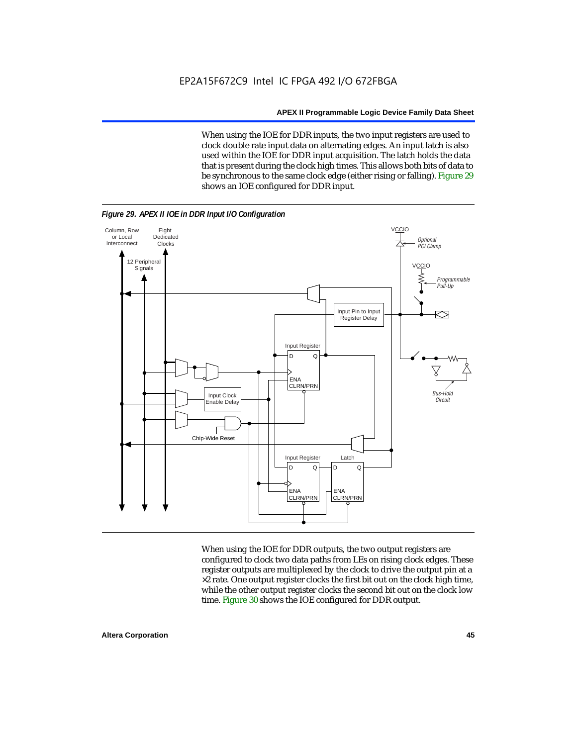When using the IOE for DDR inputs, the two input registers are used to clock double rate input data on alternating edges. An input latch is also used within the IOE for DDR input acquisition. The latch holds the data that is present during the clock high times. This allows both bits of data to be synchronous to the same clock edge (either rising or falling). Figure 29 shows an IOE configured for DDR input.

*Figure 29. APEX II IOE in DDR Input I/O Configuration*

When using the IOE for DDR outputs, the two output registers are configured to clock two data paths from LEs on rising clock edges. These register outputs are multiplexed by the clock to drive the output pin at a ×2 rate. One output register clocks the first bit out on the clock high time, while the other output register clocks the second bit out on the clock low time. Figure 30 shows the IOE configured for DDR output.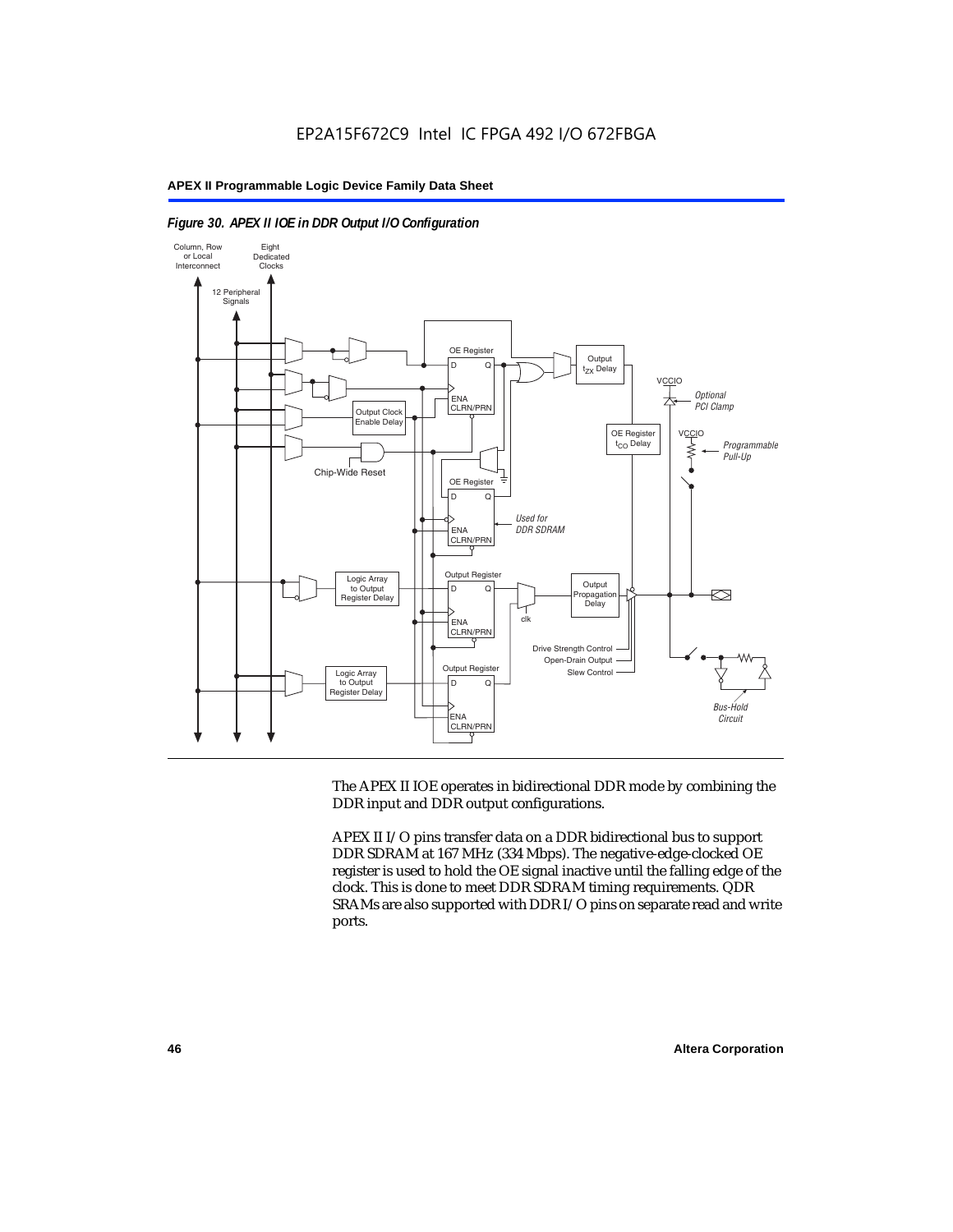*Figure 30. APEX II IOE in DDR Output I/O Configuration*

The APEX II IOE operates in bidirectional DDR mode by combining the DDR input and DDR output configurations.

APEX II I/O pins transfer data on a DDR bidirectional bus to support DDR SDRAM at 167 MHz (334 Mbps). The negative-edge-clocked OE register is used to hold the OE signal inactive until the falling edge of the clock. This is done to meet DDR SDRAM timing requirements. QDR SRAMs are also supported with DDR I/O pins on separate read and write ports.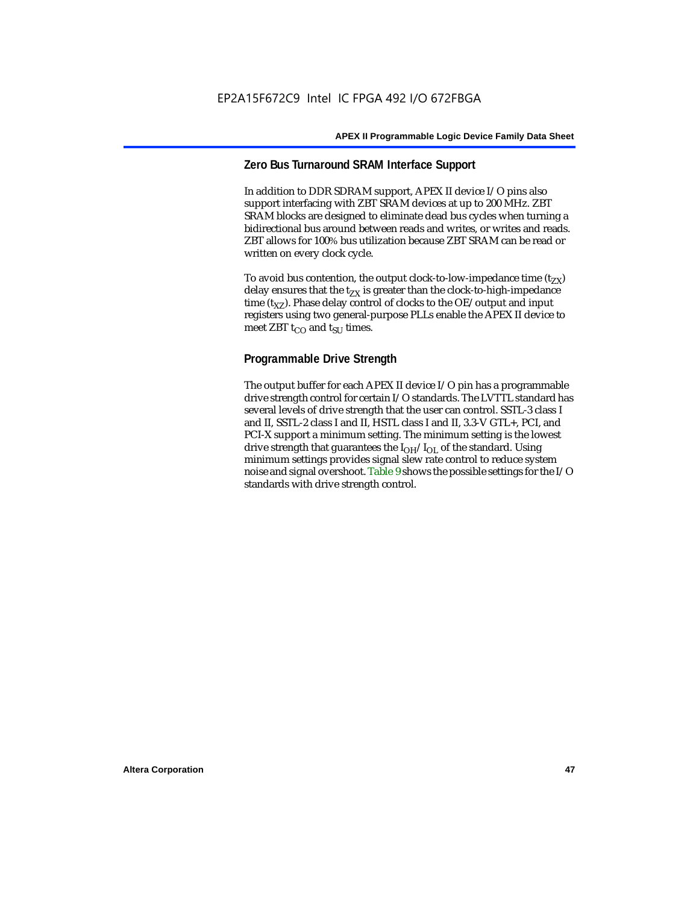## Zero Bus Turnaround SRAM Interface Support

In addition to DDR SDRAM support, APEX II device I/O pins also support interfacing with ZBT SRAM devices at up to 200 MHz. ZBT SRAM blocks are designed to eliminate dead bus cycles when turning a bidirectional bus around between reads and writes, or writes and reads. ZBT allows for 100% bus utilization because ZBT SRAM can be read or written on every clock cycle.

To avoid bus contention, the output clock-to-low-impedance time ($t_{ZX}$) delay ensures that the $t_{ZX}$ is greater than the clock-to-high-impedance time ($t_{XZ}$). Phase delay control of clocks to the OE/output and input registers using two general-purpose PLLs enable the APEX II device to meet ZBT $t_{CO}$ and $t_{SU}$ times.

## Programmable Drive Strength

The output buffer for each APEX II device I/O pin has a programmable drive strength control for certain I/O standards. The LVTTL standard has several levels of drive strength that the user can control. SSTL-3 class I and II, SSTL-2 class I and II, HSTL class I and II, 3.3-V GTL+, PCI, and PCI-X support a minimum setting. The minimum setting is the lowest drive strength that guarantees the $I_{OH}/I_{OL}$ of the standard. Using minimum settings provides signal slew rate control to reduce system noise and signal overshoot. Table 9 shows the possible settings for the I/O standards with drive strength control.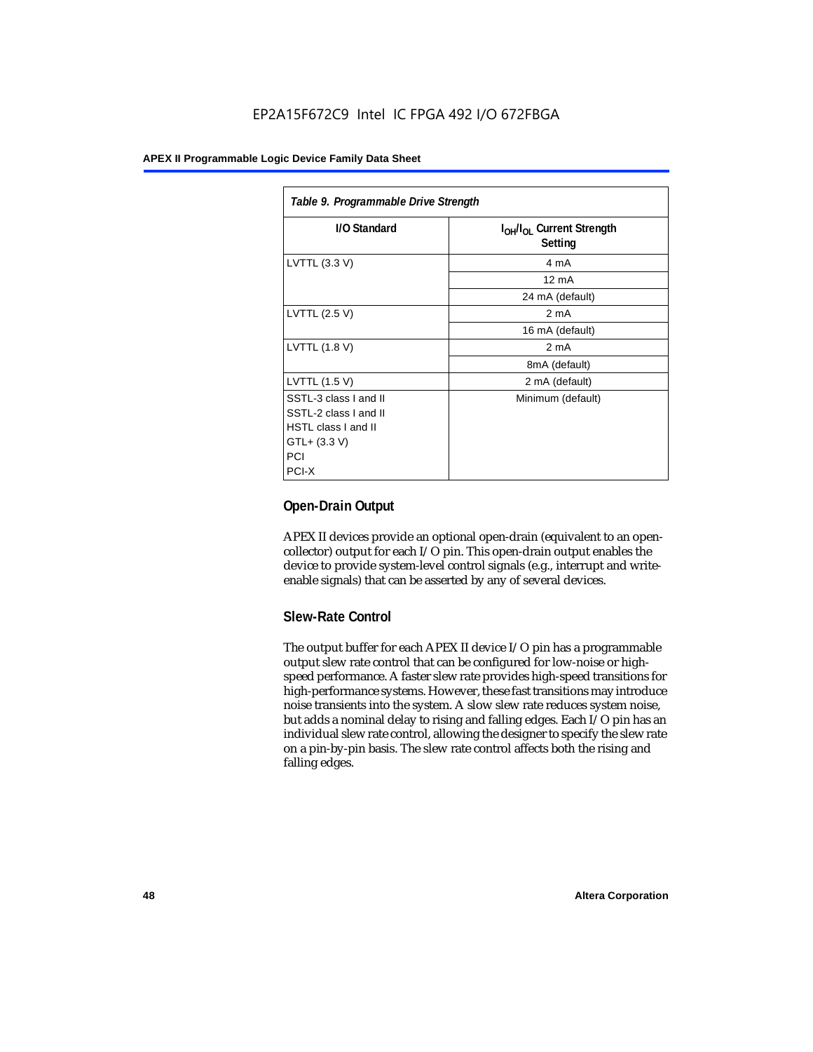| *Table 9. Programmable Drive Strength* | |
|---|---|
| **I/O Standard** | **$I_{OH}/I_{OL}$ Current Strength Setting** |
| LVTTL (3.3 V) | 4 mA |
| | 12 mA |
| | 24 mA (default) |
| LVTTL (2.5 V) | 2 mA |
| | 16 mA (default) |
| LVTTL (1.8 V) | 2 mA |
| | 8mA (default) |
| LVTTL (1.5 V) | 2 mA (default) |
| SSTL-3 class I and II<br>SSTL-2 class I and II<br>HSTL class I and II<br>GTL+ (3.3 V)<br>PCI<br>PCI-X | Minimum (default) |

### Open-Drain Output

APEX II devices provide an optional open-drain (equivalent to an open-collector) output for each I/O pin. This open-drain output enables the device to provide system-level control signals (e.g., interrupt and write-enable signals) that can be asserted by any of several devices.

### Slew-Rate Control

The output buffer for each APEX II device I/O pin has a programmable output slew rate control that can be configured for low-noise or high-speed performance. A faster slew rate provides high-speed transitions for high-performance systems. However, these fast transitions may introduce noise transients into the system. A slow slew rate reduces system noise, but adds a nominal delay to rising and falling edges. Each I/O pin has an individual slew rate control, allowing the designer to specify the slew rate on a pin-by-pin basis. The slew rate control affects both the rising and falling edges.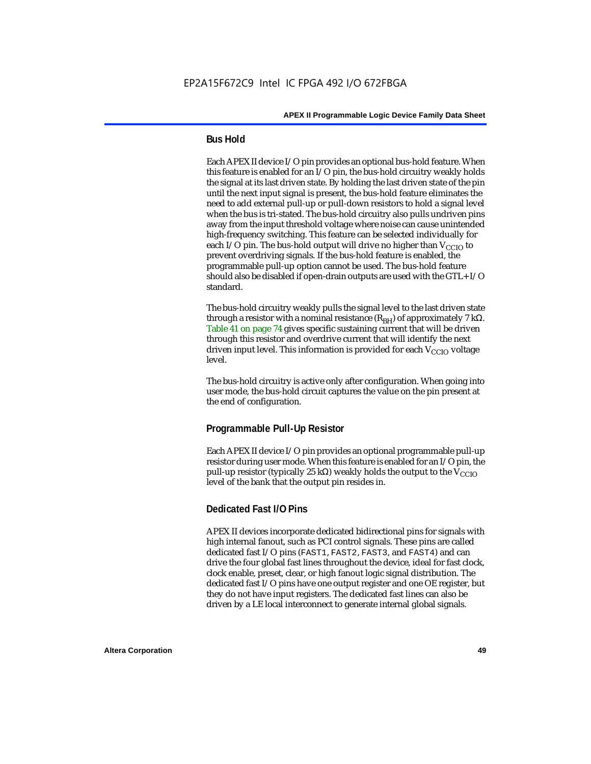### Bus Hold

Each APEX II device I/O pin provides an optional bus-hold feature. When this feature is enabled for an I/O pin, the bus-hold circuitry weakly holds the signal at its last driven state. By holding the last driven state of the pin until the next input signal is present, the bus-hold feature eliminates the need to add external pull-up or pull-down resistors to hold a signal level when the bus is tri-stated. The bus-hold circuitry also pulls undriven pins away from the input threshold voltage where noise can cause unintended high-frequency switching. This feature can be selected individually for each I/O pin. The bus-hold output will drive no higher than $V_{CCIO}$ to prevent overdriving signals. If the bus-hold feature is enabled, the programmable pull-up option cannot be used. The bus-hold feature should also be disabled if open-drain outputs are used with the GTL+ I/O standard.

The bus-hold circuitry weakly pulls the signal level to the last driven state through a resistor with a nominal resistance ($R_{BH}$) of approximately 7 kΩ. Table 41 on page 74 gives specific sustaining current that will be driven through this resistor and overdrive current that will identify the next driven input level. This information is provided for each $V_{CCIO}$ voltage level.

The bus-hold circuitry is active only after configuration. When going into user mode, the bus-hold circuit captures the value on the pin present at the end of configuration.

### Programmable Pull-Up Resistor

Each APEX II device I/O pin provides an optional programmable pull-up resistor during user mode. When this feature is enabled for an I/O pin, the pull-up resistor (typically 25 kΩ) weakly holds the output to the $V_{CCIO}$ level of the bank that the output pin resides in.

### Dedicated Fast I/O Pins

APEX II devices incorporate dedicated bidirectional pins for signals with high internal fanout, such as PCI control signals. These pins are called dedicated fast I/O pins (FAST1, FAST2, FAST3, and FAST4) and can drive the four global fast lines throughout the device, ideal for fast clock, clock enable, preset, clear, or high fanout logic signal distribution. The dedicated fast I/O pins have one output register and one OE register, but they do not have input registers. The dedicated fast lines can also be driven by a LE local interconnect to generate internal global signals.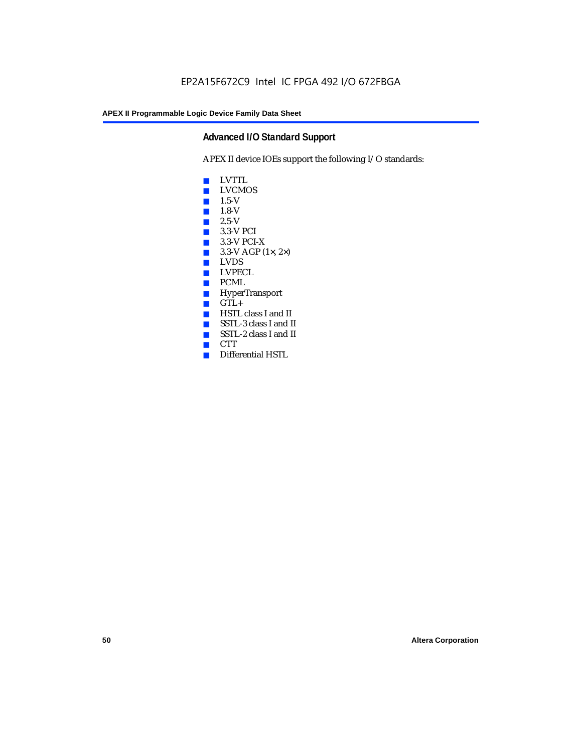## Advanced I/O Standard Support

APEX II device IOEs support the following I/O standards:

- LVTTL
- LVCMOS
- 1.5-V
- 1.8-V
- 2.5-V
- 3.3-V PCI
- 3.3-V PCI-X
- 3.3-V AGP (1×, 2×)
- LVDS
- LVPECL
- PCML
- HyperTransport
- GTL+
- HSTL class I and II
- SSTL-3 class I and II
- SSTL-2 class I and II
- CTT
- Differential HSTL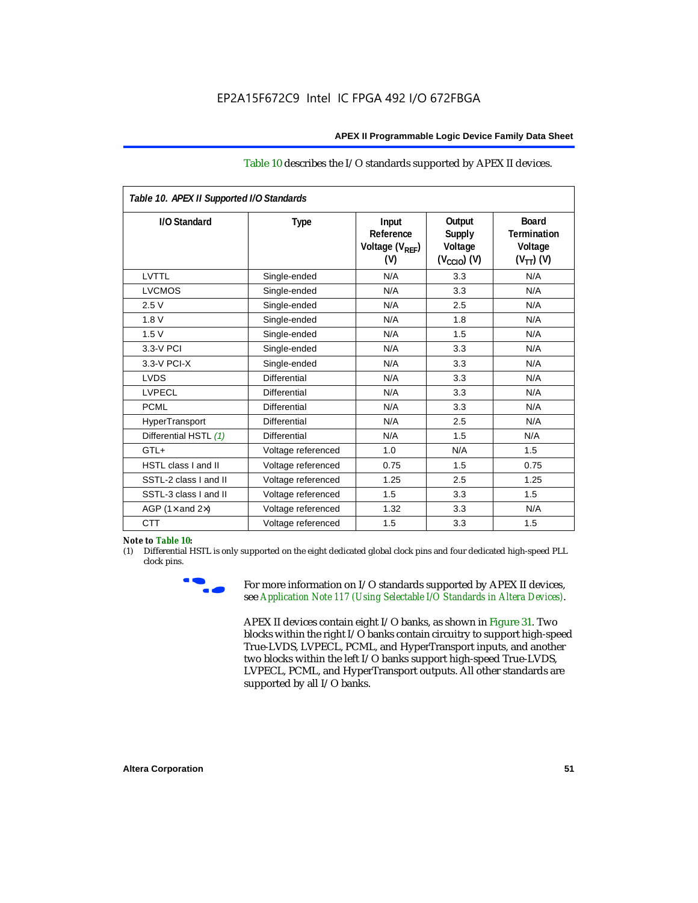Table 10 describes the I/O standards supported by APEX II devices.

*Table 10. APEX II Supported I/O Standards*

| I/O Standard | Type | Input Reference Voltage ($V_{REF}$) (V) | Output Supply Voltage ($V_{CCIO}$) (V) | Board Termination Voltage ($V_{TT}$) (V) |
|---|---|---|---|---|
| LVTTL | Single-ended | N/A | 3.3 | N/A |
| LVCMOS | Single-ended | N/A | 3.3 | N/A |
| 2.5 V | Single-ended | N/A | 2.5 | N/A |
| 1.8 V | Single-ended | N/A | 1.8 | N/A |
| 1.5 V | Single-ended | N/A | 1.5 | N/A |
| 3.3-V PCI | Single-ended | N/A | 3.3 | N/A |
| 3.3-V PCI-X | Single-ended | N/A | 3.3 | N/A |
| LVDS | Differential | N/A | 3.3 | N/A |
| LVPECL | Differential | N/A | 3.3 | N/A |
| PCML | Differential | N/A | 3.3 | N/A |
| HyperTransport | Differential | N/A | 2.5 | N/A |
| Differential HSTL *(1)* | Differential | N/A | 1.5 | N/A |
| GTL+ | Voltage referenced | 1.0 | N/A | 1.5 |
| HSTL class I and II | Voltage referenced | 0.75 | 1.5 | 0.75 |
| SSTL-2 class I and II | Voltage referenced | 1.25 | 2.5 | 1.25 |
| SSTL-3 class I and II | Voltage referenced | 1.5 | 3.3 | 1.5 |
| AGP (1× and 2×) | Voltage referenced | 1.32 | 3.3 | N/A |
| CTT | Voltage referenced | 1.5 | 3.3 | 1.5 |

**Note to Table 10:**

(1) Differential HSTL is only supported on the eight dedicated global clock pins and four dedicated high-speed PLL clock pins.

For more information on I/O standards supported by APEX II devices, see *Application Note 117 (Using Selectable I/O Standards in Altera Devices)*.

APEX II devices contain eight I/O banks, as shown in Figure 31. Two blocks within the right I/O banks contain circuitry to support high-speed True-LVDS, LVPECL, PCML, and HyperTransport inputs, and another two blocks within the left I/O banks support high-speed True-LVDS, LVPECL, PCML, and HyperTransport outputs. All other standards are supported by all I/O banks.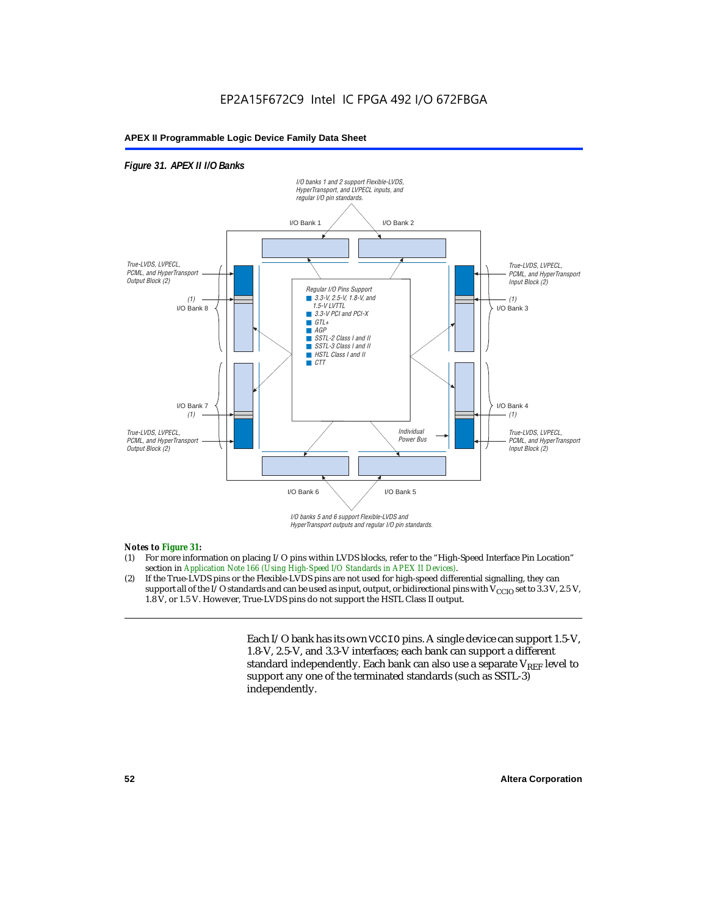*Figure 31. APEX II I/O Banks*

I/O banks 1 and 2 support Flexible-LVDS, HyperTransport, and LVPECL inputs, and regular I/O pin standards.

I/O Bank 1

I/O Bank 2

True-LVDS, LVPECL, PCML, and HyperTransport Output Block (2)

(1)

I/O Bank 8

Regular I/O Pins Support
- 3.3-V, 2.5-V, 1.8-V, and 1.5-V LVTTL
- 3.3-V PCI and PCI-X
- GTL+
- AGP
- SSTL-2 Class I and II
- SSTL-3 Class I and II
- HSTL Class I and II
- CTT

True-LVDS, LVPECL, PCML, and HyperTransport Input Block (2)

(1)

I/O Bank 3

I/O Bank 7

(1)

True-LVDS, LVPECL, PCML, and HyperTransport Output Block (2)

Individual Power Bus

I/O Bank 4

(1)

True-LVDS, LVPECL, PCML, and HyperTransport Input Block (2)

I/O Bank 6

I/O Bank 5

I/O banks 5 and 6 support Flexible-LVDS and HyperTransport outputs and regular I/O pin standards.

***Notes to Figure 31:***

(1) For more information on placing I/O pins within LVDS blocks, refer to the "High-Speed Interface Pin Location" section in *Application Note 166 (Using High-Speed I/O Standards in APEX II Devices)*.

(2) If the True-LVDS pins or the Flexible-LVDS pins are not used for high-speed differential signalling, they can support all of the I/O standards and can be used as input, output, or bidirectional pins with $V_{CCIO}$ set to 3.3 V, 2.5 V, 1.8 V, or 1.5 V. However, True-LVDS pins do not support the HSTL Class II output.

Each I/O bank has its own VCCIO pins. A single device can support 1.5-V, 1.8-V, 2.5-V, and 3.3-V interfaces; each bank can support a different standard independently. Each bank can also use a separate $V_{REF}$ level to support any one of the terminated standards (such as SSTL-3) independently.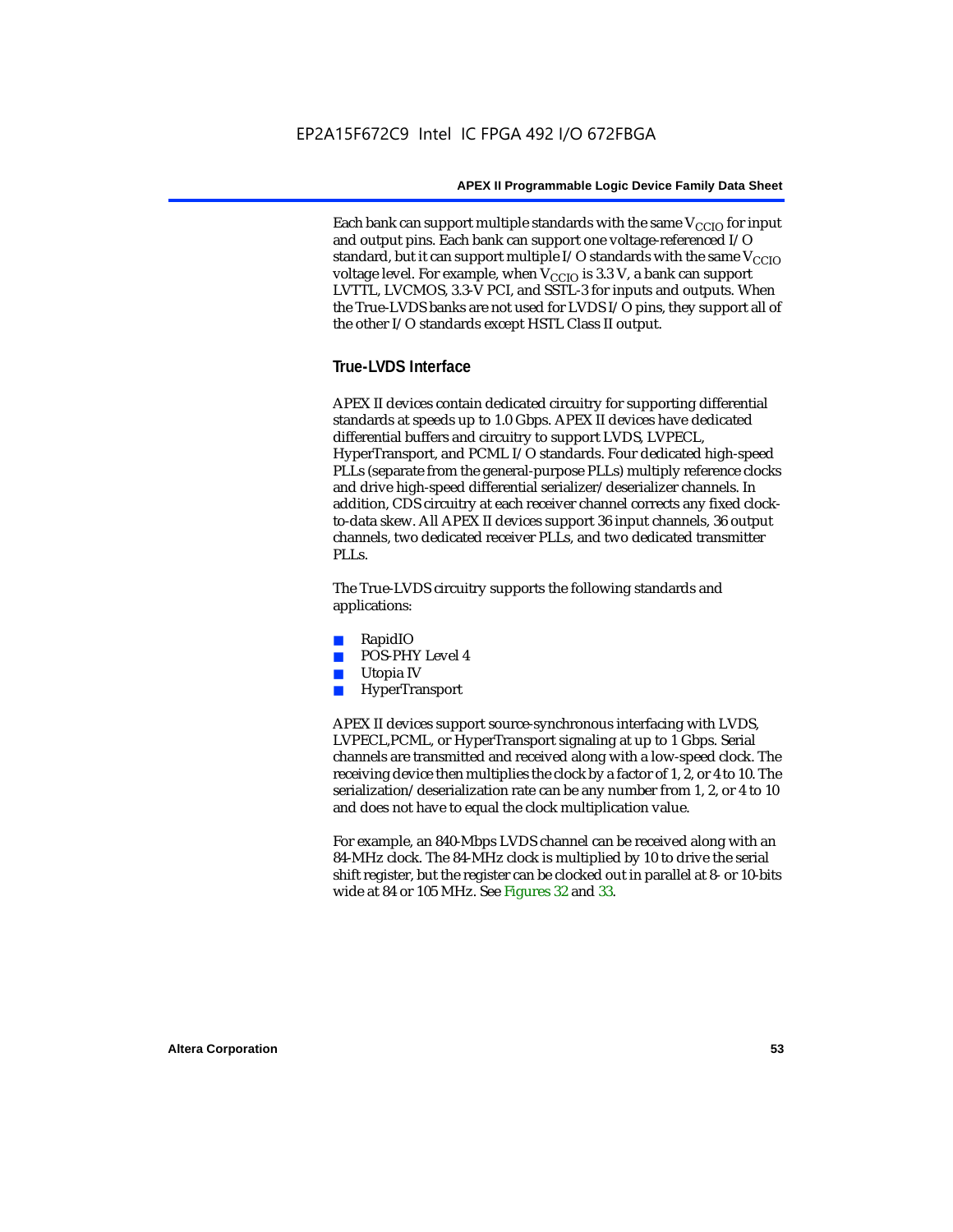Each bank can support multiple standards with the same $V_{CCIO}$ for input and output pins. Each bank can support one voltage-referenced I/O standard, but it can support multiple I/O standards with the same $V_{CCIO}$ voltage level. For example, when $V_{CCIO}$ is 3.3 V, a bank can support LVTTL, LVCMOS, 3.3-V PCI, and SSTL-3 for inputs and outputs. When the True-LVDS banks are not used for LVDS I/O pins, they support all of the other I/O standards except HSTL Class II output.

### True-LVDS Interface

APEX II devices contain dedicated circuitry for supporting differential standards at speeds up to 1.0 Gbps. APEX II devices have dedicated differential buffers and circuitry to support LVDS, LVPECL, HyperTransport, and PCML I/O standards. Four dedicated high-speed PLLs (separate from the general-purpose PLLs) multiply reference clocks and drive high-speed differential serializer/deserializer channels. In addition, CDS circuitry at each receiver channel corrects any fixed clock-to-data skew. All APEX II devices support 36 input channels, 36 output channels, two dedicated receiver PLLs, and two dedicated transmitter PLLs.

The True-LVDS circuitry supports the following standards and applications:

- RapidIO
- POS-PHY Level 4
- Utopia IV
- HyperTransport

APEX II devices support source-synchronous interfacing with LVDS, LVPECL,PCML, or HyperTransport signaling at up to 1 Gbps. Serial channels are transmitted and received along with a low-speed clock. The receiving device then multiplies the clock by a factor of 1, 2, or 4 to 10. The serialization/deserialization rate can be any number from 1, 2, or 4 to 10 and does not have to equal the clock multiplication value.

For example, an 840-Mbps LVDS channel can be received along with an 84-MHz clock. The 84-MHz clock is multiplied by 10 to drive the serial shift register, but the register can be clocked out in parallel at 8- or 10-bits wide at 84 or 105 MHz. See Figures 32 and 33.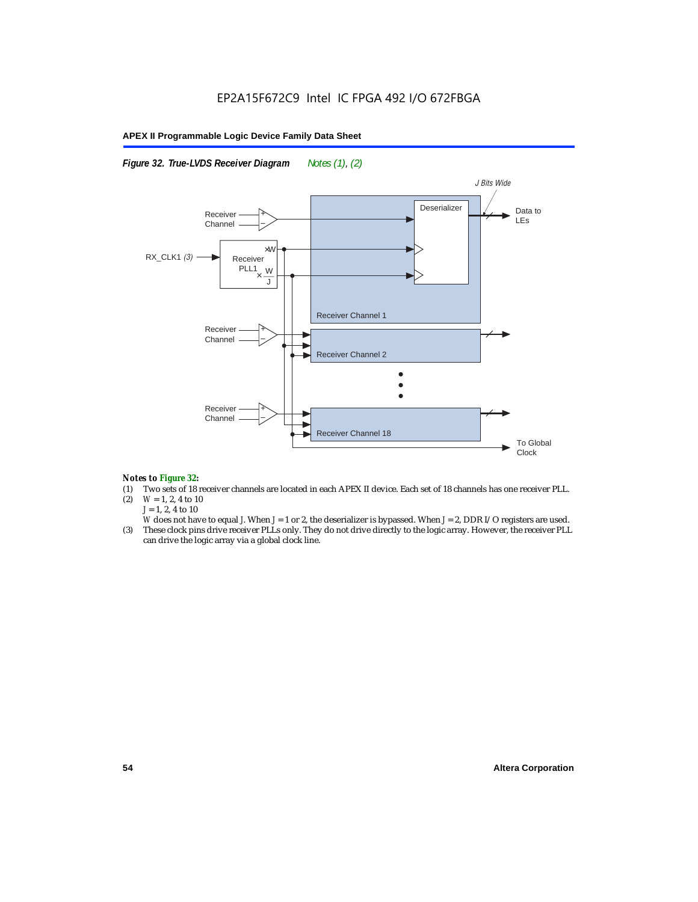*Figure 32. True-LVDS Receiver Diagram* *Notes (1), (2)*

J Bits Wide

Receiver Channel

Deserializer

Data to LEs

RX_CLK1 *(3)*

Receiver PLL1 ×W ×W/J

Receiver Channel 1

Receiver Channel

Receiver Channel 2

Receiver Channel

Receiver Channel 18

To Global Clock

***Notes to Figure 32:***

(1) Two sets of 18 receiver channels are located in each APEX II device. Each set of 18 channels has one receiver PLL.

(2) $W$ = 1, 2, 4 to 10
$J$ = 1, 2, 4 to 10
$W$ does not have to equal $J$. When $J$ = 1 or 2, the deserializer is bypassed. When $J$ = 2, DDR I/O registers are used.

(3) These clock pins drive receiver PLLs only. They do not drive directly to the logic array. However, the receiver PLL can drive the logic array via a global clock line.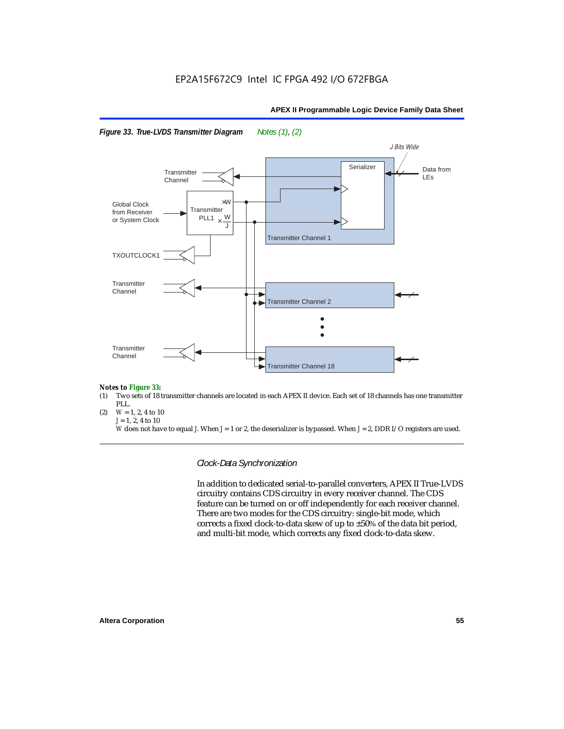EP2A15F672C9 Intel IC FPGA 492 I/O 672FBGA

*Figure 33. True-LVDS Transmitter Diagram* Notes (1), (2)

Transmitter Channel

Global Clock from Receiver or System Clock

TXOUTCLOCK1

Transmitter Channel

Transmitter Channel

Transmitter PLL1

×W

$\times \frac{W}{J}$

Serializer

J Bits Wide

Data from LEs

Transmitter Channel 1

Transmitter Channel 2

Transmitter Channel 18

*Notes to Figure 33:*

(1) Two sets of 18 transmitter channels are located in each APEX II device. Each set of 18 channels has one transmitter PLL.

(2) $W = 1, 2, 4$ to 10
$J = 1, 2, 4$ to 10
$W$ does not have to equal $J$. When $J = 1$ or 2, the deserializer is bypassed. When $J = 2$, DDR I/O registers are used.

### *Clock-Data Synchronization*

In addition to dedicated serial-to-parallel converters, APEX II True-LVDS circuitry contains CDS circuitry in every receiver channel. The CDS feature can be turned on or off independently for each receiver channel. There are two modes for the CDS circuitry: single-bit mode, which corrects a fixed clock-to-data skew of up to ±50% of the data bit period, and multi-bit mode, which corrects any fixed clock-to-data skew.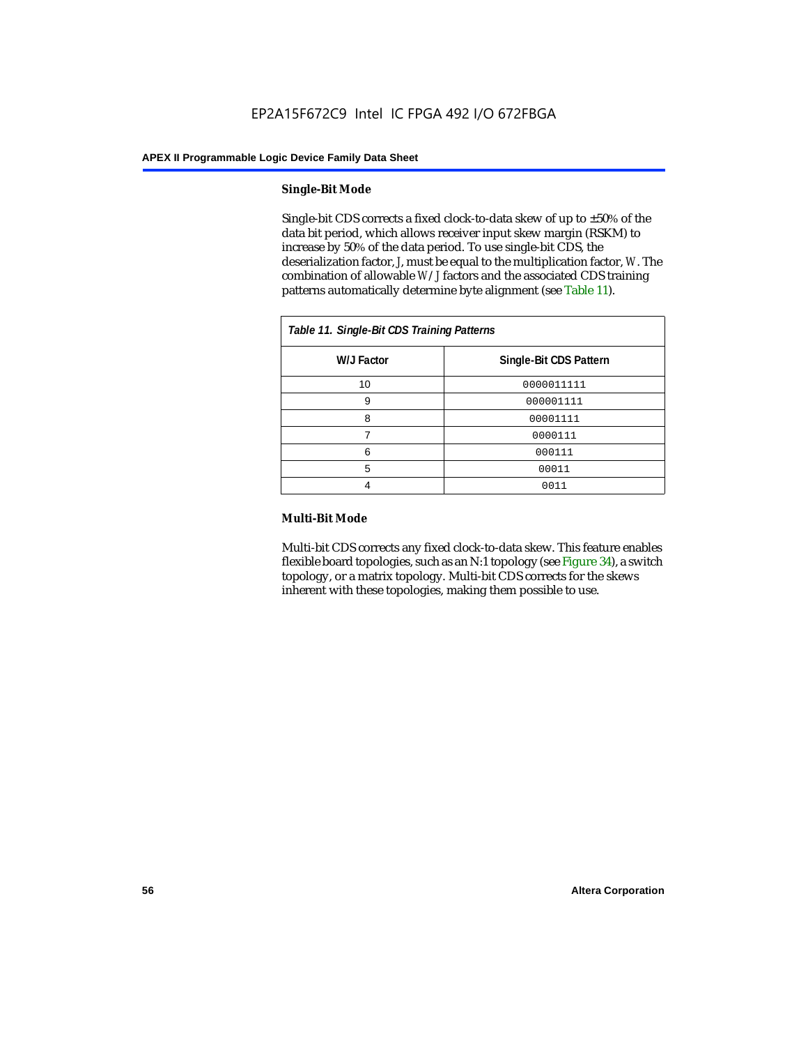#### Single-Bit Mode

Single-bit CDS corrects a fixed clock-to-data skew of up to ±50% of the data bit period, which allows receiver input skew margin (RSKM) to increase by 50% of the data period. To use single-bit CDS, the deserialization factor, *J*, must be equal to the multiplication factor, *W*. The combination of allowable *W*/*J* factors and the associated CDS training patterns automatically determine byte alignment (see Table 11).

*Table 11. Single-Bit CDS Training Patterns*

| W/J Factor | Single-Bit CDS Pattern |
|---|---|
| 10 | 0000011111 |
| 9 | 000001111 |
| 8 | 00001111 |
| 7 | 0000111 |
| 6 | 000111 |
| 5 | 00011 |
| 4 | 0011 |

#### Multi-Bit Mode

Multi-bit CDS corrects any fixed clock-to-data skew. This feature enables flexible board topologies, such as an N:1 topology (see Figure 34), a switch topology, or a matrix topology. Multi-bit CDS corrects for the skews inherent with these topologies, making them possible to use.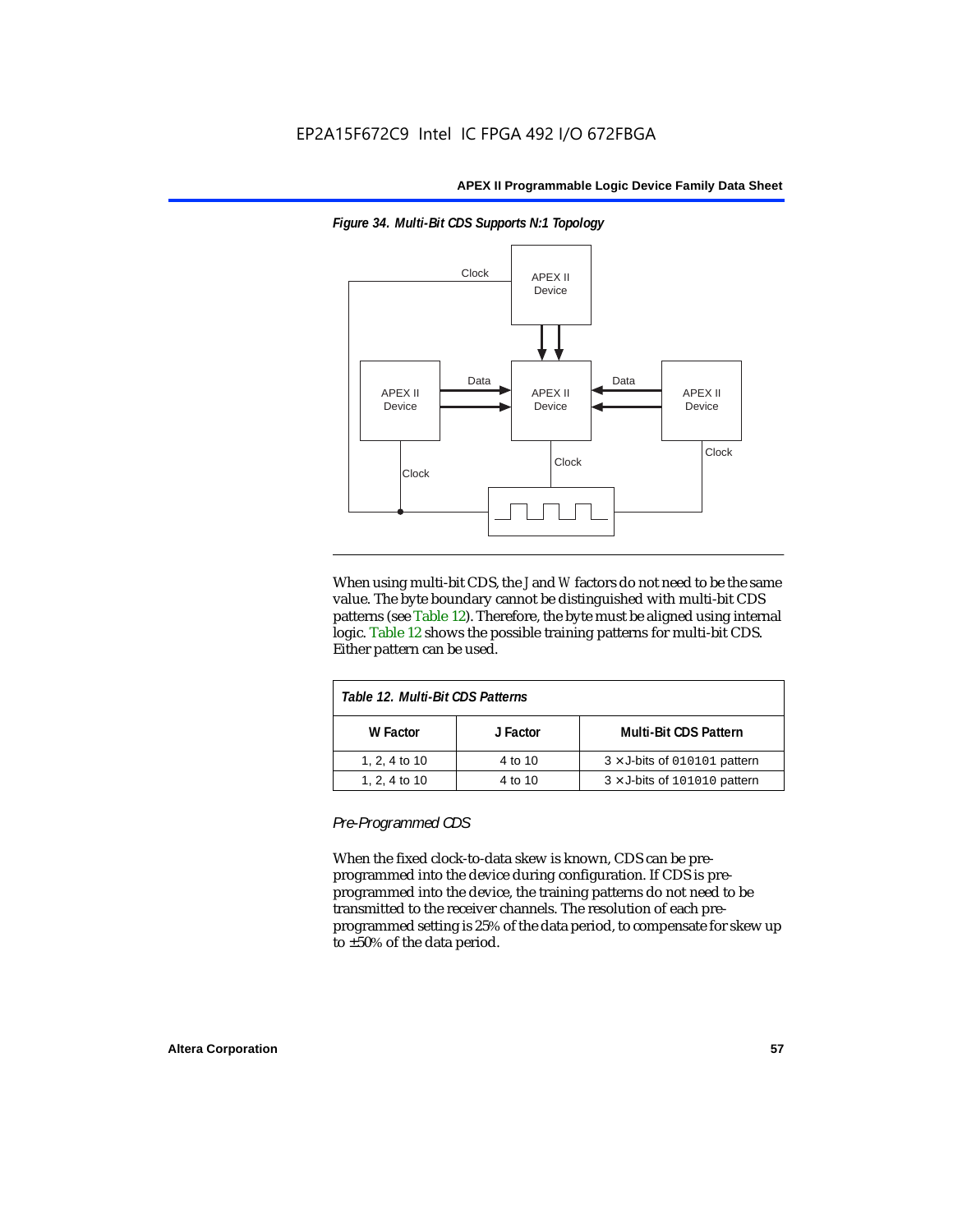*Figure 34. Multi-Bit CDS Supports N:1 Topology*

When using multi-bit CDS, the *J* and *W* factors do not need to be the same value. The byte boundary cannot be distinguished with multi-bit CDS patterns (see Table 12). Therefore, the byte must be aligned using internal logic. Table 12 shows the possible training patterns for multi-bit CDS. Either pattern can be used.

| *Table 12. Multi-Bit CDS Patterns* | | |
|---|---|---|
| **W Factor** | **J Factor** | **Multi-Bit CDS Pattern** |
| 1, 2, 4 to 10 | 4 to 10 | 3 × J-bits of `010101` pattern |
| 1, 2, 4 to 10 | 4 to 10 | 3 × J-bits of `101010` pattern |

### *Pre-Programmed CDS*

When the fixed clock-to-data skew is known, CDS can be pre-programmed into the device during configuration. If CDS is pre-programmed into the device, the training patterns do not need to be transmitted to the receiver channels. The resolution of each pre-programmed setting is 25% of the data period, to compensate for skew up to ±50% of the data period.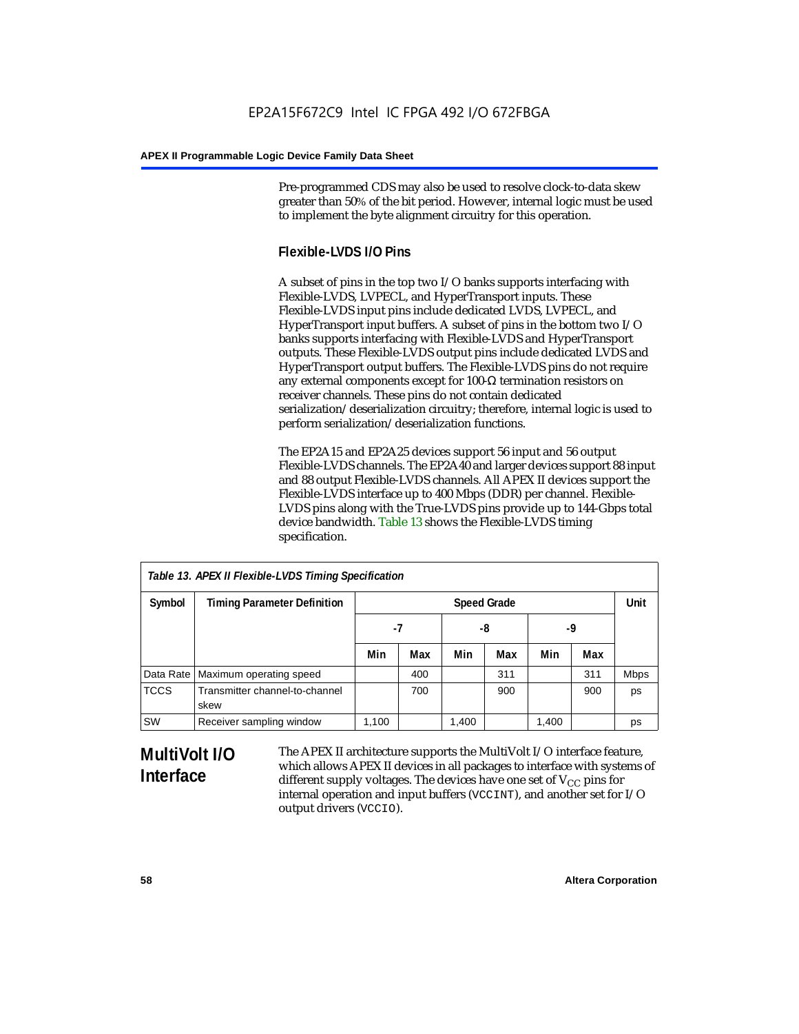Pre-programmed CDS may also be used to resolve clock-to-data skew greater than 50% of the bit period. However, internal logic must be used to implement the byte alignment circuitry for this operation.

### Flexible-LVDS I/O Pins

A subset of pins in the top two I/O banks supports interfacing with Flexible-LVDS, LVPECL, and HyperTransport inputs. These Flexible-LVDS input pins include dedicated LVDS, LVPECL, and HyperTransport input buffers. A subset of pins in the bottom two I/O banks supports interfacing with Flexible-LVDS and HyperTransport outputs. These Flexible-LVDS output pins include dedicated LVDS and HyperTransport output buffers. The Flexible-LVDS pins do not require any external components except for 100-Ω termination resistors on receiver channels. These pins do not contain dedicated serialization/deserialization circuitry; therefore, internal logic is used to perform serialization/deserialization functions.

The EP2A15 and EP2A25 devices support 56 input and 56 output Flexible-LVDS channels. The EP2A40 and larger devices support 88 input and 88 output Flexible-LVDS channels. All APEX II devices support the Flexible-LVDS interface up to 400 Mbps (DDR) per channel. Flexible-LVDS pins along with the True-LVDS pins provide up to 144-Gbps total device bandwidth. Table 13 shows the Flexible-LVDS timing specification.

*Table 13. APEX II Flexible-LVDS Timing Specification*

| Symbol | Timing Parameter Definition | Speed Grade | | | | | | Unit |
|---|---|---|---|---|---|---|---|---|
| | | -7 | | -8 | | -9 | | |
| | | Min | Max | Min | Max | Min | Max | |
| Data Rate | Maximum operating speed | | 400 | | 311 | | 311 | Mbps |
| TCCS | Transmitter channel-to-channel skew | | 700 | | 900 | | 900 | ps |
| SW | Receiver sampling window | 1,100 | | 1,400 | | 1,400 | | ps |

## MultiVolt I/O Interface

The APEX II architecture supports the MultiVolt I/O interface feature, which allows APEX II devices in all packages to interface with systems of different supply voltages. The devices have one set of $V_{CC}$ pins for internal operation and input buffers (VCCINT), and another set for I/O output drivers (VCCIO).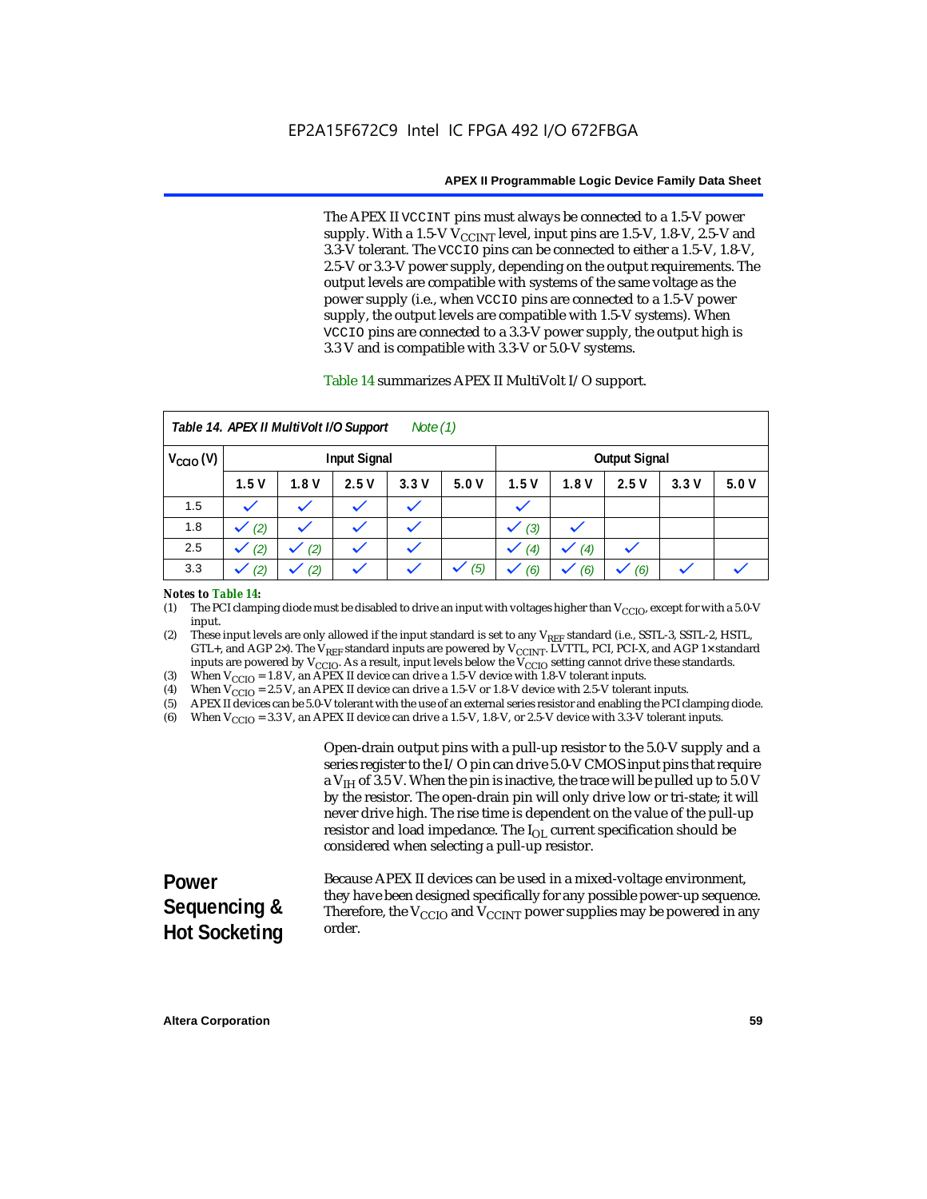The APEX II VCCINT pins must always be connected to a 1.5-V power supply. With a 1.5-V $V_{CCINT}$ level, input pins are 1.5-V, 1.8-V, 2.5-V and 3.3-V tolerant. The VCCIO pins can be connected to either a 1.5-V, 1.8-V, 2.5-V or 3.3-V power supply, depending on the output requirements. The output levels are compatible with systems of the same voltage as the power supply (i.e., when VCCIO pins are connected to a 1.5-V power supply, the output levels are compatible with 1.5-V systems). When VCCIO pins are connected to a 3.3-V power supply, the output high is 3.3 V and is compatible with 3.3-V or 5.0-V systems.

Table 14 summarizes APEX II MultiVolt I/O support.

**Table 14. APEX II MultiVolt I/O Support** *Note (1)*

| $V_{CCIO}$ (V) | Input Signal | | | | | Output Signal | | | | |
|---|---|---|---|---|---|---|---|---|---|---|
| | 1.5 V | 1.8 V | 2.5 V | 3.3 V | 5.0 V | 1.5 V | 1.8 V | 2.5 V | 3.3 V | 5.0 V |
| 1.5 | ✓ | ✓ | ✓ | ✓ | | ✓ | | | | |
| 1.8 | ✓ (2) | ✓ | ✓ | ✓ | | ✓ (3) | ✓ | | | |
| 2.5 | ✓ (2) | ✓ (2) | ✓ | ✓ | | ✓ (4) | ✓ (4) | ✓ | | |
| 3.3 | ✓ (2) | ✓ (2) | ✓ | ✓ | ✓ (5) | ✓ (6) | ✓ (6) | ✓ (6) | ✓ | ✓ |

*Notes to Table 14:*

(1) The PCI clamping diode must be disabled to drive an input with voltages higher than $V_{CCIO}$, except for with a 5.0-V input.

(2) These input levels are only allowed if the input standard is set to any $V_{REF}$ standard (i.e., SSTL-3, SSTL-2, HSTL, GTL+, and AGP 2×). The $V_{REF}$ standard inputs are powered by $V_{CCINT}$. LVTTL, PCI, PCI-X, and AGP 1× standard inputs are powered by $V_{CCIO}$. As a result, input levels below the $V_{CCIO}$ setting cannot drive these standards.

(3) When $V_{CCIO}$ = 1.8 V, an APEX II device can drive a 1.5-V device with 1.8-V tolerant inputs.

(4) When $V_{CCIO}$ = 2.5 V, an APEX II device can drive a 1.5-V or 1.8-V device with 2.5-V tolerant inputs.

(5) APEX II devices can be 5.0-V tolerant with the use of an external series resistor and enabling the PCI clamping diode.

(6) When $V_{CCIO}$ = 3.3 V, an APEX II device can drive a 1.5-V, 1.8-V, or 2.5-V device with 3.3-V tolerant inputs.

Open-drain output pins with a pull-up resistor to the 5.0-V supply and a series register to the I/O pin can drive 5.0-V CMOS input pins that require a $V_{IH}$ of 3.5 V. When the pin is inactive, the trace will be pulled up to 5.0 V by the resistor. The open-drain pin will only drive low or tri-state; it will never drive high. The rise time is dependent on the value of the pull-up resistor and load impedance. The $I_{OL}$ current specification should be considered when selecting a pull-up resistor.

## Power Sequencing & Hot Socketing

Because APEX II devices can be used in a mixed-voltage environment, they have been designed specifically for any possible power-up sequence. Therefore, the $V_{CCIO}$ and $V_{CCINT}$ power supplies may be powered in any order.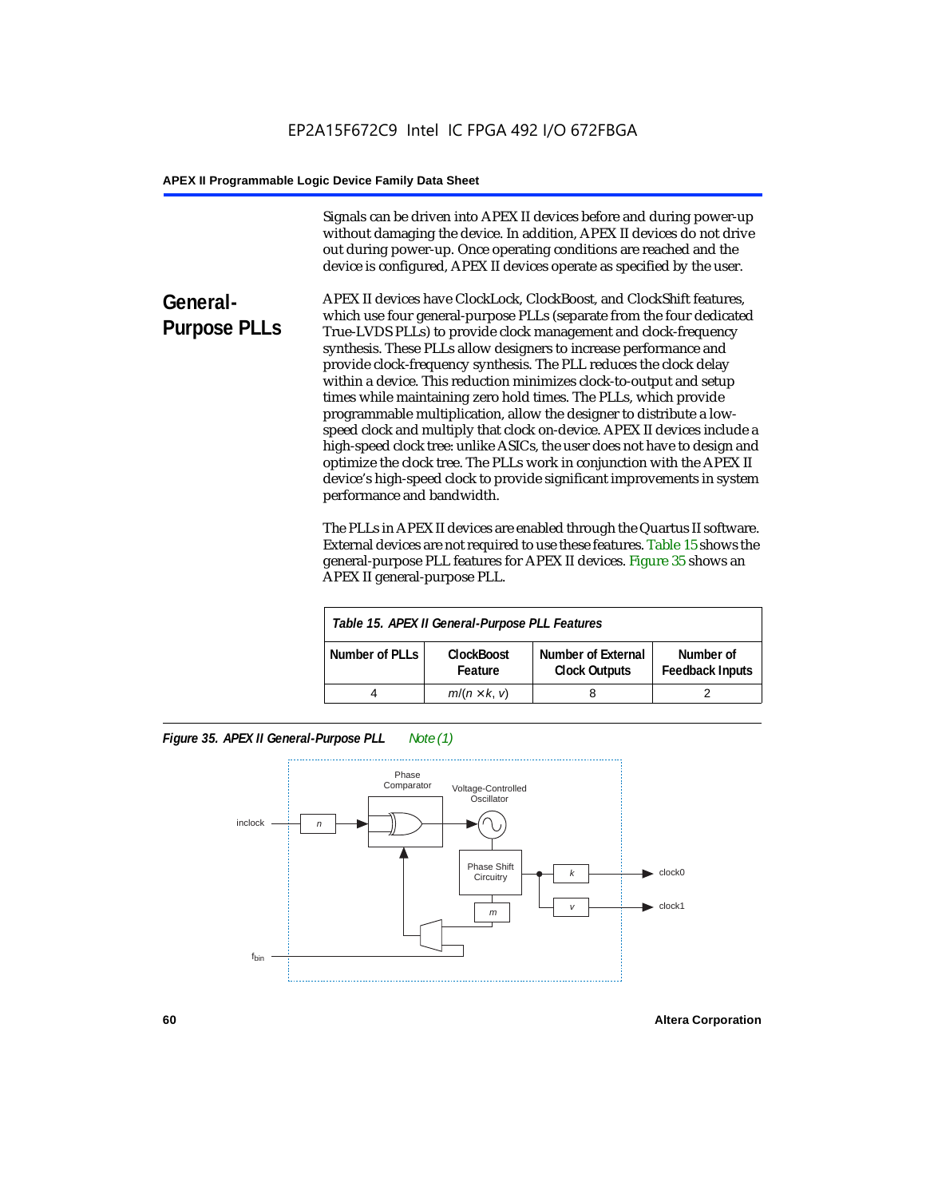Signals can be driven into APEX II devices before and during power-up without damaging the device. In addition, APEX II devices do not drive out during power-up. Once operating conditions are reached and the device is configured, APEX II devices operate as specified by the user.

## General-Purpose PLLs

APEX II devices have ClockLock, ClockBoost, and ClockShift features, which use four general-purpose PLLs (separate from the four dedicated True-LVDS PLLs) to provide clock management and clock-frequency synthesis. These PLLs allow designers to increase performance and provide clock-frequency synthesis. The PLL reduces the clock delay within a device. This reduction minimizes clock-to-output and setup times while maintaining zero hold times. The PLLs, which provide programmable multiplication, allow the designer to distribute a low-speed clock and multiply that clock on-device. APEX II devices include a high-speed clock tree: unlike ASICs, the user does not have to design and optimize the clock tree. The PLLs work in conjunction with the APEX II device's high-speed clock to provide significant improvements in system performance and bandwidth.

The PLLs in APEX II devices are enabled through the Quartus II software. External devices are not required to use these features. Table 15 shows the general-purpose PLL features for APEX II devices. Figure 35 shows an APEX II general-purpose PLL.

*Table 15. APEX II General-Purpose PLL Features*

| Number of PLLs | ClockBoost Feature | Number of External Clock Outputs | Number of Feedback Inputs |
|---|---|---|---|
| 4 | $m/(n \times k, v)$ | 8 | 2 |

*Figure 35. APEX II General-Purpose PLL* *Note (1)*

Phase Comparator, Voltage-Controlled Oscillator, inclock, $n$, Phase Shift Circuitry, $k$, clock0, $v$, clock1, $m$, $f_{bin}$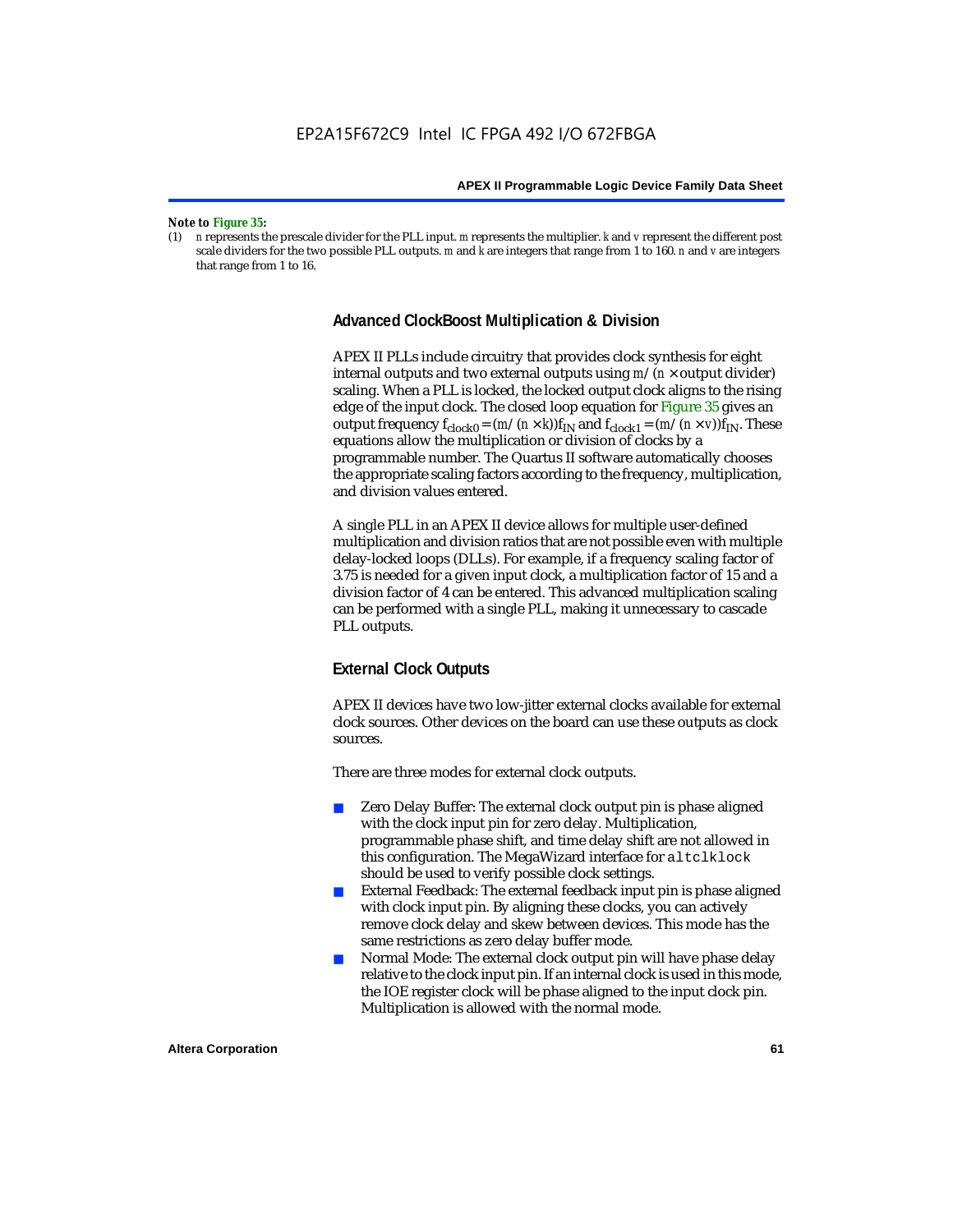*Note to* **Figure 35:**

(1) *n* represents the prescale divider for the PLL input. *m* represents the multiplier. *k* and *v* represent the different post scale dividers for the two possible PLL outputs. *m* and *k* are integers that range from 1 to 160. *n* and *v* are integers that range from 1 to 16.

### Advanced ClockBoost Multiplication & Division

APEX II PLLs include circuitry that provides clock synthesis for eight internal outputs and two external outputs using $m/(n \times \text{output divider})$ scaling. When a PLL is locked, the locked output clock aligns to the rising edge of the input clock. The closed loop equation for Figure 35 gives an output frequency $f_{clock0} = (m/(n \times k))f_{IN}$ and $f_{clock1} = (m/(n \times v))f_{IN}$. These equations allow the multiplication or division of clocks by a programmable number. The Quartus II software automatically chooses the appropriate scaling factors according to the frequency, multiplication, and division values entered.

A single PLL in an APEX II device allows for multiple user-defined multiplication and division ratios that are not possible even with multiple delay-locked loops (DLLs). For example, if a frequency scaling factor of 3.75 is needed for a given input clock, a multiplication factor of 15 and a division factor of 4 can be entered. This advanced multiplication scaling can be performed with a single PLL, making it unnecessary to cascade PLL outputs.

### External Clock Outputs

APEX II devices have two low-jitter external clocks available for external clock sources. Other devices on the board can use these outputs as clock sources.

There are three modes for external clock outputs.

- Zero Delay Buffer: The external clock output pin is phase aligned with the clock input pin for zero delay. Multiplication, programmable phase shift, and time delay shift are not allowed in this configuration. The MegaWizard interface for `altclklock` should be used to verify possible clock settings.
- External Feedback: The external feedback input pin is phase aligned with clock input pin. By aligning these clocks, you can actively remove clock delay and skew between devices. This mode has the same restrictions as zero delay buffer mode.
- Normal Mode: The external clock output pin will have phase delay relative to the clock input pin. If an internal clock is used in this mode, the IOE register clock will be phase aligned to the input clock pin. Multiplication is allowed with the normal mode.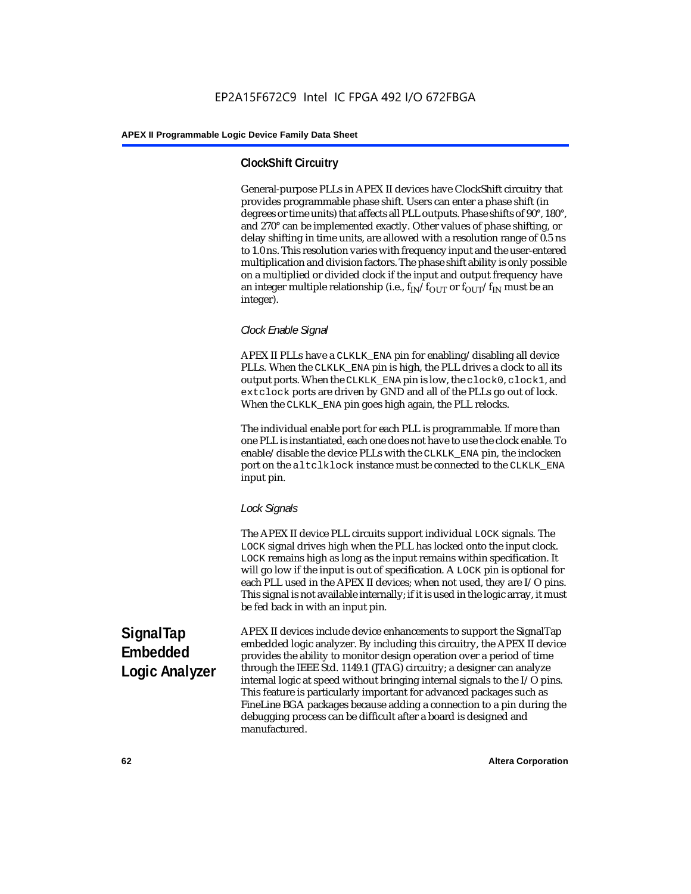### ClockShift Circuitry

General-purpose PLLs in APEX II devices have ClockShift circuitry that provides programmable phase shift. Users can enter a phase shift (in degrees or time units) that affects all PLL outputs. Phase shifts of 90°, 180°, and 270° can be implemented exactly. Other values of phase shifting, or delay shifting in time units, are allowed with a resolution range of 0.5 ns to 1.0 ns. This resolution varies with frequency input and the user-entered multiplication and division factors. The phase shift ability is only possible on a multiplied or divided clock if the input and output frequency have an integer multiple relationship (i.e., $f_{IN}/f_{OUT}$ or $f_{OUT}/f_{IN}$ must be an integer).

#### *Clock Enable Signal*

APEX II PLLs have a `CLKLK_ENA` pin for enabling/disabling all device PLLs. When the `CLKLK_ENA` pin is high, the PLL drives a clock to all its output ports. When the `CLKLK_ENA` pin is low, the `clock0`, `clock1`, and `extclock` ports are driven by GND and all of the PLLs go out of lock. When the `CLKLK_ENA` pin goes high again, the PLL relocks.

The individual enable port for each PLL is programmable. If more than one PLL is instantiated, each one does not have to use the clock enable. To enable/disable the device PLLs with the `CLKLK_ENA` pin, the inclocken port on the `altclklock` instance must be connected to the `CLKLK_ENA` input pin.

#### *Lock Signals*

The APEX II device PLL circuits support individual `LOCK` signals. The `LOCK` signal drives high when the PLL has locked onto the input clock. `LOCK` remains high as long as the input remains within specification. It will go low if the input is out of specification. A `LOCK` pin is optional for each PLL used in the APEX II devices; when not used, they are I/O pins. This signal is not available internally; if it is used in the logic array, it must be fed back in with an input pin.

## SignalTap Embedded Logic Analyzer

APEX II devices include device enhancements to support the SignalTap embedded logic analyzer. By including this circuitry, the APEX II device provides the ability to monitor design operation over a period of time through the IEEE Std. 1149.1 (JTAG) circuitry; a designer can analyze internal logic at speed without bringing internal signals to the I/O pins. This feature is particularly important for advanced packages such as FineLine BGA packages because adding a connection to a pin during the debugging process can be difficult after a board is designed and manufactured.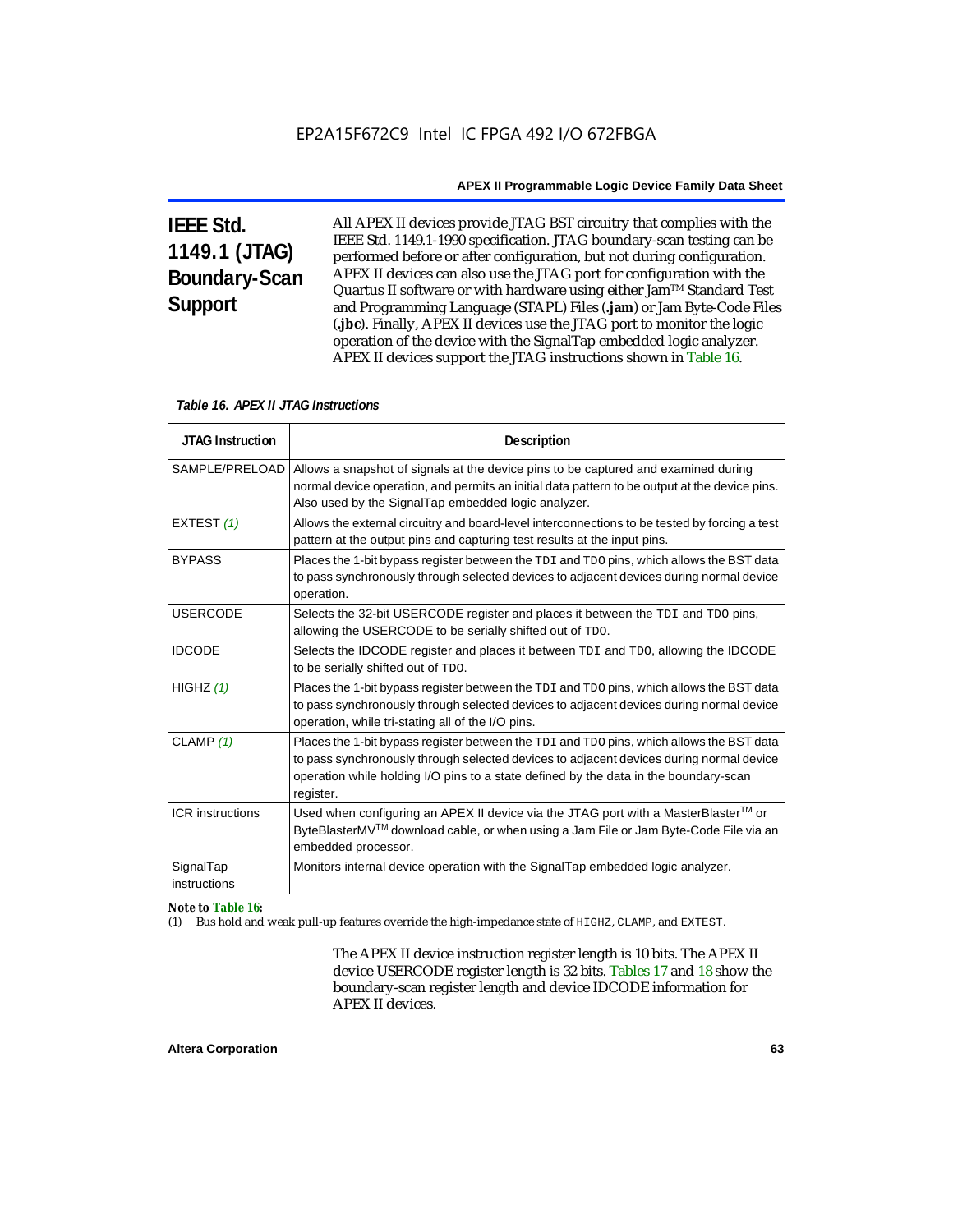## IEEE Std. 1149.1 (JTAG) Boundary-Scan Support

All APEX II devices provide JTAG BST circuitry that complies with the IEEE Std. 1149.1-1990 specification. JTAG boundary-scan testing can be performed before or after configuration, but not during configuration. APEX II devices can also use the JTAG port for configuration with the Quartus II software or with hardware using either Jam™ Standard Test and Programming Language (STAPL) Files (**.jam**) or Jam Byte-Code Files (**.jbc**). Finally, APEX II devices use the JTAG port to monitor the logic operation of the device with the SignalTap embedded logic analyzer. APEX II devices support the JTAG instructions shown in Table 16.

*Table 16. APEX II JTAG Instructions*

| JTAG Instruction | Description |
|---|---|
| SAMPLE/PRELOAD | Allows a snapshot of signals at the device pins to be captured and examined during normal device operation, and permits an initial data pattern to be output at the device pins. Also used by the SignalTap embedded logic analyzer. |
| EXTEST *(1)* | Allows the external circuitry and board-level interconnections to be tested by forcing a test pattern at the output pins and capturing test results at the input pins. |
| BYPASS | Places the 1-bit bypass register between the `TDI` and `TDO` pins, which allows the BST data to pass synchronously through selected devices to adjacent devices during normal device operation. |
| USERCODE | Selects the 32-bit USERCODE register and places it between the `TDI` and `TDO` pins, allowing the USERCODE to be serially shifted out of `TDO`. |
| IDCODE | Selects the IDCODE register and places it between `TDI` and `TDO`, allowing the IDCODE to be serially shifted out of `TDO`. |
| HIGHZ *(1)* | Places the 1-bit bypass register between the `TDI` and `TDO` pins, which allows the BST data to pass synchronously through selected devices to adjacent devices during normal device operation, while tri-stating all of the I/O pins. |
| CLAMP *(1)* | Places the 1-bit bypass register between the `TDI` and `TDO` pins, which allows the BST data to pass synchronously through selected devices to adjacent devices during normal device operation while holding I/O pins to a state defined by the data in the boundary-scan register. |
| ICR instructions | Used when configuring an APEX II device via the JTAG port with a MasterBlaster™ or ByteBlasterMV™ download cable, or when using a Jam File or Jam Byte-Code File via an embedded processor. |
| SignalTap instructions | Monitors internal device operation with the SignalTap embedded logic analyzer. |

***Note to Table 16:***

(1) Bus hold and weak pull-up features override the high-impedance state of `HIGHZ`, `CLAMP`, and `EXTEST`.

The APEX II device instruction register length is 10 bits. The APEX II device USERCODE register length is 32 bits. Tables 17 and 18 show the boundary-scan register length and device IDCODE information for APEX II devices.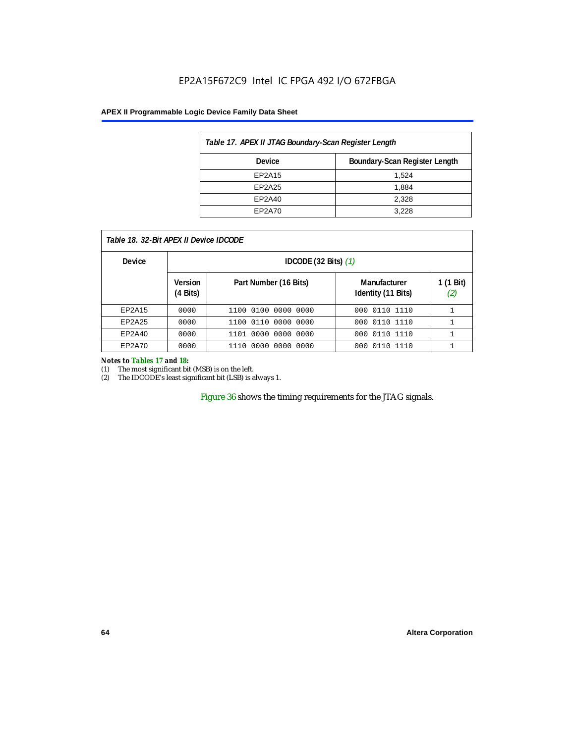*Table 17. APEX II JTAG Boundary-Scan Register Length*

| Device | Boundary-Scan Register Length |
|---|---|
| EP2A15 | 1,524 |
| EP2A25 | 1,884 |
| EP2A40 | 2,328 |
| EP2A70 | 3,228 |

*Table 18. 32-Bit APEX II Device IDCODE*

| Device | IDCODE (32 Bits) *(1)* | | | |
|---|---|---|---|---|
| | Version (4 Bits) | Part Number (16 Bits) | Manufacturer Identity (11 Bits) | 1 (1 Bit) *(2)* |
| EP2A15 | 0000 | 1100 0100 0000 0000 | 000 0110 1110 | 1 |
| EP2A25 | 0000 | 1100 0110 0000 0000 | 000 0110 1110 | 1 |
| EP2A40 | 0000 | 1101 0000 0000 0000 | 000 0110 1110 | 1 |
| EP2A70 | 0000 | 1110 0000 0000 0000 | 000 0110 1110 | 1 |

***Notes to Tables 17 and 18:***

(1) The most significant bit (MSB) is on the left.

(2) The IDCODE's least significant bit (LSB) is always 1.

Figure 36 shows the timing requirements for the JTAG signals.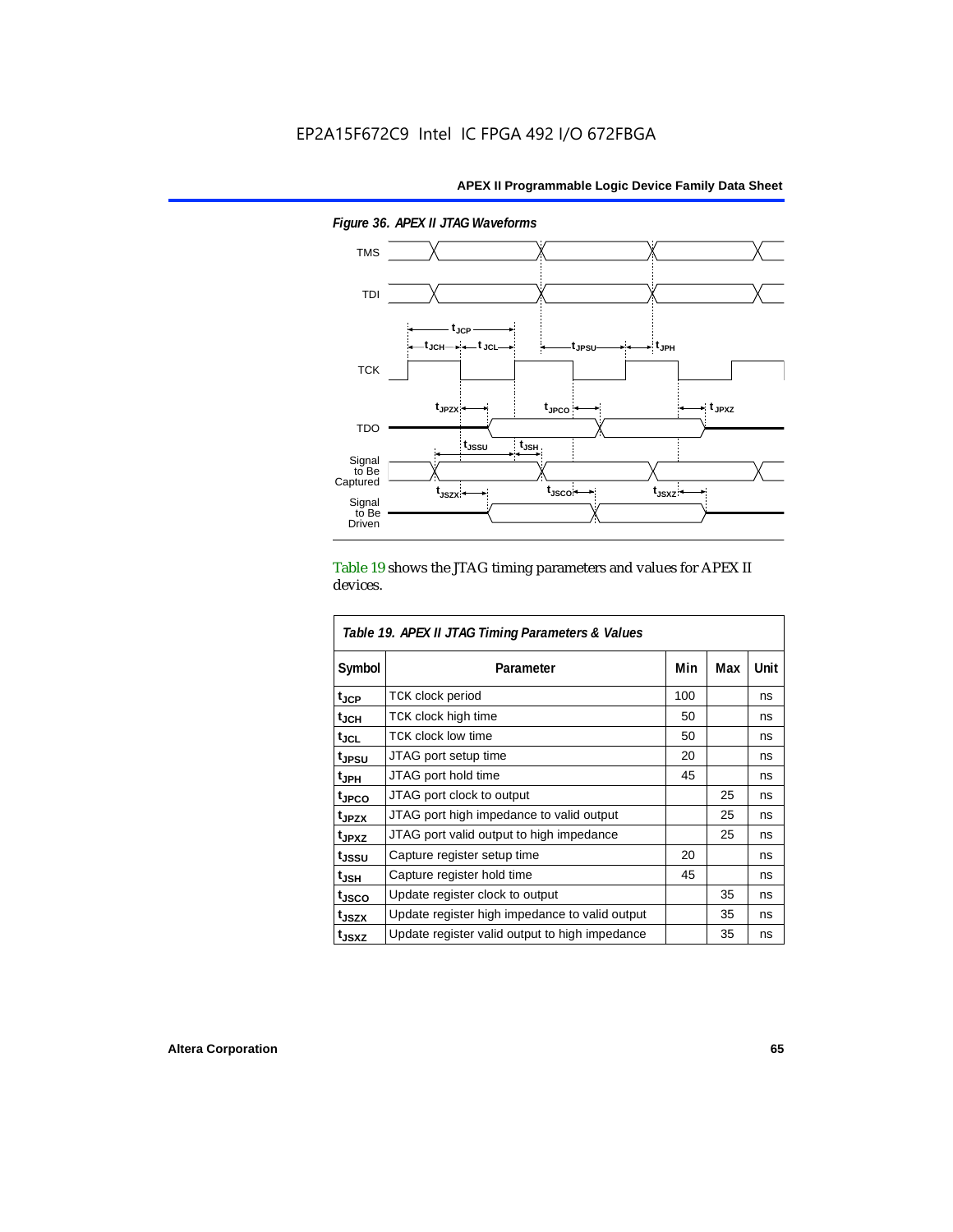*Figure 36. APEX II JTAG Waveforms*

Table 19 shows the JTAG timing parameters and values for APEX II devices.

*Table 19. APEX II JTAG Timing Parameters & Values*

| Symbol | Parameter | Min | Max | Unit |
|---|---|---|---|---|
| $t_{JCP}$ | TCK clock period | 100 | | ns |
| $t_{JCH}$ | TCK clock high time | 50 | | ns |
| $t_{JCL}$ | TCK clock low time | 50 | | ns |
| $t_{JPSU}$ | JTAG port setup time | 20 | | ns |
| $t_{JPH}$ | JTAG port hold time | 45 | | ns |
| $t_{JPCO}$ | JTAG port clock to output | | 25 | ns |
| $t_{JPZX}$ | JTAG port high impedance to valid output | | 25 | ns |
| $t_{JPXZ}$ | JTAG port valid output to high impedance | | 25 | ns |
| $t_{JSSU}$ | Capture register setup time | 20 | | ns |
| $t_{JSH}$ | Capture register hold time | 45 | | ns |
| $t_{JSCO}$ | Update register clock to output | | 35 | ns |
| $t_{JSZX}$ | Update register high impedance to valid output | | 35 | ns |
| $t_{JSXZ}$ | Update register valid output to high impedance | | 35 | ns |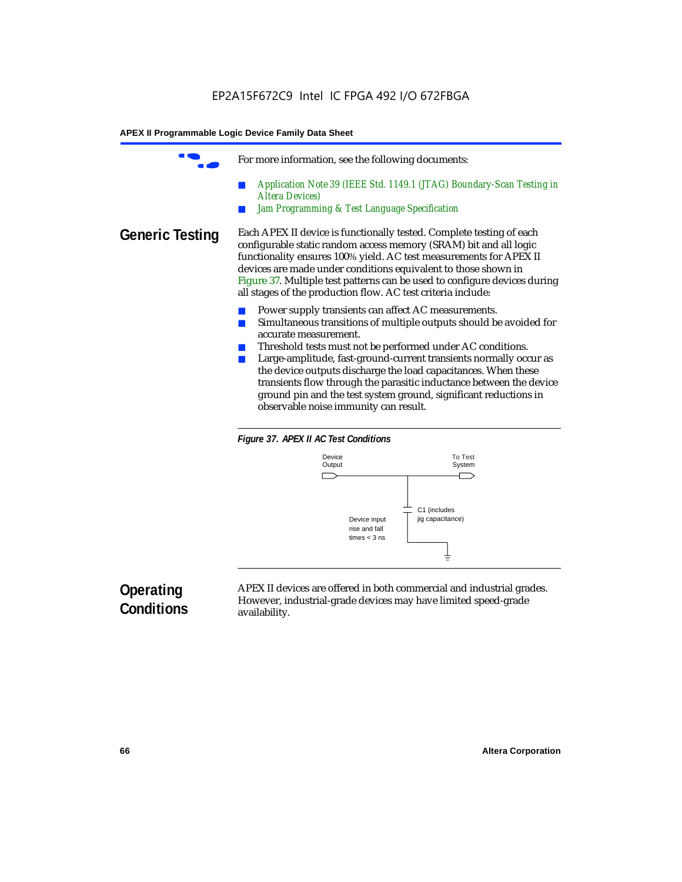For more information, see the following documents:

- *Application Note 39 (IEEE Std. 1149.1 (JTAG) Boundary-Scan Testing in Altera Devices)*
- *Jam Programming & Test Language Specification*

## Generic Testing

Each APEX II device is functionally tested. Complete testing of each configurable static random access memory (SRAM) bit and all logic functionality ensures 100% yield. AC test measurements for APEX II devices are made under conditions equivalent to those shown in Figure 37. Multiple test patterns can be used to configure devices during all stages of the production flow. AC test criteria include:

- Power supply transients can affect AC measurements.
- Simultaneous transitions of multiple outputs should be avoided for accurate measurement.
- Threshold tests must not be performed under AC conditions.
- Large-amplitude, fast-ground-current transients normally occur as the device outputs discharge the load capacitances. When these transients flow through the parasitic inductance between the device ground pin and the test system ground, significant reductions in observable noise immunity can result.

***Figure 37. APEX II AC Test Conditions***

Device Output

To Test System

C1 (includes jig capacitance)

Device input rise and fall times < 3 ns

## Operating Conditions

APEX II devices are offered in both commercial and industrial grades. However, industrial-grade devices may have limited speed-grade availability.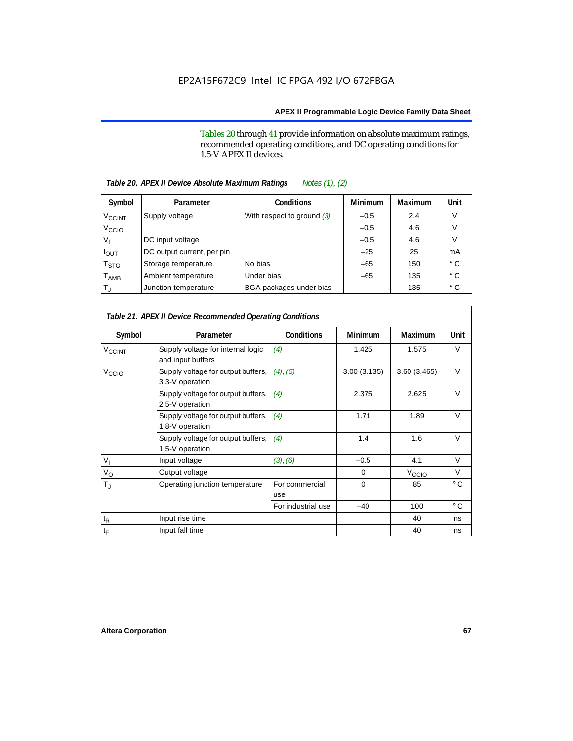Tables 20 through 41 provide information on absolute maximum ratings, recommended operating conditions, and DC operating conditions for 1.5-V APEX II devices.

**Table 20. APEX II Device Absolute Maximum Ratings** *Notes (1), (2)*

| Symbol | Parameter | Conditions | Minimum | Maximum | Unit |
|---|---|---|---|---|---|
| $V_{CCINT}$ | Supply voltage | With respect to ground (3) | –0.5 | 2.4 | V |
| $V_{CCIO}$ | | | –0.5 | 4.6 | V |
| $V_I$ | DC input voltage | | –0.5 | 4.6 | V |
| $I_{OUT}$ | DC output current, per pin | | –25 | 25 | mA |
| $T_{STG}$ | Storage temperature | No bias | –65 | 150 | ° C |
| $T_{AMB}$ | Ambient temperature | Under bias | –65 | 135 | ° C |
| $T_J$ | Junction temperature | BGA packages under bias | | 135 | ° C |

**Table 21. APEX II Device Recommended Operating Conditions**

| Symbol | Parameter | Conditions | Minimum | Maximum | Unit |
|---|---|---|---|---|---|
| $V_{CCINT}$ | Supply voltage for internal logic and input buffers | (4) | 1.425 | 1.575 | V |
| $V_{CCIO}$ | Supply voltage for output buffers, 3.3-V operation | (4), (5) | 3.00 (3.135) | 3.60 (3.465) | V |
| | Supply voltage for output buffers, 2.5-V operation | (4) | 2.375 | 2.625 | V |
| | Supply voltage for output buffers, 1.8-V operation | (4) | 1.71 | 1.89 | V |
| | Supply voltage for output buffers, 1.5-V operation | (4) | 1.4 | 1.6 | V |
| $V_I$ | Input voltage | (3), (6) | –0.5 | 4.1 | V |
| $V_O$ | Output voltage | | 0 | $V_{CCIO}$ | V |
| $T_J$ | Operating junction temperature | For commercial use | 0 | 85 | ° C |
| | | For industrial use | –40 | 100 | ° C |
| $t_R$ | Input rise time | | | 40 | ns |
| $t_F$ | Input fall time | | | 40 | ns |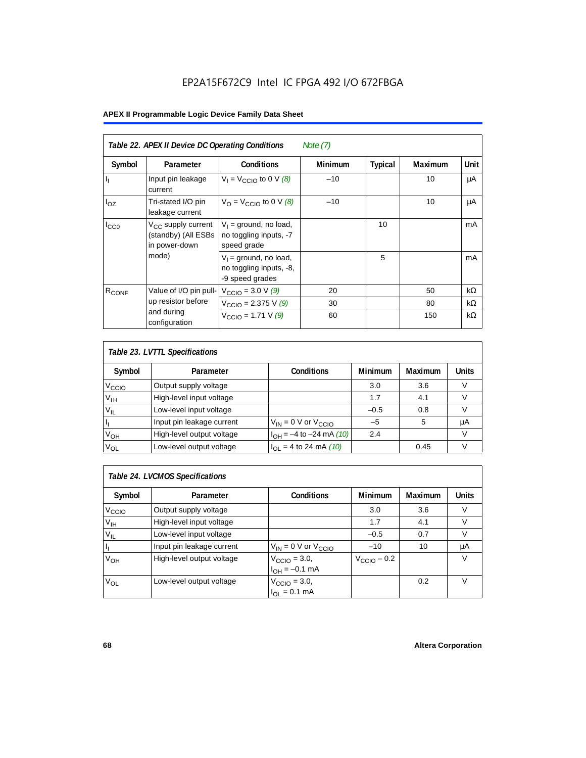EP2A15F672C9 Intel IC FPGA 492 I/O 672FBGA

| Table 22. APEX II Device DC Operating Conditions *Note (7)* | | | | | | |
|---|---|---|---|---|---|---|
| Symbol | Parameter | Conditions | Minimum | Typical | Maximum | Unit |
| $I_I$ | Input pin leakage current | $V_I = V_{CCIO}$ to 0 V *(8)* | –10 | | 10 | μA |
| $I_{OZ}$ | Tri-stated I/O pin leakage current | $V_O = V_{CCIO}$ to 0 V *(8)* | –10 | | 10 | μA |
| $I_{CC0}$ | $V_{CC}$ supply current (standby) (All ESBs in power-down mode) | $V_I$ = ground, no load, no toggling inputs, -7 speed grade | | 10 | | mA |
| | | $V_I$ = ground, no load, no toggling inputs, -8, -9 speed grades | | 5 | | mA |
| $R_{CONF}$ | Value of I/O pin pull-up resistor before and during configuration | $V_{CCIO}$ = 3.0 V *(9)* | 20 | | 50 | kΩ |
| | | $V_{CCIO}$ = 2.375 V *(9)* | 30 | | 80 | kΩ |
| | | $V_{CCIO}$ = 1.71 V *(9)* | 60 | | 150 | kΩ |

| Table 23. LVTTL Specifications | | | | | |
|---|---|---|---|---|---|
| Symbol | Parameter | Conditions | Minimum | Maximum | Units |
| $V_{CCIO}$ | Output supply voltage | | 3.0 | 3.6 | V |
| $V_{IH}$ | High-level input voltage | | 1.7 | 4.1 | V |
| $V_{IL}$ | Low-level input voltage | | –0.5 | 0.8 | V |
| $I_I$ | Input pin leakage current | $V_{IN}$ = 0 V or $V_{CCIO}$ | –5 | 5 | μA |
| $V_{OH}$ | High-level output voltage | $I_{OH}$ = –4 to –24 mA *(10)* | 2.4 | | V |
| $V_{OL}$ | Low-level output voltage | $I_{OL}$ = 4 to 24 mA *(10)* | | 0.45 | V |

| Table 24. LVCMOS Specifications | | | | | |
|---|---|---|---|---|---|
| Symbol | Parameter | Conditions | Minimum | Maximum | Units |
| $V_{CCIO}$ | Output supply voltage | | 3.0 | 3.6 | V |
| $V_{IH}$ | High-level input voltage | | 1.7 | 4.1 | V |
| $V_{IL}$ | Low-level input voltage | | –0.5 | 0.7 | V |
| $I_I$ | Input pin leakage current | $V_{IN}$ = 0 V or $V_{CCIO}$ | –10 | 10 | μA |
| $V_{OH}$ | High-level output voltage | $V_{CCIO}$ = 3.0, $I_{OH}$ = –0.1 mA | $V_{CCIO}$ – 0.2 | | V |
| $V_{OL}$ | Low-level output voltage | $V_{CCIO}$ = 3.0, $I_{OL}$ = 0.1 mA | | 0.2 | V |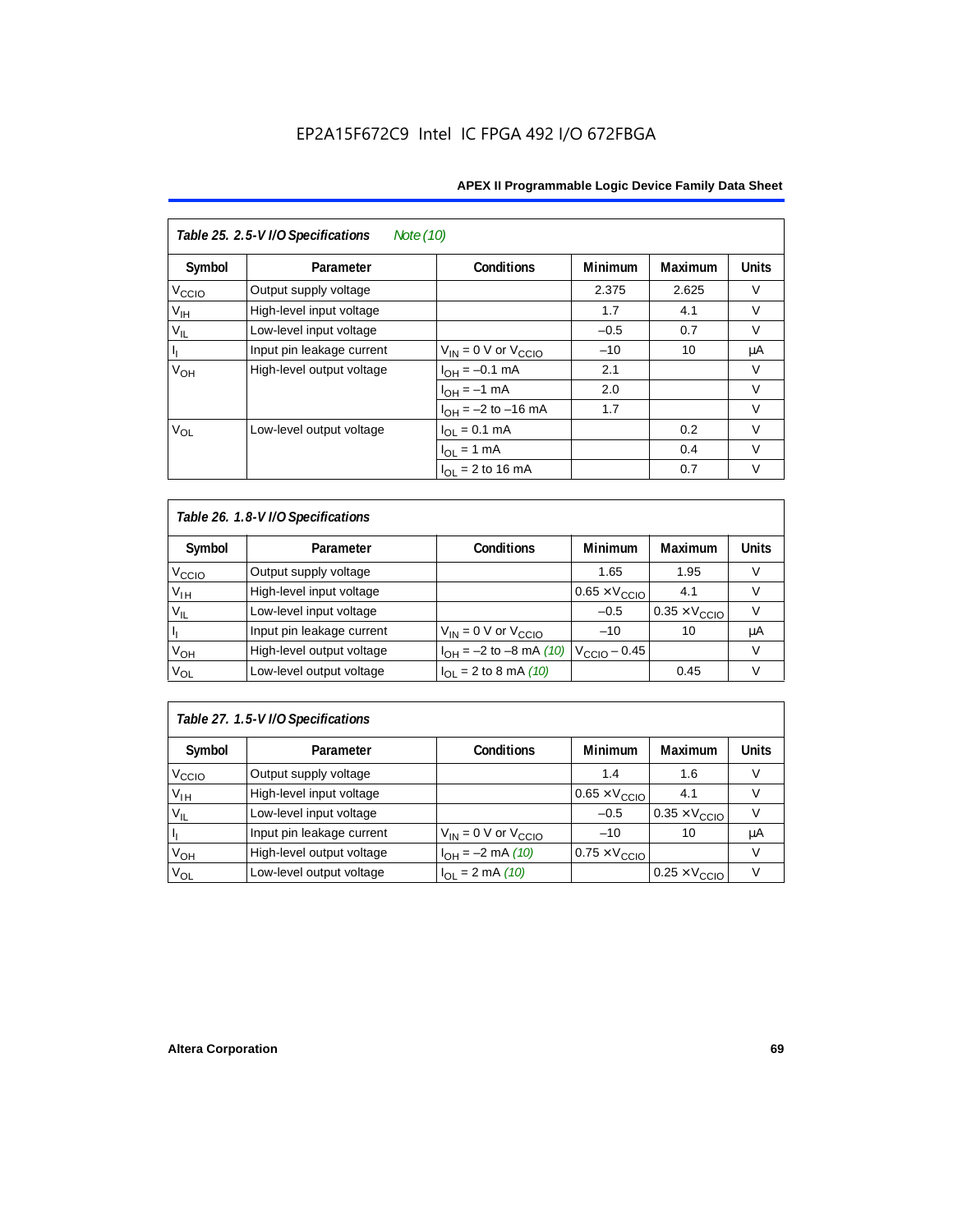## Table 25. 2.5-V I/O Specifications *Note (10)*

| Symbol | Parameter | Conditions | Minimum | Maximum | Units |
|---|---|---|---|---|---|
| $V_{CCIO}$ | Output supply voltage | | 2.375 | 2.625 | V |
| $V_{IH}$ | High-level input voltage | | 1.7 | 4.1 | V |
| $V_{IL}$ | Low-level input voltage | | –0.5 | 0.7 | V |
| $I_I$ | Input pin leakage current | $V_{IN}$ = 0 V or $V_{CCIO}$ | –10 | 10 | μA |
| $V_{OH}$ | High-level output voltage | $I_{OH}$ = –0.1 mA | 2.1 | | V |
| | | $I_{OH}$ = –1 mA | 2.0 | | V |
| | | $I_{OH}$ = –2 to –16 mA | 1.7 | | V |
| $V_{OL}$ | Low-level output voltage | $I_{OL}$ = 0.1 mA | | 0.2 | V |
| | | $I_{OL}$ = 1 mA | | 0.4 | V |
| | | $I_{OL}$ = 2 to 16 mA | | 0.7 | V |

## Table 26. 1.8-V I/O Specifications

| Symbol | Parameter | Conditions | Minimum | Maximum | Units |
|---|---|---|---|---|---|
| $V_{CCIO}$ | Output supply voltage | | 1.65 | 1.95 | V |
| $V_{IH}$ | High-level input voltage | | 0.65 × $V_{CCIO}$ | 4.1 | V |
| $V_{IL}$ | Low-level input voltage | | –0.5 | 0.35 × $V_{CCIO}$ | V |
| $I_I$ | Input pin leakage current | $V_{IN}$ = 0 V or $V_{CCIO}$ | –10 | 10 | μA |
| $V_{OH}$ | High-level output voltage | $I_{OH}$ = –2 to –8 mA *(10)* | $V_{CCIO}$ – 0.45 | | V |
| $V_{OL}$ | Low-level output voltage | $I_{OL}$ = 2 to 8 mA *(10)* | | 0.45 | V |

## Table 27. 1.5-V I/O Specifications

| Symbol | Parameter | Conditions | Minimum | Maximum | Units |
|---|---|---|---|---|---|
| $V_{CCIO}$ | Output supply voltage | | 1.4 | 1.6 | V |
| $V_{IH}$ | High-level input voltage | | 0.65 × $V_{CCIO}$ | 4.1 | V |
| $V_{IL}$ | Low-level input voltage | | –0.5 | 0.35 × $V_{CCIO}$ | V |
| $I_I$ | Input pin leakage current | $V_{IN}$ = 0 V or $V_{CCIO}$ | –10 | 10 | μA |
| $V_{OH}$ | High-level output voltage | $I_{OH}$ = –2 mA *(10)* | 0.75 × $V_{CCIO}$ | | V |
| $V_{OL}$ | Low-level output voltage | $I_{OL}$ = 2 mA *(10)* | | 0.25 × $V_{CCIO}$ | V |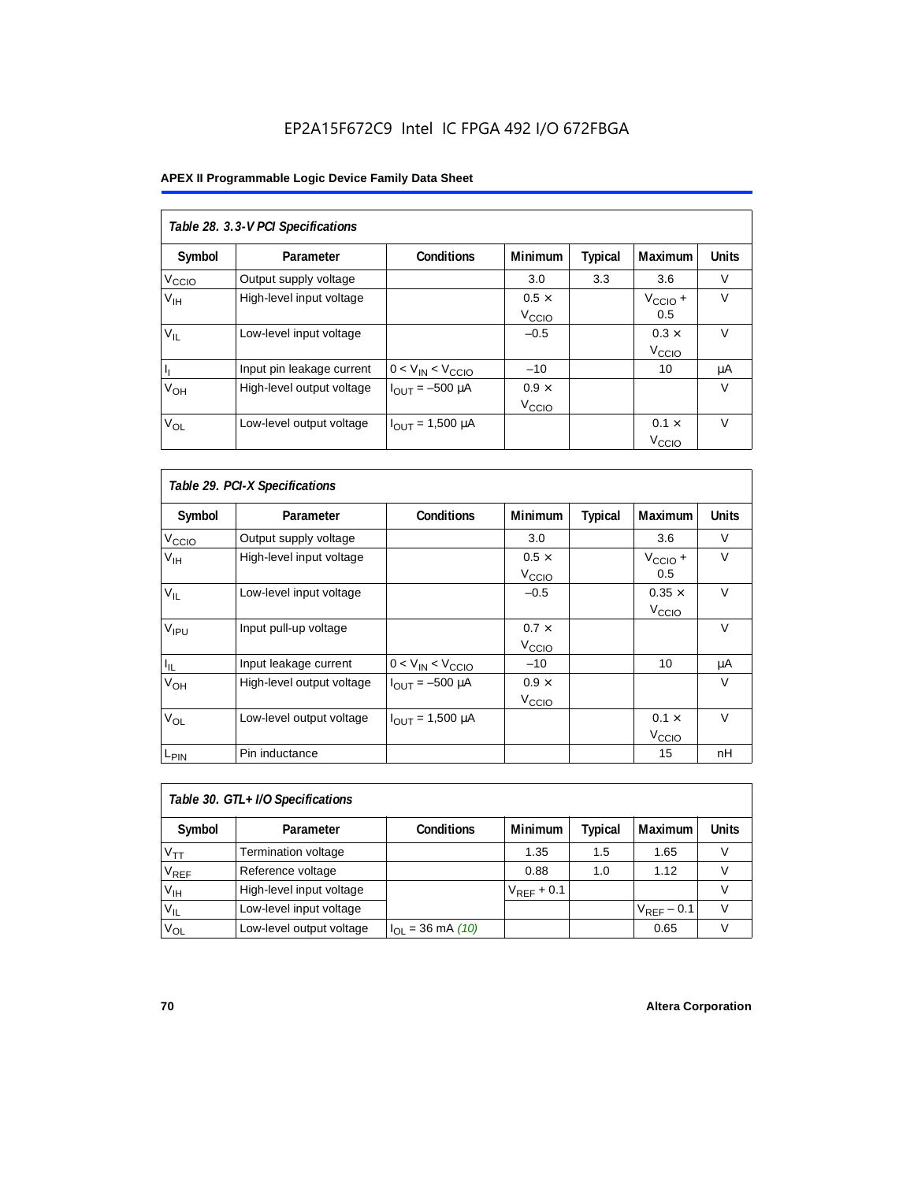*Table 28. 3.3-V PCI Specifications*

| Symbol | Parameter | Conditions | Minimum | Typical | Maximum | Units |
|---|---|---|---|---|---|---|
| $V_{CCIO}$ | Output supply voltage | | 3.0 | 3.3 | 3.6 | V |
| $V_{IH}$ | High-level input voltage | | $0.5 \times V_{CCIO}$ | | $V_{CCIO} + 0.5$ | V |
| $V_{IL}$ | Low-level input voltage | | –0.5 | | $0.3 \times V_{CCIO}$ | V |
| $I_I$ | Input pin leakage current | $0 < V_{IN} < V_{CCIO}$ | –10 | | 10 | µA |
| $V_{OH}$ | High-level output voltage | $I_{OUT}$ = –500 µA | $0.9 \times V_{CCIO}$ | | | V |
| $V_{OL}$ | Low-level output voltage | $I_{OUT}$ = 1,500 µA | | | $0.1 \times V_{CCIO}$ | V |

*Table 29. PCI-X Specifications*

| Symbol | Parameter | Conditions | Minimum | Typical | Maximum | Units |
|---|---|---|---|---|---|---|
| $V_{CCIO}$ | Output supply voltage | | 3.0 | | 3.6 | V |
| $V_{IH}$ | High-level input voltage | | $0.5 \times V_{CCIO}$ | | $V_{CCIO} + 0.5$ | V |
| $V_{IL}$ | Low-level input voltage | | –0.5 | | $0.35 \times V_{CCIO}$ | V |
| $V_{IPU}$ | Input pull-up voltage | | $0.7 \times V_{CCIO}$ | | | V |
| $I_{IL}$ | Input leakage current | $0 < V_{IN} < V_{CCIO}$ | –10 | | 10 | µA |
| $V_{OH}$ | High-level output voltage | $I_{OUT}$ = –500 µA | $0.9 \times V_{CCIO}$ | | | V |
| $V_{OL}$ | Low-level output voltage | $I_{OUT}$ = 1,500 µA | | | $0.1 \times V_{CCIO}$ | V |
| $L_{PIN}$ | Pin inductance | | | | 15 | nH |

*Table 30. GTL+ I/O Specifications*

| Symbol | Parameter | Conditions | Minimum | Typical | Maximum | Units |
|---|---|---|---|---|---|---|
| $V_{TT}$ | Termination voltage | | 1.35 | 1.5 | 1.65 | V |
| $V_{REF}$ | Reference voltage | | 0.88 | 1.0 | 1.12 | V |
| $V_{IH}$ | High-level input voltage | | $V_{REF} + 0.1$ | | | V |
| $V_{IL}$ | Low-level input voltage | | | | $V_{REF} - 0.1$ | V |
| $V_{OL}$ | Low-level output voltage | $I_{OL}$ = 36 mA *(10)* | | | 0.65 | V |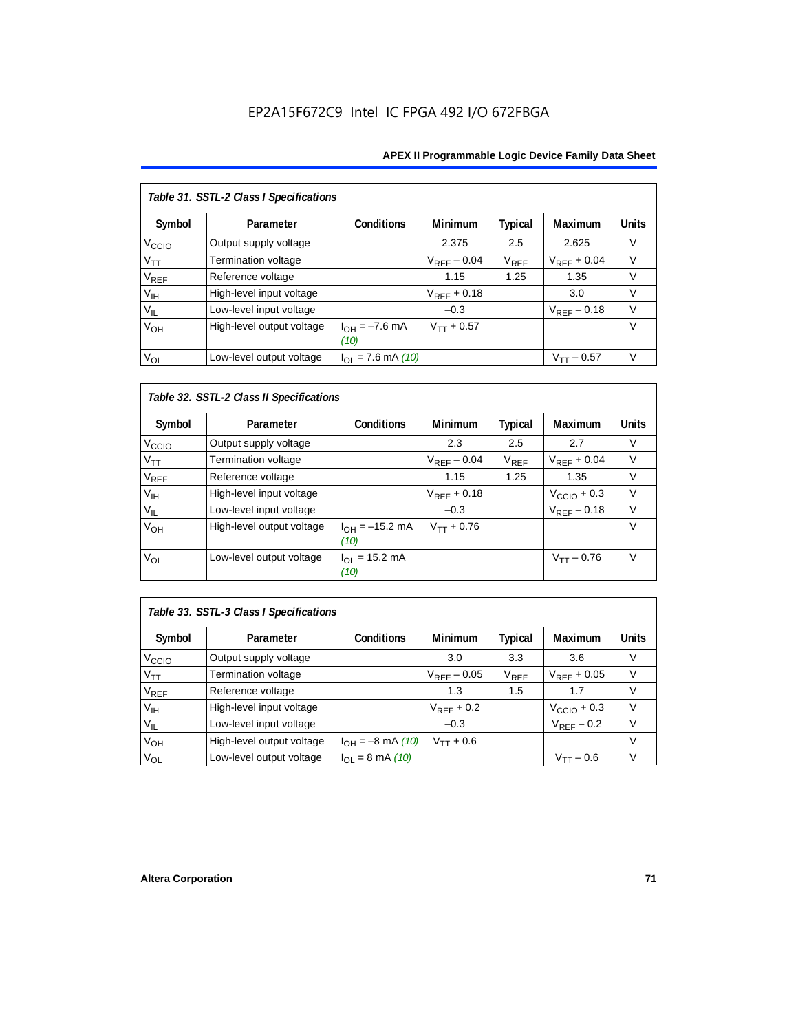*Table 31. SSTL-2 Class I Specifications*

| Symbol | Parameter | Conditions | Minimum | Typical | Maximum | Units |
|---|---|---|---|---|---|---|
| $V_{CCIO}$ | Output supply voltage | | 2.375 | 2.5 | 2.625 | V |
| $V_{TT}$ | Termination voltage | | $V_{REF} - 0.04$ | $V_{REF}$ | $V_{REF} + 0.04$ | V |
| $V_{REF}$ | Reference voltage | | 1.15 | 1.25 | 1.35 | V |
| $V_{IH}$ | High-level input voltage | | $V_{REF} + 0.18$ | | 3.0 | V |
| $V_{IL}$ | Low-level input voltage | | –0.3 | | $V_{REF} - 0.18$ | V |
| $V_{OH}$ | High-level output voltage | $I_{OH} = -7.6$ mA *(10)* | $V_{TT} + 0.57$ | | | V |
| $V_{OL}$ | Low-level output voltage | $I_{OL} = 7.6$ mA *(10)* | | | $V_{TT} - 0.57$ | V |

*Table 32. SSTL-2 Class II Specifications*

| Symbol | Parameter | Conditions | Minimum | Typical | Maximum | Units |
|---|---|---|---|---|---|---|
| $V_{CCIO}$ | Output supply voltage | | 2.3 | 2.5 | 2.7 | V |
| $V_{TT}$ | Termination voltage | | $V_{REF} - 0.04$ | $V_{REF}$ | $V_{REF} + 0.04$ | V |
| $V_{REF}$ | Reference voltage | | 1.15 | 1.25 | 1.35 | V |
| $V_{IH}$ | High-level input voltage | | $V_{REF} + 0.18$ | | $V_{CCIO} + 0.3$ | V |
| $V_{IL}$ | Low-level input voltage | | –0.3 | | $V_{REF} - 0.18$ | V |
| $V_{OH}$ | High-level output voltage | $I_{OH} = -15.2$ mA *(10)* | $V_{TT} + 0.76$ | | | V |
| $V_{OL}$ | Low-level output voltage | $I_{OL} = 15.2$ mA *(10)* | | | $V_{TT} - 0.76$ | V |

*Table 33. SSTL-3 Class I Specifications*

| Symbol | Parameter | Conditions | Minimum | Typical | Maximum | Units |
|---|---|---|---|---|---|---|
| $V_{CCIO}$ | Output supply voltage | | 3.0 | 3.3 | 3.6 | V |
| $V_{TT}$ | Termination voltage | | $V_{REF} - 0.05$ | $V_{REF}$ | $V_{REF} + 0.05$ | V |
| $V_{REF}$ | Reference voltage | | 1.3 | 1.5 | 1.7 | V |
| $V_{IH}$ | High-level input voltage | | $V_{REF} + 0.2$ | | $V_{CCIO} + 0.3$ | V |
| $V_{IL}$ | Low-level input voltage | | –0.3 | | $V_{REF} - 0.2$ | V |
| $V_{OH}$ | High-level output voltage | $I_{OH} = -8$ mA *(10)* | $V_{TT} + 0.6$ | | | V |
| $V_{OL}$ | Low-level output voltage | $I_{OL} = 8$ mA *(10)* | | | $V_{TT} - 0.6$ | V |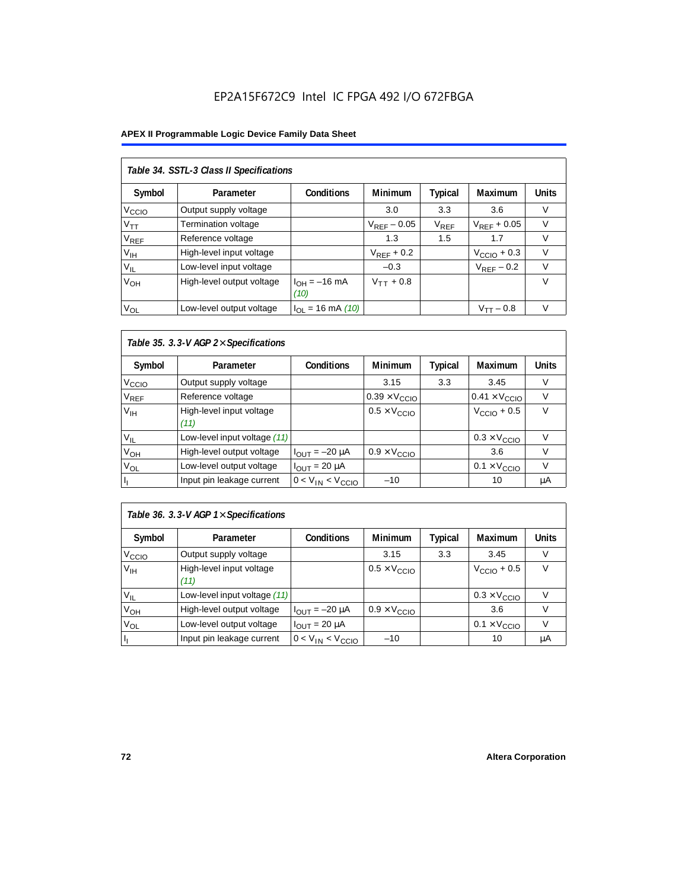| *Table 34. SSTL-3 Class II Specifications* | | | | | | |
|---|---|---|---|---|---|---|
| **Symbol** | **Parameter** | **Conditions** | **Minimum** | **Typical** | **Maximum** | **Units** |
| $V_{CCIO}$ | Output supply voltage | | 3.0 | 3.3 | 3.6 | V |
| $V_{TT}$ | Termination voltage | | $V_{REF}$ – 0.05 | $V_{REF}$ | $V_{REF}$ + 0.05 | V |
| $V_{REF}$ | Reference voltage | | 1.3 | 1.5 | 1.7 | V |
| $V_{IH}$ | High-level input voltage | | $V_{REF}$ + 0.2 | | $V_{CCIO}$ + 0.3 | V |
| $V_{IL}$ | Low-level input voltage | | –0.3 | | $V_{REF}$ – 0.2 | V |
| $V_{OH}$ | High-level output voltage | $I_{OH}$ = –16 mA *(10)* | $V_{TT}$ + 0.8 | | | V |
| $V_{OL}$ | Low-level output voltage | $I_{OL}$ = 16 mA *(10)* | | | $V_{TT}$ – 0.8 | V |

| *Table 35. 3.3-V AGP 2× Specifications* | | | | | | |
|---|---|---|---|---|---|---|
| **Symbol** | **Parameter** | **Conditions** | **Minimum** | **Typical** | **Maximum** | **Units** |
| $V_{CCIO}$ | Output supply voltage | | 3.15 | 3.3 | 3.45 | V |
| $V_{REF}$ | Reference voltage | | 0.39 × $V_{CCIO}$ | | 0.41 × $V_{CCIO}$ | V |
| $V_{IH}$ | High-level input voltage *(11)* | | 0.5 × $V_{CCIO}$ | | $V_{CCIO}$ + 0.5 | V |
| $V_{IL}$ | Low-level input voltage *(11)* | | | | 0.3 × $V_{CCIO}$ | V |
| $V_{OH}$ | High-level output voltage | $I_{OUT}$ = –20 µA | 0.9 × $V_{CCIO}$ | | 3.6 | V |
| $V_{OL}$ | Low-level output voltage | $I_{OUT}$ = 20 µA | | | 0.1 × $V_{CCIO}$ | V |
| $I_I$ | Input pin leakage current | $0 < V_{IN} < V_{CCIO}$ | –10 | | 10 | µA |

| *Table 36. 3.3-V AGP 1× Specifications* | | | | | | |
|---|---|---|---|---|---|---|
| **Symbol** | **Parameter** | **Conditions** | **Minimum** | **Typical** | **Maximum** | **Units** |
| $V_{CCIO}$ | Output supply voltage | | 3.15 | 3.3 | 3.45 | V |
| $V_{IH}$ | High-level input voltage *(11)* | | 0.5 × $V_{CCIO}$ | | $V_{CCIO}$ + 0.5 | V |
| $V_{IL}$ | Low-level input voltage *(11)* | | | | 0.3 × $V_{CCIO}$ | V |
| $V_{OH}$ | High-level output voltage | $I_{OUT}$ = –20 µA | 0.9 × $V_{CCIO}$ | | 3.6 | V |
| $V_{OL}$ | Low-level output voltage | $I_{OUT}$ = 20 µA | | | 0.1 × $V_{CCIO}$ | V |
| $I_I$ | Input pin leakage current | $0 < V_{IN} < V_{CCIO}$ | –10 | | 10 | µA |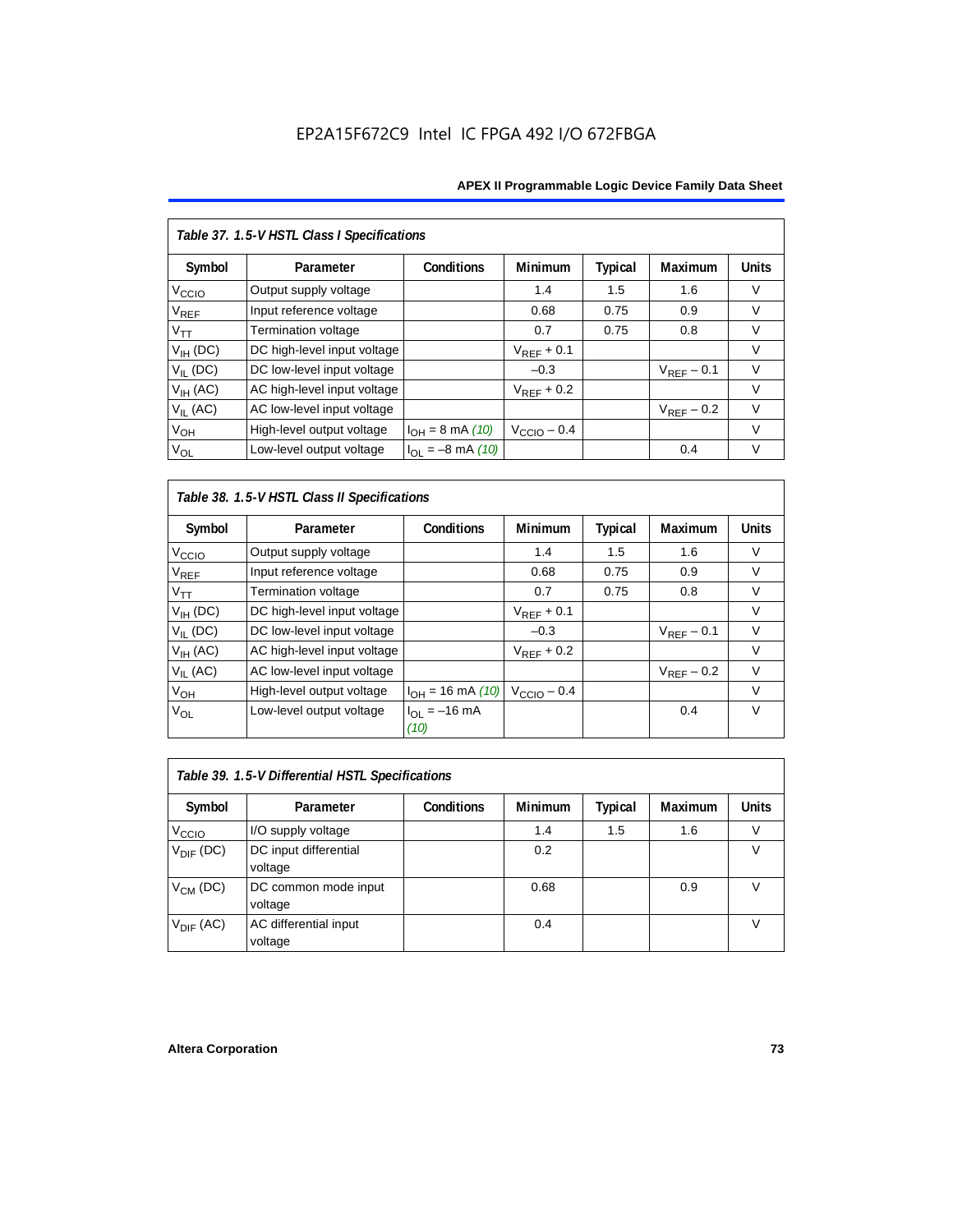EP2A15F672C9 Intel IC FPGA 492 I/O 672FBGA

| *Table 37. 1.5-V HSTL Class I Specifications* | | | | | | |
|---|---|---|---|---|---|---|
| **Symbol** | **Parameter** | **Conditions** | **Minimum** | **Typical** | **Maximum** | **Units** |
| $V_{CCIO}$ | Output supply voltage | | 1.4 | 1.5 | 1.6 | V |
| $V_{REF}$ | Input reference voltage | | 0.68 | 0.75 | 0.9 | V |
| $V_{TT}$ | Termination voltage | | 0.7 | 0.75 | 0.8 | V |
| $V_{IH}$ (DC) | DC high-level input voltage | | $V_{REF}$ + 0.1 | | | V |
| $V_{IL}$ (DC) | DC low-level input voltage | | –0.3 | | $V_{REF}$ – 0.1 | V |
| $V_{IH}$ (AC) | AC high-level input voltage | | $V_{REF}$ + 0.2 | | | V |
| $V_{IL}$ (AC) | AC low-level input voltage | | | | $V_{REF}$ – 0.2 | V |
| $V_{OH}$ | High-level output voltage | $I_{OH}$ = 8 mA *(10)* | $V_{CCIO}$ – 0.4 | | | V |
| $V_{OL}$ | Low-level output voltage | $I_{OL}$ = –8 mA *(10)* | | | 0.4 | V |

| *Table 38. 1.5-V HSTL Class II Specifications* | | | | | | |
|---|---|---|---|---|---|---|
| **Symbol** | **Parameter** | **Conditions** | **Minimum** | **Typical** | **Maximum** | **Units** |
| $V_{CCIO}$ | Output supply voltage | | 1.4 | 1.5 | 1.6 | V |
| $V_{REF}$ | Input reference voltage | | 0.68 | 0.75 | 0.9 | V |
| $V_{TT}$ | Termination voltage | | 0.7 | 0.75 | 0.8 | V |
| $V_{IH}$ (DC) | DC high-level input voltage | | $V_{REF}$ + 0.1 | | | V |
| $V_{IL}$ (DC) | DC low-level input voltage | | –0.3 | | $V_{REF}$ – 0.1 | V |
| $V_{IH}$ (AC) | AC high-level input voltage | | $V_{REF}$ + 0.2 | | | V |
| $V_{IL}$ (AC) | AC low-level input voltage | | | | $V_{REF}$ – 0.2 | V |
| $V_{OH}$ | High-level output voltage | $I_{OH}$ = 16 mA *(10)* | $V_{CCIO}$ – 0.4 | | | V |
| $V_{OL}$ | Low-level output voltage | $I_{OL}$ = –16 mA *(10)* | | | 0.4 | V |

| *Table 39. 1.5-V Differential HSTL Specifications* | | | | | | |
|---|---|---|---|---|---|---|
| **Symbol** | **Parameter** | **Conditions** | **Minimum** | **Typical** | **Maximum** | **Units** |
| $V_{CCIO}$ | I/O supply voltage | | 1.4 | 1.5 | 1.6 | V |
| $V_{DIF}$ (DC) | DC input differential voltage | | 0.2 | | | V |
| $V_{CM}$ (DC) | DC common mode input voltage | | 0.68 | | 0.9 | V |
| $V_{DIF}$ (AC) | AC differential input voltage | | 0.4 | | | V |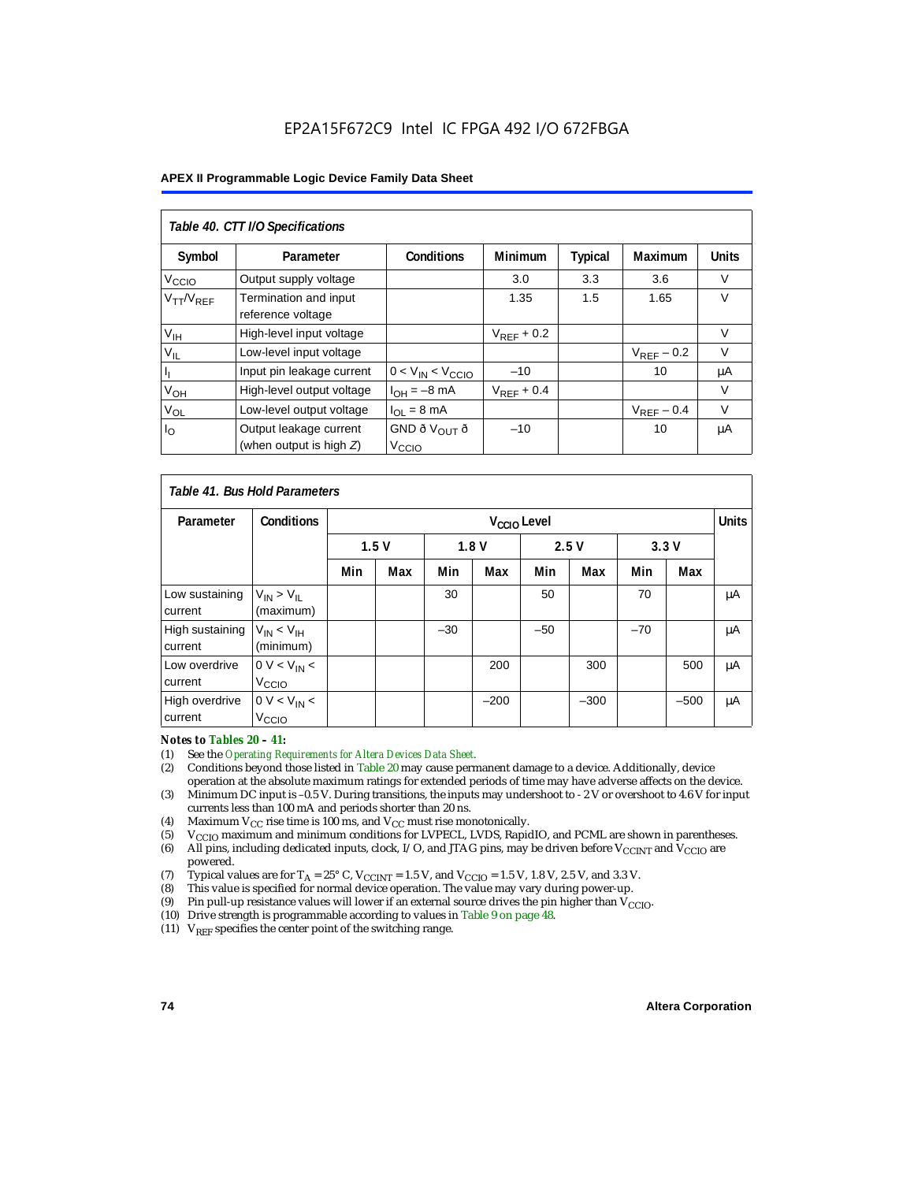EP2A15F672C9 Intel IC FPGA 492 I/O 672FBGA

| *Table 40. CTT I/O Specifications* | | | | | | |
|---|---|---|---|---|---|---|
| **Symbol** | **Parameter** | **Conditions** | **Minimum** | **Typical** | **Maximum** | **Units** |
| $V_{CCIO}$ | Output supply voltage | | 3.0 | 3.3 | 3.6 | V |
| $V_{TT}/V_{REF}$ | Termination and input reference voltage | | 1.35 | 1.5 | 1.65 | V |
| $V_{IH}$ | High-level input voltage | | $V_{REF}$ + 0.2 | | | V |
| $V_{IL}$ | Low-level input voltage | | | | $V_{REF}$ – 0.2 | V |
| $I_I$ | Input pin leakage current | $0 < V_{IN} < V_{CCIO}$ | –10 | | 10 | µA |
| $V_{OH}$ | High-level output voltage | $I_{OH}$ = –8 mA | $V_{REF}$ + 0.4 | | | V |
| $V_{OL}$ | Low-level output voltage | $I_{OL}$ = 8 mA | | | $V_{REF}$ – 0.4 | V |
| $I_O$ | Output leakage current (when output is high *Z*) | GND ð $V_{OUT}$ ð $V_{CCIO}$ | –10 | | 10 | µA |

| *Table 41. Bus Hold Parameters* | | | | | | | | | | |
|---|---|---|---|---|---|---|---|---|---|---|
| **Parameter** | **Conditions** | **$V_{CCIO}$ Level** | | | | | | | | **Units** |
| | | **1.5 V** | | **1.8 V** | | **2.5 V** | | **3.3 V** | | |
| | | **Min** | **Max** | **Min** | **Max** | **Min** | **Max** | **Min** | **Max** | |
| Low sustaining current | $V_{IN} > V_{IL}$ (maximum) | | | 30 | | 50 | | 70 | | µA |
| High sustaining current | $V_{IN} < V_{IH}$ (minimum) | | | –30 | | –50 | | –70 | | µA |
| Low overdrive current | $0\text{ V} < V_{IN} < V_{CCIO}$ | | | | 200 | | 300 | | 500 | µA |
| High overdrive current | $0\text{ V} < V_{IN} < V_{CCIO}$ | | | | –200 | | –300 | | –500 | µA |

***Notes to Tables 20 – 41:***

(1) See the *Operating Requirements for Altera Devices Data Sheet*.
(2) Conditions beyond those listed in Table 20 may cause permanent damage to a device. Additionally, device operation at the absolute maximum ratings for extended periods of time may have adverse affects on the device.
(3) Minimum DC input is –0.5 V. During transitions, the inputs may undershoot to - 2 V or overshoot to 4.6 V for input currents less than 100 mA and periods shorter than 20 ns.
(4) Maximum $V_{CC}$ rise time is 100 ms, and $V_{CC}$ must rise monotonically.
(5) $V_{CCIO}$ maximum and minimum conditions for LVPECL, LVDS, RapidIO, and PCML are shown in parentheses.
(6) All pins, including dedicated inputs, clock, I/O, and JTAG pins, may be driven before $V_{CCINT}$ and $V_{CCIO}$ are powered.
(7) Typical values are for $T_A$ = 25° C, $V_{CCINT}$ = 1.5 V, and $V_{CCIO}$ = 1.5 V, 1.8 V, 2.5 V, and 3.3 V.
(8) This value is specified for normal device operation. The value may vary during power-up.
(9) Pin pull-up resistance values will lower if an external source drives the pin higher than $V_{CCIO}$.
(10) Drive strength is programmable according to values in Table 9 on page 48.
(11) $V_{REF}$ specifies the center point of the switching range.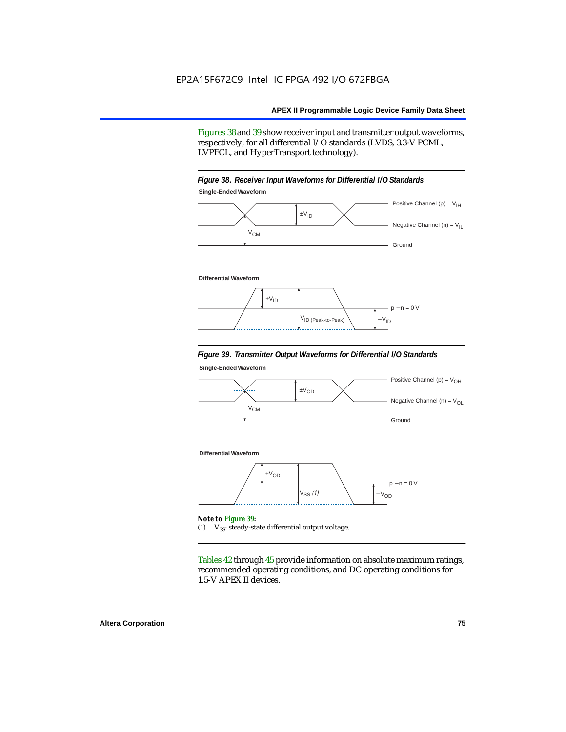Figures 38 and 39 show receiver input and transmitter output waveforms, respectively, for all differential I/O standards (LVDS, 3.3-V PCML, LVPECL, and HyperTransport technology).

*Figure 38. Receiver Input Waveforms for Differential I/O Standards*

**Single-Ended Waveform**

Positive Channel (p) = $V_{IH}$

$\pm V_{ID}$

Negative Channel (n) = $V_{IL}$

$V_{CM}$

Ground

**Differential Waveform**

$+V_{ID}$

p − n = 0 V

$V_{ID\ (Peak\text{-}to\text{-}Peak)}$

$-V_{ID}$

*Figure 39. Transmitter Output Waveforms for Differential I/O Standards*

**Single-Ended Waveform**

Positive Channel (p) = $V_{OH}$

$\pm V_{OD}$

Negative Channel (n) = $V_{OL}$

$V_{CM}$

Ground

**Differential Waveform**

$+V_{OD}$

p − n = 0 V

$V_{SS}$ *(1)*

$-V_{OD}$

***Note to Figure 39:***

(1) $V_{SS}$: steady-state differential output voltage.

Tables 42 through 45 provide information on absolute maximum ratings, recommended operating conditions, and DC operating conditions for 1.5-V APEX II devices.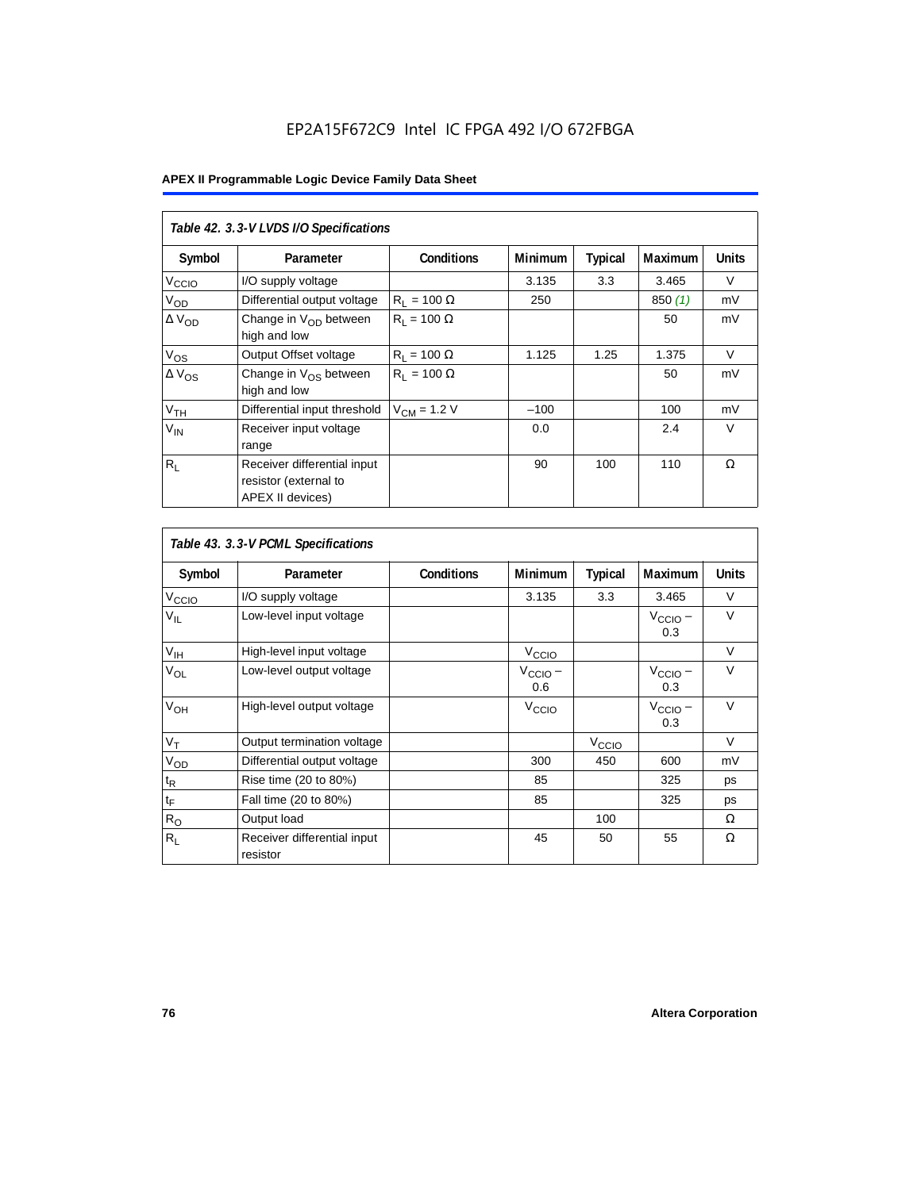EP2A15F672C9 Intel IC FPGA 492 I/O 672FBGA

| Table 42. 3.3-V LVDS I/O Specifications | | | | | | |
|---|---|---|---|---|---|---|
| Symbol | Parameter | Conditions | Minimum | Typical | Maximum | Units |
| $V_{CCIO}$ | I/O supply voltage | | 3.135 | 3.3 | 3.465 | V |
| $V_{OD}$ | Differential output voltage | $R_L$ = 100 Ω | 250 | | 850 *(1)* | mV |
| Δ $V_{OD}$ | Change in $V_{OD}$ between high and low | $R_L$ = 100 Ω | | | 50 | mV |
| $V_{OS}$ | Output Offset voltage | $R_L$ = 100 Ω | 1.125 | 1.25 | 1.375 | V |
| Δ $V_{OS}$ | Change in $V_{OS}$ between high and low | $R_L$ = 100 Ω | | | 50 | mV |
| $V_{TH}$ | Differential input threshold | $V_{CM}$ = 1.2 V | –100 | | 100 | mV |
| $V_{IN}$ | Receiver input voltage range | | 0.0 | | 2.4 | V |
| $R_L$ | Receiver differential input resistor (external to APEX II devices) | | 90 | 100 | 110 | Ω |

| Table 43. 3.3-V PCML Specifications | | | | | | |
|---|---|---|---|---|---|---|
| Symbol | Parameter | Conditions | Minimum | Typical | Maximum | Units |
| $V_{CCIO}$ | I/O supply voltage | | 3.135 | 3.3 | 3.465 | V |
| $V_{IL}$ | Low-level input voltage | | | | $V_{CCIO}$ – 0.3 | V |
| $V_{IH}$ | High-level input voltage | | $V_{CCIO}$ | | | V |
| $V_{OL}$ | Low-level output voltage | | $V_{CCIO}$ – 0.6 | | $V_{CCIO}$ – 0.3 | V |
| $V_{OH}$ | High-level output voltage | | $V_{CCIO}$ | | $V_{CCIO}$ – 0.3 | V |
| $V_T$ | Output termination voltage | | | $V_{CCIO}$ | | V |
| $V_{OD}$ | Differential output voltage | | 300 | 450 | 600 | mV |
| $t_R$ | Rise time (20 to 80%) | | 85 | | 325 | ps |
| $t_F$ | Fall time (20 to 80%) | | 85 | | 325 | ps |
| $R_O$ | Output load | | | 100 | | Ω |
| $R_L$ | Receiver differential input resistor | | 45 | 50 | 55 | Ω |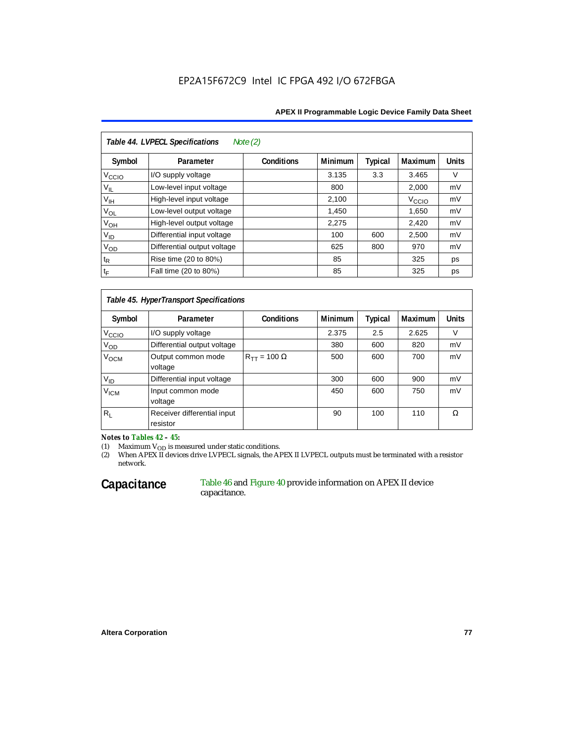**Table 44. LVPECL Specifications** *Note (2)*

| Symbol | Parameter | Conditions | Minimum | Typical | Maximum | Units |
|---|---|---|---|---|---|---|
| $V_{CCIO}$ | I/O supply voltage | | 3.135 | 3.3 | 3.465 | V |
| $V_{IL}$ | Low-level input voltage | | 800 | | 2,000 | mV |
| $V_{IH}$ | High-level input voltage | | 2,100 | | $V_{CCIO}$ | mV |
| $V_{OL}$ | Low-level output voltage | | 1,450 | | 1,650 | mV |
| $V_{OH}$ | High-level output voltage | | 2,275 | | 2,420 | mV |
| $V_{ID}$ | Differential input voltage | | 100 | 600 | 2,500 | mV |
| $V_{OD}$ | Differential output voltage | | 625 | 800 | 970 | mV |
| $t_R$ | Rise time (20 to 80%) | | 85 | | 325 | ps |
| $t_F$ | Fall time (20 to 80%) | | 85 | | 325 | ps |

**Table 45. HyperTransport Specifications**

| Symbol | Parameter | Conditions | Minimum | Typical | Maximum | Units |
|---|---|---|---|---|---|---|
| $V_{CCIO}$ | I/O supply voltage | | 2.375 | 2.5 | 2.625 | V |
| $V_{OD}$ | Differential output voltage | | 380 | 600 | 820 | mV |
| $V_{OCM}$ | Output common mode voltage | $R_{TT}$ = 100 Ω | 500 | 600 | 700 | mV |
| $V_{ID}$ | Differential input voltage | | 300 | 600 | 900 | mV |
| $V_{ICM}$ | Input common mode voltage | | 450 | 600 | 750 | mV |
| $R_L$ | Receiver differential input resistor | | 90 | 100 | 110 | Ω |

*Notes to Tables 42 – 45:*

(1) Maximum $V_{OD}$ is measured under static conditions.

(2) When APEX II devices drive LVPECL signals, the APEX II LVPECL outputs must be terminated with a resistor network.

## Capacitance

Table 46 and Figure 40 provide information on APEX II device capacitance.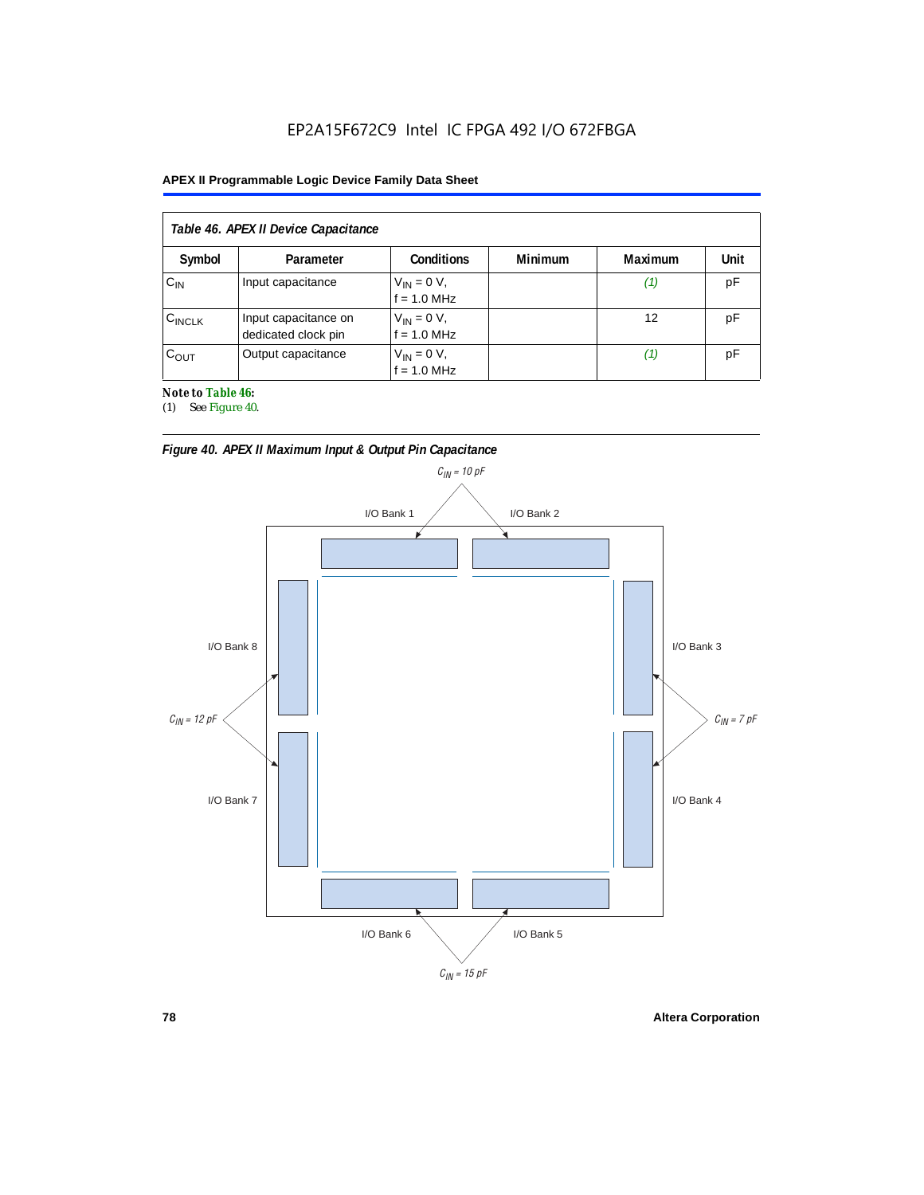EP2A15F672C9 Intel IC FPGA 492 I/O 672FBGA

| *Table 46. APEX II Device Capacitance* | | | | | |
|---|---|---|---|---|---|
| **Symbol** | **Parameter** | **Conditions** | **Minimum** | **Maximum** | **Unit** |
| $C_{IN}$ | Input capacitance | $V_{IN}$ = 0 V, f = 1.0 MHz | | *(1)* | pF |
| $C_{INCLK}$ | Input capacitance on dedicated clock pin | $V_{IN}$ = 0 V, f = 1.0 MHz | | 12 | pF |
| $C_{OUT}$ | Output capacitance | $V_{IN}$ = 0 V, f = 1.0 MHz | | *(1)* | pF |

**Note to Table 46:**

(1) See Figure 40.

*Figure 40. APEX II Maximum Input & Output Pin Capacitance*

$C_{IN}$ = 10 pF — I/O Bank 1, I/O Bank 2

$C_{IN}$ = 7 pF — I/O Bank 3, I/O Bank 4

$C_{IN}$ = 15 pF — I/O Bank 5, I/O Bank 6

$C_{IN}$ = 12 pF — I/O Bank 7, I/O Bank 8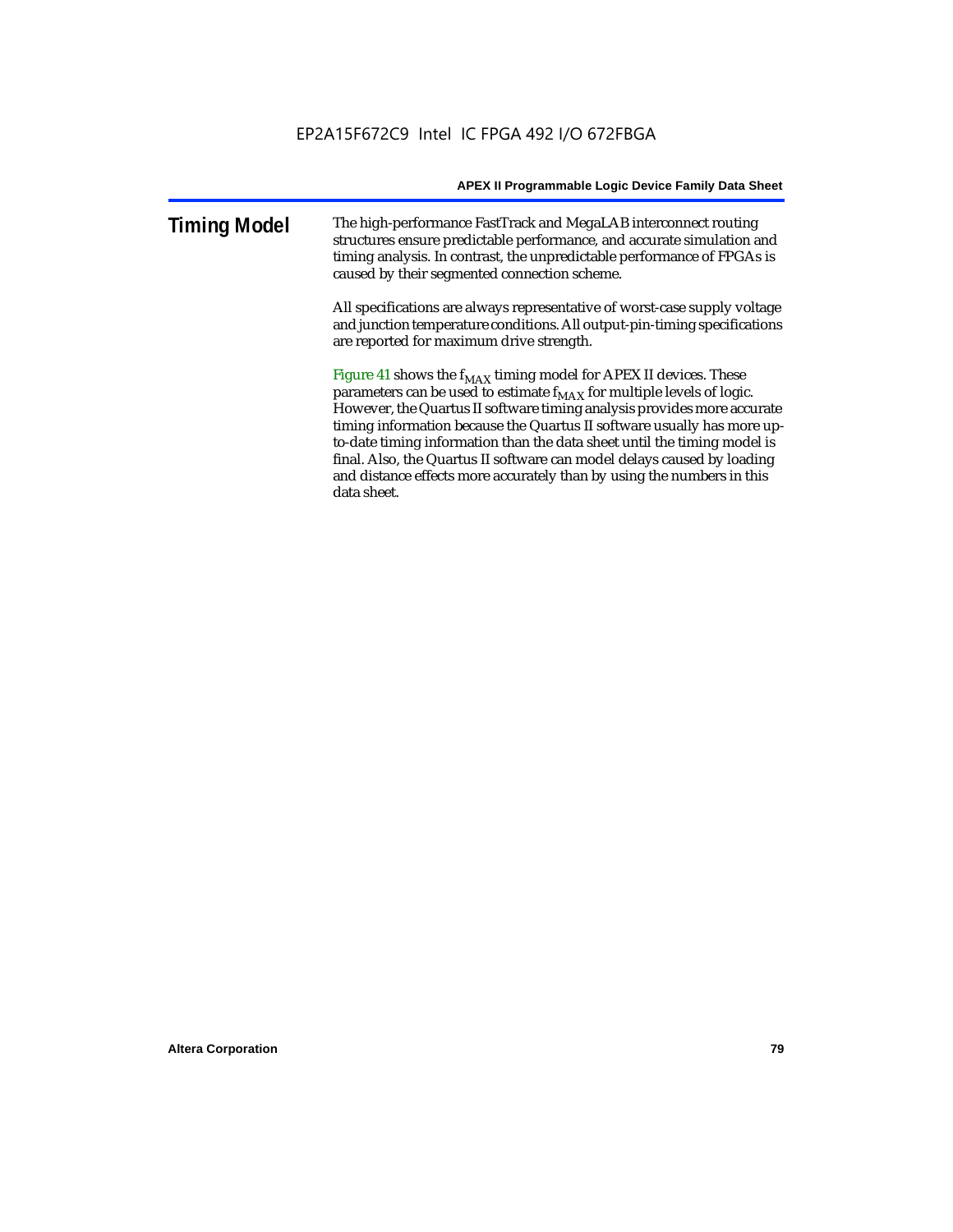## Timing Model

The high-performance FastTrack and MegaLAB interconnect routing structures ensure predictable performance, and accurate simulation and timing analysis. In contrast, the unpredictable performance of FPGAs is caused by their segmented connection scheme.

All specifications are always representative of worst-case supply voltage and junction temperature conditions. All output-pin-timing specifications are reported for maximum drive strength.

Figure 41 shows the $f_{MAX}$ timing model for APEX II devices. These parameters can be used to estimate $f_{MAX}$ for multiple levels of logic. However, the Quartus II software timing analysis provides more accurate timing information because the Quartus II software usually has more up-to-date timing information than the data sheet until the timing model is final. Also, the Quartus II software can model delays caused by loading and distance effects more accurately than by using the numbers in this data sheet.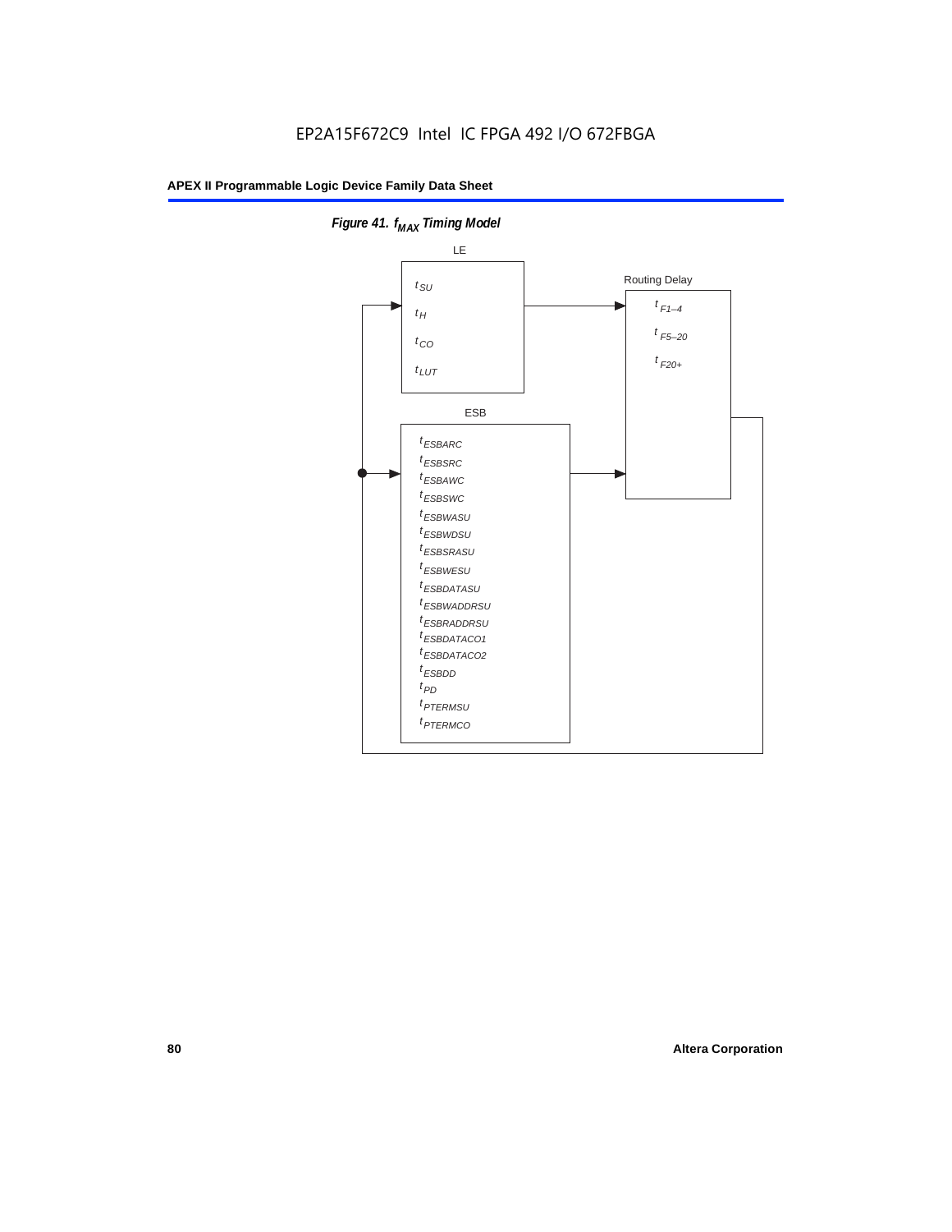*Figure 41. $f_{MAX}$ Timing Model*

LE

$t_{SU}$

$t_{H}$

$t_{CO}$

$t_{LUT}$

Routing Delay

$t_{F1-4}$

$t_{F5-20}$

$t_{F20+}$

ESB

$t_{ESBARC}$

$t_{ESBSRC}$

$t_{ESBAWC}$

$t_{ESBSWC}$

$t_{ESBWASU}$

$t_{ESBWDSU}$

$t_{ESBSRASU}$

$t_{ESBWESU}$

$t_{ESBDATASU}$

$t_{ESBWADDRSU}$

$t_{ESBRADDRSU}$

$t_{ESBDATACO1}$

$t_{ESBDATACO2}$

$t_{ESBDD}$

$t_{PD}$

$t_{PTERMSU}$

$t_{PTERMCO}$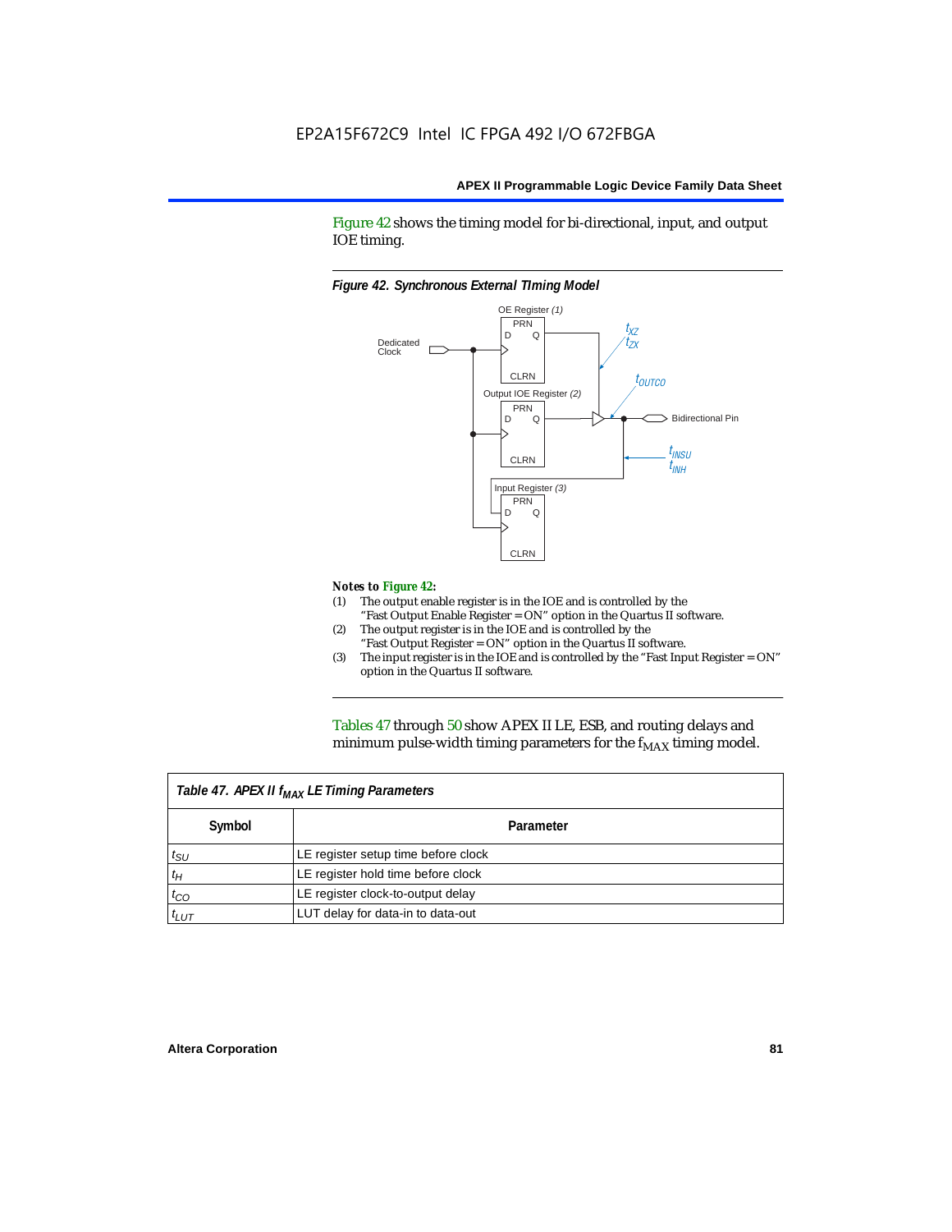Figure 42 shows the timing model for bi-directional, input, and output IOE timing.

*Figure 42. Synchronous External TIming Model*

OE Register (1)

Dedicated Clock

Output IOE Register (2)

Input Register (3)

$t_{XZ}$
$t_{ZX}$

$t_{OUTCO}$

Bidirectional Pin

$t_{INSU}$
$t_{INH}$

**Notes to Figure 42:**

(1) The output enable register is in the IOE and is controlled by the "Fast Output Enable Register = ON" option in the Quartus II software.
(2) The output register is in the IOE and is controlled by the "Fast Output Register = ON" option in the Quartus II software.
(3) The input register is in the IOE and is controlled by the "Fast Input Register = ON" option in the Quartus II software.

Tables 47 through 50 show APEX II LE, ESB, and routing delays and minimum pulse-width timing parameters for the $f_{MAX}$ timing model.

| *Table 47. APEX II $f_{MAX}$ LE Timing Parameters* | |
|---|---|
| **Symbol** | **Parameter** |
| $t_{SU}$ | LE register setup time before clock |
| $t_H$ | LE register hold time before clock |
| $t_{CO}$ | LE register clock-to-output delay |
| $t_{LUT}$ | LUT delay for data-in to data-out |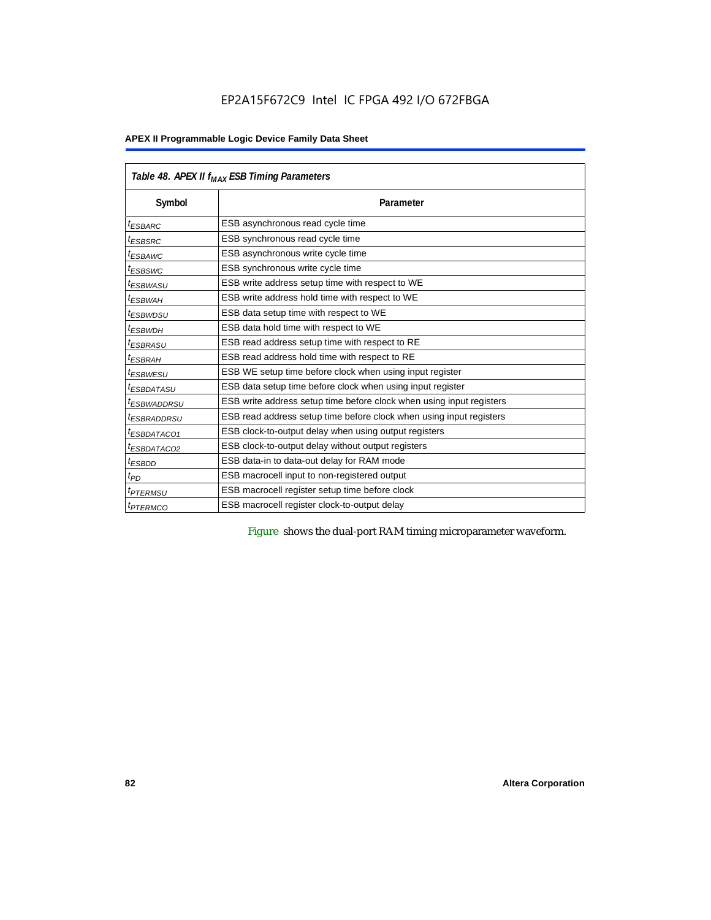Table 48. APEX II $f_{MAX}$ ESB Timing Parameters

| Symbol | Parameter |
|---|---|
| $t_{ESBARC}$ | ESB asynchronous read cycle time |
| $t_{ESBSRC}$ | ESB synchronous read cycle time |
| $t_{ESBAWC}$ | ESB asynchronous write cycle time |
| $t_{ESBSWC}$ | ESB synchronous write cycle time |
| $t_{ESBWASU}$ | ESB write address setup time with respect to WE |
| $t_{ESBWAH}$ | ESB write address hold time with respect to WE |
| $t_{ESBWDSU}$ | ESB data setup time with respect to WE |
| $t_{ESBWDH}$ | ESB data hold time with respect to WE |
| $t_{ESBRASU}$ | ESB read address setup time with respect to RE |
| $t_{ESBRAH}$ | ESB read address hold time with respect to RE |
| $t_{ESBWESU}$ | ESB WE setup time before clock when using input register |
| $t_{ESBDATASU}$ | ESB data setup time before clock when using input register |
| $t_{ESBWADDRSU}$ | ESB write address setup time before clock when using input registers |
| $t_{ESBRADDRSU}$ | ESB read address setup time before clock when using input registers |
| $t_{ESBDATACO1}$ | ESB clock-to-output delay when using output registers |
| $t_{ESBDATACO2}$ | ESB clock-to-output delay without output registers |
| $t_{ESBDD}$ | ESB data-in to data-out delay for RAM mode |
| $t_{PD}$ | ESB macrocell input to non-registered output |
| $t_{PTERMSU}$ | ESB macrocell register setup time before clock |
| $t_{PTERMCO}$ | ESB macrocell register clock-to-output delay |

Figure shows the dual-port RAM timing microparameter waveform.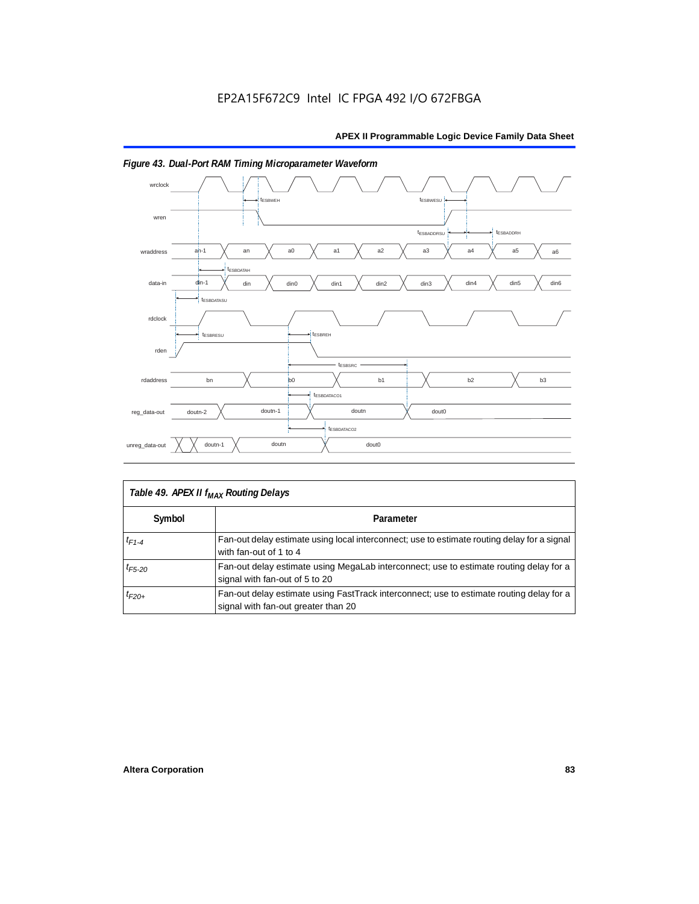EP2A15F672C9 Intel IC FPGA 492 I/O 672FBGA

*Figure 43. Dual-Port RAM Timing Microparameter Waveform*

| *Table 49. APEX II $f_{MAX}$ Routing Delays* | |
|---|---|
| **Symbol** | **Parameter** |
| $t_{F1-4}$ | Fan-out delay estimate using local interconnect; use to estimate routing delay for a signal with fan-out of 1 to 4 |
| $t_{F5-20}$ | Fan-out delay estimate using MegaLab interconnect; use to estimate routing delay for a signal with fan-out of 5 to 20 |
| $t_{F20+}$ | Fan-out delay estimate using FastTrack interconnect; use to estimate routing delay for a signal with fan-out greater than 20 |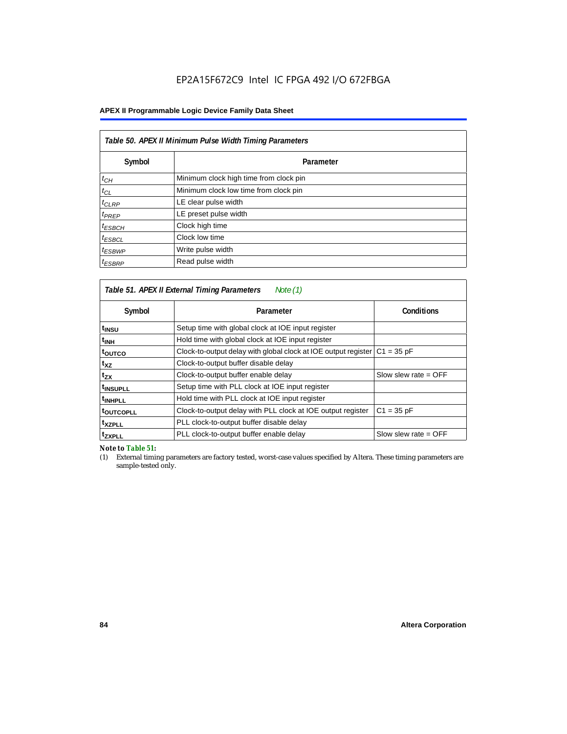**Table 50. APEX II Minimum Pulse Width Timing Parameters**

| Symbol | Parameter |
| --- | --- |
| $t_{CH}$ | Minimum clock high time from clock pin |
| $t_{CL}$ | Minimum clock low time from clock pin |
| $t_{CLRP}$ | LE clear pulse width |
| $t_{PREP}$ | LE preset pulse width |
| $t_{ESBCH}$ | Clock high time |
| $t_{ESBCL}$ | Clock low time |
| $t_{ESBWP}$ | Write pulse width |
| $t_{ESBRP}$ | Read pulse width |

**Table 51. APEX II External Timing Parameters** *Note (1)*

| Symbol | Parameter | Conditions |
| --- | --- | --- |
| $t_{INSU}$ | Setup time with global clock at IOE input register | |
| $t_{INH}$ | Hold time with global clock at IOE input register | |
| $t_{OUTCO}$ | Clock-to-output delay with global clock at IOE output register | C1 = 35 pF |
| $t_{XZ}$ | Clock-to-output buffer disable delay | |
| $t_{ZX}$ | Clock-to-output buffer enable delay | Slow slew rate = OFF |
| $t_{INSUPLL}$ | Setup time with PLL clock at IOE input register | |
| $t_{INHPLL}$ | Hold time with PLL clock at IOE input register | |
| $t_{OUTCOPLL}$ | Clock-to-output delay with PLL clock at IOE output register | C1 = 35 pF |
| $t_{XZPLL}$ | PLL clock-to-output buffer disable delay | |
| $t_{ZXPLL}$ | PLL clock-to-output buffer enable delay | Slow slew rate = OFF |

*Note to Table 51:*

(1) External timing parameters are factory tested, worst-case values specified by Altera. These timing parameters are sample-tested only.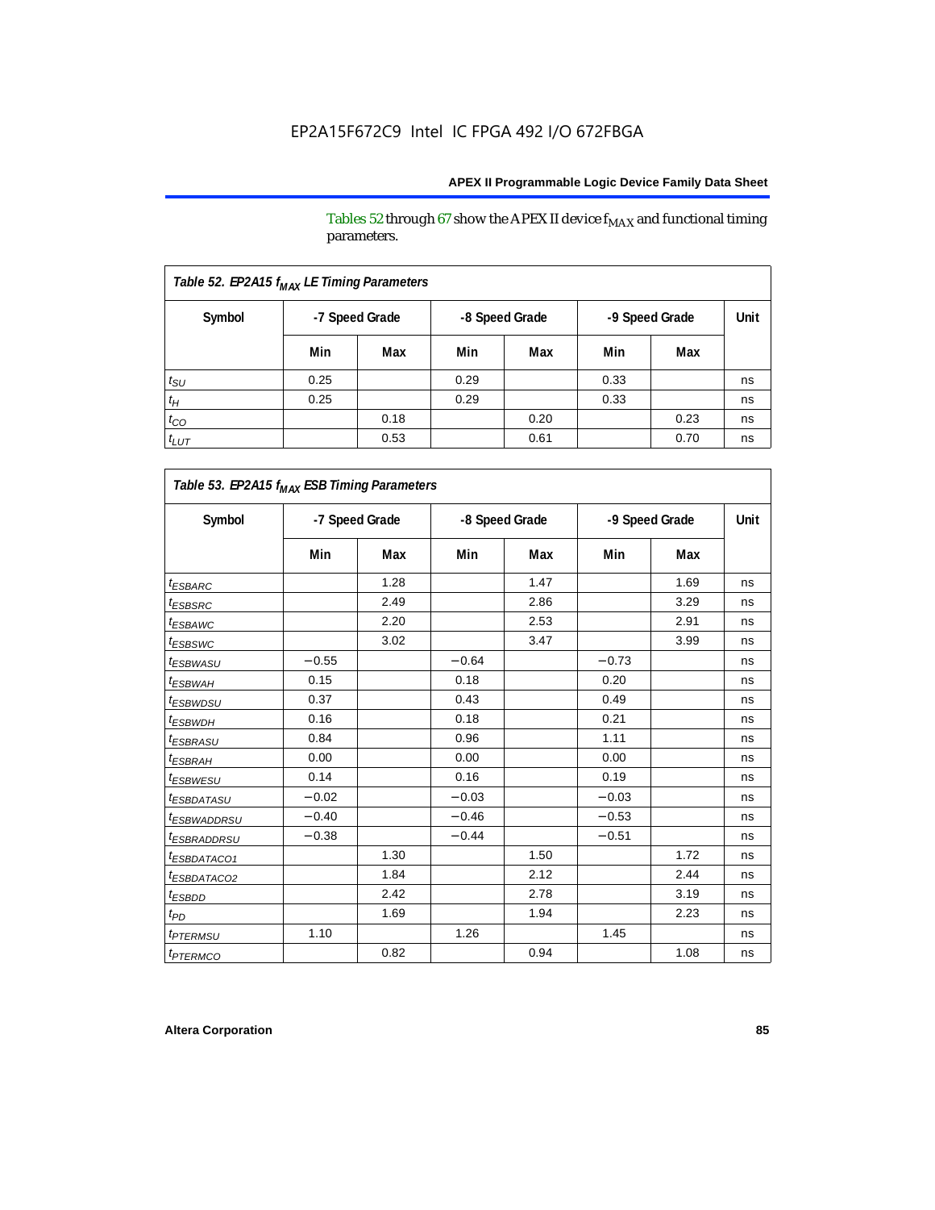Tables 52 through 67 show the APEX II device $f_{MAX}$ and functional timing parameters.

| Table 52. EP2A15 $f_{MAX}$ LE Timing Parameters | | | | | | | |
|---|---|---|---|---|---|---|---|
| Symbol | -7 Speed Grade | | -8 Speed Grade | | -9 Speed Grade | | Unit |
| | Min | Max | Min | Max | Min | Max | |
| $t_{SU}$ | 0.25 | | 0.29 | | 0.33 | | ns |
| $t_{H}$ | 0.25 | | 0.29 | | 0.33 | | ns |
| $t_{CO}$ | | 0.18 | | 0.20 | | 0.23 | ns |
| $t_{LUT}$ | | 0.53 | | 0.61 | | 0.70 | ns |

| Table 53. EP2A15 $f_{MAX}$ ESB Timing Parameters | | | | | | | |
|---|---|---|---|---|---|---|---|
| Symbol | -7 Speed Grade | | -8 Speed Grade | | -9 Speed Grade | | Unit |
| | Min | Max | Min | Max | Min | Max | |
| $t_{ESBARC}$ | | 1.28 | | 1.47 | | 1.69 | ns |
| $t_{ESBSRC}$ | | 2.49 | | 2.86 | | 3.29 | ns |
| $t_{ESBAWC}$ | | 2.20 | | 2.53 | | 2.91 | ns |
| $t_{ESBSWC}$ | | 3.02 | | 3.47 | | 3.99 | ns |
| $t_{ESBWASU}$ | −0.55 | | −0.64 | | −0.73 | | ns |
| $t_{ESBWAH}$ | 0.15 | | 0.18 | | 0.20 | | ns |
| $t_{ESBWDSU}$ | 0.37 | | 0.43 | | 0.49 | | ns |
| $t_{ESBWDH}$ | 0.16 | | 0.18 | | 0.21 | | ns |
| $t_{ESBRASU}$ | 0.84 | | 0.96 | | 1.11 | | ns |
| $t_{ESBRAH}$ | 0.00 | | 0.00 | | 0.00 | | ns |
| $t_{ESBWESU}$ | 0.14 | | 0.16 | | 0.19 | | ns |
| $t_{ESBDATASU}$ | −0.02 | | −0.03 | | −0.03 | | ns |
| $t_{ESBWADDRSU}$ | −0.40 | | −0.46 | | −0.53 | | ns |
| $t_{ESBRADDRSU}$ | −0.38 | | −0.44 | | −0.51 | | ns |
| $t_{ESBDATACO1}$ | | 1.30 | | 1.50 | | 1.72 | ns |
| $t_{ESBDATACO2}$ | | 1.84 | | 2.12 | | 2.44 | ns |
| $t_{ESBDD}$ | | 2.42 | | 2.78 | | 3.19 | ns |
| $t_{PD}$ | | 1.69 | | 1.94 | | 2.23 | ns |
| $t_{PTERMSU}$ | 1.10 | | 1.26 | | 1.45 | | ns |
| $t_{PTERMCO}$ | | 0.82 | | 0.94 | | 1.08 | ns |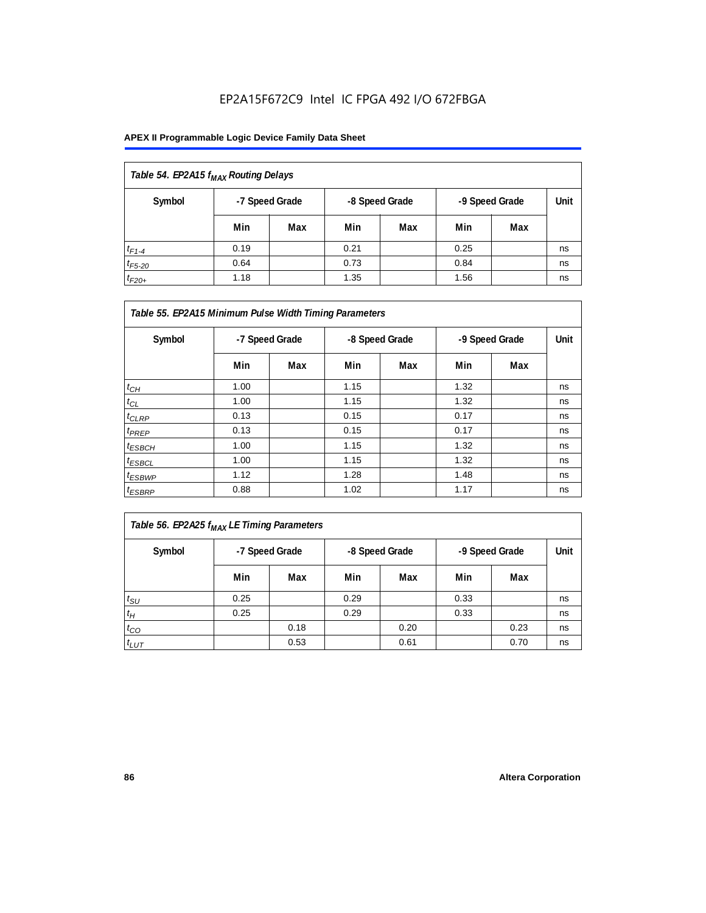EP2A15F672C9 Intel IC FPGA 492 I/O 672FBGA

| Table 54. EP2A15 $f_{MAX}$ Routing Delays | | | | | | | |
|---|---|---|---|---|---|---|---|
| Symbol | -7 Speed Grade | | -8 Speed Grade | | -9 Speed Grade | | Unit |
| | Min | Max | Min | Max | Min | Max | |
| $t_{F1-4}$ | 0.19 | | 0.21 | | 0.25 | | ns |
| $t_{F5-20}$ | 0.64 | | 0.73 | | 0.84 | | ns |
| $t_{F20+}$ | 1.18 | | 1.35 | | 1.56 | | ns |

| Table 55. EP2A15 Minimum Pulse Width Timing Parameters | | | | | | | |
|---|---|---|---|---|---|---|---|
| Symbol | -7 Speed Grade | | -8 Speed Grade | | -9 Speed Grade | | Unit |
| | Min | Max | Min | Max | Min | Max | |
| $t_{CH}$ | 1.00 | | 1.15 | | 1.32 | | ns |
| $t_{CL}$ | 1.00 | | 1.15 | | 1.32 | | ns |
| $t_{CLRP}$ | 0.13 | | 0.15 | | 0.17 | | ns |
| $t_{PREP}$ | 0.13 | | 0.15 | | 0.17 | | ns |
| $t_{ESBCH}$ | 1.00 | | 1.15 | | 1.32 | | ns |
| $t_{ESBCL}$ | 1.00 | | 1.15 | | 1.32 | | ns |
| $t_{ESBWP}$ | 1.12 | | 1.28 | | 1.48 | | ns |
| $t_{ESBRP}$ | 0.88 | | 1.02 | | 1.17 | | ns |

| Table 56. EP2A25 $f_{MAX}$ LE Timing Parameters | | | | | | | |
|---|---|---|---|---|---|---|---|
| Symbol | -7 Speed Grade | | -8 Speed Grade | | -9 Speed Grade | | Unit |
| | Min | Max | Min | Max | Min | Max | |
| $t_{SU}$ | 0.25 | | 0.29 | | 0.33 | | ns |
| $t_H$ | 0.25 | | 0.29 | | 0.33 | | ns |
| $t_{CO}$ | | 0.18 | | 0.20 | | 0.23 | ns |
| $t_{LUT}$ | | 0.53 | | 0.61 | | 0.70 | ns |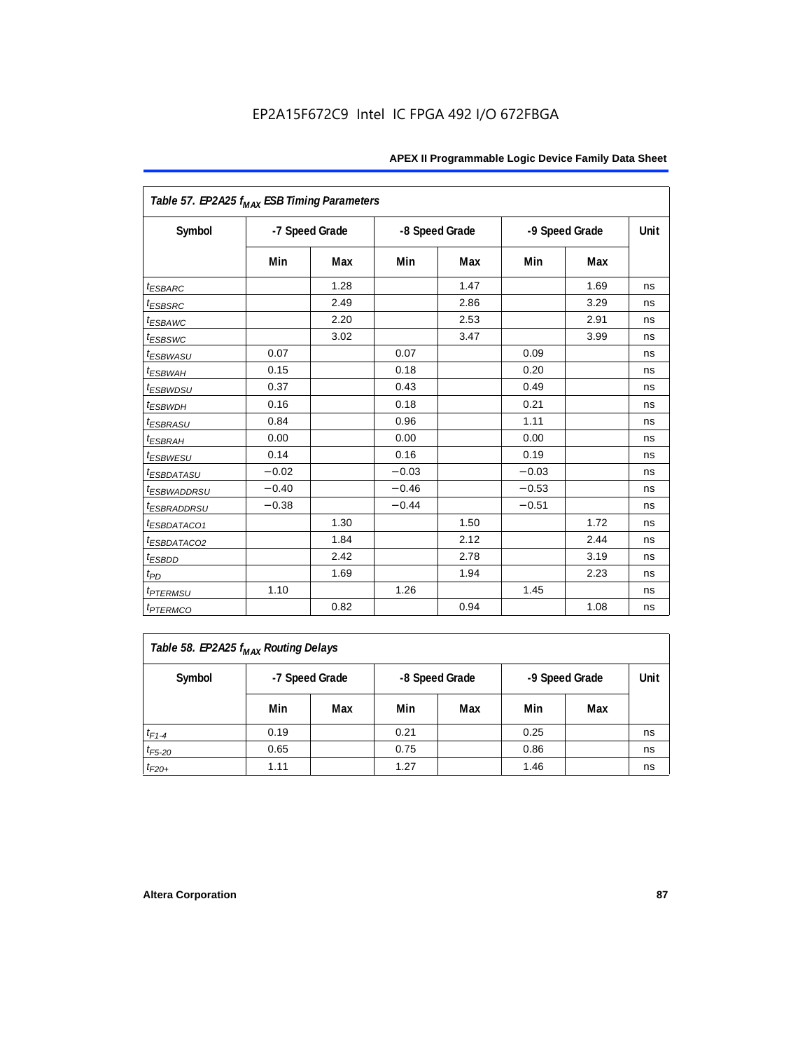**Table 57. EP2A25 $f_{MAX}$ ESB Timing Parameters**

| Symbol | -7 Speed Grade | | -8 Speed Grade | | -9 Speed Grade | | Unit |
|---|---|---|---|---|---|---|---|
| | Min | Max | Min | Max | Min | Max | |
| $t_{ESBARC}$ | | 1.28 | | 1.47 | | 1.69 | ns |
| $t_{ESBSRC}$ | | 2.49 | | 2.86 | | 3.29 | ns |
| $t_{ESBAWC}$ | | 2.20 | | 2.53 | | 2.91 | ns |
| $t_{ESBSWC}$ | | 3.02 | | 3.47 | | 3.99 | ns |
| $t_{ESBWASU}$ | 0.07 | | 0.07 | | 0.09 | | ns |
| $t_{ESBWAH}$ | 0.15 | | 0.18 | | 0.20 | | ns |
| $t_{ESBWDSU}$ | 0.37 | | 0.43 | | 0.49 | | ns |
| $t_{ESBWDH}$ | 0.16 | | 0.18 | | 0.21 | | ns |
| $t_{ESBRASU}$ | 0.84 | | 0.96 | | 1.11 | | ns |
| $t_{ESBRAH}$ | 0.00 | | 0.00 | | 0.00 | | ns |
| $t_{ESBWESU}$ | 0.14 | | 0.16 | | 0.19 | | ns |
| $t_{ESBDATASU}$ | −0.02 | | −0.03 | | −0.03 | | ns |
| $t_{ESBWADDRSU}$ | −0.40 | | −0.46 | | −0.53 | | ns |
| $t_{ESBRADDRSU}$ | −0.38 | | −0.44 | | −0.51 | | ns |
| $t_{ESBDATACO1}$ | | 1.30 | | 1.50 | | 1.72 | ns |
| $t_{ESBDATACO2}$ | | 1.84 | | 2.12 | | 2.44 | ns |
| $t_{ESBDD}$ | | 2.42 | | 2.78 | | 3.19 | ns |
| $t_{PD}$ | | 1.69 | | 1.94 | | 2.23 | ns |
| $t_{PTERMSU}$ | 1.10 | | 1.26 | | 1.45 | | ns |
| $t_{PTERMCO}$ | | 0.82 | | 0.94 | | 1.08 | ns |

**Table 58. EP2A25 $f_{MAX}$ Routing Delays**

| Symbol | -7 Speed Grade | | -8 Speed Grade | | -9 Speed Grade | | Unit |
|---|---|---|---|---|---|---|---|
| | Min | Max | Min | Max | Min | Max | |
| $t_{F1-4}$ | 0.19 | | 0.21 | | 0.25 | | ns |
| $t_{F5-20}$ | 0.65 | | 0.75 | | 0.86 | | ns |
| $t_{F20+}$ | 1.11 | | 1.27 | | 1.46 | | ns |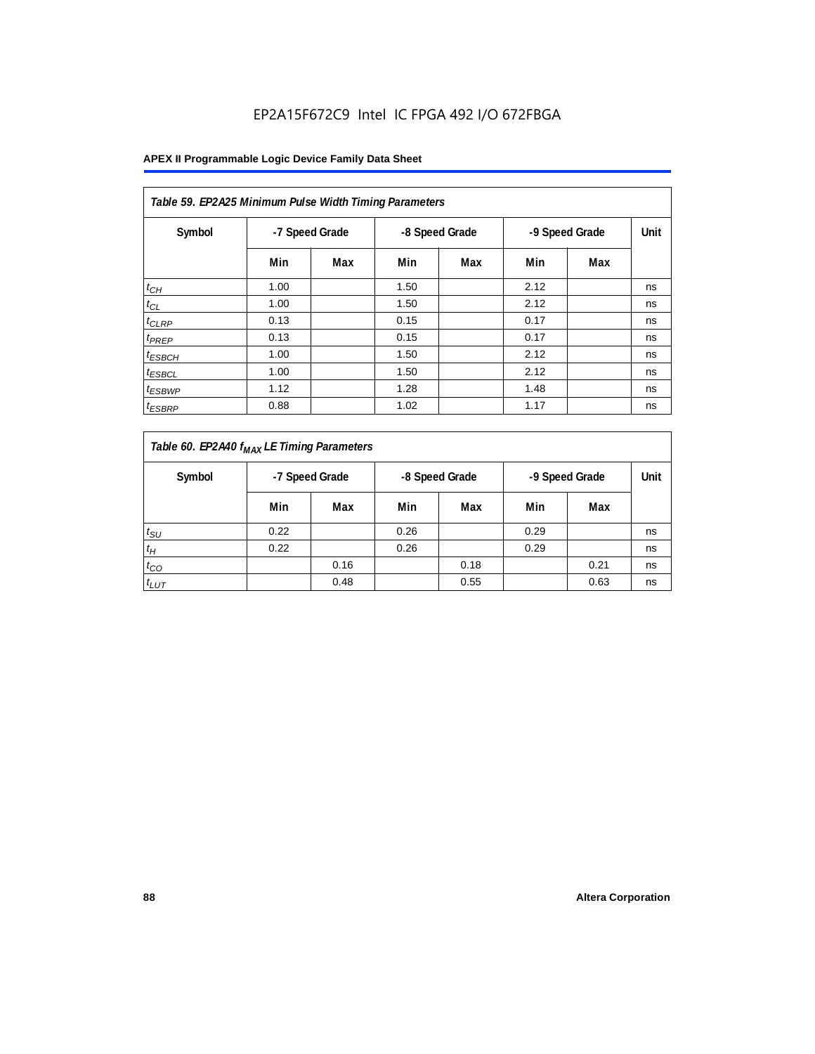EP2A15F672C9 Intel IC FPGA 492 I/O 672FBGA

| Table 59. EP2A25 Minimum Pulse Width Timing Parameters | | | | | | | |
|---|---|---|---|---|---|---|---|
| Symbol | -7 Speed Grade | | -8 Speed Grade | | -9 Speed Grade | | Unit |
| | Min | Max | Min | Max | Min | Max | |
| $t_{CH}$ | 1.00 | | 1.50 | | 2.12 | | ns |
| $t_{CL}$ | 1.00 | | 1.50 | | 2.12 | | ns |
| $t_{CLRP}$ | 0.13 | | 0.15 | | 0.17 | | ns |
| $t_{PREP}$ | 0.13 | | 0.15 | | 0.17 | | ns |
| $t_{ESBCH}$ | 1.00 | | 1.50 | | 2.12 | | ns |
| $t_{ESBCL}$ | 1.00 | | 1.50 | | 2.12 | | ns |
| $t_{ESBWP}$ | 1.12 | | 1.28 | | 1.48 | | ns |
| $t_{ESBRP}$ | 0.88 | | 1.02 | | 1.17 | | ns |

| Table 60. EP2A40 $f_{MAX}$ LE Timing Parameters | | | | | | | |
|---|---|---|---|---|---|---|---|
| Symbol | -7 Speed Grade | | -8 Speed Grade | | -9 Speed Grade | | Unit |
| | Min | Max | Min | Max | Min | Max | |
| $t_{SU}$ | 0.22 | | 0.26 | | 0.29 | | ns |
| $t_{H}$ | 0.22 | | 0.26 | | 0.29 | | ns |
| $t_{CO}$ | | 0.16 | | 0.18 | | 0.21 | ns |
| $t_{LUT}$ | | 0.48 | | 0.55 | | 0.63 | ns |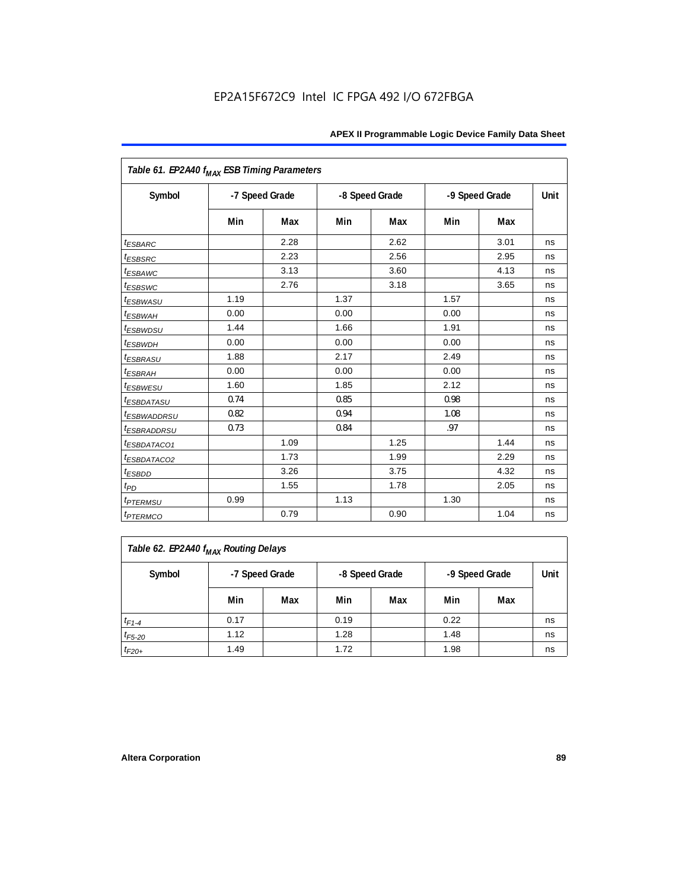EP2A15F672C9 Intel IC FPGA 492 I/O 672FBGA

| Table 61. EP2A40 $f_{MAX}$ ESB Timing Parameters | | | | | | | |
|---|---|---|---|---|---|---|---|
| Symbol | -7 Speed Grade | | -8 Speed Grade | | -9 Speed Grade | | Unit |
| | Min | Max | Min | Max | Min | Max | |
| $t_{ESBARC}$ | | 2.28 | | 2.62 | | 3.01 | ns |
| $t_{ESBSRC}$ | | 2.23 | | 2.56 | | 2.95 | ns |
| $t_{ESBAWC}$ | | 3.13 | | 3.60 | | 4.13 | ns |
| $t_{ESBSWC}$ | | 2.76 | | 3.18 | | 3.65 | ns |
| $t_{ESBWASU}$ | 1.19 | | 1.37 | | 1.57 | | ns |
| $t_{ESBWAH}$ | 0.00 | | 0.00 | | 0.00 | | ns |
| $t_{ESBWDSU}$ | 1.44 | | 1.66 | | 1.91 | | ns |
| $t_{ESBWDH}$ | 0.00 | | 0.00 | | 0.00 | | ns |
| $t_{ESBRASU}$ | 1.88 | | 2.17 | | 2.49 | | ns |
| $t_{ESBRAH}$ | 0.00 | | 0.00 | | 0.00 | | ns |
| $t_{ESBWESU}$ | 1.60 | | 1.85 | | 2.12 | | ns |
| $t_{ESBDATASU}$ | 0.74 | | 0.85 | | 0.98 | | ns |
| $t_{ESBWADDRSU}$ | 0.82 | | 0.94 | | 1.08 | | ns |
| $t_{ESBRADDRSU}$ | 0.73 | | 0.84 | | .97 | | ns |
| $t_{ESBDATACO1}$ | | 1.09 | | 1.25 | | 1.44 | ns |
| $t_{ESBDATACO2}$ | | 1.73 | | 1.99 | | 2.29 | ns |
| $t_{ESBDD}$ | | 3.26 | | 3.75 | | 4.32 | ns |
| $t_{PD}$ | | 1.55 | | 1.78 | | 2.05 | ns |
| $t_{PTERMSU}$ | 0.99 | | 1.13 | | 1.30 | | ns |
| $t_{PTERMCO}$ | | 0.79 | | 0.90 | | 1.04 | ns |

| Table 62. EP2A40 $f_{MAX}$ Routing Delays | | | | | | | |
|---|---|---|---|---|---|---|---|
| Symbol | -7 Speed Grade | | -8 Speed Grade | | -9 Speed Grade | | Unit |
| | Min | Max | Min | Max | Min | Max | |
| $t_{F1-4}$ | 0.17 | | 0.19 | | 0.22 | | ns |
| $t_{F5-20}$ | 1.12 | | 1.28 | | 1.48 | | ns |
| $t_{F20+}$ | 1.49 | | 1.72 | | 1.98 | | ns |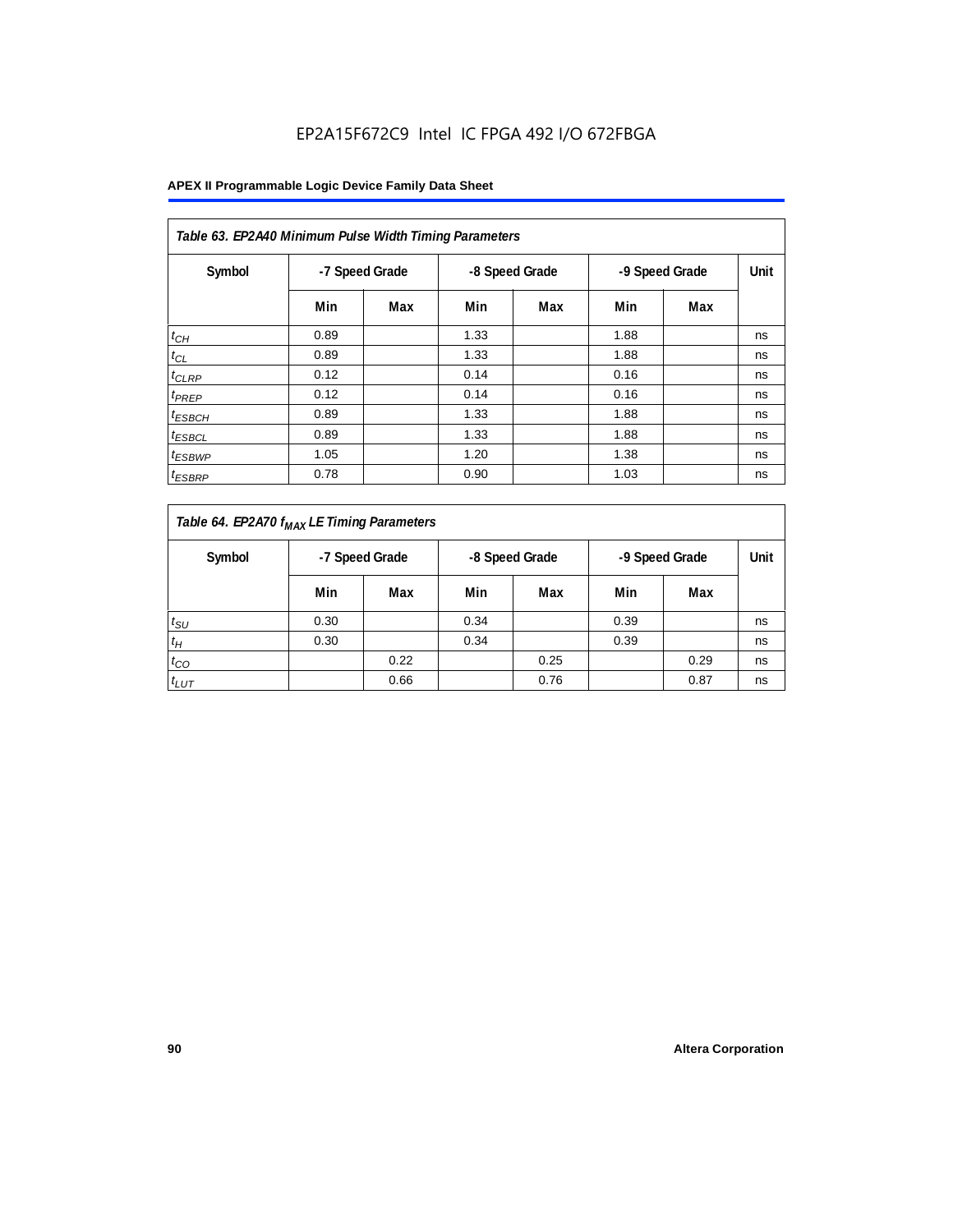EP2A15F672C9 Intel IC FPGA 492 I/O 672FBGA

| Table 63. EP2A40 Minimum Pulse Width Timing Parameters | | | | | | | |
|---|---|---|---|---|---|---|---|
| Symbol | -7 Speed Grade | | -8 Speed Grade | | -9 Speed Grade | | Unit |
| | Min | Max | Min | Max | Min | Max | |
| $t_{CH}$ | 0.89 | | 1.33 | | 1.88 | | ns |
| $t_{CL}$ | 0.89 | | 1.33 | | 1.88 | | ns |
| $t_{CLRP}$ | 0.12 | | 0.14 | | 0.16 | | ns |
| $t_{PREP}$ | 0.12 | | 0.14 | | 0.16 | | ns |
| $t_{ESBCH}$ | 0.89 | | 1.33 | | 1.88 | | ns |
| $t_{ESBCL}$ | 0.89 | | 1.33 | | 1.88 | | ns |
| $t_{ESBWP}$ | 1.05 | | 1.20 | | 1.38 | | ns |
| $t_{ESBRP}$ | 0.78 | | 0.90 | | 1.03 | | ns |

| Table 64. EP2A70 $f_{MAX}$ LE Timing Parameters | | | | | | | |
|---|---|---|---|---|---|---|---|
| Symbol | -7 Speed Grade | | -8 Speed Grade | | -9 Speed Grade | | Unit |
| | Min | Max | Min | Max | Min | Max | |
| $t_{SU}$ | 0.30 | | 0.34 | | 0.39 | | ns |
| $t_{H}$ | 0.30 | | 0.34 | | 0.39 | | ns |
| $t_{CO}$ | | 0.22 | | 0.25 | | 0.29 | ns |
| $t_{LUT}$ | | 0.66 | | 0.76 | | 0.87 | ns |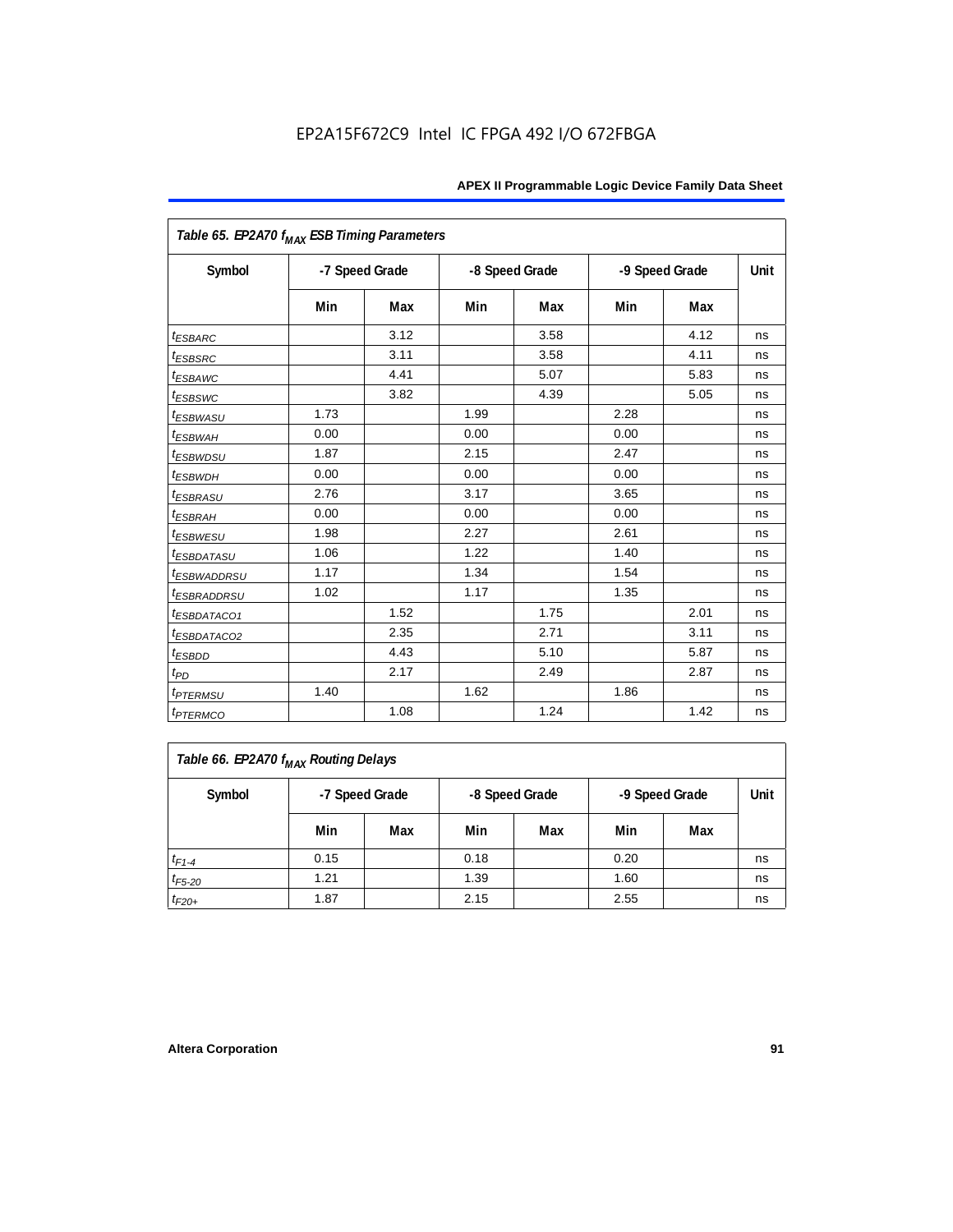EP2A15F672C9 Intel IC FPGA 492 I/O 672FBGA

**Table 65. EP2A70 $f_{MAX}$ ESB Timing Parameters**

| Symbol | -7 Speed Grade | | -8 Speed Grade | | -9 Speed Grade | | Unit |
|---|---|---|---|---|---|---|---|
| | Min | Max | Min | Max | Min | Max | |
| $t_{ESBARC}$ | | 3.12 | | 3.58 | | 4.12 | ns |
| $t_{ESBSRC}$ | | 3.11 | | 3.58 | | 4.11 | ns |
| $t_{ESBAWC}$ | | 4.41 | | 5.07 | | 5.83 | ns |
| $t_{ESBSWC}$ | | 3.82 | | 4.39 | | 5.05 | ns |
| $t_{ESBWASU}$ | 1.73 | | 1.99 | | 2.28 | | ns |
| $t_{ESBWAH}$ | 0.00 | | 0.00 | | 0.00 | | ns |
| $t_{ESBWDSU}$ | 1.87 | | 2.15 | | 2.47 | | ns |
| $t_{ESBWDH}$ | 0.00 | | 0.00 | | 0.00 | | ns |
| $t_{ESBRASU}$ | 2.76 | | 3.17 | | 3.65 | | ns |
| $t_{ESBRAH}$ | 0.00 | | 0.00 | | 0.00 | | ns |
| $t_{ESBWESU}$ | 1.98 | | 2.27 | | 2.61 | | ns |
| $t_{ESBDATASU}$ | 1.06 | | 1.22 | | 1.40 | | ns |
| $t_{ESBWADDRSU}$ | 1.17 | | 1.34 | | 1.54 | | ns |
| $t_{ESBRADDRSU}$ | 1.02 | | 1.17 | | 1.35 | | ns |
| $t_{ESBDATACO1}$ | | 1.52 | | 1.75 | | 2.01 | ns |
| $t_{ESBDATACO2}$ | | 2.35 | | 2.71 | | 3.11 | ns |
| $t_{ESBDD}$ | | 4.43 | | 5.10 | | 5.87 | ns |
| $t_{PD}$ | | 2.17 | | 2.49 | | 2.87 | ns |
| $t_{PTERMSU}$ | 1.40 | | 1.62 | | 1.86 | | ns |
| $t_{PTERMCO}$ | | 1.08 | | 1.24 | | 1.42 | ns |

**Table 66. EP2A70 $f_{MAX}$ Routing Delays**

| Symbol | -7 Speed Grade | | -8 Speed Grade | | -9 Speed Grade | | Unit |
|---|---|---|---|---|---|---|---|
| | Min | Max | Min | Max | Min | Max | |
| $t_{F1-4}$ | 0.15 | | 0.18 | | 0.20 | | ns |
| $t_{F5-20}$ | 1.21 | | 1.39 | | 1.60 | | ns |
| $t_{F20+}$ | 1.87 | | 2.15 | | 2.55 | | ns |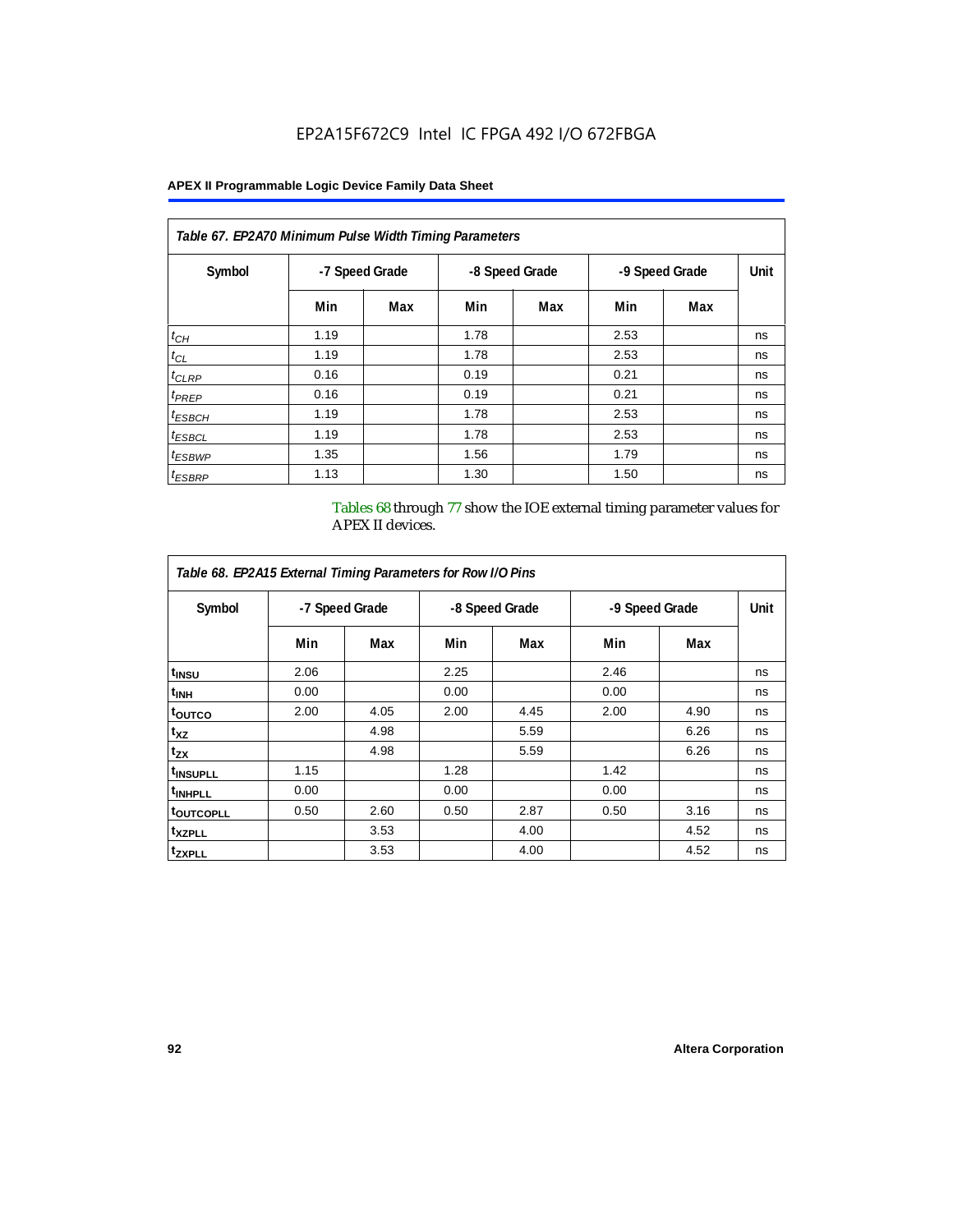EP2A15F672C9 Intel IC FPGA 492 I/O 672FBGA

| *Table 67. EP2A70 Minimum Pulse Width Timing Parameters* | | | | | | | |
|---|---|---|---|---|---|---|---|
| Symbol | -7 Speed Grade | | -8 Speed Grade | | -9 Speed Grade | | Unit |
| | Min | Max | Min | Max | Min | Max | |
| $t_{CH}$ | 1.19 | | 1.78 | | 2.53 | | ns |
| $t_{CL}$ | 1.19 | | 1.78 | | 2.53 | | ns |
| $t_{CLRP}$ | 0.16 | | 0.19 | | 0.21 | | ns |
| $t_{PREP}$ | 0.16 | | 0.19 | | 0.21 | | ns |
| $t_{ESBCH}$ | 1.19 | | 1.78 | | 2.53 | | ns |
| $t_{ESBCL}$ | 1.19 | | 1.78 | | 2.53 | | ns |
| $t_{ESBWP}$ | 1.35 | | 1.56 | | 1.79 | | ns |
| $t_{ESBRP}$ | 1.13 | | 1.30 | | 1.50 | | ns |

Tables 68 through 77 show the IOE external timing parameter values for APEX II devices.

| *Table 68. EP2A15 External Timing Parameters for Row I/O Pins* | | | | | | | |
|---|---|---|---|---|---|---|---|
| Symbol | -7 Speed Grade | | -8 Speed Grade | | -9 Speed Grade | | Unit |
| | Min | Max | Min | Max | Min | Max | |
| $t_{INSU}$ | 2.06 | | 2.25 | | 2.46 | | ns |
| $t_{INH}$ | 0.00 | | 0.00 | | 0.00 | | ns |
| $t_{OUTCO}$ | 2.00 | 4.05 | 2.00 | 4.45 | 2.00 | 4.90 | ns |
| $t_{XZ}$ | | 4.98 | | 5.59 | | 6.26 | ns |
| $t_{ZX}$ | | 4.98 | | 5.59 | | 6.26 | ns |
| $t_{INSUPLL}$ | 1.15 | | 1.28 | | 1.42 | | ns |
| $t_{INHPLL}$ | 0.00 | | 0.00 | | 0.00 | | ns |
| $t_{OUTCOPLL}$ | 0.50 | 2.60 | 0.50 | 2.87 | 0.50 | 3.16 | ns |
| $t_{XZPLL}$ | | 3.53 | | 4.00 | | 4.52 | ns |
| $t_{ZXPLL}$ | | 3.53 | | 4.00 | | 4.52 | ns |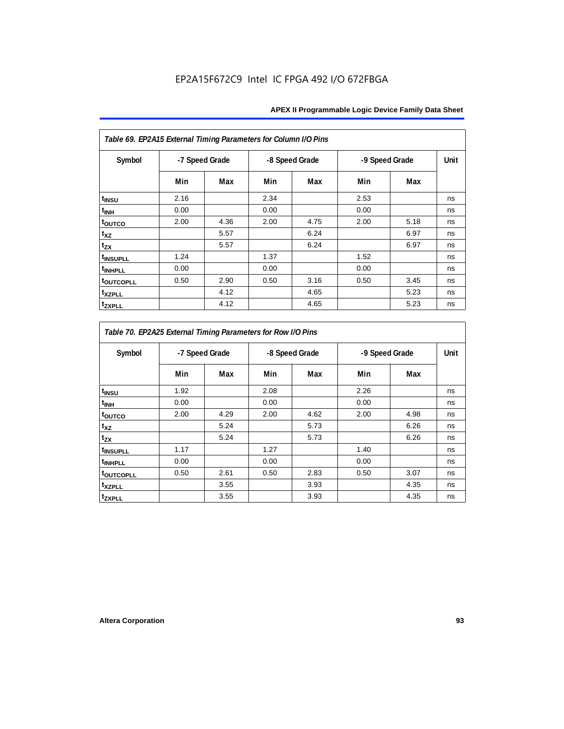*Table 69. EP2A15 External Timing Parameters for Column I/O Pins*

| Symbol | -7 Speed Grade | | -8 Speed Grade | | -9 Speed Grade | | Unit |
|---|---|---|---|---|---|---|---|
| | Min | Max | Min | Max | Min | Max | |
| $t_{INSU}$ | 2.16 | | 2.34 | | 2.53 | | ns |
| $t_{INH}$ | 0.00 | | 0.00 | | 0.00 | | ns |
| $t_{OUTCO}$ | 2.00 | 4.36 | 2.00 | 4.75 | 2.00 | 5.18 | ns |
| $t_{XZ}$ | | 5.57 | | 6.24 | | 6.97 | ns |
| $t_{ZX}$ | | 5.57 | | 6.24 | | 6.97 | ns |
| $t_{INSUPLL}$ | 1.24 | | 1.37 | | 1.52 | | ns |
| $t_{INHPLL}$ | 0.00 | | 0.00 | | 0.00 | | ns |
| $t_{OUTCOPLL}$ | 0.50 | 2.90 | 0.50 | 3.16 | 0.50 | 3.45 | ns |
| $t_{XZPLL}$ | | 4.12 | | 4.65 | | 5.23 | ns |
| $t_{ZXPLL}$ | | 4.12 | | 4.65 | | 5.23 | ns |

*Table 70. EP2A25 External Timing Parameters for Row I/O Pins*

| Symbol | -7 Speed Grade | | -8 Speed Grade | | -9 Speed Grade | | Unit |
|---|---|---|---|---|---|---|---|
| | Min | Max | Min | Max | Min | Max | |
| $t_{INSU}$ | 1.92 | | 2.08 | | 2.26 | | ns |
| $t_{INH}$ | 0.00 | | 0.00 | | 0.00 | | ns |
| $t_{OUTCO}$ | 2.00 | 4.29 | 2.00 | 4.62 | 2.00 | 4.98 | ns |
| $t_{XZ}$ | | 5.24 | | 5.73 | | 6.26 | ns |
| $t_{ZX}$ | | 5.24 | | 5.73 | | 6.26 | ns |
| $t_{INSUPLL}$ | 1.17 | | 1.27 | | 1.40 | | ns |
| $t_{INHPLL}$ | 0.00 | | 0.00 | | 0.00 | | ns |
| $t_{OUTCOPLL}$ | 0.50 | 2.61 | 0.50 | 2.83 | 0.50 | 3.07 | ns |
| $t_{XZPLL}$ | | 3.55 | | 3.93 | | 4.35 | ns |
| $t_{ZXPLL}$ | | 3.55 | | 3.93 | | 4.35 | ns |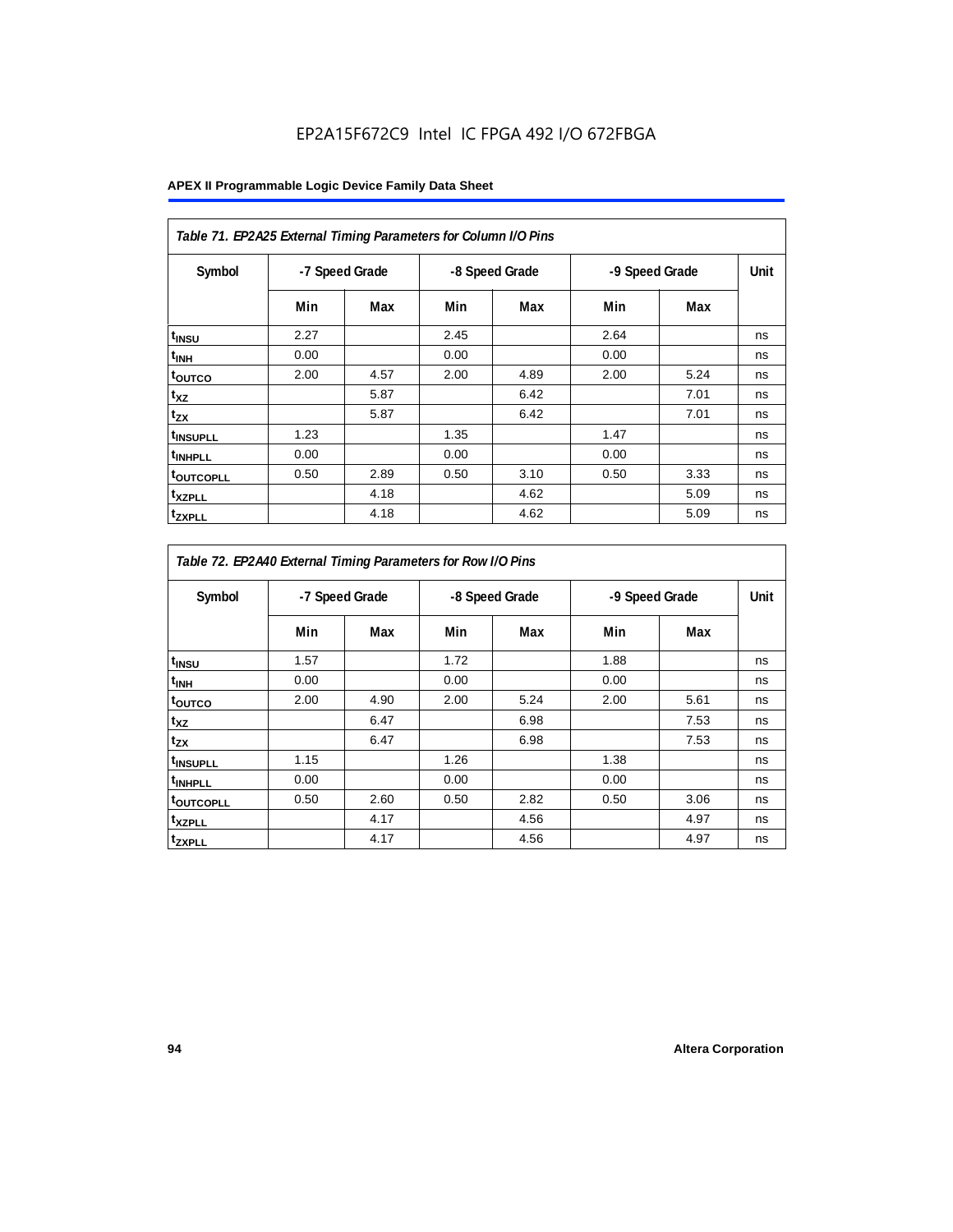EP2A15F672C9 Intel IC FPGA 492 I/O 672FBGA

| *Table 71. EP2A25 External Timing Parameters for Column I/O Pins* | | | | | | | |
|---|---|---|---|---|---|---|---|
| Symbol | -7 Speed Grade | | -8 Speed Grade | | -9 Speed Grade | | Unit |
| | Min | Max | Min | Max | Min | Max | |
| $t_{INSU}$ | 2.27 | | 2.45 | | 2.64 | | ns |
| $t_{INH}$ | 0.00 | | 0.00 | | 0.00 | | ns |
| $t_{OUTCO}$ | 2.00 | 4.57 | 2.00 | 4.89 | 2.00 | 5.24 | ns |
| $t_{XZ}$ | | 5.87 | | 6.42 | | 7.01 | ns |
| $t_{ZX}$ | | 5.87 | | 6.42 | | 7.01 | ns |
| $t_{INSUPLL}$ | 1.23 | | 1.35 | | 1.47 | | ns |
| $t_{INHPLL}$ | 0.00 | | 0.00 | | 0.00 | | ns |
| $t_{OUTCOPLL}$ | 0.50 | 2.89 | 0.50 | 3.10 | 0.50 | 3.33 | ns |
| $t_{XZPLL}$ | | 4.18 | | 4.62 | | 5.09 | ns |
| $t_{ZXPLL}$ | | 4.18 | | 4.62 | | 5.09 | ns |

| *Table 72. EP2A40 External Timing Parameters for Row I/O Pins* | | | | | | | |
|---|---|---|---|---|---|---|---|
| Symbol | -7 Speed Grade | | -8 Speed Grade | | -9 Speed Grade | | Unit |
| | Min | Max | Min | Max | Min | Max | |
| $t_{INSU}$ | 1.57 | | 1.72 | | 1.88 | | ns |
| $t_{INH}$ | 0.00 | | 0.00 | | 0.00 | | ns |
| $t_{OUTCO}$ | 2.00 | 4.90 | 2.00 | 5.24 | 2.00 | 5.61 | ns |
| $t_{XZ}$ | | 6.47 | | 6.98 | | 7.53 | ns |
| $t_{ZX}$ | | 6.47 | | 6.98 | | 7.53 | ns |
| $t_{INSUPLL}$ | 1.15 | | 1.26 | | 1.38 | | ns |
| $t_{INHPLL}$ | 0.00 | | 0.00 | | 0.00 | | ns |
| $t_{OUTCOPLL}$ | 0.50 | 2.60 | 0.50 | 2.82 | 0.50 | 3.06 | ns |
| $t_{XZPLL}$ | | 4.17 | | 4.56 | | 4.97 | ns |
| $t_{ZXPLL}$ | | 4.17 | | 4.56 | | 4.97 | ns |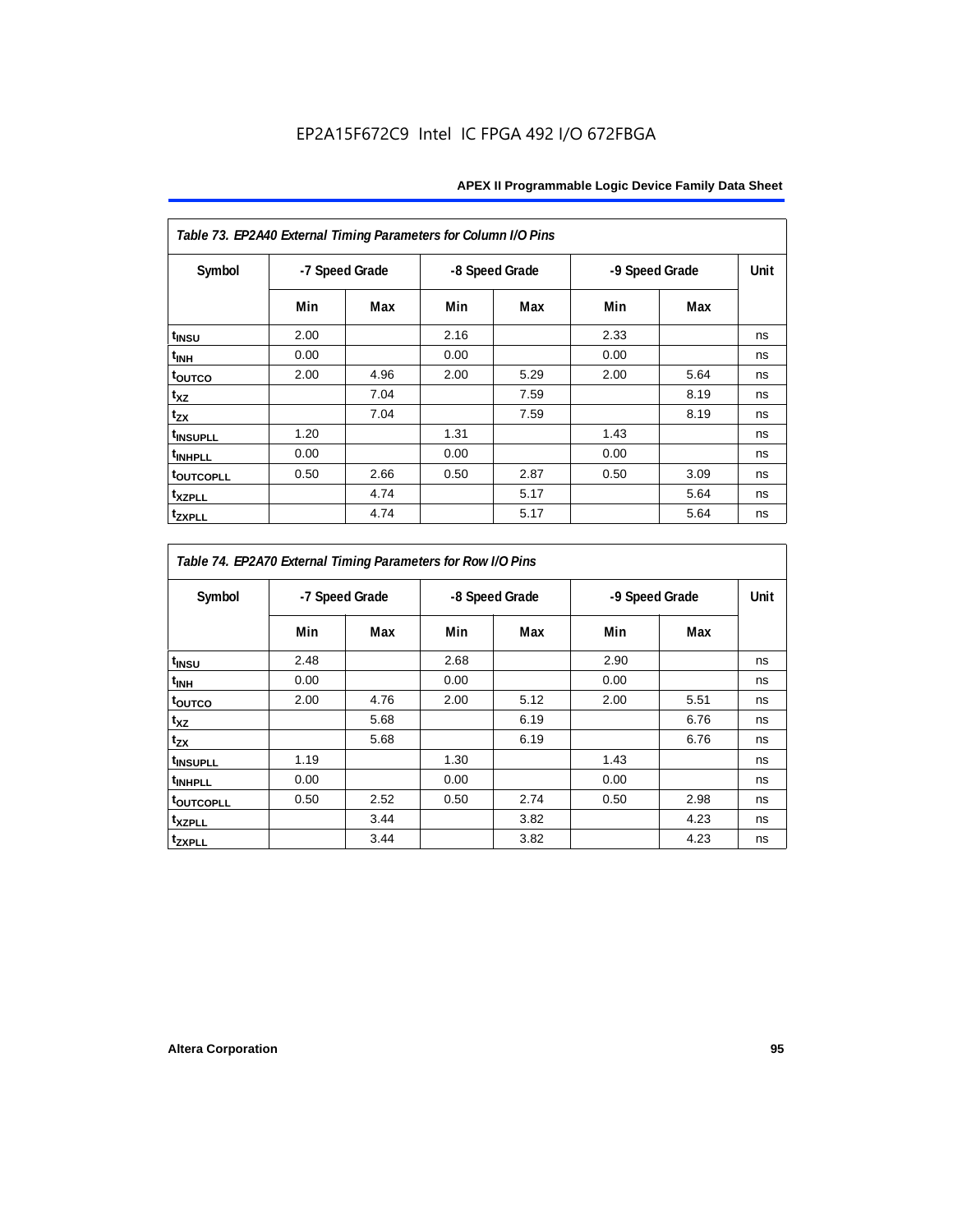| Table 73. EP2A40 External Timing Parameters for Column I/O Pins | | | | | | | |
|---|---|---|---|---|---|---|---|
| Symbol | -7 Speed Grade | | -8 Speed Grade | | -9 Speed Grade | | Unit |
| | Min | Max | Min | Max | Min | Max | |
| $t_{INSU}$ | 2.00 | | 2.16 | | 2.33 | | ns |
| $t_{INH}$ | 0.00 | | 0.00 | | 0.00 | | ns |
| $t_{OUTCO}$ | 2.00 | 4.96 | 2.00 | 5.29 | 2.00 | 5.64 | ns |
| $t_{XZ}$ | | 7.04 | | 7.59 | | 8.19 | ns |
| $t_{ZX}$ | | 7.04 | | 7.59 | | 8.19 | ns |
| $t_{INSUPLL}$ | 1.20 | | 1.31 | | 1.43 | | ns |
| $t_{INHPLL}$ | 0.00 | | 0.00 | | 0.00 | | ns |
| $t_{OUTCOPLL}$ | 0.50 | 2.66 | 0.50 | 2.87 | 0.50 | 3.09 | ns |
| $t_{XZPLL}$ | | 4.74 | | 5.17 | | 5.64 | ns |
| $t_{ZXPLL}$ | | 4.74 | | 5.17 | | 5.64 | ns |

| Table 74. EP2A70 External Timing Parameters for Row I/O Pins | | | | | | | |
|---|---|---|---|---|---|---|---|
| Symbol | -7 Speed Grade | | -8 Speed Grade | | -9 Speed Grade | | Unit |
| | Min | Max | Min | Max | Min | Max | |
| $t_{INSU}$ | 2.48 | | 2.68 | | 2.90 | | ns |
| $t_{INH}$ | 0.00 | | 0.00 | | 0.00 | | ns |
| $t_{OUTCO}$ | 2.00 | 4.76 | 2.00 | 5.12 | 2.00 | 5.51 | ns |
| $t_{XZ}$ | | 5.68 | | 6.19 | | 6.76 | ns |
| $t_{ZX}$ | | 5.68 | | 6.19 | | 6.76 | ns |
| $t_{INSUPLL}$ | 1.19 | | 1.30 | | 1.43 | | ns |
| $t_{INHPLL}$ | 0.00 | | 0.00 | | 0.00 | | ns |
| $t_{OUTCOPLL}$ | 0.50 | 2.52 | 0.50 | 2.74 | 0.50 | 2.98 | ns |
| $t_{XZPLL}$ | | 3.44 | | 3.82 | | 4.23 | ns |
| $t_{ZXPLL}$ | | 3.44 | | 3.82 | | 4.23 | ns |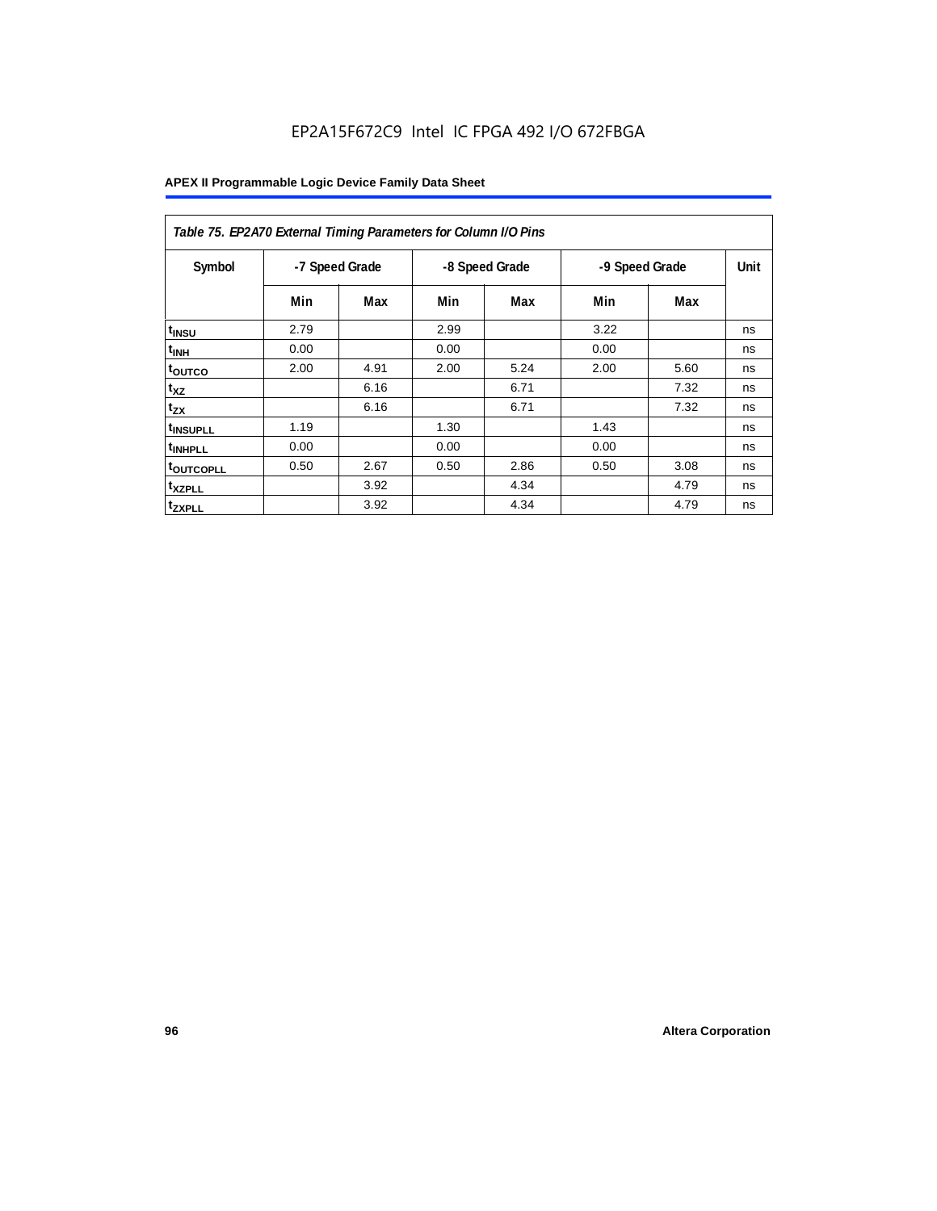| Table 75. EP2A70 External Timing Parameters for Column I/O Pins | | | | | | | |
|---|---|---|---|---|---|---|---|
| Symbol | -7 Speed Grade | | -8 Speed Grade | | -9 Speed Grade | | Unit |
| | Min | Max | Min | Max | Min | Max | |
| $t_{INSU}$ | 2.79 | | 2.99 | | 3.22 | | ns |
| $t_{INH}$ | 0.00 | | 0.00 | | 0.00 | | ns |
| $t_{OUTCO}$ | 2.00 | 4.91 | 2.00 | 5.24 | 2.00 | 5.60 | ns |
| $t_{XZ}$ | | 6.16 | | 6.71 | | 7.32 | ns |
| $t_{ZX}$ | | 6.16 | | 6.71 | | 7.32 | ns |
| $t_{INSUPLL}$ | 1.19 | | 1.30 | | 1.43 | | ns |
| $t_{INHPLL}$ | 0.00 | | 0.00 | | 0.00 | | ns |
| $t_{OUTCOPLL}$ | 0.50 | 2.67 | 0.50 | 2.86 | 0.50 | 3.08 | ns |
| $t_{XZPLL}$ | | 3.92 | | 4.34 | | 4.79 | ns |
| $t_{ZXPLL}$ | | 3.92 | | 4.34 | | 4.79 | ns |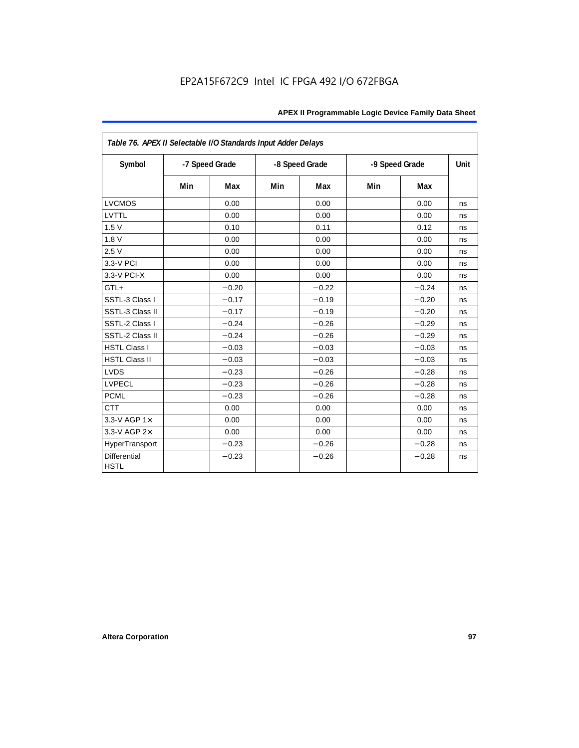*Table 76. APEX II Selectable I/O Standards Input Adder Delays*

| Symbol | -7 Speed Grade | | -8 Speed Grade | | -9 Speed Grade | | Unit |
|---|---|---|---|---|---|---|---|
| | Min | Max | Min | Max | Min | Max | |
| LVCMOS | | 0.00 | | 0.00 | | 0.00 | ns |
| LVTTL | | 0.00 | | 0.00 | | 0.00 | ns |
| 1.5 V | | 0.10 | | 0.11 | | 0.12 | ns |
| 1.8 V | | 0.00 | | 0.00 | | 0.00 | ns |
| 2.5 V | | 0.00 | | 0.00 | | 0.00 | ns |
| 3.3-V PCI | | 0.00 | | 0.00 | | 0.00 | ns |
| 3.3-V PCI-X | | 0.00 | | 0.00 | | 0.00 | ns |
| GTL+ | | −0.20 | | −0.22 | | −0.24 | ns |
| SSTL-3 Class I | | −0.17 | | −0.19 | | −0.20 | ns |
| SSTL-3 Class II | | −0.17 | | −0.19 | | −0.20 | ns |
| SSTL-2 Class I | | −0.24 | | −0.26 | | −0.29 | ns |
| SSTL-2 Class II | | −0.24 | | −0.26 | | −0.29 | ns |
| HSTL Class I | | −0.03 | | −0.03 | | −0.03 | ns |
| HSTL Class II | | −0.03 | | −0.03 | | −0.03 | ns |
| LVDS | | −0.23 | | −0.26 | | −0.28 | ns |
| LVPECL | | −0.23 | | −0.26 | | −0.28 | ns |
| PCML | | −0.23 | | −0.26 | | −0.28 | ns |
| CTT | | 0.00 | | 0.00 | | 0.00 | ns |
| 3.3-V AGP 1× | | 0.00 | | 0.00 | | 0.00 | ns |
| 3.3-V AGP 2× | | 0.00 | | 0.00 | | 0.00 | ns |
| HyperTransport | | −0.23 | | −0.26 | | −0.28 | ns |
| Differential HSTL | | −0.23 | | −0.26 | | −0.28 | ns |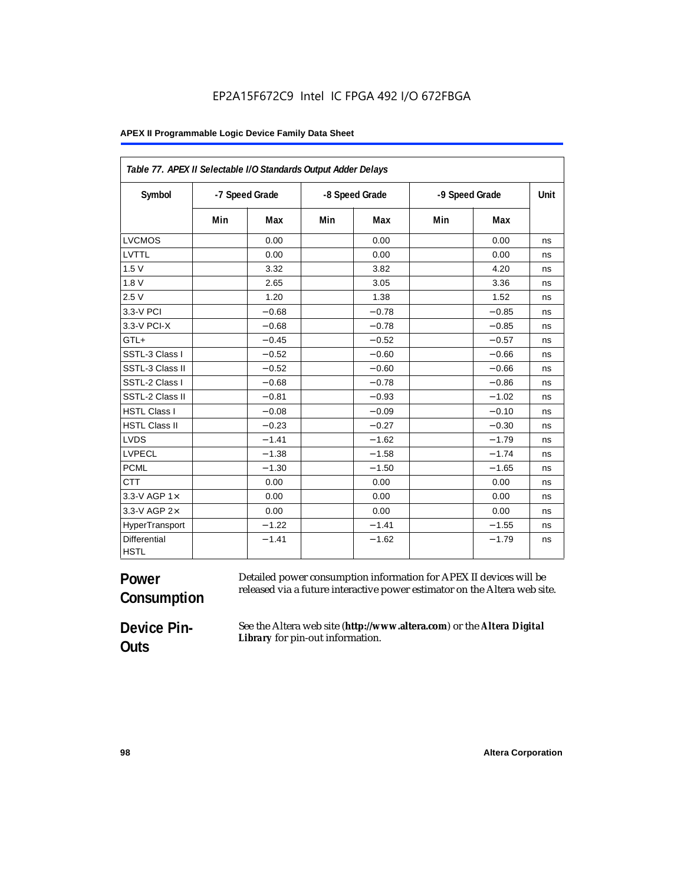| Table 77. APEX II Selectable I/O Standards Output Adder Delays | | | | | | | |
|---|---|---|---|---|---|---|---|
| Symbol | -7 Speed Grade | | -8 Speed Grade | | -9 Speed Grade | | Unit |
| | Min | Max | Min | Max | Min | Max | |
| LVCMOS | | 0.00 | | 0.00 | | 0.00 | ns |
| LVTTL | | 0.00 | | 0.00 | | 0.00 | ns |
| 1.5 V | | 3.32 | | 3.82 | | 4.20 | ns |
| 1.8 V | | 2.65 | | 3.05 | | 3.36 | ns |
| 2.5 V | | 1.20 | | 1.38 | | 1.52 | ns |
| 3.3-V PCI | | −0.68 | | −0.78 | | −0.85 | ns |
| 3.3-V PCI-X | | −0.68 | | −0.78 | | −0.85 | ns |
| GTL+ | | −0.45 | | −0.52 | | −0.57 | ns |
| SSTL-3 Class I | | −0.52 | | −0.60 | | −0.66 | ns |
| SSTL-3 Class II | | −0.52 | | −0.60 | | −0.66 | ns |
| SSTL-2 Class I | | −0.68 | | −0.78 | | −0.86 | ns |
| SSTL-2 Class II | | −0.81 | | −0.93 | | −1.02 | ns |
| HSTL Class I | | −0.08 | | −0.09 | | −0.10 | ns |
| HSTL Class II | | −0.23 | | −0.27 | | −0.30 | ns |
| LVDS | | −1.41 | | −1.62 | | −1.79 | ns |
| LVPECL | | −1.38 | | −1.58 | | −1.74 | ns |
| PCML | | −1.30 | | −1.50 | | −1.65 | ns |
| CTT | | 0.00 | | 0.00 | | 0.00 | ns |
| 3.3-V AGP 1× | | 0.00 | | 0.00 | | 0.00 | ns |
| 3.3-V AGP 2× | | 0.00 | | 0.00 | | 0.00 | ns |
| HyperTransport | | −1.22 | | −1.41 | | −1.55 | ns |
| Differential HSTL | | −1.41 | | −1.62 | | −1.79 | ns |

## Power Consumption

Detailed power consumption information for APEX II devices will be released via a future interactive power estimator on the Altera web site.

## Device Pin-Outs

See the Altera web site (**http://www.altera.com**) or the ***Altera Digital Library*** for pin-out information.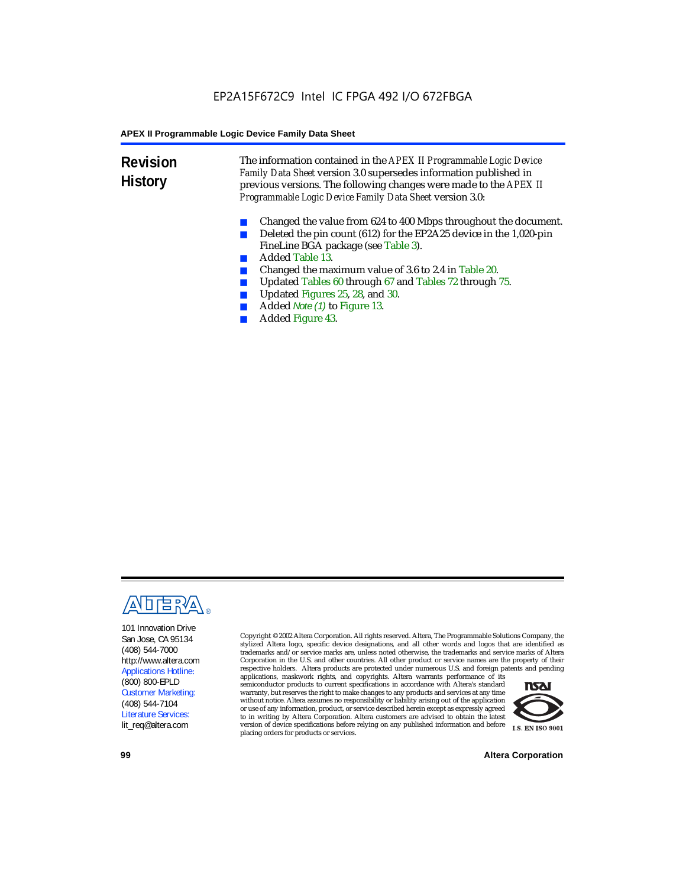## Revision History

The information contained in the *APEX II Programmable Logic Device Family Data Sheet* version 3.0 supersedes information published in previous versions. The following changes were made to the *APEX II Programmable Logic Device Family Data Sheet* version 3.0:

- Changed the value from 624 to 400 Mbps throughout the document.
- Deleted the pin count (612) for the EP2A25 device in the 1,020-pin FineLine BGA package (see Table 3).
- Added Table 13.
- Changed the maximum value of 3.6 to 2.4 in Table 20.
- Updated Tables 60 through 67 and Tables 72 through 75.
- Updated Figures 25, 28, and 30.
- Added *Note (1)* to Figure 13.
- Added Figure 43.

101 Innovation Drive
San Jose, CA 95134
(408) 544-7000
http://www.altera.com
Applications Hotline:
(800) 800-EPLD
Customer Marketing:
(408) 544-7104
Literature Services:
lit_req@altera.com

Copyright © 2002 Altera Corporation. All rights reserved. Altera, The Programmable Solutions Company, the stylized Altera logo, specific device designations, and all other words and logos that are identified as trademarks and/or service marks are, unless noted otherwise, the trademarks and service marks of Altera Corporation in the U.S. and other countries. All other product or service names are the property of their respective holders. Altera products are protected under numerous U.S. and foreign patents and pending applications, maskwork rights, and copyrights. Altera warrants performance of its semiconductor products to current specifications in accordance with Altera's standard warranty, but reserves the right to make changes to any products and services at any time without notice. Altera assumes no responsibility or liability arising out of the application or use of any information, product, or service described herein except as expressly agreed to in writing by Altera Corporation. Altera customers are advised to obtain the latest version of device specifications before relying on any published information and before placing orders for products or services.

I.S. EN ISO 9001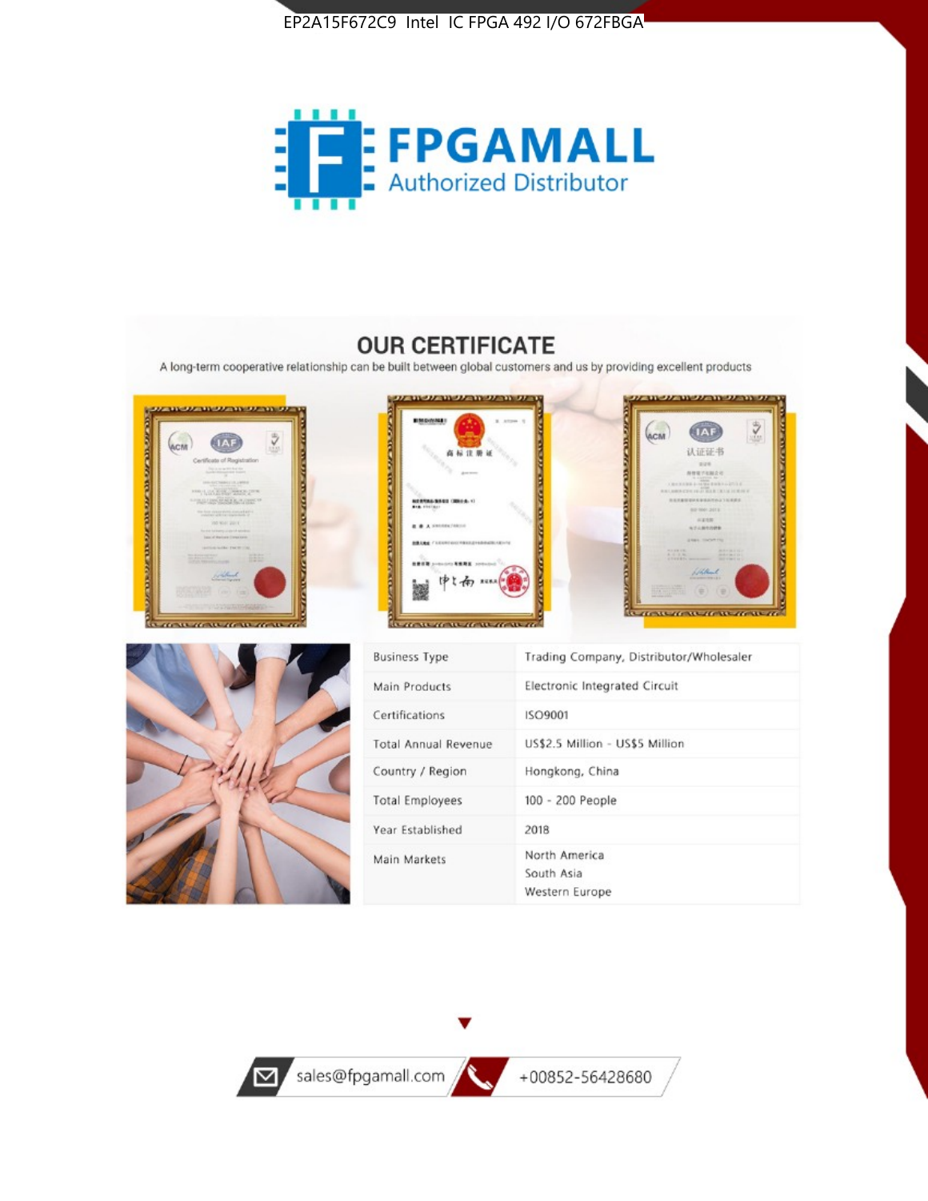FPGAMALL
Authorized Distributor

## OUR CERTIFICATE

A long-term cooperative relationship can be built between global customers and us by providing excellent products

| | |
|---|---|
| Business Type | Trading Company, Distributor/Wholesaler |
| Main Products | Electronic Integrated Circuit |
| Certifications | ISO9001 |
| Total Annual Revenue | US$2.5 Million - US$5 Million |
| Country / Region | Hongkong, China |
| Total Employees | 100 - 200 People |
| Year Established | 2018 |
| Main Markets | North America<br>South Asia<br>Western Europe |

sales@fpgamall.com
+00852-56428680